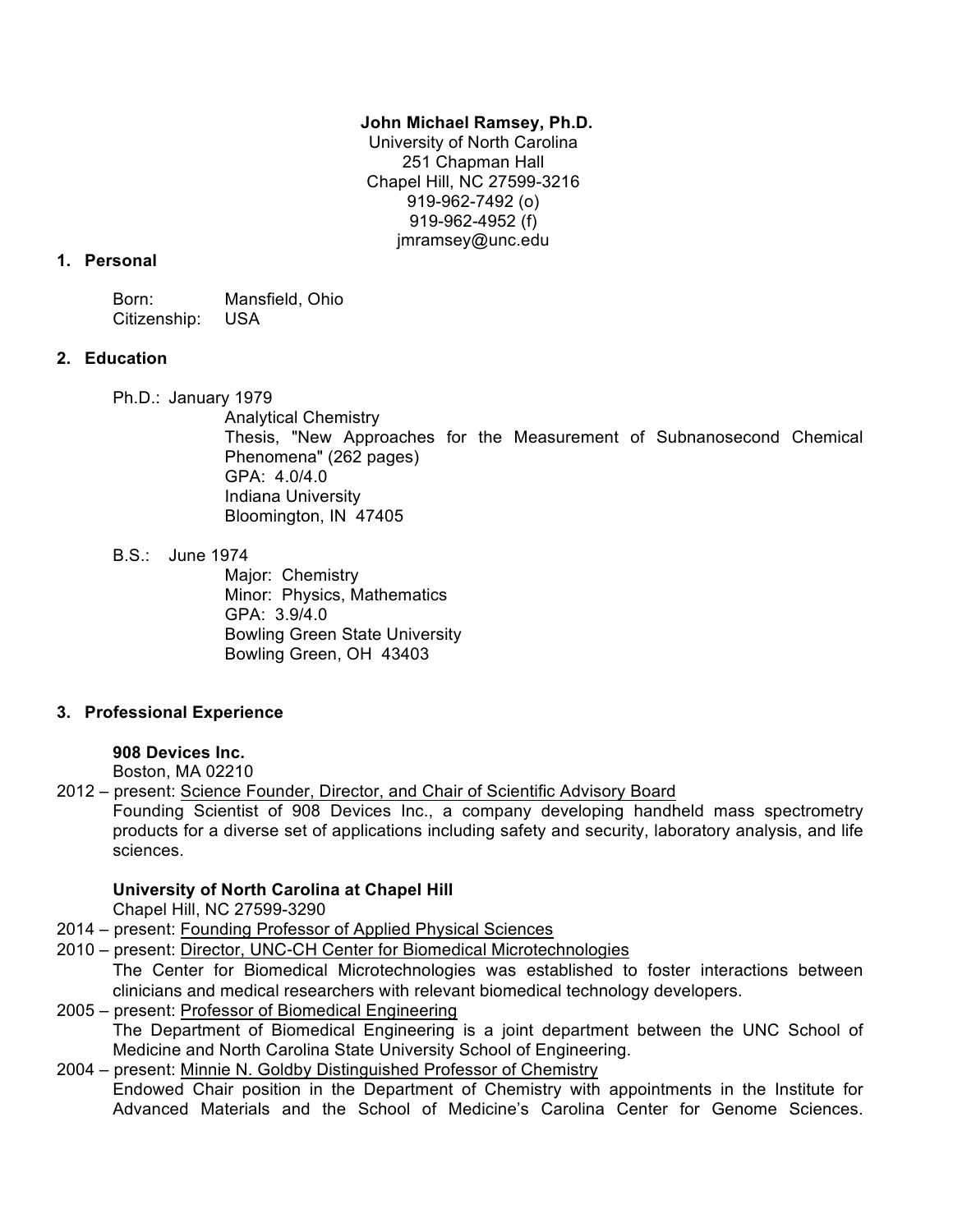**John Michael Ramsey, Ph.D.**
University of North Carolina
251 Chapman Hall
Chapel Hill, NC 27599-3216
919-962-7492 (o)
919-962-4952 (f)
jmramsey@unc.edu

## 1. Personal

Born: Mansfield, Ohio
Citizenship: USA

## 2. Education

Ph.D.: January 1979
Analytical Chemistry
Thesis, "New Approaches for the Measurement of Subnanosecond Chemical Phenomena" (262 pages)
GPA: 4.0/4.0
Indiana University
Bloomington, IN 47405

B.S.: June 1974
Major: Chemistry
Minor: Physics, Mathematics
GPA: 3.9/4.0
Bowling Green State University
Bowling Green, OH 43403

## 3. Professional Experience

**908 Devices Inc.**
Boston, MA 02210

2012 – present: Science Founder, Director, and Chair of Scientific Advisory Board
Founding Scientist of 908 Devices Inc., a company developing handheld mass spectrometry products for a diverse set of applications including safety and security, laboratory analysis, and life sciences.

**University of North Carolina at Chapel Hill**
Chapel Hill, NC 27599-3290

2014 – present: Founding Professor of Applied Physical Sciences

2010 – present: Director, UNC-CH Center for Biomedical Microtechnologies
The Center for Biomedical Microtechnologies was established to foster interactions between clinicians and medical researchers with relevant biomedical technology developers.

2005 – present: Professor of Biomedical Engineering
The Department of Biomedical Engineering is a joint department between the UNC School of Medicine and North Carolina State University School of Engineering.

2004 – present: Minnie N. Goldby Distinguished Professor of Chemistry
Endowed Chair position in the Department of Chemistry with appointments in the Institute for Advanced Materials and the School of Medicine's Carolina Center for Genome Sciences.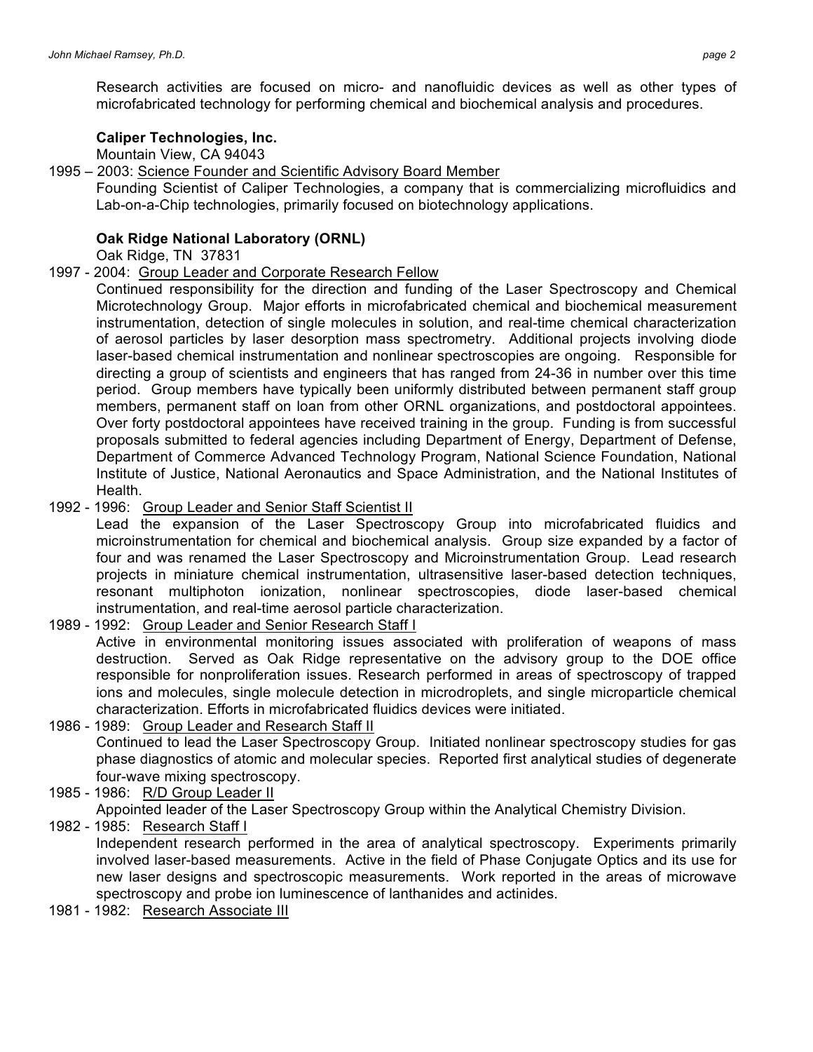Research activities are focused on micro- and nanofluidic devices as well as other types of microfabricated technology for performing chemical and biochemical analysis and procedures.

**Caliper Technologies, Inc.**
Mountain View, CA 94043

1995 – 2003: Science Founder and Scientific Advisory Board Member
Founding Scientist of Caliper Technologies, a company that is commercializing microfluidics and Lab-on-a-Chip technologies, primarily focused on biotechnology applications.

**Oak Ridge National Laboratory (ORNL)**
Oak Ridge, TN 37831

1997 - 2004: Group Leader and Corporate Research Fellow
Continued responsibility for the direction and funding of the Laser Spectroscopy and Chemical Microtechnology Group. Major efforts in microfabricated chemical and biochemical measurement instrumentation, detection of single molecules in solution, and real-time chemical characterization of aerosol particles by laser desorption mass spectrometry. Additional projects involving diode laser-based chemical instrumentation and nonlinear spectroscopies are ongoing. Responsible for directing a group of scientists and engineers that has ranged from 24-36 in number over this time period. Group members have typically been uniformly distributed between permanent staff group members, permanent staff on loan from other ORNL organizations, and postdoctoral appointees. Over forty postdoctoral appointees have received training in the group. Funding is from successful proposals submitted to federal agencies including Department of Energy, Department of Defense, Department of Commerce Advanced Technology Program, National Science Foundation, National Institute of Justice, National Aeronautics and Space Administration, and the National Institutes of Health.

1992 - 1996: Group Leader and Senior Staff Scientist II
Lead the expansion of the Laser Spectroscopy Group into microfabricated fluidics and microinstrumentation for chemical and biochemical analysis. Group size expanded by a factor of four and was renamed the Laser Spectroscopy and Microinstrumentation Group. Lead research projects in miniature chemical instrumentation, ultrasensitive laser-based detection techniques, resonant multiphoton ionization, nonlinear spectroscopies, diode laser-based chemical instrumentation, and real-time aerosol particle characterization.

1989 - 1992: Group Leader and Senior Research Staff I
Active in environmental monitoring issues associated with proliferation of weapons of mass destruction. Served as Oak Ridge representative on the advisory group to the DOE office responsible for nonproliferation issues. Research performed in areas of spectroscopy of trapped ions and molecules, single molecule detection in microdroplets, and single microparticle chemical characterization. Efforts in microfabricated fluidics devices were initiated.

1986 - 1989: Group Leader and Research Staff II
Continued to lead the Laser Spectroscopy Group. Initiated nonlinear spectroscopy studies for gas phase diagnostics of atomic and molecular species. Reported first analytical studies of degenerate four-wave mixing spectroscopy.

1985 - 1986: R/D Group Leader II
Appointed leader of the Laser Spectroscopy Group within the Analytical Chemistry Division.

1982 - 1985: Research Staff I
Independent research performed in the area of analytical spectroscopy. Experiments primarily involved laser-based measurements. Active in the field of Phase Conjugate Optics and its use for new laser designs and spectroscopic measurements. Work reported in the areas of microwave spectroscopy and probe ion luminescence of lanthanides and actinides.

1981 - 1982: Research Associate III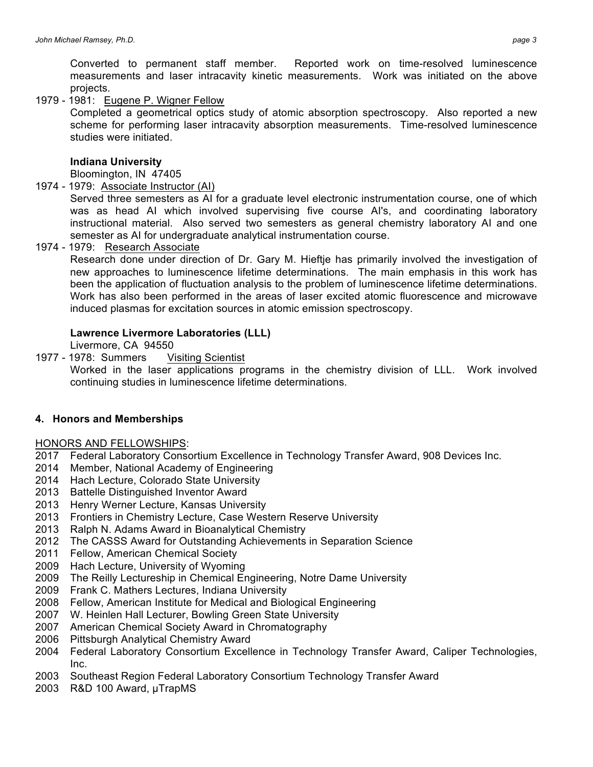Converted to permanent staff member. Reported work on time-resolved luminescence measurements and laser intracavity kinetic measurements. Work was initiated on the above projects.

1979 - 1981: Eugene P. Wigner Fellow

Completed a geometrical optics study of atomic absorption spectroscopy. Also reported a new scheme for performing laser intracavity absorption measurements. Time-resolved luminescence studies were initiated.

**Indiana University**

Bloomington, IN 47405

1974 - 1979: Associate Instructor (AI)

Served three semesters as AI for a graduate level electronic instrumentation course, one of which was as head AI which involved supervising five course AI's, and coordinating laboratory instructional material. Also served two semesters as general chemistry laboratory AI and one semester as AI for undergraduate analytical instrumentation course.

1974 - 1979: Research Associate

Research done under direction of Dr. Gary M. Hieftje has primarily involved the investigation of new approaches to luminescence lifetime determinations. The main emphasis in this work has been the application of fluctuation analysis to the problem of luminescence lifetime determinations. Work has also been performed in the areas of laser excited atomic fluorescence and microwave induced plasmas for excitation sources in atomic emission spectroscopy.

**Lawrence Livermore Laboratories (LLL)**

Livermore, CA 94550

1977 - 1978: Summers Visiting Scientist

Worked in the laser applications programs in the chemistry division of LLL. Work involved continuing studies in luminescence lifetime determinations.

## 4. Honors and Memberships

HONORS AND FELLOWSHIPS:

- 2017 Federal Laboratory Consortium Excellence in Technology Transfer Award, 908 Devices Inc.
- 2014 Member, National Academy of Engineering
- 2014 Hach Lecture, Colorado State University
- 2013 Battelle Distinguished Inventor Award
- 2013 Henry Werner Lecture, Kansas University
- 2013 Frontiers in Chemistry Lecture, Case Western Reserve University
- 2013 Ralph N. Adams Award in Bioanalytical Chemistry
- 2012 The CASSS Award for Outstanding Achievements in Separation Science
- 2011 Fellow, American Chemical Society
- 2009 Hach Lecture, University of Wyoming
- 2009 The Reilly Lectureship in Chemical Engineering, Notre Dame University
- 2009 Frank C. Mathers Lectures, Indiana University
- 2008 Fellow, American Institute for Medical and Biological Engineering
- 2007 W. Heinlen Hall Lecturer, Bowling Green State University
- 2007 American Chemical Society Award in Chromatography
- 2006 Pittsburgh Analytical Chemistry Award
- 2004 Federal Laboratory Consortium Excellence in Technology Transfer Award, Caliper Technologies, Inc.
- 2003 Southeast Region Federal Laboratory Consortium Technology Transfer Award
- 2003 R&D 100 Award, μTrapMS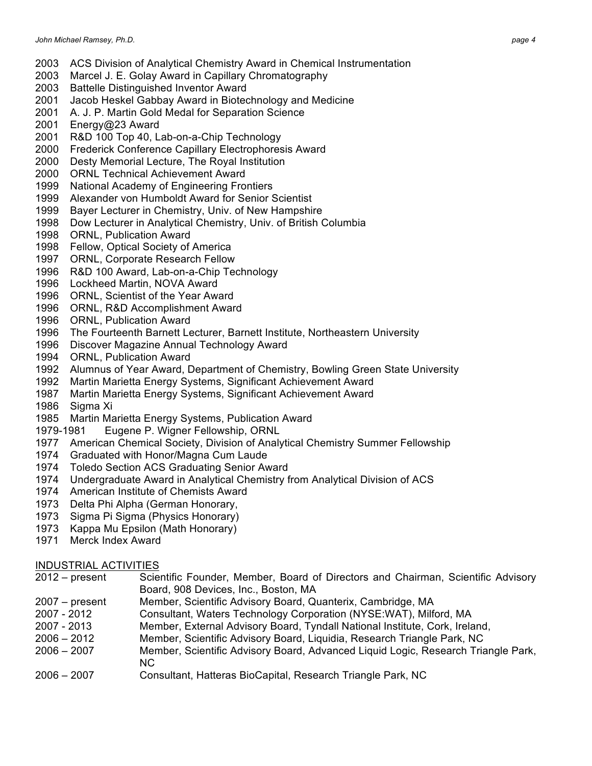2003 ACS Division of Analytical Chemistry Award in Chemical Instrumentation
2003 Marcel J. E. Golay Award in Capillary Chromatography
2003 Battelle Distinguished Inventor Award
2001 Jacob Heskel Gabbay Award in Biotechnology and Medicine
2001 A. J. P. Martin Gold Medal for Separation Science
2001 Energy@23 Award
2001 R&D 100 Top 40, Lab-on-a-Chip Technology
2000 Frederick Conference Capillary Electrophoresis Award
2000 Desty Memorial Lecture, The Royal Institution
2000 ORNL Technical Achievement Award
1999 National Academy of Engineering Frontiers
1999 Alexander von Humboldt Award for Senior Scientist
1999 Bayer Lecturer in Chemistry, Univ. of New Hampshire
1998 Dow Lecturer in Analytical Chemistry, Univ. of British Columbia
1998 ORNL, Publication Award
1998 Fellow, Optical Society of America
1997 ORNL, Corporate Research Fellow
1996 R&D 100 Award, Lab-on-a-Chip Technology
1996 Lockheed Martin, NOVA Award
1996 ORNL, Scientist of the Year Award
1996 ORNL, R&D Accomplishment Award
1996 ORNL, Publication Award
1996 The Fourteenth Barnett Lecturer, Barnett Institute, Northeastern University
1996 Discover Magazine Annual Technology Award
1994 ORNL, Publication Award
1992 Alumnus of Year Award, Department of Chemistry, Bowling Green State University
1992 Martin Marietta Energy Systems, Significant Achievement Award
1987 Martin Marietta Energy Systems, Significant Achievement Award
1986 Sigma Xi
1985 Martin Marietta Energy Systems, Publication Award
1979-1981 Eugene P. Wigner Fellowship, ORNL
1977 American Chemical Society, Division of Analytical Chemistry Summer Fellowship
1974 Graduated with Honor/Magna Cum Laude
1974 Toledo Section ACS Graduating Senior Award
1974 Undergraduate Award in Analytical Chemistry from Analytical Division of ACS
1974 American Institute of Chemists Award
1973 Delta Phi Alpha (German Honorary,
1973 Sigma Pi Sigma (Physics Honorary)
1973 Kappa Mu Epsilon (Math Honorary)
1971 Merck Index Award

## INDUSTRIAL ACTIVITIES

2012 – present Scientific Founder, Member, Board of Directors and Chairman, Scientific Advisory Board, 908 Devices, Inc., Boston, MA
2007 – present Member, Scientific Advisory Board, Quanterix, Cambridge, MA
2007 - 2012 Consultant, Waters Technology Corporation (NYSE:WAT), Milford, MA
2007 - 2013 Member, External Advisory Board, Tyndall National Institute, Cork, Ireland,
2006 – 2012 Member, Scientific Advisory Board, Liquidia, Research Triangle Park, NC
2006 – 2007 Member, Scientific Advisory Board, Advanced Liquid Logic, Research Triangle Park, NC
2006 – 2007 Consultant, Hatteras BioCapital, Research Triangle Park, NC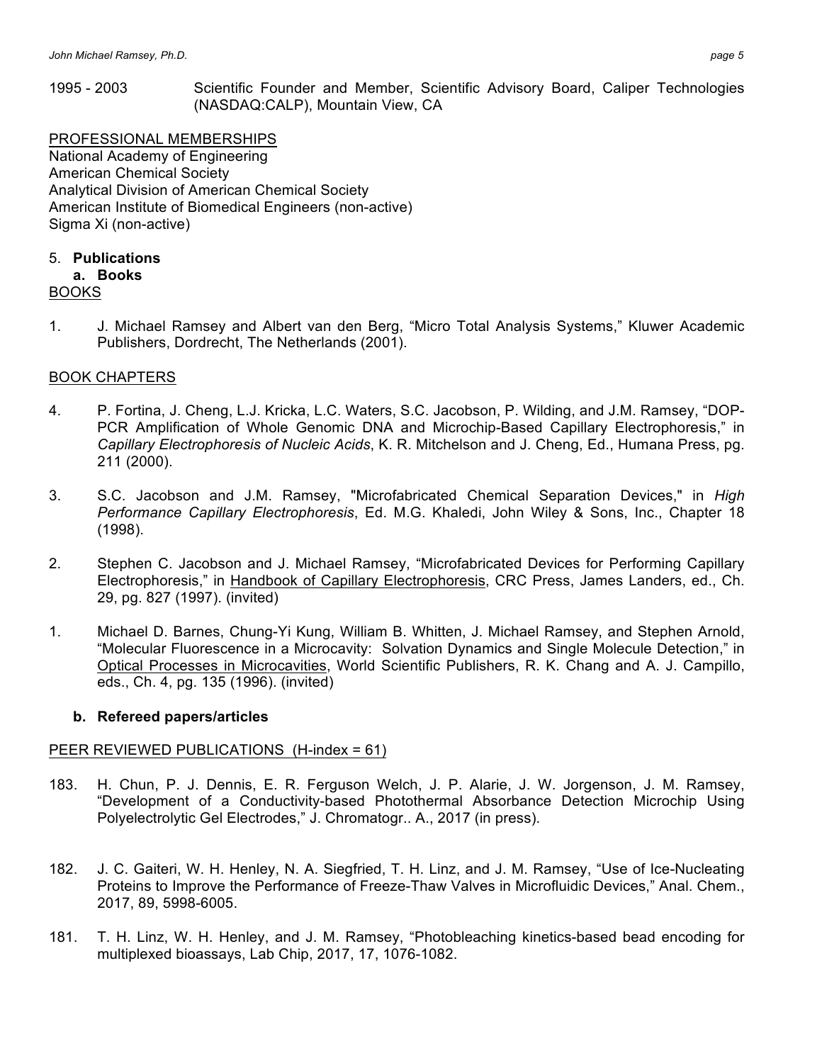1995 - 2003 Scientific Founder and Member, Scientific Advisory Board, Caliper Technologies (NASDAQ:CALP), Mountain View, CA

PROFESSIONAL MEMBERSHIPS

National Academy of Engineering
American Chemical Society
Analytical Division of American Chemical Society
American Institute of Biomedical Engineers (non-active)
Sigma Xi (non-active)

5. **Publications**

   **a. Books**

BOOKS

1. J. Michael Ramsey and Albert van den Berg, "Micro Total Analysis Systems," Kluwer Academic Publishers, Dordrecht, The Netherlands (2001).

BOOK CHAPTERS

4. P. Fortina, J. Cheng, L.J. Kricka, L.C. Waters, S.C. Jacobson, P. Wilding, and J.M. Ramsey, "DOP-PCR Amplification of Whole Genomic DNA and Microchip-Based Capillary Electrophoresis," in *Capillary Electrophoresis of Nucleic Acids*, K. R. Mitchelson and J. Cheng, Ed., Humana Press, pg. 211 (2000).

3. S.C. Jacobson and J.M. Ramsey, "Microfabricated Chemical Separation Devices," in *High Performance Capillary Electrophoresis*, Ed. M.G. Khaledi, John Wiley & Sons, Inc., Chapter 18 (1998).

2. Stephen C. Jacobson and J. Michael Ramsey, "Microfabricated Devices for Performing Capillary Electrophoresis," in Handbook of Capillary Electrophoresis, CRC Press, James Landers, ed., Ch. 29, pg. 827 (1997). (invited)

1. Michael D. Barnes, Chung-Yi Kung, William B. Whitten, J. Michael Ramsey, and Stephen Arnold, "Molecular Fluorescence in a Microcavity: Solvation Dynamics and Single Molecule Detection," in Optical Processes in Microcavities, World Scientific Publishers, R. K. Chang and A. J. Campillo, eds., Ch. 4, pg. 135 (1996). (invited)

   **b. Refereed papers/articles**

PEER REVIEWED PUBLICATIONS (H-index = 61)

183. H. Chun, P. J. Dennis, E. R. Ferguson Welch, J. P. Alarie, J. W. Jorgenson, J. M. Ramsey, "Development of a Conductivity-based Photothermal Absorbance Detection Microchip Using Polyelectrolytic Gel Electrodes," J. Chromatogr.. A., 2017 (in press).

182. J. C. Gaiteri, W. H. Henley, N. A. Siegfried, T. H. Linz, and J. M. Ramsey, "Use of Ice-Nucleating Proteins to Improve the Performance of Freeze-Thaw Valves in Microfluidic Devices," Anal. Chem., 2017, 89, 5998-6005.

181. T. H. Linz, W. H. Henley, and J. M. Ramsey, "Photobleaching kinetics-based bead encoding for multiplexed bioassays, Lab Chip, 2017, 17, 1076-1082.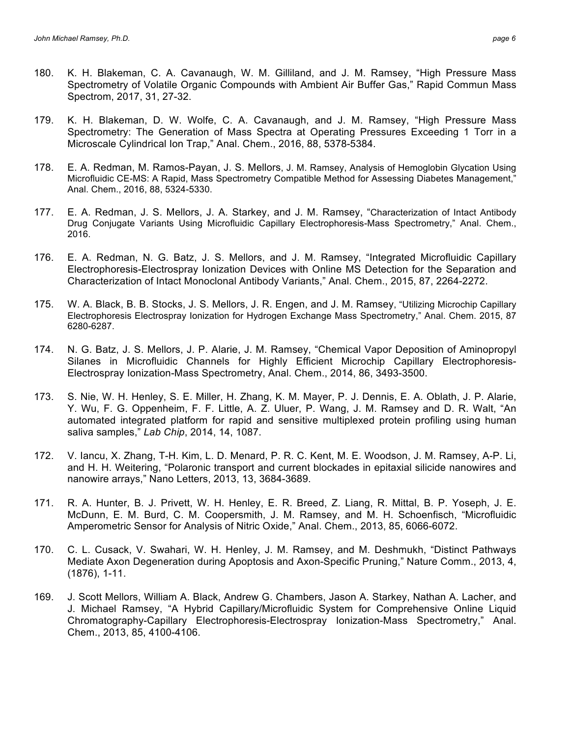180. K. H. Blakeman, C. A. Cavanaugh, W. M. Gilliland, and J. M. Ramsey, “High Pressure Mass Spectrometry of Volatile Organic Compounds with Ambient Air Buffer Gas,” Rapid Commun Mass Spectrom, 2017, 31, 27-32.

179. K. H. Blakeman, D. W. Wolfe, C. A. Cavanaugh, and J. M. Ramsey, “High Pressure Mass Spectrometry: The Generation of Mass Spectra at Operating Pressures Exceeding 1 Torr in a Microscale Cylindrical Ion Trap,” Anal. Chem., 2016, 88, 5378-5384.

178. E. A. Redman, M. Ramos-Payan, J. S. Mellors, J. M. Ramsey, Analysis of Hemoglobin Glycation Using Microfluidic CE-MS: A Rapid, Mass Spectrometry Compatible Method for Assessing Diabetes Management,” Anal. Chem., 2016, 88, 5324-5330.

177. E. A. Redman, J. S. Mellors, J. A. Starkey, and J. M. Ramsey, “Characterization of Intact Antibody Drug Conjugate Variants Using Microfluidic Capillary Electrophoresis-Mass Spectrometry,” Anal. Chem., 2016.

176. E. A. Redman, N. G. Batz, J. S. Mellors, and J. M. Ramsey, “Integrated Microfluidic Capillary Electrophoresis-Electrospray Ionization Devices with Online MS Detection for the Separation and Characterization of Intact Monoclonal Antibody Variants,” Anal. Chem., 2015, 87, 2264-2272.

175. W. A. Black, B. B. Stocks, J. S. Mellors, J. R. Engen, and J. M. Ramsey, “Utilizing Microchip Capillary Electrophoresis Electrospray Ionization for Hydrogen Exchange Mass Spectrometry,” Anal. Chem. 2015, 87 6280-6287.

174. N. G. Batz, J. S. Mellors, J. P. Alarie, J. M. Ramsey, “Chemical Vapor Deposition of Aminopropyl Silanes in Microfluidic Channels for Highly Efficient Microchip Capillary Electrophoresis-Electrospray Ionization-Mass Spectrometry, Anal. Chem., 2014, 86, 3493-3500.

173. S. Nie, W. H. Henley, S. E. Miller, H. Zhang, K. M. Mayer, P. J. Dennis, E. A. Oblath, J. P. Alarie, Y. Wu, F. G. Oppenheim, F. F. Little, A. Z. Uluer, P. Wang, J. M. Ramsey and D. R. Walt, “An automated integrated platform for rapid and sensitive multiplexed protein profiling using human saliva samples,” *Lab Chip*, 2014, 14, 1087.

172. V. Iancu, X. Zhang, T-H. Kim, L. D. Menard, P. R. C. Kent, M. E. Woodson, J. M. Ramsey, A-P. Li, and H. H. Weitering, “Polaronic transport and current blockades in epitaxial silicide nanowires and nanowire arrays,” Nano Letters, 2013, 13, 3684-3689.

171. R. A. Hunter, B. J. Privett, W. H. Henley, E. R. Breed, Z. Liang, R. Mittal, B. P. Yoseph, J. E. McDunn, E. M. Burd, C. M. Coopersmith, J. M. Ramsey, and M. H. Schoenfisch, “Microfluidic Amperometric Sensor for Analysis of Nitric Oxide,” Anal. Chem., 2013, 85, 6066-6072.

170. C. L. Cusack, V. Swahari, W. H. Henley, J. M. Ramsey, and M. Deshmukh, “Distinct Pathways Mediate Axon Degeneration during Apoptosis and Axon-Specific Pruning,” Nature Comm., 2013, 4, (1876), 1-11.

169. J. Scott Mellors, William A. Black, Andrew G. Chambers, Jason A. Starkey, Nathan A. Lacher, and J. Michael Ramsey, “A Hybrid Capillary/Microfluidic System for Comprehensive Online Liquid Chromatography-Capillary Electrophoresis-Electrospray Ionization-Mass Spectrometry,” Anal. Chem., 2013, 85, 4100-4106.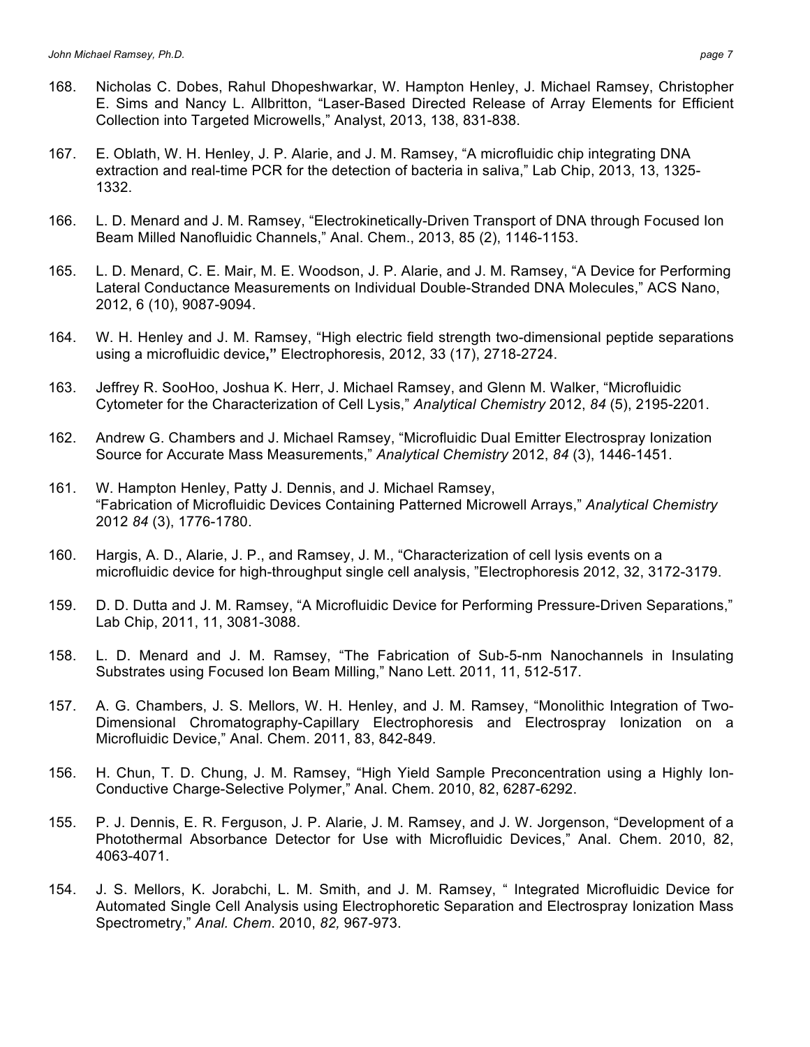168. Nicholas C. Dobes, Rahul Dhopeshwarkar, W. Hampton Henley, J. Michael Ramsey, Christopher E. Sims and Nancy L. Allbritton, "Laser-Based Directed Release of Array Elements for Efficient Collection into Targeted Microwells," Analyst, 2013, 138, 831-838.

167. E. Oblath, W. H. Henley, J. P. Alarie, and J. M. Ramsey, "A microfluidic chip integrating DNA extraction and real-time PCR for the detection of bacteria in saliva," Lab Chip, 2013, 13, 1325-1332.

166. L. D. Menard and J. M. Ramsey, "Electrokinetically-Driven Transport of DNA through Focused Ion Beam Milled Nanofluidic Channels," Anal. Chem., 2013, 85 (2), 1146-1153.

165. L. D. Menard, C. E. Mair, M. E. Woodson, J. P. Alarie, and J. M. Ramsey, "A Device for Performing Lateral Conductance Measurements on Individual Double-Stranded DNA Molecules," ACS Nano, 2012, 6 (10), 9087-9094.

164. W. H. Henley and J. M. Ramsey, "High electric field strength two-dimensional peptide separations using a microfluidic device**,"** Electrophoresis, 2012, 33 (17), 2718-2724.

163. Jeffrey R. SooHoo, Joshua K. Herr, J. Michael Ramsey, and Glenn M. Walker, "Microfluidic Cytometer for the Characterization of Cell Lysis," *Analytical Chemistry* 2012, *84* (5), 2195-2201.

162. Andrew G. Chambers and J. Michael Ramsey, "Microfluidic Dual Emitter Electrospray Ionization Source for Accurate Mass Measurements," *Analytical Chemistry* 2012, *84* (3), 1446-1451.

161. W. Hampton Henley, Patty J. Dennis, and J. Michael Ramsey, "Fabrication of Microfluidic Devices Containing Patterned Microwell Arrays," *Analytical Chemistry* 2012 *84* (3), 1776-1780.

160. Hargis, A. D., Alarie, J. P., and Ramsey, J. M., "Characterization of cell lysis events on a microfluidic device for high-throughput single cell analysis, "Electrophoresis 2012, 32, 3172-3179.

159. D. D. Dutta and J. M. Ramsey, "A Microfluidic Device for Performing Pressure-Driven Separations," Lab Chip, 2011, 11, 3081-3088.

158. L. D. Menard and J. M. Ramsey, "The Fabrication of Sub-5-nm Nanochannels in Insulating Substrates using Focused Ion Beam Milling," Nano Lett. 2011, 11, 512-517.

157. A. G. Chambers, J. S. Mellors, W. H. Henley, and J. M. Ramsey, "Monolithic Integration of Two-Dimensional Chromatography-Capillary Electrophoresis and Electrospray Ionization on a Microfluidic Device," Anal. Chem. 2011, 83, 842-849.

156. H. Chun, T. D. Chung, J. M. Ramsey, "High Yield Sample Preconcentration using a Highly Ion-Conductive Charge-Selective Polymer," Anal. Chem. 2010, 82, 6287-6292.

155. P. J. Dennis, E. R. Ferguson, J. P. Alarie, J. M. Ramsey, and J. W. Jorgenson, "Development of a Photothermal Absorbance Detector for Use with Microfluidic Devices," Anal. Chem. 2010, 82, 4063-4071.

154. J. S. Mellors, K. Jorabchi, L. M. Smith, and J. M. Ramsey, " Integrated Microfluidic Device for Automated Single Cell Analysis using Electrophoretic Separation and Electrospray Ionization Mass Spectrometry," *Anal. Chem*. 2010, *82,* 967-973.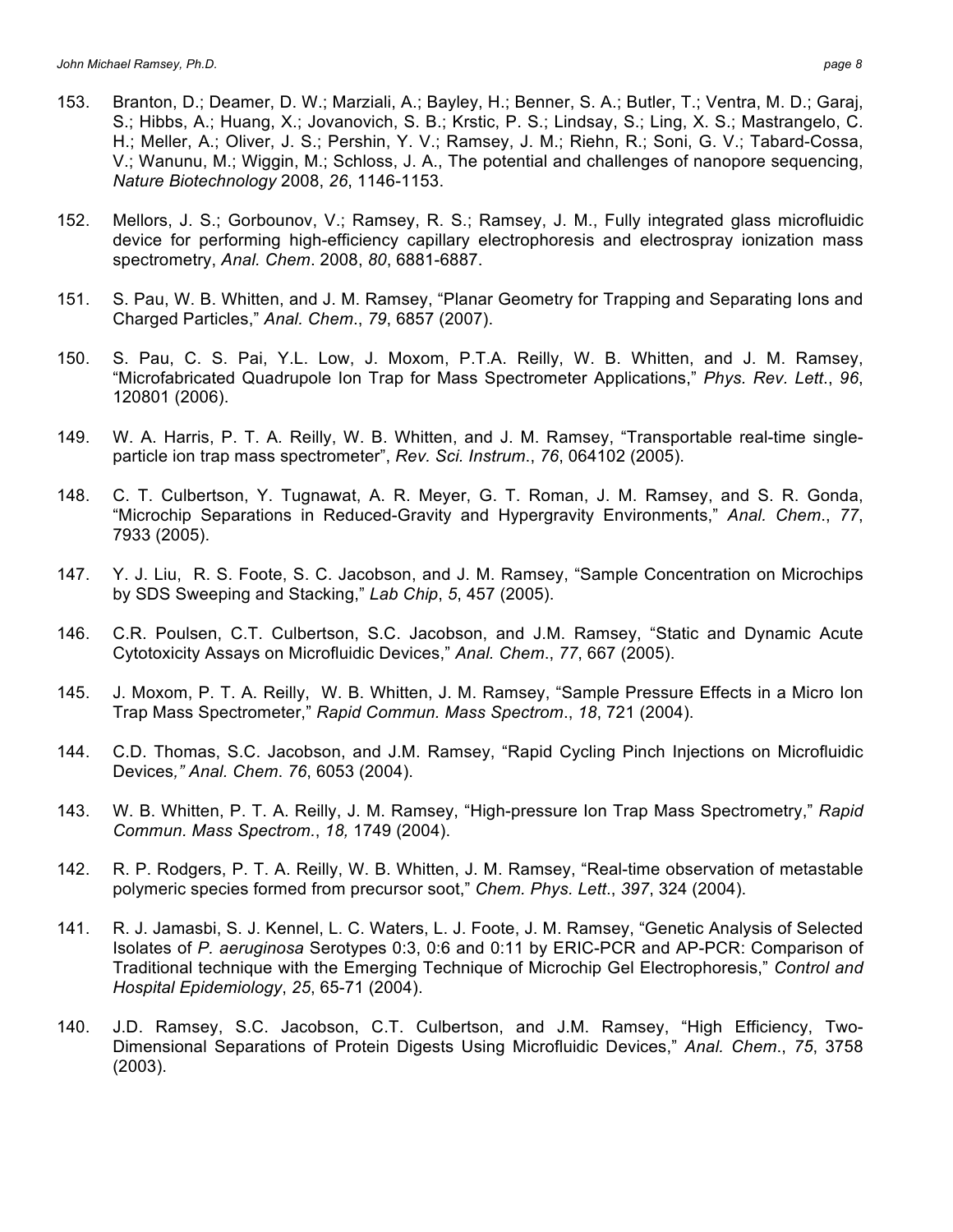153. Branton, D.; Deamer, D. W.; Marziali, A.; Bayley, H.; Benner, S. A.; Butler, T.; Ventra, M. D.; Garaj, S.; Hibbs, A.; Huang, X.; Jovanovich, S. B.; Krstic, P. S.; Lindsay, S.; Ling, X. S.; Mastrangelo, C. H.; Meller, A.; Oliver, J. S.; Pershin, Y. V.; Ramsey, J. M.; Riehn, R.; Soni, G. V.; Tabard-Cossa, V.; Wanunu, M.; Wiggin, M.; Schloss, J. A., The potential and challenges of nanopore sequencing, *Nature Biotechnology* 2008, *26*, 1146-1153.

152. Mellors, J. S.; Gorbounov, V.; Ramsey, R. S.; Ramsey, J. M., Fully integrated glass microfluidic device for performing high-efficiency capillary electrophoresis and electrospray ionization mass spectrometry, *Anal. Chem*. 2008, *80*, 6881-6887.

151. S. Pau, W. B. Whitten, and J. M. Ramsey, "Planar Geometry for Trapping and Separating Ions and Charged Particles," *Anal. Chem*., *79*, 6857 (2007).

150. S. Pau, C. S. Pai, Y.L. Low, J. Moxom, P.T.A. Reilly, W. B. Whitten, and J. M. Ramsey, "Microfabricated Quadrupole Ion Trap for Mass Spectrometer Applications," *Phys. Rev. Lett*., *96*, 120801 (2006).

149. W. A. Harris, P. T. A. Reilly, W. B. Whitten, and J. M. Ramsey, "Transportable real-time single-particle ion trap mass spectrometer", *Rev. Sci. Instrum*., *76*, 064102 (2005).

148. C. T. Culbertson, Y. Tugnawat, A. R. Meyer, G. T. Roman, J. M. Ramsey, and S. R. Gonda, "Microchip Separations in Reduced-Gravity and Hypergravity Environments," *Anal. Chem*., *77*, 7933 (2005).

147. Y. J. Liu, R. S. Foote, S. C. Jacobson, and J. M. Ramsey, "Sample Concentration on Microchips by SDS Sweeping and Stacking," *Lab Chip*, *5*, 457 (2005).

146. C.R. Poulsen, C.T. Culbertson, S.C. Jacobson, and J.M. Ramsey, "Static and Dynamic Acute Cytotoxicity Assays on Microfluidic Devices," *Anal. Chem*., *77*, 667 (2005).

145. J. Moxom, P. T. A. Reilly, W. B. Whitten, J. M. Ramsey, "Sample Pressure Effects in a Micro Ion Trap Mass Spectrometer," *Rapid Commun. Mass Spectrom*., *18*, 721 (2004).

144. C.D. Thomas, S.C. Jacobson, and J.M. Ramsey, "Rapid Cycling Pinch Injections on Microfluidic Devices*," Anal. Chem*. *76*, 6053 (2004).

143. W. B. Whitten, P. T. A. Reilly, J. M. Ramsey, "High-pressure Ion Trap Mass Spectrometry," *Rapid Commun. Mass Spectrom*., *18,* 1749 (2004).

142. R. P. Rodgers, P. T. A. Reilly, W. B. Whitten, J. M. Ramsey, "Real-time observation of metastable polymeric species formed from precursor soot," *Chem. Phys. Lett*., *397*, 324 (2004).

141. R. J. Jamasbi, S. J. Kennel, L. C. Waters, L. J. Foote, J. M. Ramsey, "Genetic Analysis of Selected Isolates of *P. aeruginosa* Serotypes 0:3, 0:6 and 0:11 by ERIC-PCR and AP-PCR: Comparison of Traditional technique with the Emerging Technique of Microchip Gel Electrophoresis," *Control and Hospital Epidemiology*, *25*, 65-71 (2004).

140. J.D. Ramsey, S.C. Jacobson, C.T. Culbertson, and J.M. Ramsey, "High Efficiency, Two-Dimensional Separations of Protein Digests Using Microfluidic Devices," *Anal. Chem*., *75*, 3758 (2003).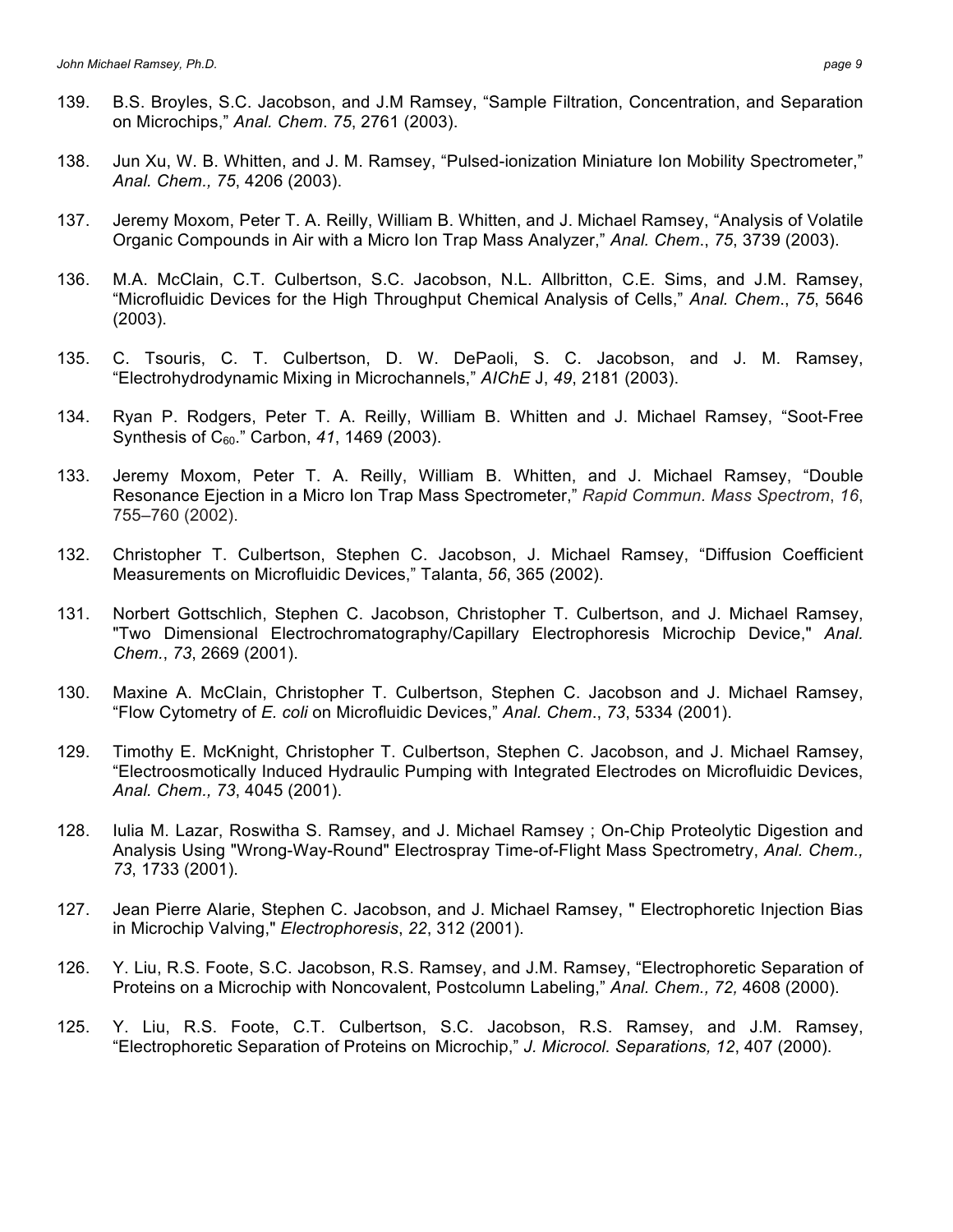139. B.S. Broyles, S.C. Jacobson, and J.M Ramsey, “Sample Filtration, Concentration, and Separation on Microchips,” *Anal. Chem*. *75*, 2761 (2003).

138. Jun Xu, W. B. Whitten, and J. M. Ramsey, “Pulsed-ionization Miniature Ion Mobility Spectrometer,” *Anal. Chem., 75*, 4206 (2003).

137. Jeremy Moxom, Peter T. A. Reilly, William B. Whitten, and J. Michael Ramsey, “Analysis of Volatile Organic Compounds in Air with a Micro Ion Trap Mass Analyzer,” *Anal. Chem*., *75*, 3739 (2003).

136. M.A. McClain, C.T. Culbertson, S.C. Jacobson, N.L. Allbritton, C.E. Sims, and J.M. Ramsey, “Microfluidic Devices for the High Throughput Chemical Analysis of Cells,” *Anal. Chem*., *75*, 5646 (2003).

135. C. Tsouris, C. T. Culbertson, D. W. DePaoli, S. C. Jacobson, and J. M. Ramsey, “Electrohydrodynamic Mixing in Microchannels,” *AIChE* J, *49*, 2181 (2003).

134. Ryan P. Rodgers, Peter T. A. Reilly, William B. Whitten and J. Michael Ramsey, “Soot-Free Synthesis of $C_{60}$.” Carbon, *41*, 1469 (2003).

133. Jeremy Moxom, Peter T. A. Reilly, William B. Whitten, and J. Michael Ramsey, “Double Resonance Ejection in a Micro Ion Trap Mass Spectrometer,” *Rapid Commun. Mass Spectrom*, *16*, 755–760 (2002).

132. Christopher T. Culbertson, Stephen C. Jacobson, J. Michael Ramsey, “Diffusion Coefficient Measurements on Microfluidic Devices,” Talanta, *56*, 365 (2002).

131. Norbert Gottschlich, Stephen C. Jacobson, Christopher T. Culbertson, and J. Michael Ramsey, "Two Dimensional Electrochromatography/Capillary Electrophoresis Microchip Device," *Anal. Chem*., *73*, 2669 (2001).

130. Maxine A. McClain, Christopher T. Culbertson, Stephen C. Jacobson and J. Michael Ramsey, “Flow Cytometry of *E. coli* on Microfluidic Devices,” *Anal. Chem*., *73*, 5334 (2001).

129. Timothy E. McKnight, Christopher T. Culbertson, Stephen C. Jacobson, and J. Michael Ramsey, “Electroosmotically Induced Hydraulic Pumping with Integrated Electrodes on Microfluidic Devices, *Anal. Chem., 73*, 4045 (2001).

128. Iulia M. Lazar, Roswitha S. Ramsey, and J. Michael Ramsey ; On-Chip Proteolytic Digestion and Analysis Using "Wrong-Way-Round" Electrospray Time-of-Flight Mass Spectrometry, *Anal. Chem., 73*, 1733 (2001).

127. Jean Pierre Alarie, Stephen C. Jacobson, and J. Michael Ramsey, " Electrophoretic Injection Bias in Microchip Valving," *Electrophoresis*, *22*, 312 (2001).

126. Y. Liu, R.S. Foote, S.C. Jacobson, R.S. Ramsey, and J.M. Ramsey, “Electrophoretic Separation of Proteins on a Microchip with Noncovalent, Postcolumn Labeling,” *Anal. Chem., 72,* 4608 (2000).

125. Y. Liu, R.S. Foote, C.T. Culbertson, S.C. Jacobson, R.S. Ramsey, and J.M. Ramsey, “Electrophoretic Separation of Proteins on Microchip,” *J. Microcol. Separations, 12*, 407 (2000).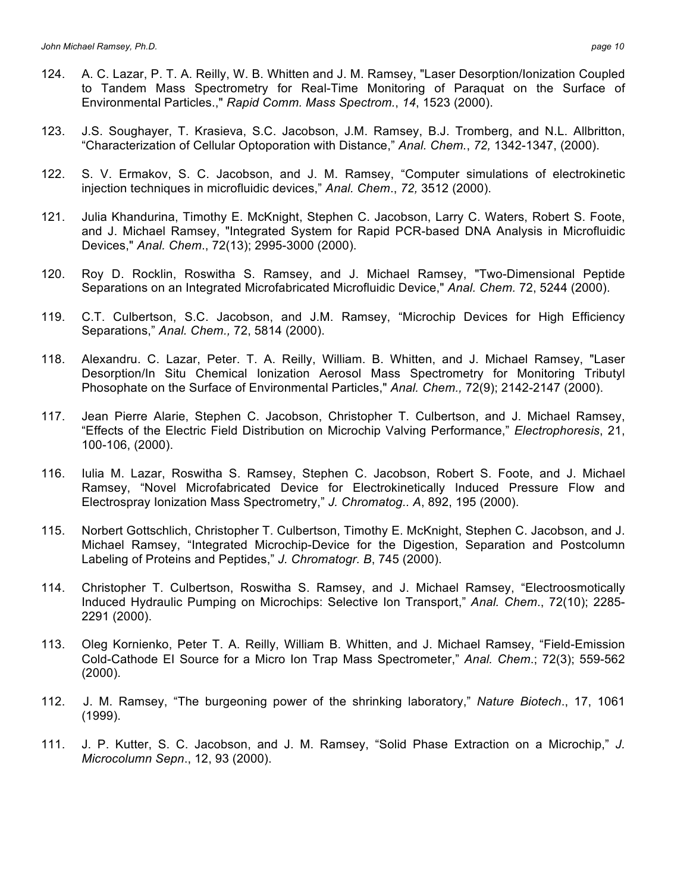124. A. C. Lazar, P. T. A. Reilly, W. B. Whitten and J. M. Ramsey, "Laser Desorption/Ionization Coupled to Tandem Mass Spectrometry for Real-Time Monitoring of Paraquat on the Surface of Environmental Particles.," *Rapid Comm. Mass Spectrom.*, *14*, 1523 (2000).

123. J.S. Soughayer, T. Krasieva, S.C. Jacobson, J.M. Ramsey, B.J. Tromberg, and N.L. Allbritton, "Characterization of Cellular Optoporation with Distance," *Anal. Chem.*, *72,* 1342-1347, (2000).

122. S. V. Ermakov, S. C. Jacobson, and J. M. Ramsey, "Computer simulations of electrokinetic injection techniques in microfluidic devices," *Anal. Chem*., *72,* 3512 (2000).

121. Julia Khandurina, Timothy E. McKnight, Stephen C. Jacobson, Larry C. Waters, Robert S. Foote, and J. Michael Ramsey, "Integrated System for Rapid PCR-based DNA Analysis in Microfluidic Devices," *Anal. Chem*., 72(13); 2995-3000 (2000).

120. Roy D. Rocklin, Roswitha S. Ramsey, and J. Michael Ramsey, "Two-Dimensional Peptide Separations on an Integrated Microfabricated Microfluidic Device," *Anal. Chem.* 72, 5244 (2000).

119. C.T. Culbertson, S.C. Jacobson, and J.M. Ramsey, "Microchip Devices for High Efficiency Separations," *Anal. Chem.,* 72, 5814 (2000).

118. Alexandru. C. Lazar, Peter. T. A. Reilly, William. B. Whitten, and J. Michael Ramsey, "Laser Desorption/In Situ Chemical Ionization Aerosol Mass Spectrometry for Monitoring Tributyl Phosophate on the Surface of Environmental Particles," *Anal. Chem.,* 72(9); 2142-2147 (2000).

117. Jean Pierre Alarie, Stephen C. Jacobson, Christopher T. Culbertson, and J. Michael Ramsey, "Effects of the Electric Field Distribution on Microchip Valving Performance," *Electrophoresis*, 21, 100-106, (2000).

116. Iulia M. Lazar, Roswitha S. Ramsey, Stephen C. Jacobson, Robert S. Foote, and J. Michael Ramsey, "Novel Microfabricated Device for Electrokinetically Induced Pressure Flow and Electrospray Ionization Mass Spectrometry," *J. Chromatog.. A*, 892, 195 (2000).

115. Norbert Gottschlich, Christopher T. Culbertson, Timothy E. McKnight, Stephen C. Jacobson, and J. Michael Ramsey, "Integrated Microchip-Device for the Digestion, Separation and Postcolumn Labeling of Proteins and Peptides," *J. Chromatogr. B*, 745 (2000).

114. Christopher T. Culbertson, Roswitha S. Ramsey, and J. Michael Ramsey, "Electroosmotically Induced Hydraulic Pumping on Microchips: Selective Ion Transport," *Anal. Chem*., 72(10); 2285-2291 (2000).

113. Oleg Kornienko, Peter T. A. Reilly, William B. Whitten, and J. Michael Ramsey, "Field-Emission Cold-Cathode EI Source for a Micro Ion Trap Mass Spectrometer," *Anal. Chem*.; 72(3); 559-562 (2000).

112. J. M. Ramsey, "The burgeoning power of the shrinking laboratory," *Nature Biotech*., 17, 1061 (1999).

111. J. P. Kutter, S. C. Jacobson, and J. M. Ramsey, "Solid Phase Extraction on a Microchip," *J. Microcolumn Sepn*., 12, 93 (2000).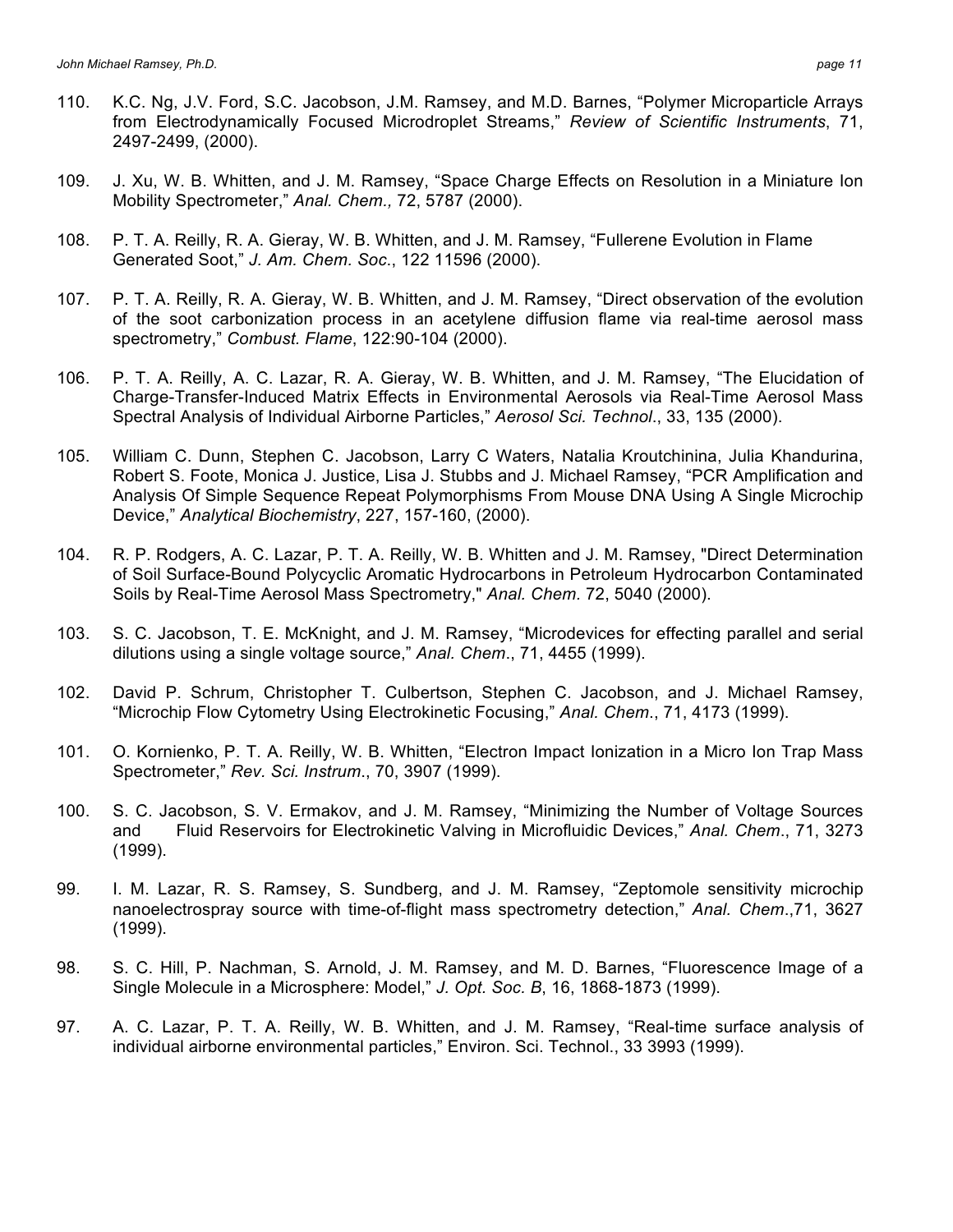110. K.C. Ng, J.V. Ford, S.C. Jacobson, J.M. Ramsey, and M.D. Barnes, “Polymer Microparticle Arrays from Electrodynamically Focused Microdroplet Streams,” *Review of Scientific Instruments*, 71, 2497-2499, (2000).

109. J. Xu, W. B. Whitten, and J. M. Ramsey, “Space Charge Effects on Resolution in a Miniature Ion Mobility Spectrometer,” *Anal. Chem.,* 72, 5787 (2000).

108. P. T. A. Reilly, R. A. Gieray, W. B. Whitten, and J. M. Ramsey, “Fullerene Evolution in Flame Generated Soot,” *J. Am. Chem. Soc.*, 122 11596 (2000).

107. P. T. A. Reilly, R. A. Gieray, W. B. Whitten, and J. M. Ramsey, “Direct observation of the evolution of the soot carbonization process in an acetylene diffusion flame via real-time aerosol mass spectrometry,” *Combust. Flame*, 122:90-104 (2000).

106. P. T. A. Reilly, A. C. Lazar, R. A. Gieray, W. B. Whitten, and J. M. Ramsey, “The Elucidation of Charge-Transfer-Induced Matrix Effects in Environmental Aerosols via Real-Time Aerosol Mass Spectral Analysis of Individual Airborne Particles,” *Aerosol Sci. Technol*., 33, 135 (2000).

105. William C. Dunn, Stephen C. Jacobson, Larry C Waters, Natalia Kroutchinina, Julia Khandurina, Robert S. Foote, Monica J. Justice, Lisa J. Stubbs and J. Michael Ramsey, “PCR Amplification and Analysis Of Simple Sequence Repeat Polymorphisms From Mouse DNA Using A Single Microchip Device,” *Analytical Biochemistry*, 227, 157-160, (2000).

104. R. P. Rodgers, A. C. Lazar, P. T. A. Reilly, W. B. Whitten and J. M. Ramsey, "Direct Determination of Soil Surface-Bound Polycyclic Aromatic Hydrocarbons in Petroleum Hydrocarbon Contaminated Soils by Real-Time Aerosol Mass Spectrometry," *Anal. Chem.* 72, 5040 (2000).

103. S. C. Jacobson, T. E. McKnight, and J. M. Ramsey, “Microdevices for effecting parallel and serial dilutions using a single voltage source,” *Anal. Chem*., 71, 4455 (1999).

102. David P. Schrum, Christopher T. Culbertson, Stephen C. Jacobson, and J. Michael Ramsey, “Microchip Flow Cytometry Using Electrokinetic Focusing,” *Anal. Chem*., 71, 4173 (1999).

101. O. Kornienko, P. T. A. Reilly, W. B. Whitten, “Electron Impact Ionization in a Micro Ion Trap Mass Spectrometer,” *Rev. Sci. Instrum*., 70, 3907 (1999).

100. S. C. Jacobson, S. V. Ermakov, and J. M. Ramsey, “Minimizing the Number of Voltage Sources and Fluid Reservoirs for Electrokinetic Valving in Microfluidic Devices,” *Anal. Chem*., 71, 3273 (1999).

99. I. M. Lazar, R. S. Ramsey, S. Sundberg, and J. M. Ramsey, “Zeptomole sensitivity microchip nanoelectrospray source with time-of-flight mass spectrometry detection,” *Anal. Chem*.,71, 3627 (1999).

98. S. C. Hill, P. Nachman, S. Arnold, J. M. Ramsey, and M. D. Barnes, “Fluorescence Image of a Single Molecule in a Microsphere: Model,” *J. Opt. Soc. B*, 16, 1868-1873 (1999).

97. A. C. Lazar, P. T. A. Reilly, W. B. Whitten, and J. M. Ramsey, “Real-time surface analysis of individual airborne environmental particles,” Environ. Sci. Technol., 33 3993 (1999).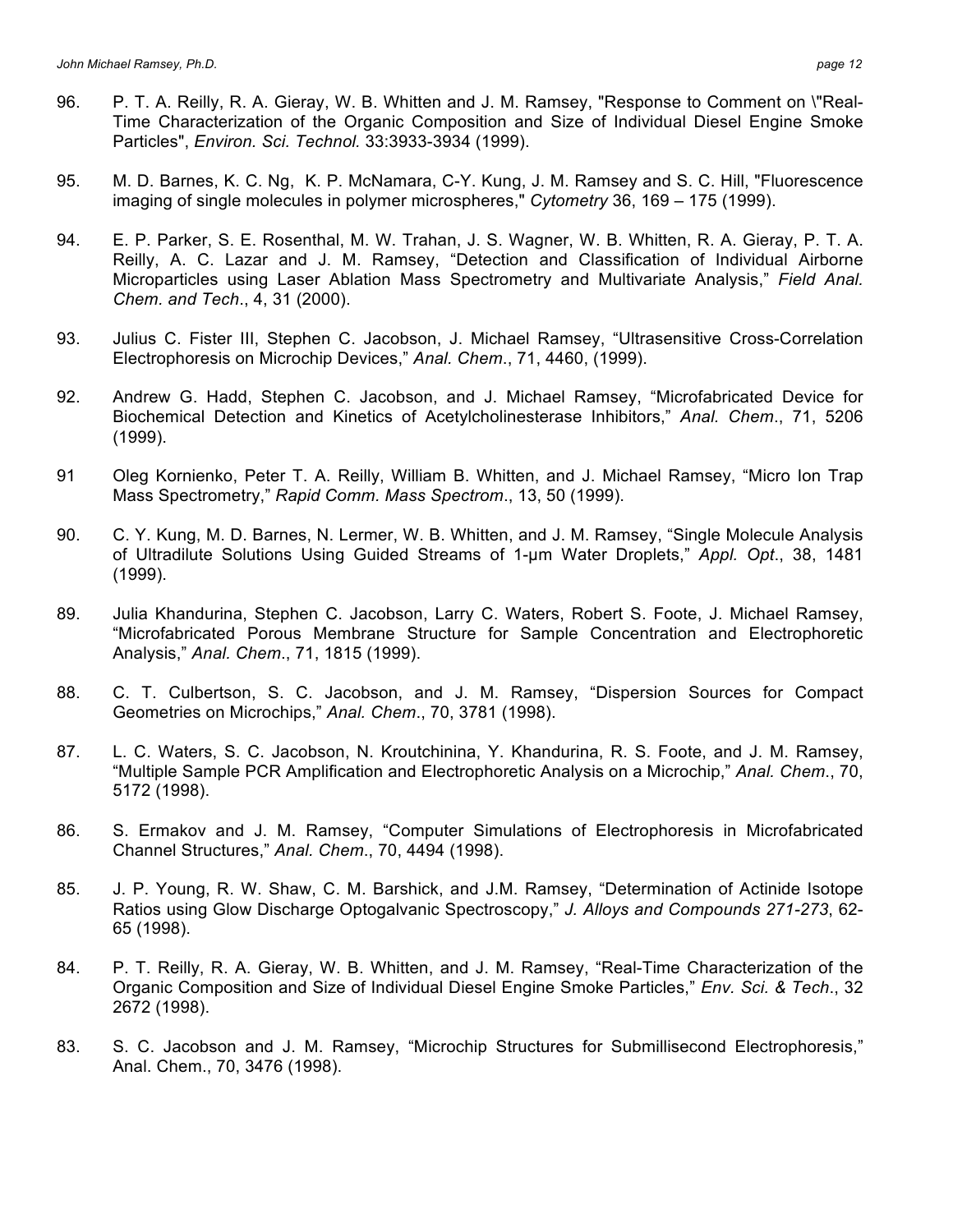96. P. T. A. Reilly, R. A. Gieray, W. B. Whitten and J. M. Ramsey, "Response to Comment on \"Real-Time Characterization of the Organic Composition and Size of Individual Diesel Engine Smoke Particles", *Environ. Sci. Technol.* 33:3933-3934 (1999).

95. M. D. Barnes, K. C. Ng, K. P. McNamara, C-Y. Kung, J. M. Ramsey and S. C. Hill, "Fluorescence imaging of single molecules in polymer microspheres," *Cytometry* 36, 169 – 175 (1999).

94. E. P. Parker, S. E. Rosenthal, M. W. Trahan, J. S. Wagner, W. B. Whitten, R. A. Gieray, P. T. A. Reilly, A. C. Lazar and J. M. Ramsey, "Detection and Classification of Individual Airborne Microparticles using Laser Ablation Mass Spectrometry and Multivariate Analysis," *Field Anal. Chem. and Tech*., 4, 31 (2000).

93. Julius C. Fister III, Stephen C. Jacobson, J. Michael Ramsey, "Ultrasensitive Cross-Correlation Electrophoresis on Microchip Devices," *Anal. Chem*., 71, 4460, (1999).

92. Andrew G. Hadd, Stephen C. Jacobson, and J. Michael Ramsey, "Microfabricated Device for Biochemical Detection and Kinetics of Acetylcholinesterase Inhibitors," *Anal. Chem*., 71, 5206 (1999).

91 Oleg Kornienko, Peter T. A. Reilly, William B. Whitten, and J. Michael Ramsey, "Micro Ion Trap Mass Spectrometry," *Rapid Comm. Mass Spectrom*., 13, 50 (1999).

90. C. Y. Kung, M. D. Barnes, N. Lermer, W. B. Whitten, and J. M. Ramsey, "Single Molecule Analysis of Ultradilute Solutions Using Guided Streams of 1-μm Water Droplets," *Appl. Opt*., 38, 1481 (1999).

89. Julia Khandurina, Stephen C. Jacobson, Larry C. Waters, Robert S. Foote, J. Michael Ramsey, "Microfabricated Porous Membrane Structure for Sample Concentration and Electrophoretic Analysis," *Anal. Chem*., 71, 1815 (1999).

88. C. T. Culbertson, S. C. Jacobson, and J. M. Ramsey, "Dispersion Sources for Compact Geometries on Microchips," *Anal. Chem*., 70, 3781 (1998).

87. L. C. Waters, S. C. Jacobson, N. Kroutchinina, Y. Khandurina, R. S. Foote, and J. M. Ramsey, "Multiple Sample PCR Amplification and Electrophoretic Analysis on a Microchip," *Anal. Chem*., 70, 5172 (1998).

86. S. Ermakov and J. M. Ramsey, "Computer Simulations of Electrophoresis in Microfabricated Channel Structures," *Anal. Chem*., 70, 4494 (1998).

85. J. P. Young, R. W. Shaw, C. M. Barshick, and J.M. Ramsey, "Determination of Actinide Isotope Ratios using Glow Discharge Optogalvanic Spectroscopy," *J. Alloys and Compounds 271-273*, 62-65 (1998).

84. P. T. Reilly, R. A. Gieray, W. B. Whitten, and J. M. Ramsey, "Real-Time Characterization of the Organic Composition and Size of Individual Diesel Engine Smoke Particles," *Env. Sci. & Tech*., 32 2672 (1998).

83. S. C. Jacobson and J. M. Ramsey, "Microchip Structures for Submillisecond Electrophoresis," Anal. Chem., 70, 3476 (1998).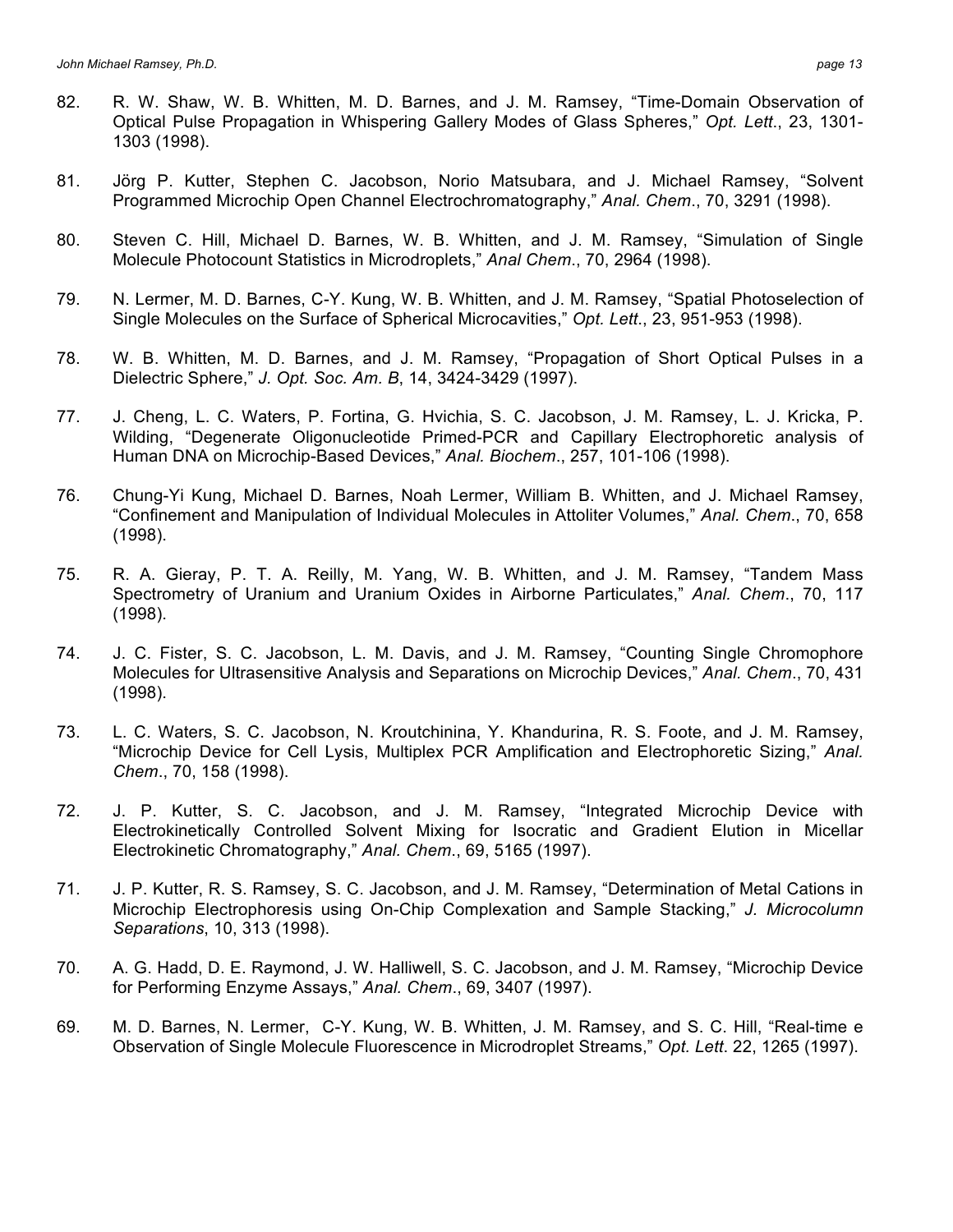82. R. W. Shaw, W. B. Whitten, M. D. Barnes, and J. M. Ramsey, "Time-Domain Observation of Optical Pulse Propagation in Whispering Gallery Modes of Glass Spheres," *Opt. Lett*., 23, 1301-1303 (1998).

81. Jörg P. Kutter, Stephen C. Jacobson, Norio Matsubara, and J. Michael Ramsey, "Solvent Programmed Microchip Open Channel Electrochromatography," *Anal. Chem*., 70, 3291 (1998).

80. Steven C. Hill, Michael D. Barnes, W. B. Whitten, and J. M. Ramsey, "Simulation of Single Molecule Photocount Statistics in Microdroplets," *Anal Chem*., 70, 2964 (1998).

79. N. Lermer, M. D. Barnes, C-Y. Kung, W. B. Whitten, and J. M. Ramsey, "Spatial Photoselection of Single Molecules on the Surface of Spherical Microcavities," *Opt. Lett*., 23, 951-953 (1998).

78. W. B. Whitten, M. D. Barnes, and J. M. Ramsey, "Propagation of Short Optical Pulses in a Dielectric Sphere," *J. Opt. Soc. Am. B*, 14, 3424-3429 (1997).

77. J. Cheng, L. C. Waters, P. Fortina, G. Hvichia, S. C. Jacobson, J. M. Ramsey, L. J. Kricka, P. Wilding, "Degenerate Oligonucleotide Primed-PCR and Capillary Electrophoretic analysis of Human DNA on Microchip-Based Devices," *Anal. Biochem*., 257, 101-106 (1998).

76. Chung-Yi Kung, Michael D. Barnes, Noah Lermer, William B. Whitten, and J. Michael Ramsey, "Confinement and Manipulation of Individual Molecules in Attoliter Volumes," *Anal. Chem*., 70, 658 (1998).

75. R. A. Gieray, P. T. A. Reilly, M. Yang, W. B. Whitten, and J. M. Ramsey, "Tandem Mass Spectrometry of Uranium and Uranium Oxides in Airborne Particulates," *Anal. Chem*., 70, 117 (1998).

74. J. C. Fister, S. C. Jacobson, L. M. Davis, and J. M. Ramsey, "Counting Single Chromophore Molecules for Ultrasensitive Analysis and Separations on Microchip Devices," *Anal. Chem*., 70, 431 (1998).

73. L. C. Waters, S. C. Jacobson, N. Kroutchinina, Y. Khandurina, R. S. Foote, and J. M. Ramsey, "Microchip Device for Cell Lysis, Multiplex PCR Amplification and Electrophoretic Sizing," *Anal. Chem*., 70, 158 (1998).

72. J. P. Kutter, S. C. Jacobson, and J. M. Ramsey, "Integrated Microchip Device with Electrokinetically Controlled Solvent Mixing for Isocratic and Gradient Elution in Micellar Electrokinetic Chromatography," *Anal. Chem*., 69, 5165 (1997).

71. J. P. Kutter, R. S. Ramsey, S. C. Jacobson, and J. M. Ramsey, "Determination of Metal Cations in Microchip Electrophoresis using On-Chip Complexation and Sample Stacking," *J. Microcolumn Separations*, 10, 313 (1998).

70. A. G. Hadd, D. E. Raymond, J. W. Halliwell, S. C. Jacobson, and J. M. Ramsey, "Microchip Device for Performing Enzyme Assays," *Anal. Chem*., 69, 3407 (1997).

69. M. D. Barnes, N. Lermer, C-Y. Kung, W. B. Whitten, J. M. Ramsey, and S. C. Hill, "Real-time e Observation of Single Molecule Fluorescence in Microdroplet Streams," *Opt. Lett*. 22, 1265 (1997).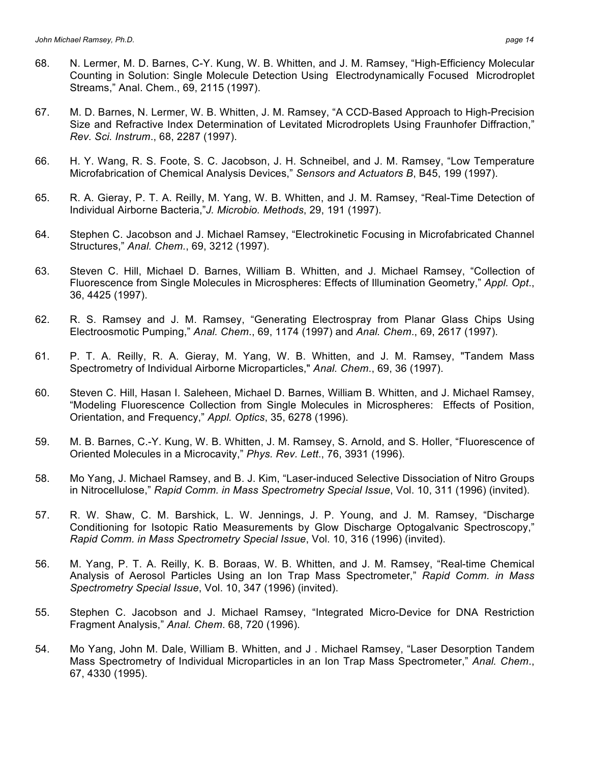68. N. Lermer, M. D. Barnes, C-Y. Kung, W. B. Whitten, and J. M. Ramsey, "High-Efficiency Molecular Counting in Solution: Single Molecule Detection Using Electrodynamically Focused Microdroplet Streams," Anal. Chem., 69, 2115 (1997).

67. M. D. Barnes, N. Lermer, W. B. Whitten, J. M. Ramsey, "A CCD-Based Approach to High-Precision Size and Refractive Index Determination of Levitated Microdroplets Using Fraunhofer Diffraction," *Rev. Sci. Instrum*., 68, 2287 (1997).

66. H. Y. Wang, R. S. Foote, S. C. Jacobson, J. H. Schneibel, and J. M. Ramsey, "Low Temperature Microfabrication of Chemical Analysis Devices," *Sensors and Actuators B*, B45, 199 (1997).

65. R. A. Gieray, P. T. A. Reilly, M. Yang, W. B. Whitten, and J. M. Ramsey, "Real-Time Detection of Individual Airborne Bacteria,"*J. Microbio. Methods*, 29, 191 (1997).

64. Stephen C. Jacobson and J. Michael Ramsey, "Electrokinetic Focusing in Microfabricated Channel Structures," *Anal. Chem*., 69, 3212 (1997).

63. Steven C. Hill, Michael D. Barnes, William B. Whitten, and J. Michael Ramsey, "Collection of Fluorescence from Single Molecules in Microspheres: Effects of Illumination Geometry," *Appl. Opt*., 36, 4425 (1997).

62. R. S. Ramsey and J. M. Ramsey, "Generating Electrospray from Planar Glass Chips Using Electroosmotic Pumping," *Anal. Chem*., 69, 1174 (1997) and *Anal. Chem*., 69, 2617 (1997).

61. P. T. A. Reilly, R. A. Gieray, M. Yang, W. B. Whitten, and J. M. Ramsey, "Tandem Mass Spectrometry of Individual Airborne Microparticles," *Anal. Chem*., 69, 36 (1997).

60. Steven C. Hill, Hasan I. Saleheen, Michael D. Barnes, William B. Whitten, and J. Michael Ramsey, "Modeling Fluorescence Collection from Single Molecules in Microspheres: Effects of Position, Orientation, and Frequency," *Appl. Optics*, 35, 6278 (1996).

59. M. B. Barnes, C.-Y. Kung, W. B. Whitten, J. M. Ramsey, S. Arnold, and S. Holler, "Fluorescence of Oriented Molecules in a Microcavity," *Phys. Rev. Lett*., 76, 3931 (1996).

58. Mo Yang, J. Michael Ramsey, and B. J. Kim, "Laser-induced Selective Dissociation of Nitro Groups in Nitrocellulose," *Rapid Comm. in Mass Spectrometry Special Issue*, Vol. 10, 311 (1996) (invited).

57. R. W. Shaw, C. M. Barshick, L. W. Jennings, J. P. Young, and J. M. Ramsey, "Discharge Conditioning for Isotopic Ratio Measurements by Glow Discharge Optogalvanic Spectroscopy," *Rapid Comm. in Mass Spectrometry Special Issue*, Vol. 10, 316 (1996) (invited).

56. M. Yang, P. T. A. Reilly, K. B. Boraas, W. B. Whitten, and J. M. Ramsey, "Real-time Chemical Analysis of Aerosol Particles Using an Ion Trap Mass Spectrometer," *Rapid Comm. in Mass Spectrometry Special Issue*, Vol. 10, 347 (1996) (invited).

55. Stephen C. Jacobson and J. Michael Ramsey, "Integrated Micro-Device for DNA Restriction Fragment Analysis," *Anal. Chem*. 68, 720 (1996).

54. Mo Yang, John M. Dale, William B. Whitten, and J . Michael Ramsey, "Laser Desorption Tandem Mass Spectrometry of Individual Microparticles in an Ion Trap Mass Spectrometer," *Anal. Chem*., 67, 4330 (1995).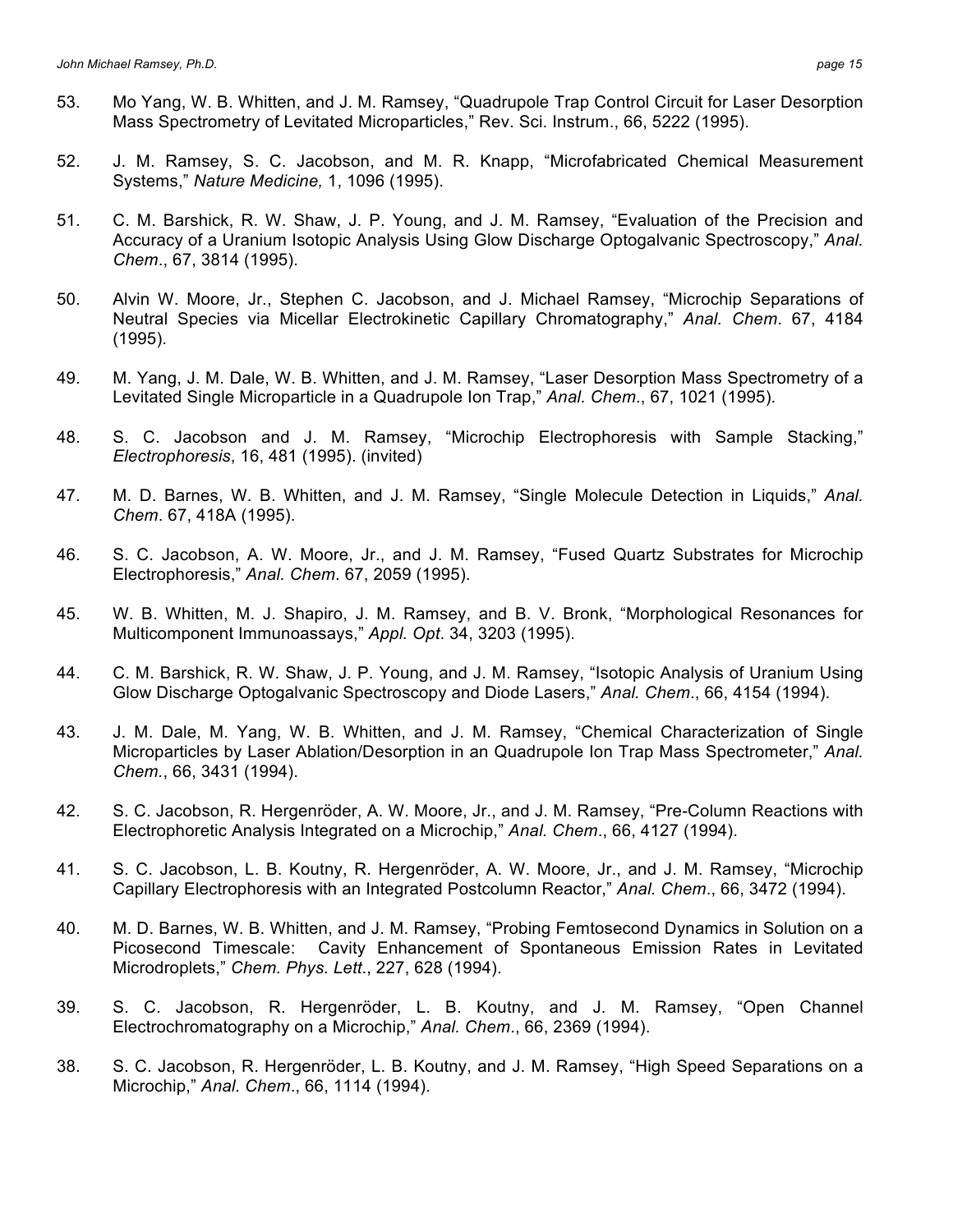53. Mo Yang, W. B. Whitten, and J. M. Ramsey, "Quadrupole Trap Control Circuit for Laser Desorption Mass Spectrometry of Levitated Microparticles," Rev. Sci. Instrum., 66, 5222 (1995).

52. J. M. Ramsey, S. C. Jacobson, and M. R. Knapp, "Microfabricated Chemical Measurement Systems," *Nature Medicine,* 1, 1096 (1995).

51. C. M. Barshick, R. W. Shaw, J. P. Young, and J. M. Ramsey, "Evaluation of the Precision and Accuracy of a Uranium Isotopic Analysis Using Glow Discharge Optogalvanic Spectroscopy," *Anal. Chem*., 67, 3814 (1995).

50. Alvin W. Moore, Jr., Stephen C. Jacobson, and J. Michael Ramsey, "Microchip Separations of Neutral Species via Micellar Electrokinetic Capillary Chromatography," *Anal. Chem*. 67, 4184 (1995).

49. M. Yang, J. M. Dale, W. B. Whitten, and J. M. Ramsey, "Laser Desorption Mass Spectrometry of a Levitated Single Microparticle in a Quadrupole Ion Trap," *Anal. Chem*., 67, 1021 (1995).

48. S. C. Jacobson and J. M. Ramsey, "Microchip Electrophoresis with Sample Stacking," *Electrophoresis*, 16, 481 (1995). (invited)

47. M. D. Barnes, W. B. Whitten, and J. M. Ramsey, "Single Molecule Detection in Liquids," *Anal. Chem*. 67, 418A (1995).

46. S. C. Jacobson, A. W. Moore, Jr., and J. M. Ramsey, "Fused Quartz Substrates for Microchip Electrophoresis," *Anal. Chem*. 67, 2059 (1995).

45. W. B. Whitten, M. J. Shapiro, J. M. Ramsey, and B. V. Bronk, "Morphological Resonances for Multicomponent Immunoassays," *Appl. Opt*. 34, 3203 (1995).

44. C. M. Barshick, R. W. Shaw, J. P. Young, and J. M. Ramsey, "Isotopic Analysis of Uranium Using Glow Discharge Optogalvanic Spectroscopy and Diode Lasers," *Anal. Chem*., 66, 4154 (1994).

43. J. M. Dale, M. Yang, W. B. Whitten, and J. M. Ramsey, "Chemical Characterization of Single Microparticles by Laser Ablation/Desorption in an Quadrupole Ion Trap Mass Spectrometer," *Anal. Chem.*, 66, 3431 (1994).

42. S. C. Jacobson, R. Hergenröder, A. W. Moore, Jr., and J. M. Ramsey, "Pre-Column Reactions with Electrophoretic Analysis Integrated on a Microchip," *Anal. Chem*., 66, 4127 (1994).

41. S. C. Jacobson, L. B. Koutny, R. Hergenröder, A. W. Moore, Jr., and J. M. Ramsey, "Microchip Capillary Electrophoresis with an Integrated Postcolumn Reactor," *Anal. Chem*., 66, 3472 (1994).

40. M. D. Barnes, W. B. Whitten, and J. M. Ramsey, "Probing Femtosecond Dynamics in Solution on a Picosecond Timescale: Cavity Enhancement of Spontaneous Emission Rates in Levitated Microdroplets," *Chem. Phys. Lett*., 227, 628 (1994).

39. S. C. Jacobson, R. Hergenröder, L. B. Koutny, and J. M. Ramsey, "Open Channel Electrochromatography on a Microchip," *Anal. Chem*., 66, 2369 (1994).

38. S. C. Jacobson, R. Hergenröder, L. B. Koutny, and J. M. Ramsey, "High Speed Separations on a Microchip," *Anal. Chem*., 66, 1114 (1994).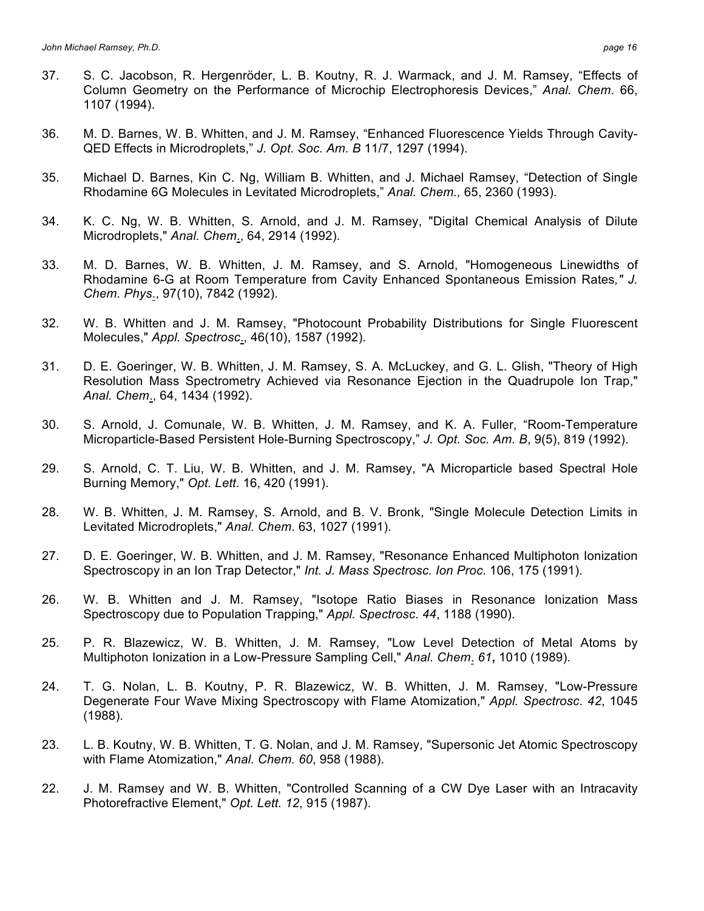37. S. C. Jacobson, R. Hergenröder, L. B. Koutny, R. J. Warmack, and J. M. Ramsey, "Effects of Column Geometry on the Performance of Microchip Electrophoresis Devices," *Anal. Chem*. 66, 1107 (1994).

36. M. D. Barnes, W. B. Whitten, and J. M. Ramsey, "Enhanced Fluorescence Yields Through Cavity-QED Effects in Microdroplets," *J. Opt. Soc. Am. B* 11/7, 1297 (1994).

35. Michael D. Barnes, Kin C. Ng, William B. Whitten, and J. Michael Ramsey, "Detection of Single Rhodamine 6G Molecules in Levitated Microdroplets," *Anal. Chem.,* 65, 2360 (1993).

34. K. C. Ng, W. B. Whitten, S. Arnold, and J. M. Ramsey, "Digital Chemical Analysis of Dilute Microdroplets," *Anal. Chem*., 64, 2914 (1992).

33. M. D. Barnes, W. B. Whitten, J. M. Ramsey, and S. Arnold, "Homogeneous Linewidths of Rhodamine 6-G at Room Temperature from Cavity Enhanced Spontaneous Emission Rates*," J. Chem. Phys*., 97(10), 7842 (1992).

32. W. B. Whitten and J. M. Ramsey, "Photocount Probability Distributions for Single Fluorescent Molecules," *Appl. Spectrosc*., 46(10), 1587 (1992).

31. D. E. Goeringer, W. B. Whitten, J. M. Ramsey, S. A. McLuckey, and G. L. Glish, "Theory of High Resolution Mass Spectrometry Achieved via Resonance Ejection in the Quadrupole Ion Trap," *Anal. Chem*., 64, 1434 (1992).

30. S. Arnold, J. Comunale, W. B. Whitten, J. M. Ramsey, and K. A. Fuller, "Room-Temperature Microparticle-Based Persistent Hole-Burning Spectroscopy," *J. Opt. Soc. Am. B*, 9(5), 819 (1992).

29. S. Arnold, C. T. Liu, W. B. Whitten, and J. M. Ramsey, "A Microparticle based Spectral Hole Burning Memory," *Opt. Lett*. 16, 420 (1991).

28. W. B. Whitten, J. M. Ramsey, S. Arnold, and B. V. Bronk, "Single Molecule Detection Limits in Levitated Microdroplets," *Anal. Chem*. 63, 1027 (1991).

27. D. E. Goeringer, W. B. Whitten, and J. M. Ramsey, "Resonance Enhanced Multiphoton Ionization Spectroscopy in an Ion Trap Detector," *Int. J. Mass Spectrosc. Ion Proc*. 106, 175 (1991).

26. W. B. Whitten and J. M. Ramsey, "Isotope Ratio Biases in Resonance Ionization Mass Spectroscopy due to Population Trapping," *Appl. Spectrosc*. *44*, 1188 (1990).

25. P. R. Blazewicz, W. B. Whitten, J. M. Ramsey, "Low Level Detection of Metal Atoms by Multiphoton Ionization in a Low-Pressure Sampling Cell," *Anal. Chem*. *61***,** 1010 (1989).

24. T. G. Nolan, L. B. Koutny, P. R. Blazewicz, W. B. Whitten, J. M. Ramsey, "Low-Pressure Degenerate Four Wave Mixing Spectroscopy with Flame Atomization," *Appl. Spectrosc*. *42*, 1045 (1988).

23. L. B. Koutny, W. B. Whitten, T. G. Nolan, and J. M. Ramsey, "Supersonic Jet Atomic Spectroscopy with Flame Atomization," *Anal. Chem. 60*, 958 (1988).

22. J. M. Ramsey and W. B. Whitten, "Controlled Scanning of a CW Dye Laser with an Intracavity Photorefractive Element," *Opt. Lett. 12*, 915 (1987).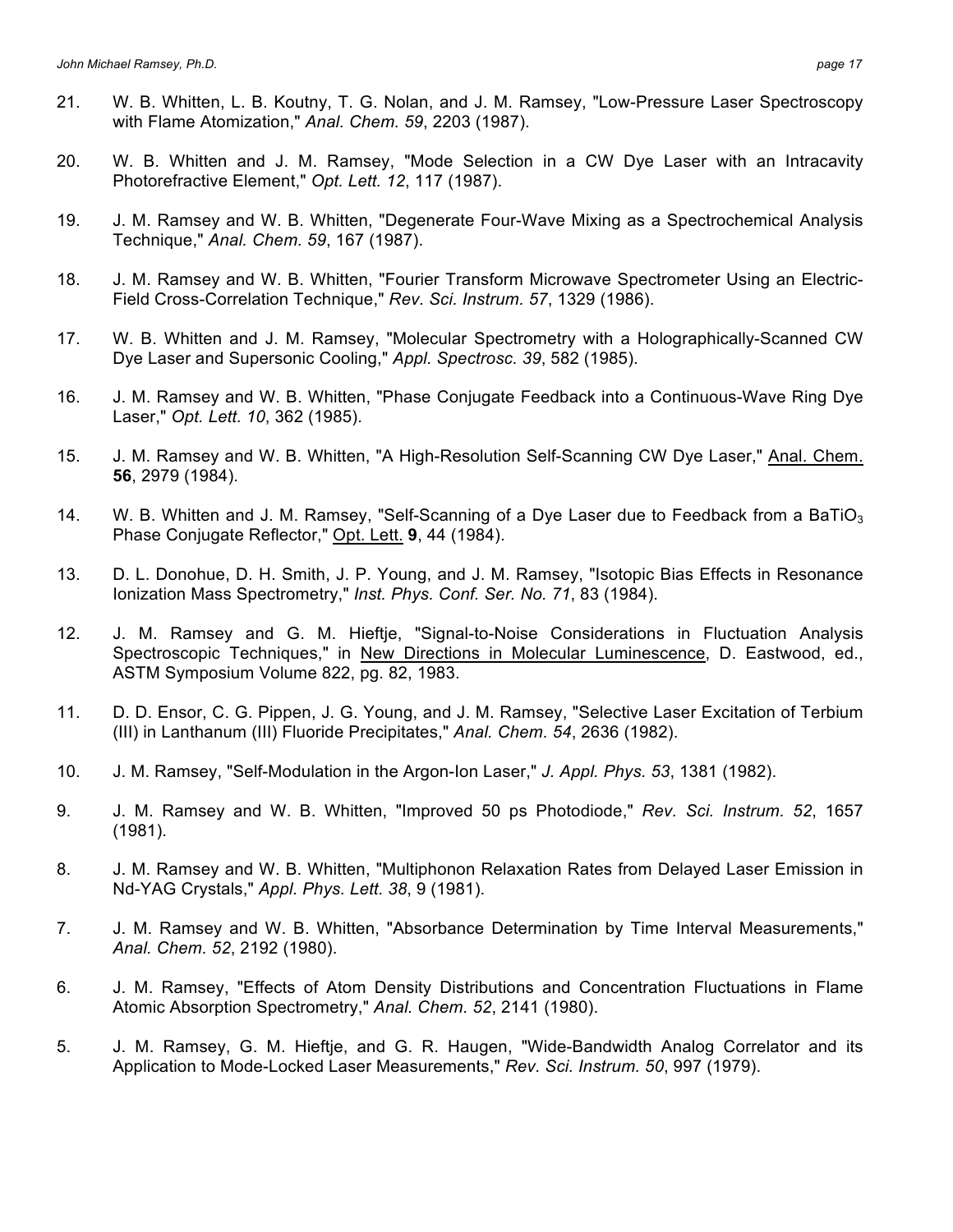21. W. B. Whitten, L. B. Koutny, T. G. Nolan, and J. M. Ramsey, "Low-Pressure Laser Spectroscopy with Flame Atomization," *Anal. Chem. 59*, 2203 (1987).

20. W. B. Whitten and J. M. Ramsey, "Mode Selection in a CW Dye Laser with an Intracavity Photorefractive Element," *Opt. Lett. 12*, 117 (1987).

19. J. M. Ramsey and W. B. Whitten, "Degenerate Four-Wave Mixing as a Spectrochemical Analysis Technique," *Anal. Chem. 59*, 167 (1987).

18. J. M. Ramsey and W. B. Whitten, "Fourier Transform Microwave Spectrometer Using an Electric-Field Cross-Correlation Technique," *Rev. Sci. Instrum. 57*, 1329 (1986).

17. W. B. Whitten and J. M. Ramsey, "Molecular Spectrometry with a Holographically-Scanned CW Dye Laser and Supersonic Cooling," *Appl. Spectrosc. 39*, 582 (1985).

16. J. M. Ramsey and W. B. Whitten, "Phase Conjugate Feedback into a Continuous-Wave Ring Dye Laser," *Opt. Lett. 10*, 362 (1985).

15. J. M. Ramsey and W. B. Whitten, "A High-Resolution Self-Scanning CW Dye Laser," Anal. Chem. **56**, 2979 (1984).

14. W. B. Whitten and J. M. Ramsey, "Self-Scanning of a Dye Laser due to Feedback from a $BaTiO_3$ Phase Conjugate Reflector," Opt. Lett. **9**, 44 (1984).

13. D. L. Donohue, D. H. Smith, J. P. Young, and J. M. Ramsey, "Isotopic Bias Effects in Resonance Ionization Mass Spectrometry," *Inst. Phys. Conf. Ser. No. 71*, 83 (1984).

12. J. M. Ramsey and G. M. Hieftje, "Signal-to-Noise Considerations in Fluctuation Analysis Spectroscopic Techniques," in New Directions in Molecular Luminescence, D. Eastwood, ed., ASTM Symposium Volume 822, pg. 82, 1983.

11. D. D. Ensor, C. G. Pippen, J. G. Young, and J. M. Ramsey, "Selective Laser Excitation of Terbium (III) in Lanthanum (III) Fluoride Precipitates," *Anal. Chem. 54*, 2636 (1982).

10. J. M. Ramsey, "Self-Modulation in the Argon-Ion Laser," *J. Appl. Phys. 53*, 1381 (1982).

9. J. M. Ramsey and W. B. Whitten, "Improved 50 ps Photodiode," *Rev. Sci. Instrum. 52*, 1657 (1981).

8. J. M. Ramsey and W. B. Whitten, "Multiphonon Relaxation Rates from Delayed Laser Emission in Nd-YAG Crystals," *Appl. Phys. Lett. 38*, 9 (1981).

7. J. M. Ramsey and W. B. Whitten, "Absorbance Determination by Time Interval Measurements," *Anal. Chem. 52*, 2192 (1980).

6. J. M. Ramsey, "Effects of Atom Density Distributions and Concentration Fluctuations in Flame Atomic Absorption Spectrometry," *Anal. Chem. 52*, 2141 (1980).

5. J. M. Ramsey, G. M. Hieftje, and G. R. Haugen, "Wide-Bandwidth Analog Correlator and its Application to Mode-Locked Laser Measurements," *Rev. Sci. Instrum. 50*, 997 (1979).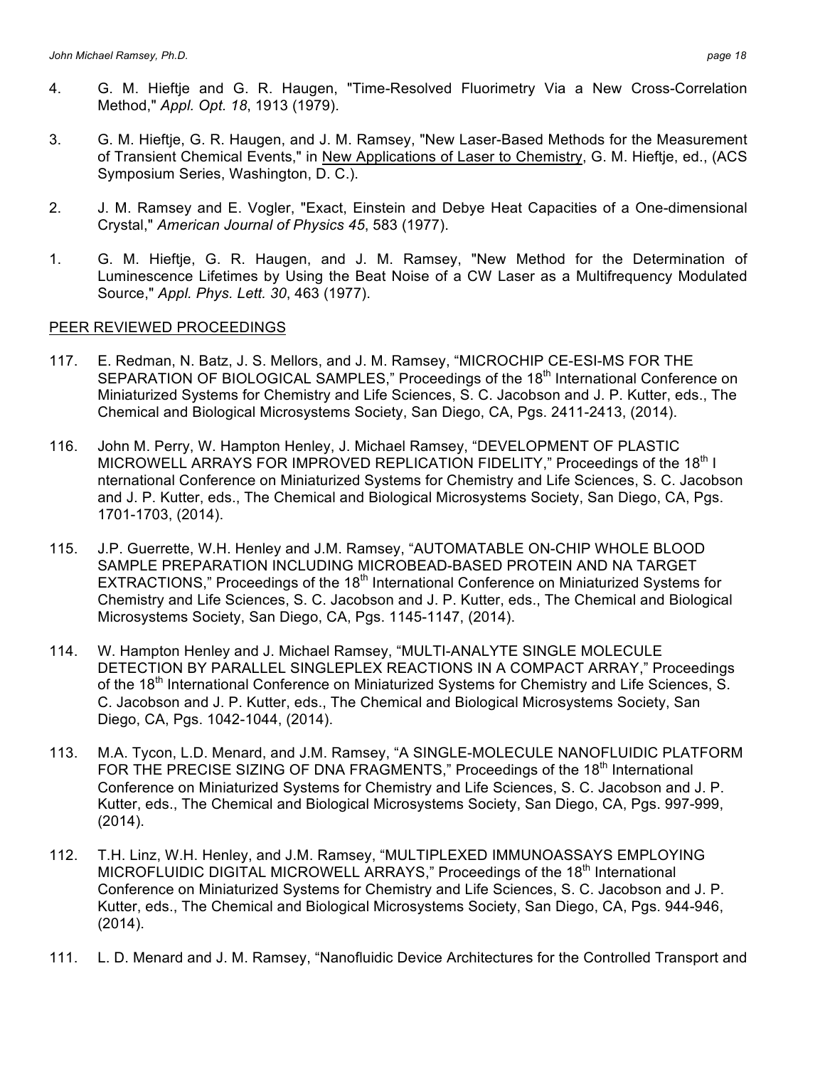4. G. M. Hieftje and G. R. Haugen, "Time-Resolved Fluorimetry Via a New Cross-Correlation Method," *Appl. Opt. 18*, 1913 (1979).

3. G. M. Hieftje, G. R. Haugen, and J. M. Ramsey, "New Laser-Based Methods for the Measurement of Transient Chemical Events," in New Applications of Laser to Chemistry, G. M. Hieftje, ed., (ACS Symposium Series, Washington, D. C.).

2. J. M. Ramsey and E. Vogler, "Exact, Einstein and Debye Heat Capacities of a One-dimensional Crystal," *American Journal of Physics 45*, 583 (1977).

1. G. M. Hieftje, G. R. Haugen, and J. M. Ramsey, "New Method for the Determination of Luminescence Lifetimes by Using the Beat Noise of a CW Laser as a Multifrequency Modulated Source," *Appl. Phys. Lett. 30*, 463 (1977).

## PEER REVIEWED PROCEEDINGS

117. E. Redman, N. Batz, J. S. Mellors, and J. M. Ramsey, "MICROCHIP CE-ESI-MS FOR THE SEPARATION OF BIOLOGICAL SAMPLES," Proceedings of the 18th International Conference on Miniaturized Systems for Chemistry and Life Sciences, S. C. Jacobson and J. P. Kutter, eds., The Chemical and Biological Microsystems Society, San Diego, CA, Pgs. 2411-2413, (2014).

116. John M. Perry, W. Hampton Henley, J. Michael Ramsey, "DEVELOPMENT OF PLASTIC MICROWELL ARRAYS FOR IMPROVED REPLICATION FIDELITY," Proceedings of the 18th I nternational Conference on Miniaturized Systems for Chemistry and Life Sciences, S. C. Jacobson and J. P. Kutter, eds., The Chemical and Biological Microsystems Society, San Diego, CA, Pgs. 1701-1703, (2014).

115. J.P. Guerrette, W.H. Henley and J.M. Ramsey, "AUTOMATABLE ON-CHIP WHOLE BLOOD SAMPLE PREPARATION INCLUDING MICROBEAD-BASED PROTEIN AND NA TARGET EXTRACTIONS," Proceedings of the 18th International Conference on Miniaturized Systems for Chemistry and Life Sciences, S. C. Jacobson and J. P. Kutter, eds., The Chemical and Biological Microsystems Society, San Diego, CA, Pgs. 1145-1147, (2014).

114. W. Hampton Henley and J. Michael Ramsey, "MULTI-ANALYTE SINGLE MOLECULE DETECTION BY PARALLEL SINGLEPLEX REACTIONS IN A COMPACT ARRAY," Proceedings of the 18th International Conference on Miniaturized Systems for Chemistry and Life Sciences, S. C. Jacobson and J. P. Kutter, eds., The Chemical and Biological Microsystems Society, San Diego, CA, Pgs. 1042-1044, (2014).

113. M.A. Tycon, L.D. Menard, and J.M. Ramsey, "A SINGLE-MOLECULE NANOFLUIDIC PLATFORM FOR THE PRECISE SIZING OF DNA FRAGMENTS," Proceedings of the 18th International Conference on Miniaturized Systems for Chemistry and Life Sciences, S. C. Jacobson and J. P. Kutter, eds., The Chemical and Biological Microsystems Society, San Diego, CA, Pgs. 997-999, (2014).

112. T.H. Linz, W.H. Henley, and J.M. Ramsey, "MULTIPLEXED IMMUNOASSAYS EMPLOYING MICROFLUIDIC DIGITAL MICROWELL ARRAYS," Proceedings of the 18th International Conference on Miniaturized Systems for Chemistry and Life Sciences, S. C. Jacobson and J. P. Kutter, eds., The Chemical and Biological Microsystems Society, San Diego, CA, Pgs. 944-946, (2014).

111. L. D. Menard and J. M. Ramsey, "Nanofluidic Device Architectures for the Controlled Transport and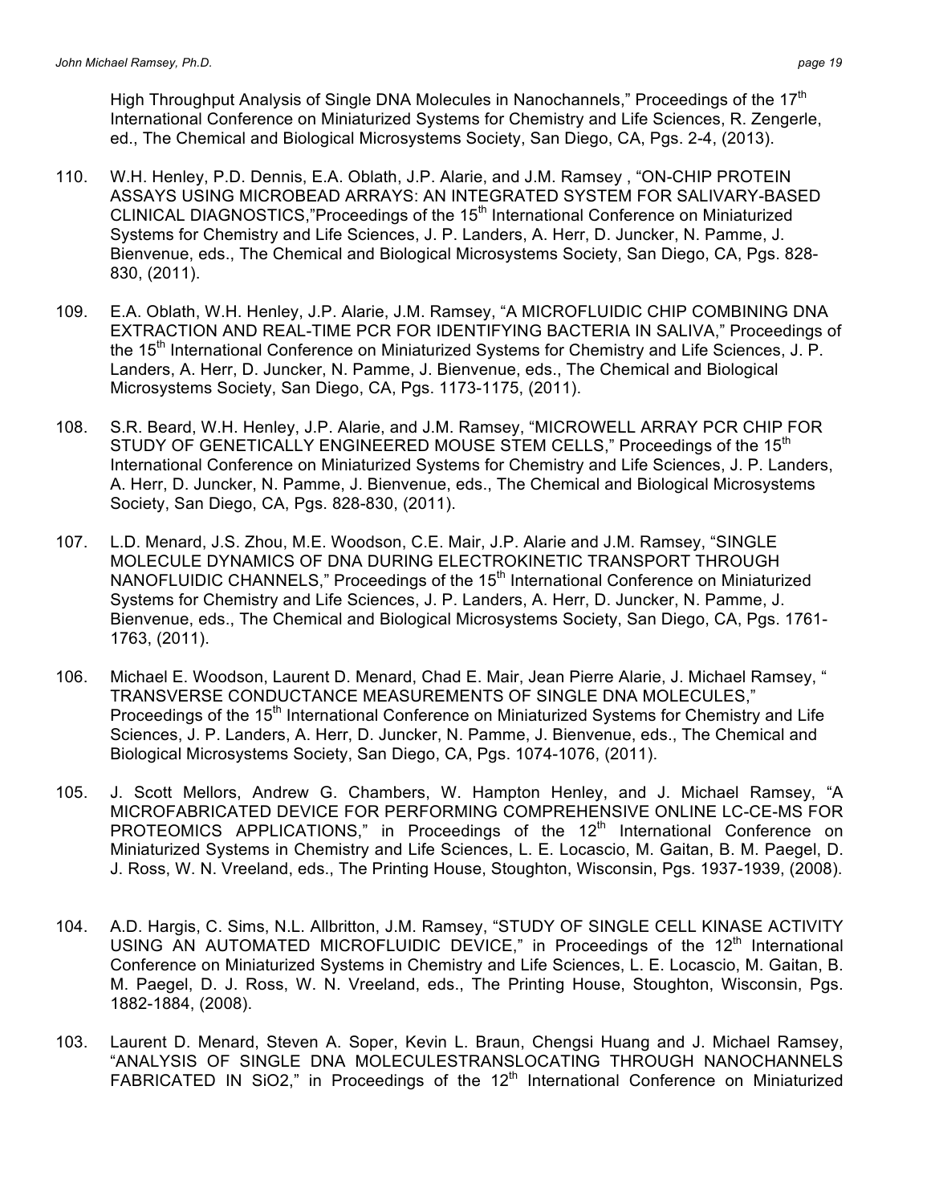High Throughput Analysis of Single DNA Molecules in Nanochannels," Proceedings of the 17th International Conference on Miniaturized Systems for Chemistry and Life Sciences, R. Zengerle, ed., The Chemical and Biological Microsystems Society, San Diego, CA, Pgs. 2-4, (2013).

110. W.H. Henley, P.D. Dennis, E.A. Oblath, J.P. Alarie, and J.M. Ramsey , "ON-CHIP PROTEIN ASSAYS USING MICROBEAD ARRAYS: AN INTEGRATED SYSTEM FOR SALIVARY-BASED CLINICAL DIAGNOSTICS,"Proceedings of the 15th International Conference on Miniaturized Systems for Chemistry and Life Sciences, J. P. Landers, A. Herr, D. Juncker, N. Pamme, J. Bienvenue, eds., The Chemical and Biological Microsystems Society, San Diego, CA, Pgs. 828-830, (2011).

109. E.A. Oblath, W.H. Henley, J.P. Alarie, J.M. Ramsey, "A MICROFLUIDIC CHIP COMBINING DNA EXTRACTION AND REAL-TIME PCR FOR IDENTIFYING BACTERIA IN SALIVA," Proceedings of the 15th International Conference on Miniaturized Systems for Chemistry and Life Sciences, J. P. Landers, A. Herr, D. Juncker, N. Pamme, J. Bienvenue, eds., The Chemical and Biological Microsystems Society, San Diego, CA, Pgs. 1173-1175, (2011).

108. S.R. Beard, W.H. Henley, J.P. Alarie, and J.M. Ramsey, "MICROWELL ARRAY PCR CHIP FOR STUDY OF GENETICALLY ENGINEERED MOUSE STEM CELLS," Proceedings of the 15th International Conference on Miniaturized Systems for Chemistry and Life Sciences, J. P. Landers, A. Herr, D. Juncker, N. Pamme, J. Bienvenue, eds., The Chemical and Biological Microsystems Society, San Diego, CA, Pgs. 828-830, (2011).

107. L.D. Menard, J.S. Zhou, M.E. Woodson, C.E. Mair, J.P. Alarie and J.M. Ramsey, "SINGLE MOLECULE DYNAMICS OF DNA DURING ELECTROKINETIC TRANSPORT THROUGH NANOFLUIDIC CHANNELS," Proceedings of the 15th International Conference on Miniaturized Systems for Chemistry and Life Sciences, J. P. Landers, A. Herr, D. Juncker, N. Pamme, J. Bienvenue, eds., The Chemical and Biological Microsystems Society, San Diego, CA, Pgs. 1761-1763, (2011).

106. Michael E. Woodson, Laurent D. Menard, Chad E. Mair, Jean Pierre Alarie, J. Michael Ramsey, " TRANSVERSE CONDUCTANCE MEASUREMENTS OF SINGLE DNA MOLECULES," Proceedings of the 15th International Conference on Miniaturized Systems for Chemistry and Life Sciences, J. P. Landers, A. Herr, D. Juncker, N. Pamme, J. Bienvenue, eds., The Chemical and Biological Microsystems Society, San Diego, CA, Pgs. 1074-1076, (2011).

105. J. Scott Mellors, Andrew G. Chambers, W. Hampton Henley, and J. Michael Ramsey, "A MICROFABRICATED DEVICE FOR PERFORMING COMPREHENSIVE ONLINE LC-CE-MS FOR PROTEOMICS APPLICATIONS," in Proceedings of the 12th International Conference on Miniaturized Systems in Chemistry and Life Sciences, L. E. Locascio, M. Gaitan, B. M. Paegel, D. J. Ross, W. N. Vreeland, eds., The Printing House, Stoughton, Wisconsin, Pgs. 1937-1939, (2008).

104. A.D. Hargis, C. Sims, N.L. Allbritton, J.M. Ramsey, "STUDY OF SINGLE CELL KINASE ACTIVITY USING AN AUTOMATED MICROFLUIDIC DEVICE," in Proceedings of the 12th International Conference on Miniaturized Systems in Chemistry and Life Sciences, L. E. Locascio, M. Gaitan, B. M. Paegel, D. J. Ross, W. N. Vreeland, eds., The Printing House, Stoughton, Wisconsin, Pgs. 1882-1884, (2008).

103. Laurent D. Menard, Steven A. Soper, Kevin L. Braun, Chengsi Huang and J. Michael Ramsey, "ANALYSIS OF SINGLE DNA MOLECULESTRANSLOCATING THROUGH NANOCHANNELS FABRICATED IN SiO2," in Proceedings of the 12th International Conference on Miniaturized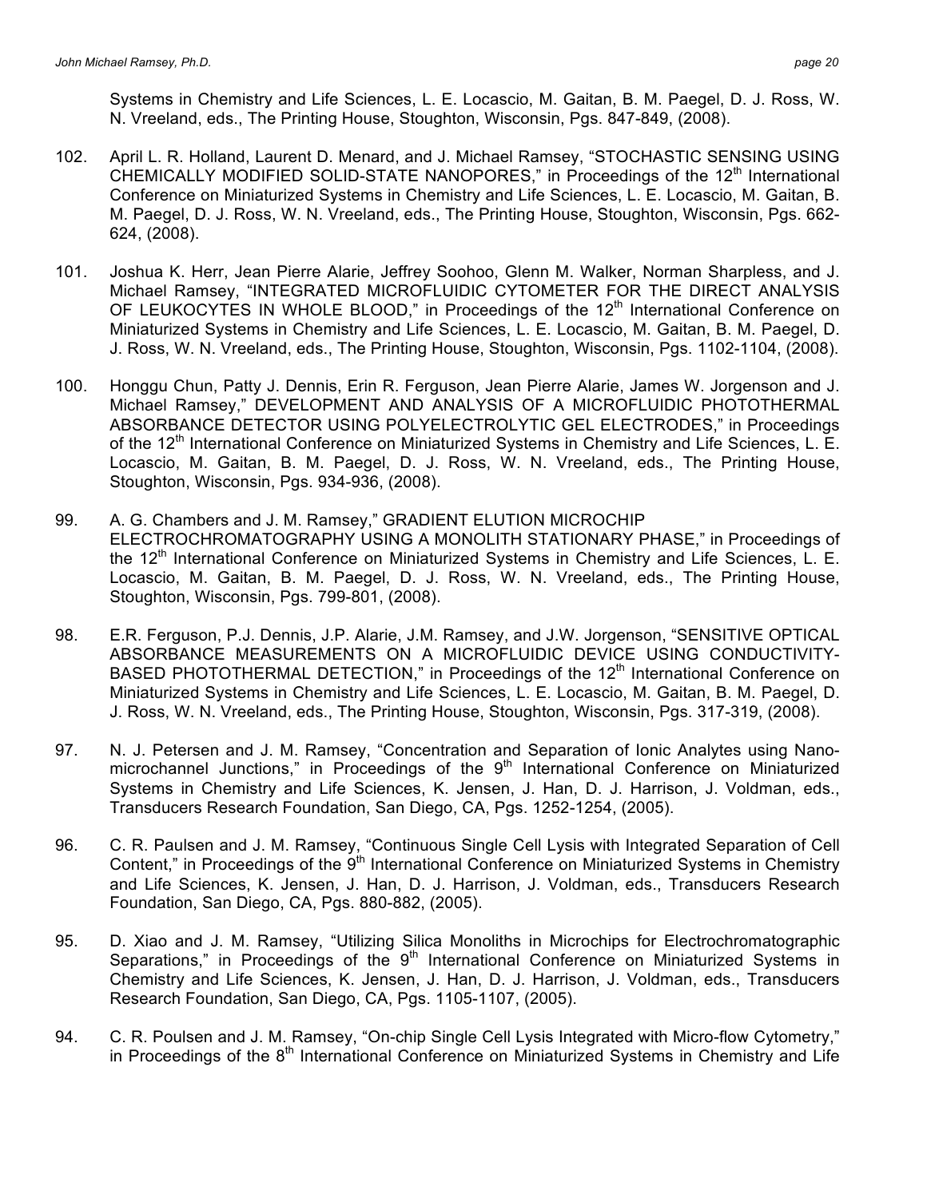Systems in Chemistry and Life Sciences, L. E. Locascio, M. Gaitan, B. M. Paegel, D. J. Ross, W. N. Vreeland, eds., The Printing House, Stoughton, Wisconsin, Pgs. 847-849, (2008).

102. April L. R. Holland, Laurent D. Menard, and J. Michael Ramsey, "STOCHASTIC SENSING USING CHEMICALLY MODIFIED SOLID-STATE NANOPORES," in Proceedings of the 12th International Conference on Miniaturized Systems in Chemistry and Life Sciences, L. E. Locascio, M. Gaitan, B. M. Paegel, D. J. Ross, W. N. Vreeland, eds., The Printing House, Stoughton, Wisconsin, Pgs. 662-624, (2008).

101. Joshua K. Herr, Jean Pierre Alarie, Jeffrey Soohoo, Glenn M. Walker, Norman Sharpless, and J. Michael Ramsey, "INTEGRATED MICROFLUIDIC CYTOMETER FOR THE DIRECT ANALYSIS OF LEUKOCYTES IN WHOLE BLOOD," in Proceedings of the 12th International Conference on Miniaturized Systems in Chemistry and Life Sciences, L. E. Locascio, M. Gaitan, B. M. Paegel, D. J. Ross, W. N. Vreeland, eds., The Printing House, Stoughton, Wisconsin, Pgs. 1102-1104, (2008).

100. Honggu Chun, Patty J. Dennis, Erin R. Ferguson, Jean Pierre Alarie, James W. Jorgenson and J. Michael Ramsey," DEVELOPMENT AND ANALYSIS OF A MICROFLUIDIC PHOTOTHERMAL ABSORBANCE DETECTOR USING POLYELECTROLYTIC GEL ELECTRODES," in Proceedings of the 12th International Conference on Miniaturized Systems in Chemistry and Life Sciences, L. E. Locascio, M. Gaitan, B. M. Paegel, D. J. Ross, W. N. Vreeland, eds., The Printing House, Stoughton, Wisconsin, Pgs. 934-936, (2008).

99. A. G. Chambers and J. M. Ramsey," GRADIENT ELUTION MICROCHIP ELECTROCHROMATOGRAPHY USING A MONOLITH STATIONARY PHASE," in Proceedings of the 12th International Conference on Miniaturized Systems in Chemistry and Life Sciences, L. E. Locascio, M. Gaitan, B. M. Paegel, D. J. Ross, W. N. Vreeland, eds., The Printing House, Stoughton, Wisconsin, Pgs. 799-801, (2008).

98. E.R. Ferguson, P.J. Dennis, J.P. Alarie, J.M. Ramsey, and J.W. Jorgenson, "SENSITIVE OPTICAL ABSORBANCE MEASUREMENTS ON A MICROFLUIDIC DEVICE USING CONDUCTIVITY-BASED PHOTOTHERMAL DETECTION," in Proceedings of the 12th International Conference on Miniaturized Systems in Chemistry and Life Sciences, L. E. Locascio, M. Gaitan, B. M. Paegel, D. J. Ross, W. N. Vreeland, eds., The Printing House, Stoughton, Wisconsin, Pgs. 317-319, (2008).

97. N. J. Petersen and J. M. Ramsey, "Concentration and Separation of Ionic Analytes using Nano-microchannel Junctions," in Proceedings of the 9th International Conference on Miniaturized Systems in Chemistry and Life Sciences, K. Jensen, J. Han, D. J. Harrison, J. Voldman, eds., Transducers Research Foundation, San Diego, CA, Pgs. 1252-1254, (2005).

96. C. R. Paulsen and J. M. Ramsey, "Continuous Single Cell Lysis with Integrated Separation of Cell Content," in Proceedings of the 9th International Conference on Miniaturized Systems in Chemistry and Life Sciences, K. Jensen, J. Han, D. J. Harrison, J. Voldman, eds., Transducers Research Foundation, San Diego, CA, Pgs. 880-882, (2005).

95. D. Xiao and J. M. Ramsey, "Utilizing Silica Monoliths in Microchips for Electrochromatographic Separations," in Proceedings of the 9th International Conference on Miniaturized Systems in Chemistry and Life Sciences, K. Jensen, J. Han, D. J. Harrison, J. Voldman, eds., Transducers Research Foundation, San Diego, CA, Pgs. 1105-1107, (2005).

94. C. R. Poulsen and J. M. Ramsey, "On-chip Single Cell Lysis Integrated with Micro-flow Cytometry," in Proceedings of the 8th International Conference on Miniaturized Systems in Chemistry and Life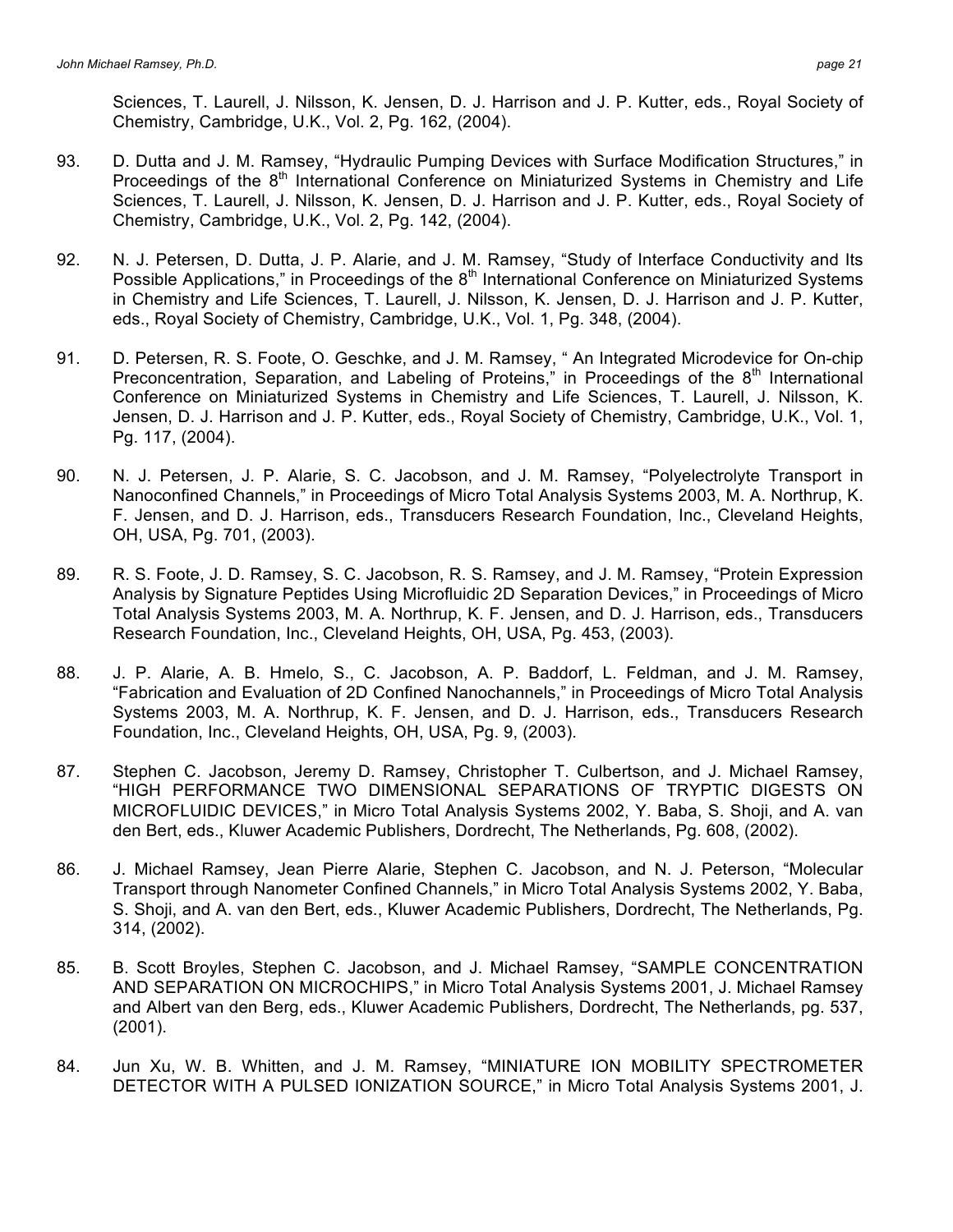Sciences, T. Laurell, J. Nilsson, K. Jensen, D. J. Harrison and J. P. Kutter, eds., Royal Society of Chemistry, Cambridge, U.K., Vol. 2, Pg. 162, (2004).

93. D. Dutta and J. M. Ramsey, "Hydraulic Pumping Devices with Surface Modification Structures," in Proceedings of the 8th International Conference on Miniaturized Systems in Chemistry and Life Sciences, T. Laurell, J. Nilsson, K. Jensen, D. J. Harrison and J. P. Kutter, eds., Royal Society of Chemistry, Cambridge, U.K., Vol. 2, Pg. 142, (2004).

92. N. J. Petersen, D. Dutta, J. P. Alarie, and J. M. Ramsey, "Study of Interface Conductivity and Its Possible Applications," in Proceedings of the 8th International Conference on Miniaturized Systems in Chemistry and Life Sciences, T. Laurell, J. Nilsson, K. Jensen, D. J. Harrison and J. P. Kutter, eds., Royal Society of Chemistry, Cambridge, U.K., Vol. 1, Pg. 348, (2004).

91. D. Petersen, R. S. Foote, O. Geschke, and J. M. Ramsey, " An Integrated Microdevice for On-chip Preconcentration, Separation, and Labeling of Proteins," in Proceedings of the 8th International Conference on Miniaturized Systems in Chemistry and Life Sciences, T. Laurell, J. Nilsson, K. Jensen, D. J. Harrison and J. P. Kutter, eds., Royal Society of Chemistry, Cambridge, U.K., Vol. 1, Pg. 117, (2004).

90. N. J. Petersen, J. P. Alarie, S. C. Jacobson, and J. M. Ramsey, "Polyelectrolyte Transport in Nanoconfined Channels," in Proceedings of Micro Total Analysis Systems 2003, M. A. Northrup, K. F. Jensen, and D. J. Harrison, eds., Transducers Research Foundation, Inc., Cleveland Heights, OH, USA, Pg. 701, (2003).

89. R. S. Foote, J. D. Ramsey, S. C. Jacobson, R. S. Ramsey, and J. M. Ramsey, "Protein Expression Analysis by Signature Peptides Using Microfluidic 2D Separation Devices," in Proceedings of Micro Total Analysis Systems 2003, M. A. Northrup, K. F. Jensen, and D. J. Harrison, eds., Transducers Research Foundation, Inc., Cleveland Heights, OH, USA, Pg. 453, (2003).

88. J. P. Alarie, A. B. Hmelo, S., C. Jacobson, A. P. Baddorf, L. Feldman, and J. M. Ramsey, "Fabrication and Evaluation of 2D Confined Nanochannels," in Proceedings of Micro Total Analysis Systems 2003, M. A. Northrup, K. F. Jensen, and D. J. Harrison, eds., Transducers Research Foundation, Inc., Cleveland Heights, OH, USA, Pg. 9, (2003).

87. Stephen C. Jacobson, Jeremy D. Ramsey, Christopher T. Culbertson, and J. Michael Ramsey, "HIGH PERFORMANCE TWO DIMENSIONAL SEPARATIONS OF TRYPTIC DIGESTS ON MICROFLUIDIC DEVICES," in Micro Total Analysis Systems 2002, Y. Baba, S. Shoji, and A. van den Bert, eds., Kluwer Academic Publishers, Dordrecht, The Netherlands, Pg. 608, (2002).

86. J. Michael Ramsey, Jean Pierre Alarie, Stephen C. Jacobson, and N. J. Peterson, "Molecular Transport through Nanometer Confined Channels," in Micro Total Analysis Systems 2002, Y. Baba, S. Shoji, and A. van den Bert, eds., Kluwer Academic Publishers, Dordrecht, The Netherlands, Pg. 314, (2002).

85. B. Scott Broyles, Stephen C. Jacobson, and J. Michael Ramsey, "SAMPLE CONCENTRATION AND SEPARATION ON MICROCHIPS," in Micro Total Analysis Systems 2001, J. Michael Ramsey and Albert van den Berg, eds., Kluwer Academic Publishers, Dordrecht, The Netherlands, pg. 537, (2001).

84. Jun Xu, W. B. Whitten, and J. M. Ramsey, "MINIATURE ION MOBILITY SPECTROMETER DETECTOR WITH A PULSED IONIZATION SOURCE," in Micro Total Analysis Systems 2001, J.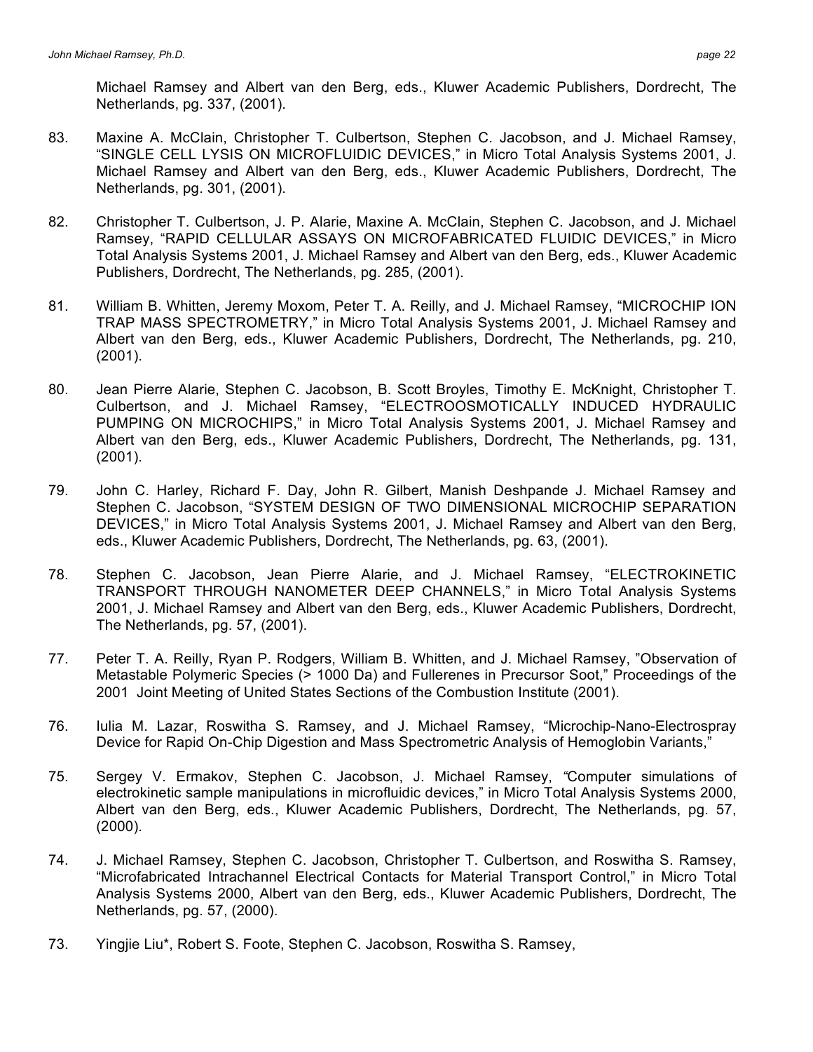Michael Ramsey and Albert van den Berg, eds., Kluwer Academic Publishers, Dordrecht, The Netherlands, pg. 337, (2001).

83. Maxine A. McClain, Christopher T. Culbertson, Stephen C. Jacobson, and J. Michael Ramsey, "SINGLE CELL LYSIS ON MICROFLUIDIC DEVICES," in Micro Total Analysis Systems 2001, J. Michael Ramsey and Albert van den Berg, eds., Kluwer Academic Publishers, Dordrecht, The Netherlands, pg. 301, (2001).

82. Christopher T. Culbertson, J. P. Alarie, Maxine A. McClain, Stephen C. Jacobson, and J. Michael Ramsey, "RAPID CELLULAR ASSAYS ON MICROFABRICATED FLUIDIC DEVICES," in Micro Total Analysis Systems 2001, J. Michael Ramsey and Albert van den Berg, eds., Kluwer Academic Publishers, Dordrecht, The Netherlands, pg. 285, (2001).

81. William B. Whitten, Jeremy Moxom, Peter T. A. Reilly, and J. Michael Ramsey, "MICROCHIP ION TRAP MASS SPECTROMETRY," in Micro Total Analysis Systems 2001, J. Michael Ramsey and Albert van den Berg, eds., Kluwer Academic Publishers, Dordrecht, The Netherlands, pg. 210, (2001).

80. Jean Pierre Alarie, Stephen C. Jacobson, B. Scott Broyles, Timothy E. McKnight, Christopher T. Culbertson, and J. Michael Ramsey, "ELECTROOSMOTICALLY INDUCED HYDRAULIC PUMPING ON MICROCHIPS," in Micro Total Analysis Systems 2001, J. Michael Ramsey and Albert van den Berg, eds., Kluwer Academic Publishers, Dordrecht, The Netherlands, pg. 131, (2001).

79. John C. Harley, Richard F. Day, John R. Gilbert, Manish Deshpande J. Michael Ramsey and Stephen C. Jacobson, "SYSTEM DESIGN OF TWO DIMENSIONAL MICROCHIP SEPARATION DEVICES," in Micro Total Analysis Systems 2001, J. Michael Ramsey and Albert van den Berg, eds., Kluwer Academic Publishers, Dordrecht, The Netherlands, pg. 63, (2001).

78. Stephen C. Jacobson, Jean Pierre Alarie, and J. Michael Ramsey, "ELECTROKINETIC TRANSPORT THROUGH NANOMETER DEEP CHANNELS," in Micro Total Analysis Systems 2001, J. Michael Ramsey and Albert van den Berg, eds., Kluwer Academic Publishers, Dordrecht, The Netherlands, pg. 57, (2001).

77. Peter T. A. Reilly, Ryan P. Rodgers, William B. Whitten, and J. Michael Ramsey, "Observation of Metastable Polymeric Species (> 1000 Da) and Fullerenes in Precursor Soot," Proceedings of the 2001 Joint Meeting of United States Sections of the Combustion Institute (2001).

76. Iulia M. Lazar, Roswitha S. Ramsey, and J. Michael Ramsey, "Microchip-Nano-Electrospray Device for Rapid On-Chip Digestion and Mass Spectrometric Analysis of Hemoglobin Variants,"

75. Sergey V. Ermakov, Stephen C. Jacobson, J. Michael Ramsey, "Computer simulations of electrokinetic sample manipulations in microfluidic devices," in Micro Total Analysis Systems 2000, Albert van den Berg, eds., Kluwer Academic Publishers, Dordrecht, The Netherlands, pg. 57, (2000).

74. J. Michael Ramsey, Stephen C. Jacobson, Christopher T. Culbertson, and Roswitha S. Ramsey, "Microfabricated Intrachannel Electrical Contacts for Material Transport Control," in Micro Total Analysis Systems 2000, Albert van den Berg, eds., Kluwer Academic Publishers, Dordrecht, The Netherlands, pg. 57, (2000).

73. Yingjie Liu*, Robert S. Foote, Stephen C. Jacobson, Roswitha S. Ramsey,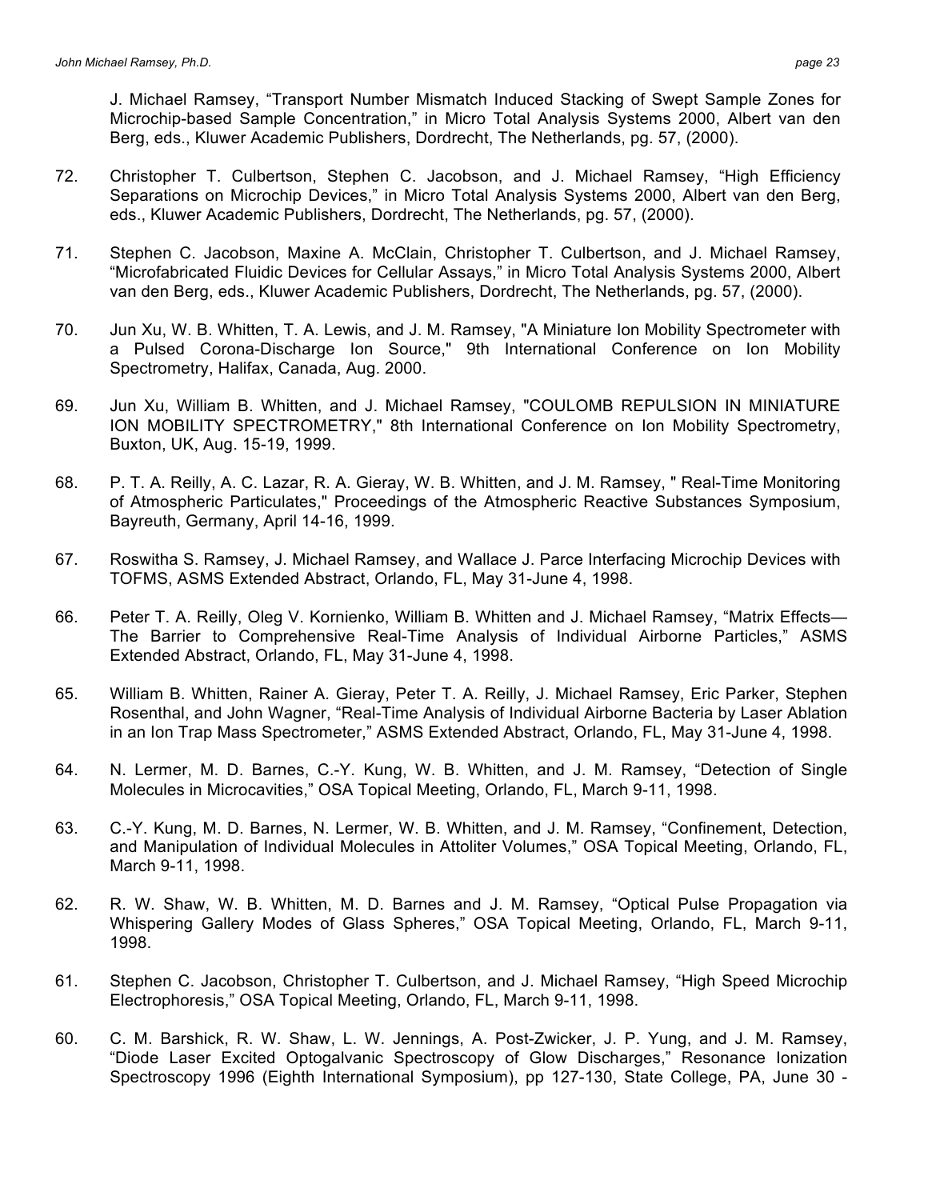J. Michael Ramsey, "Transport Number Mismatch Induced Stacking of Swept Sample Zones for Microchip-based Sample Concentration," in Micro Total Analysis Systems 2000, Albert van den Berg, eds., Kluwer Academic Publishers, Dordrecht, The Netherlands, pg. 57, (2000).

72. Christopher T. Culbertson, Stephen C. Jacobson, and J. Michael Ramsey, "High Efficiency Separations on Microchip Devices," in Micro Total Analysis Systems 2000, Albert van den Berg, eds., Kluwer Academic Publishers, Dordrecht, The Netherlands, pg. 57, (2000).

71. Stephen C. Jacobson, Maxine A. McClain, Christopher T. Culbertson, and J. Michael Ramsey, "Microfabricated Fluidic Devices for Cellular Assays," in Micro Total Analysis Systems 2000, Albert van den Berg, eds., Kluwer Academic Publishers, Dordrecht, The Netherlands, pg. 57, (2000).

70. Jun Xu, W. B. Whitten, T. A. Lewis, and J. M. Ramsey, "A Miniature Ion Mobility Spectrometer with a Pulsed Corona-Discharge Ion Source," 9th International Conference on Ion Mobility Spectrometry, Halifax, Canada, Aug. 2000.

69. Jun Xu, William B. Whitten, and J. Michael Ramsey, "COULOMB REPULSION IN MINIATURE ION MOBILITY SPECTROMETRY," 8th International Conference on Ion Mobility Spectrometry, Buxton, UK, Aug. 15-19, 1999.

68. P. T. A. Reilly, A. C. Lazar, R. A. Gieray, W. B. Whitten, and J. M. Ramsey, " Real-Time Monitoring of Atmospheric Particulates," Proceedings of the Atmospheric Reactive Substances Symposium, Bayreuth, Germany, April 14-16, 1999.

67. Roswitha S. Ramsey, J. Michael Ramsey, and Wallace J. Parce Interfacing Microchip Devices with TOFMS, ASMS Extended Abstract, Orlando, FL, May 31-June 4, 1998.

66. Peter T. A. Reilly, Oleg V. Kornienko, William B. Whitten and J. Michael Ramsey, "Matrix Effects—The Barrier to Comprehensive Real-Time Analysis of Individual Airborne Particles," ASMS Extended Abstract, Orlando, FL, May 31-June 4, 1998.

65. William B. Whitten, Rainer A. Gieray, Peter T. A. Reilly, J. Michael Ramsey, Eric Parker, Stephen Rosenthal, and John Wagner, "Real-Time Analysis of Individual Airborne Bacteria by Laser Ablation in an Ion Trap Mass Spectrometer," ASMS Extended Abstract, Orlando, FL, May 31-June 4, 1998.

64. N. Lermer, M. D. Barnes, C.-Y. Kung, W. B. Whitten, and J. M. Ramsey, "Detection of Single Molecules in Microcavities," OSA Topical Meeting, Orlando, FL, March 9-11, 1998.

63. C.-Y. Kung, M. D. Barnes, N. Lermer, W. B. Whitten, and J. M. Ramsey, "Confinement, Detection, and Manipulation of Individual Molecules in Attoliter Volumes," OSA Topical Meeting, Orlando, FL, March 9-11, 1998.

62. R. W. Shaw, W. B. Whitten, M. D. Barnes and J. M. Ramsey, "Optical Pulse Propagation via Whispering Gallery Modes of Glass Spheres," OSA Topical Meeting, Orlando, FL, March 9-11, 1998.

61. Stephen C. Jacobson, Christopher T. Culbertson, and J. Michael Ramsey, "High Speed Microchip Electrophoresis," OSA Topical Meeting, Orlando, FL, March 9-11, 1998.

60. C. M. Barshick, R. W. Shaw, L. W. Jennings, A. Post-Zwicker, J. P. Yung, and J. M. Ramsey, "Diode Laser Excited Optogalvanic Spectroscopy of Glow Discharges," Resonance Ionization Spectroscopy 1996 (Eighth International Symposium), pp 127-130, State College, PA, June 30 -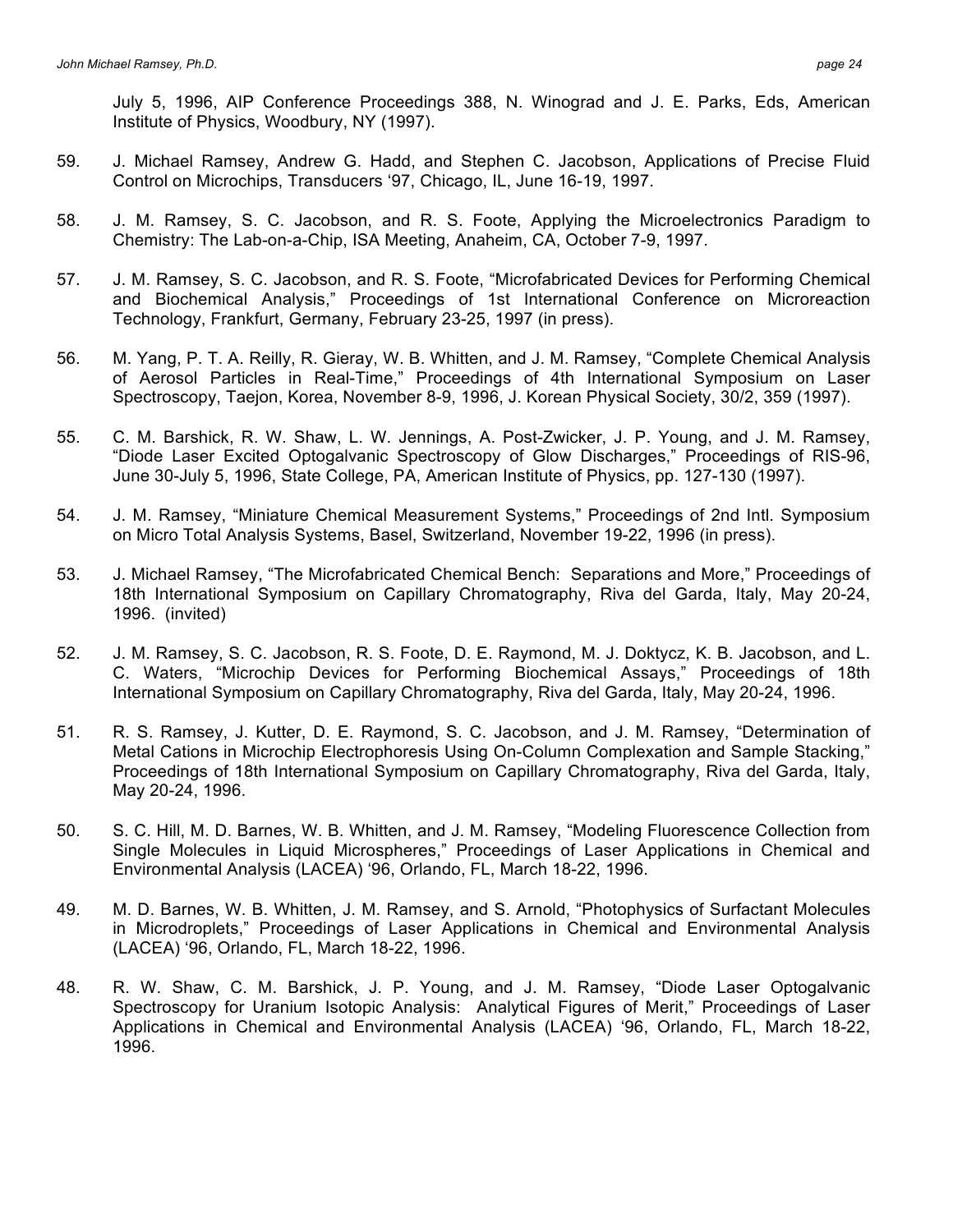July 5, 1996, AIP Conference Proceedings 388, N. Winograd and J. E. Parks, Eds, American Institute of Physics, Woodbury, NY (1997).

59. J. Michael Ramsey, Andrew G. Hadd, and Stephen C. Jacobson, Applications of Precise Fluid Control on Microchips, Transducers '97, Chicago, IL, June 16-19, 1997.

58. J. M. Ramsey, S. C. Jacobson, and R. S. Foote, Applying the Microelectronics Paradigm to Chemistry: The Lab-on-a-Chip, ISA Meeting, Anaheim, CA, October 7-9, 1997.

57. J. M. Ramsey, S. C. Jacobson, and R. S. Foote, "Microfabricated Devices for Performing Chemical and Biochemical Analysis," Proceedings of 1st International Conference on Microreaction Technology, Frankfurt, Germany, February 23-25, 1997 (in press).

56. M. Yang, P. T. A. Reilly, R. Gieray, W. B. Whitten, and J. M. Ramsey, "Complete Chemical Analysis of Aerosol Particles in Real-Time," Proceedings of 4th International Symposium on Laser Spectroscopy, Taejon, Korea, November 8-9, 1996, J. Korean Physical Society, 30/2, 359 (1997).

55. C. M. Barshick, R. W. Shaw, L. W. Jennings, A. Post-Zwicker, J. P. Young, and J. M. Ramsey, "Diode Laser Excited Optogalvanic Spectroscopy of Glow Discharges," Proceedings of RIS-96, June 30-July 5, 1996, State College, PA, American Institute of Physics, pp. 127-130 (1997).

54. J. M. Ramsey, "Miniature Chemical Measurement Systems," Proceedings of 2nd Intl. Symposium on Micro Total Analysis Systems, Basel, Switzerland, November 19-22, 1996 (in press).

53. J. Michael Ramsey, "The Microfabricated Chemical Bench: Separations and More," Proceedings of 18th International Symposium on Capillary Chromatography, Riva del Garda, Italy, May 20-24, 1996. (invited)

52. J. M. Ramsey, S. C. Jacobson, R. S. Foote, D. E. Raymond, M. J. Doktycz, K. B. Jacobson, and L. C. Waters, "Microchip Devices for Performing Biochemical Assays," Proceedings of 18th International Symposium on Capillary Chromatography, Riva del Garda, Italy, May 20-24, 1996.

51. R. S. Ramsey, J. Kutter, D. E. Raymond, S. C. Jacobson, and J. M. Ramsey, "Determination of Metal Cations in Microchip Electrophoresis Using On-Column Complexation and Sample Stacking," Proceedings of 18th International Symposium on Capillary Chromatography, Riva del Garda, Italy, May 20-24, 1996.

50. S. C. Hill, M. D. Barnes, W. B. Whitten, and J. M. Ramsey, "Modeling Fluorescence Collection from Single Molecules in Liquid Microspheres," Proceedings of Laser Applications in Chemical and Environmental Analysis (LACEA) '96, Orlando, FL, March 18-22, 1996.

49. M. D. Barnes, W. B. Whitten, J. M. Ramsey, and S. Arnold, "Photophysics of Surfactant Molecules in Microdroplets," Proceedings of Laser Applications in Chemical and Environmental Analysis (LACEA) '96, Orlando, FL, March 18-22, 1996.

48. R. W. Shaw, C. M. Barshick, J. P. Young, and J. M. Ramsey, "Diode Laser Optogalvanic Spectroscopy for Uranium Isotopic Analysis: Analytical Figures of Merit," Proceedings of Laser Applications in Chemical and Environmental Analysis (LACEA) '96, Orlando, FL, March 18-22, 1996.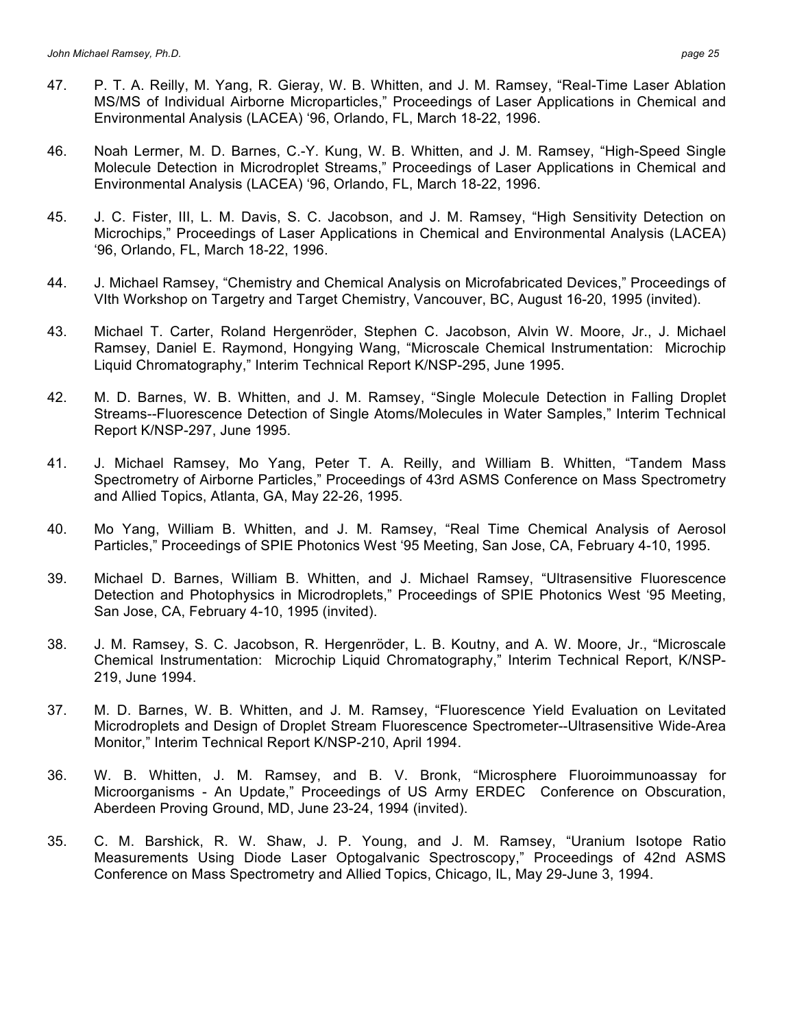47. P. T. A. Reilly, M. Yang, R. Gieray, W. B. Whitten, and J. M. Ramsey, "Real-Time Laser Ablation MS/MS of Individual Airborne Microparticles," Proceedings of Laser Applications in Chemical and Environmental Analysis (LACEA) '96, Orlando, FL, March 18-22, 1996.

46. Noah Lermer, M. D. Barnes, C.-Y. Kung, W. B. Whitten, and J. M. Ramsey, "High-Speed Single Molecule Detection in Microdroplet Streams," Proceedings of Laser Applications in Chemical and Environmental Analysis (LACEA) '96, Orlando, FL, March 18-22, 1996.

45. J. C. Fister, III, L. M. Davis, S. C. Jacobson, and J. M. Ramsey, "High Sensitivity Detection on Microchips," Proceedings of Laser Applications in Chemical and Environmental Analysis (LACEA) '96, Orlando, FL, March 18-22, 1996.

44. J. Michael Ramsey, "Chemistry and Chemical Analysis on Microfabricated Devices," Proceedings of VIth Workshop on Targetry and Target Chemistry, Vancouver, BC, August 16-20, 1995 (invited).

43. Michael T. Carter, Roland Hergenröder, Stephen C. Jacobson, Alvin W. Moore, Jr., J. Michael Ramsey, Daniel E. Raymond, Hongying Wang, "Microscale Chemical Instrumentation: Microchip Liquid Chromatography," Interim Technical Report K/NSP-295, June 1995.

42. M. D. Barnes, W. B. Whitten, and J. M. Ramsey, "Single Molecule Detection in Falling Droplet Streams--Fluorescence Detection of Single Atoms/Molecules in Water Samples," Interim Technical Report K/NSP-297, June 1995.

41. J. Michael Ramsey, Mo Yang, Peter T. A. Reilly, and William B. Whitten, "Tandem Mass Spectrometry of Airborne Particles," Proceedings of 43rd ASMS Conference on Mass Spectrometry and Allied Topics, Atlanta, GA, May 22-26, 1995.

40. Mo Yang, William B. Whitten, and J. M. Ramsey, "Real Time Chemical Analysis of Aerosol Particles," Proceedings of SPIE Photonics West '95 Meeting, San Jose, CA, February 4-10, 1995.

39. Michael D. Barnes, William B. Whitten, and J. Michael Ramsey, "Ultrasensitive Fluorescence Detection and Photophysics in Microdroplets," Proceedings of SPIE Photonics West '95 Meeting, San Jose, CA, February 4-10, 1995 (invited).

38. J. M. Ramsey, S. C. Jacobson, R. Hergenröder, L. B. Koutny, and A. W. Moore, Jr., "Microscale Chemical Instrumentation: Microchip Liquid Chromatography," Interim Technical Report, K/NSP-219, June 1994.

37. M. D. Barnes, W. B. Whitten, and J. M. Ramsey, "Fluorescence Yield Evaluation on Levitated Microdroplets and Design of Droplet Stream Fluorescence Spectrometer--Ultrasensitive Wide-Area Monitor," Interim Technical Report K/NSP-210, April 1994.

36. W. B. Whitten, J. M. Ramsey, and B. V. Bronk, "Microsphere Fluoroimmunoassay for Microorganisms - An Update," Proceedings of US Army ERDEC Conference on Obscuration, Aberdeen Proving Ground, MD, June 23-24, 1994 (invited).

35. C. M. Barshick, R. W. Shaw, J. P. Young, and J. M. Ramsey, "Uranium Isotope Ratio Measurements Using Diode Laser Optogalvanic Spectroscopy," Proceedings of 42nd ASMS Conference on Mass Spectrometry and Allied Topics, Chicago, IL, May 29-June 3, 1994.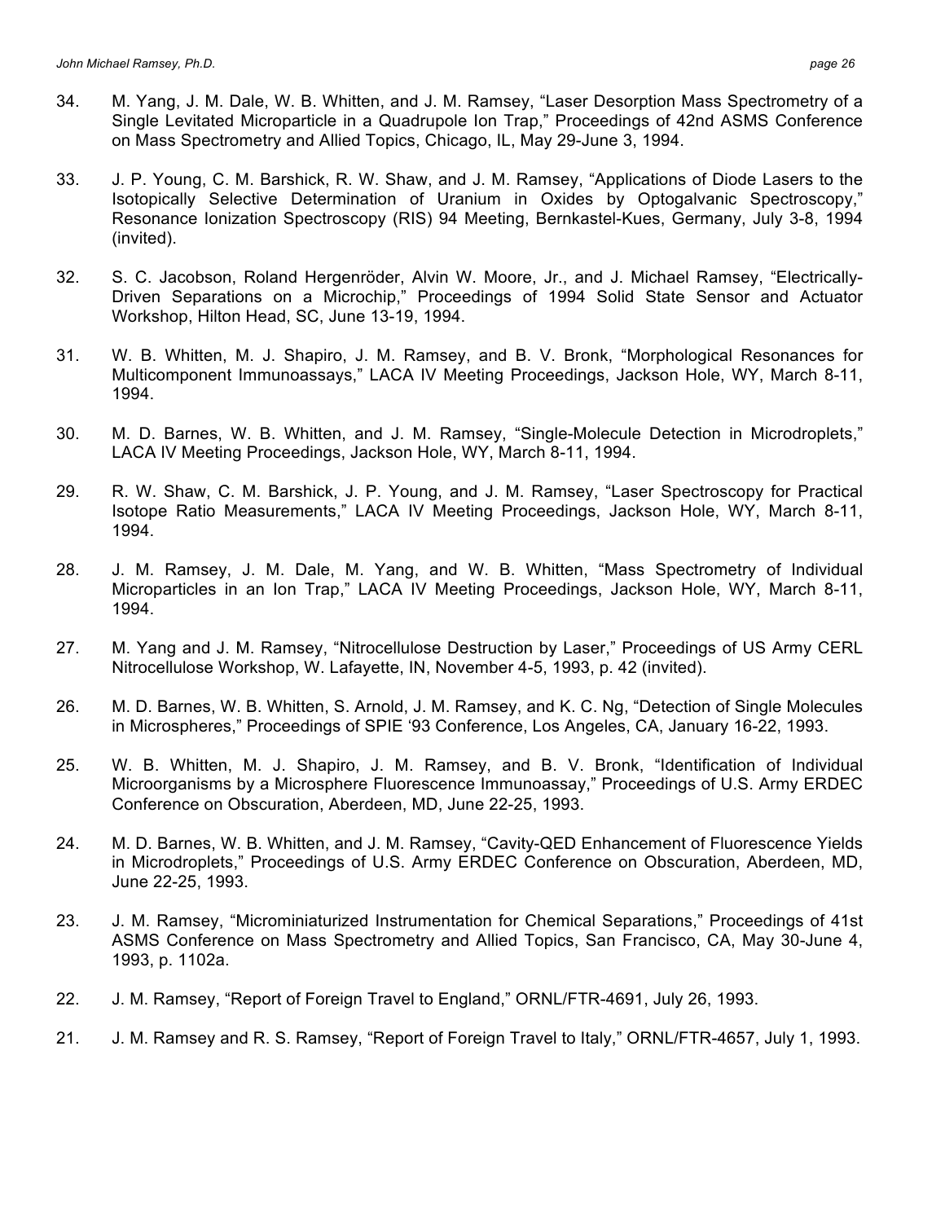34. M. Yang, J. M. Dale, W. B. Whitten, and J. M. Ramsey, “Laser Desorption Mass Spectrometry of a Single Levitated Microparticle in a Quadrupole Ion Trap,” Proceedings of 42nd ASMS Conference on Mass Spectrometry and Allied Topics, Chicago, IL, May 29-June 3, 1994.

33. J. P. Young, C. M. Barshick, R. W. Shaw, and J. M. Ramsey, “Applications of Diode Lasers to the Isotopically Selective Determination of Uranium in Oxides by Optogalvanic Spectroscopy,” Resonance Ionization Spectroscopy (RIS) 94 Meeting, Bernkastel-Kues, Germany, July 3-8, 1994 (invited).

32. S. C. Jacobson, Roland Hergenröder, Alvin W. Moore, Jr., and J. Michael Ramsey, “Electrically-Driven Separations on a Microchip,” Proceedings of 1994 Solid State Sensor and Actuator Workshop, Hilton Head, SC, June 13-19, 1994.

31. W. B. Whitten, M. J. Shapiro, J. M. Ramsey, and B. V. Bronk, “Morphological Resonances for Multicomponent Immunoassays,” LACA IV Meeting Proceedings, Jackson Hole, WY, March 8-11, 1994.

30. M. D. Barnes, W. B. Whitten, and J. M. Ramsey, “Single-Molecule Detection in Microdroplets,” LACA IV Meeting Proceedings, Jackson Hole, WY, March 8-11, 1994.

29. R. W. Shaw, C. M. Barshick, J. P. Young, and J. M. Ramsey, “Laser Spectroscopy for Practical Isotope Ratio Measurements,” LACA IV Meeting Proceedings, Jackson Hole, WY, March 8-11, 1994.

28. J. M. Ramsey, J. M. Dale, M. Yang, and W. B. Whitten, “Mass Spectrometry of Individual Microparticles in an Ion Trap,” LACA IV Meeting Proceedings, Jackson Hole, WY, March 8-11, 1994.

27. M. Yang and J. M. Ramsey, “Nitrocellulose Destruction by Laser,” Proceedings of US Army CERL Nitrocellulose Workshop, W. Lafayette, IN, November 4-5, 1993, p. 42 (invited).

26. M. D. Barnes, W. B. Whitten, S. Arnold, J. M. Ramsey, and K. C. Ng, “Detection of Single Molecules in Microspheres,” Proceedings of SPIE ‘93 Conference, Los Angeles, CA, January 16-22, 1993.

25. W. B. Whitten, M. J. Shapiro, J. M. Ramsey, and B. V. Bronk, “Identification of Individual Microorganisms by a Microsphere Fluorescence Immunoassay,” Proceedings of U.S. Army ERDEC Conference on Obscuration, Aberdeen, MD, June 22-25, 1993.

24. M. D. Barnes, W. B. Whitten, and J. M. Ramsey, “Cavity-QED Enhancement of Fluorescence Yields in Microdroplets,” Proceedings of U.S. Army ERDEC Conference on Obscuration, Aberdeen, MD, June 22-25, 1993.

23. J. M. Ramsey, “Microminiaturized Instrumentation for Chemical Separations,” Proceedings of 41st ASMS Conference on Mass Spectrometry and Allied Topics, San Francisco, CA, May 30-June 4, 1993, p. 1102a.

22. J. M. Ramsey, “Report of Foreign Travel to England,” ORNL/FTR-4691, July 26, 1993.

21. J. M. Ramsey and R. S. Ramsey, “Report of Foreign Travel to Italy,” ORNL/FTR-4657, July 1, 1993.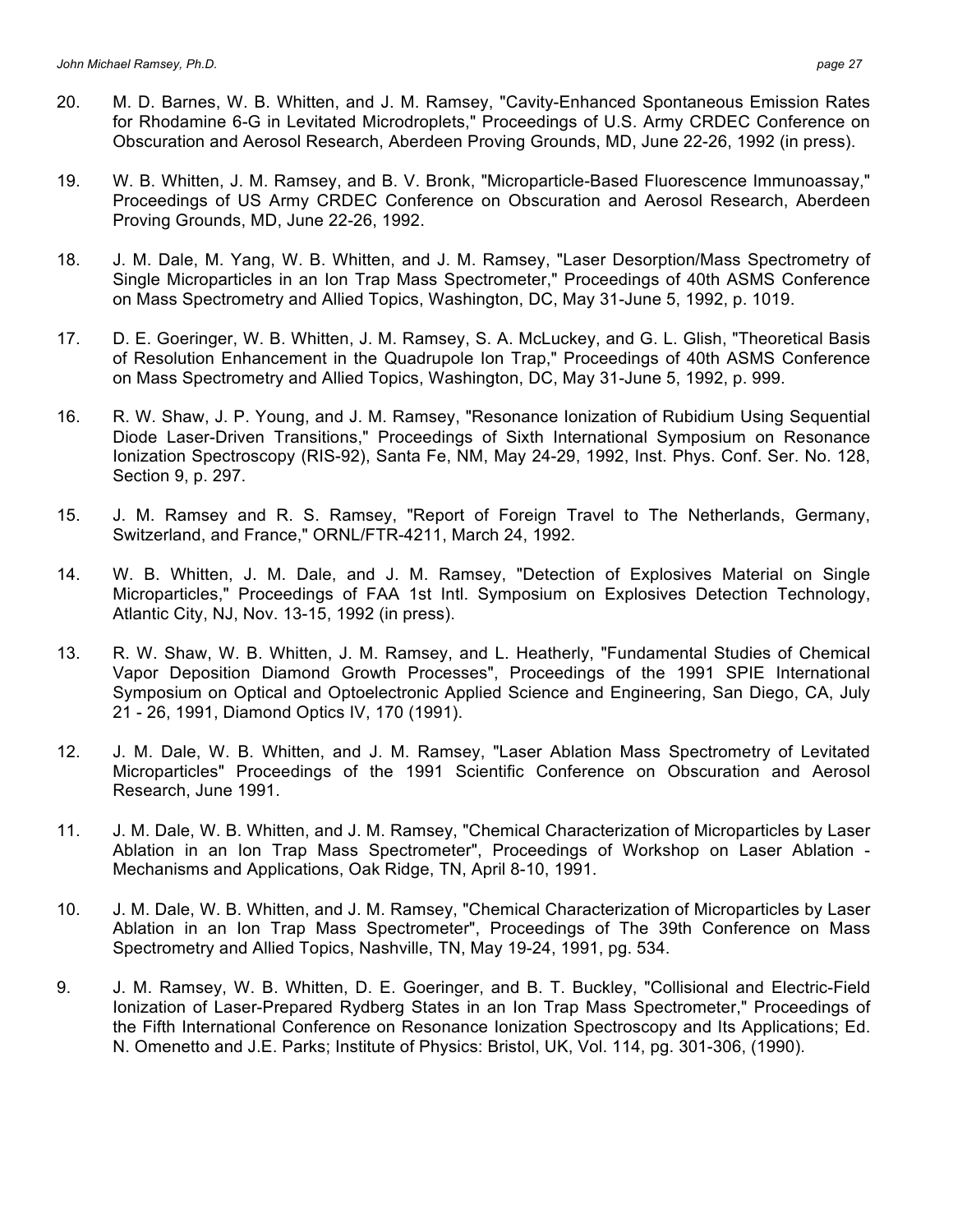20. M. D. Barnes, W. B. Whitten, and J. M. Ramsey, "Cavity-Enhanced Spontaneous Emission Rates for Rhodamine 6-G in Levitated Microdroplets," Proceedings of U.S. Army CRDEC Conference on Obscuration and Aerosol Research, Aberdeen Proving Grounds, MD, June 22-26, 1992 (in press).

19. W. B. Whitten, J. M. Ramsey, and B. V. Bronk, "Microparticle-Based Fluorescence Immunoassay," Proceedings of US Army CRDEC Conference on Obscuration and Aerosol Research, Aberdeen Proving Grounds, MD, June 22-26, 1992.

18. J. M. Dale, M. Yang, W. B. Whitten, and J. M. Ramsey, "Laser Desorption/Mass Spectrometry of Single Microparticles in an Ion Trap Mass Spectrometer," Proceedings of 40th ASMS Conference on Mass Spectrometry and Allied Topics, Washington, DC, May 31-June 5, 1992, p. 1019.

17. D. E. Goeringer, W. B. Whitten, J. M. Ramsey, S. A. McLuckey, and G. L. Glish, "Theoretical Basis of Resolution Enhancement in the Quadrupole Ion Trap," Proceedings of 40th ASMS Conference on Mass Spectrometry and Allied Topics, Washington, DC, May 31-June 5, 1992, p. 999.

16. R. W. Shaw, J. P. Young, and J. M. Ramsey, "Resonance Ionization of Rubidium Using Sequential Diode Laser-Driven Transitions," Proceedings of Sixth International Symposium on Resonance Ionization Spectroscopy (RIS-92), Santa Fe, NM, May 24-29, 1992, Inst. Phys. Conf. Ser. No. 128, Section 9, p. 297.

15. J. M. Ramsey and R. S. Ramsey, "Report of Foreign Travel to The Netherlands, Germany, Switzerland, and France," ORNL/FTR-4211, March 24, 1992.

14. W. B. Whitten, J. M. Dale, and J. M. Ramsey, "Detection of Explosives Material on Single Microparticles," Proceedings of FAA 1st Intl. Symposium on Explosives Detection Technology, Atlantic City, NJ, Nov. 13-15, 1992 (in press).

13. R. W. Shaw, W. B. Whitten, J. M. Ramsey, and L. Heatherly, "Fundamental Studies of Chemical Vapor Deposition Diamond Growth Processes", Proceedings of the 1991 SPIE International Symposium on Optical and Optoelectronic Applied Science and Engineering, San Diego, CA, July 21 - 26, 1991, Diamond Optics IV, 170 (1991).

12. J. M. Dale, W. B. Whitten, and J. M. Ramsey, "Laser Ablation Mass Spectrometry of Levitated Microparticles" Proceedings of the 1991 Scientific Conference on Obscuration and Aerosol Research, June 1991.

11. J. M. Dale, W. B. Whitten, and J. M. Ramsey, "Chemical Characterization of Microparticles by Laser Ablation in an Ion Trap Mass Spectrometer", Proceedings of Workshop on Laser Ablation - Mechanisms and Applications, Oak Ridge, TN, April 8-10, 1991.

10. J. M. Dale, W. B. Whitten, and J. M. Ramsey, "Chemical Characterization of Microparticles by Laser Ablation in an Ion Trap Mass Spectrometer", Proceedings of The 39th Conference on Mass Spectrometry and Allied Topics, Nashville, TN, May 19-24, 1991, pg. 534.

9. J. M. Ramsey, W. B. Whitten, D. E. Goeringer, and B. T. Buckley, "Collisional and Electric-Field Ionization of Laser-Prepared Rydberg States in an Ion Trap Mass Spectrometer," Proceedings of the Fifth International Conference on Resonance Ionization Spectroscopy and Its Applications; Ed. N. Omenetto and J.E. Parks; Institute of Physics: Bristol, UK, Vol. 114, pg. 301-306, (1990).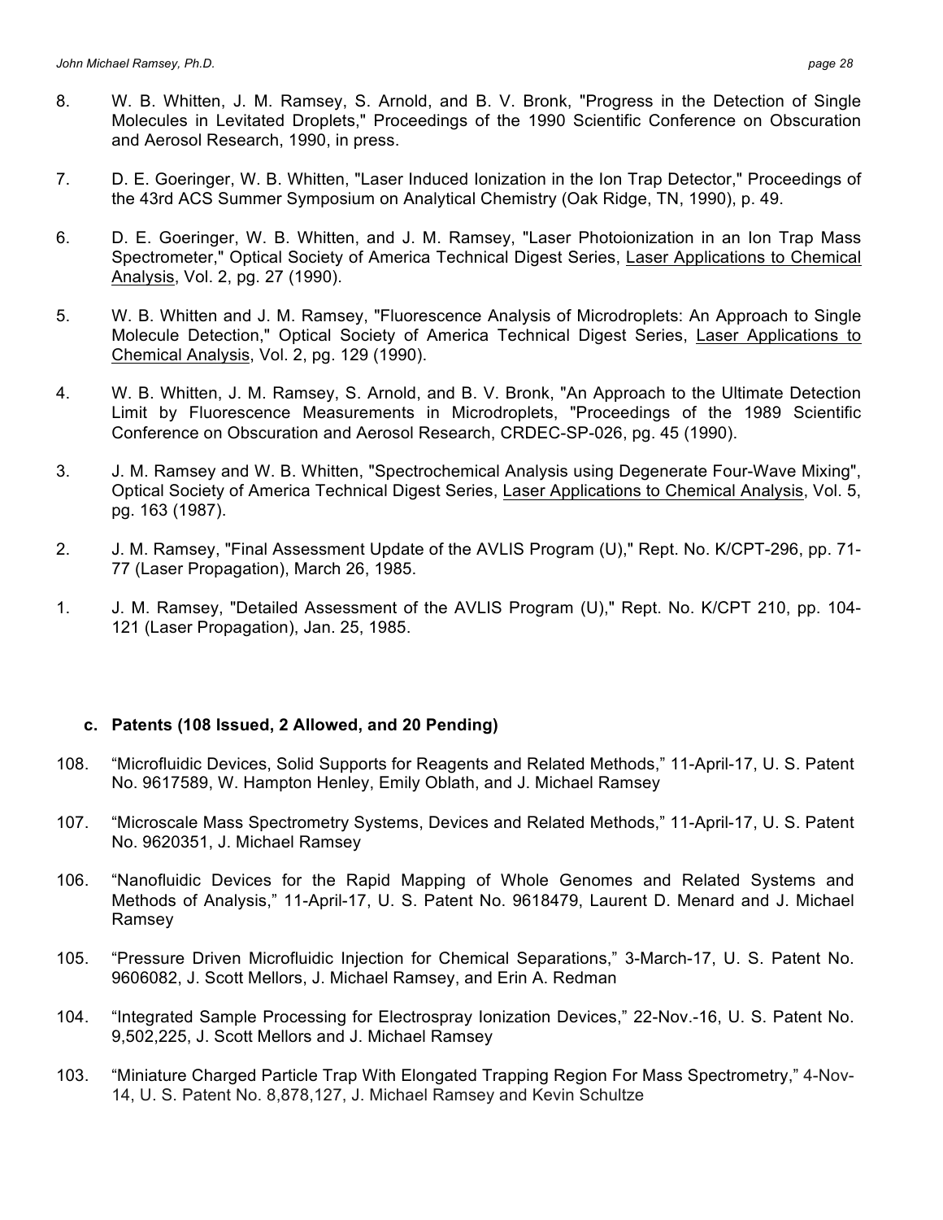8. W. B. Whitten, J. M. Ramsey, S. Arnold, and B. V. Bronk, "Progress in the Detection of Single Molecules in Levitated Droplets," Proceedings of the 1990 Scientific Conference on Obscuration and Aerosol Research, 1990, in press.

7. D. E. Goeringer, W. B. Whitten, "Laser Induced Ionization in the Ion Trap Detector," Proceedings of the 43rd ACS Summer Symposium on Analytical Chemistry (Oak Ridge, TN, 1990), p. 49.

6. D. E. Goeringer, W. B. Whitten, and J. M. Ramsey, "Laser Photoionization in an Ion Trap Mass Spectrometer," Optical Society of America Technical Digest Series, Laser Applications to Chemical Analysis, Vol. 2, pg. 27 (1990).

5. W. B. Whitten and J. M. Ramsey, "Fluorescence Analysis of Microdroplets: An Approach to Single Molecule Detection," Optical Society of America Technical Digest Series, Laser Applications to Chemical Analysis, Vol. 2, pg. 129 (1990).

4. W. B. Whitten, J. M. Ramsey, S. Arnold, and B. V. Bronk, "An Approach to the Ultimate Detection Limit by Fluorescence Measurements in Microdroplets, "Proceedings of the 1989 Scientific Conference on Obscuration and Aerosol Research, CRDEC-SP-026, pg. 45 (1990).

3. J. M. Ramsey and W. B. Whitten, "Spectrochemical Analysis using Degenerate Four-Wave Mixing", Optical Society of America Technical Digest Series, Laser Applications to Chemical Analysis, Vol. 5, pg. 163 (1987).

2. J. M. Ramsey, "Final Assessment Update of the AVLIS Program (U)," Rept. No. K/CPT-296, pp. 71-77 (Laser Propagation), March 26, 1985.

1. J. M. Ramsey, "Detailed Assessment of the AVLIS Program (U)," Rept. No. K/CPT 210, pp. 104-121 (Laser Propagation), Jan. 25, 1985.

### c. Patents (108 Issued, 2 Allowed, and 20 Pending)

108. "Microfluidic Devices, Solid Supports for Reagents and Related Methods," 11-April-17, U. S. Patent No. 9617589, W. Hampton Henley, Emily Oblath, and J. Michael Ramsey

107. "Microscale Mass Spectrometry Systems, Devices and Related Methods," 11-April-17, U. S. Patent No. 9620351, J. Michael Ramsey

106. "Nanofluidic Devices for the Rapid Mapping of Whole Genomes and Related Systems and Methods of Analysis," 11-April-17, U. S. Patent No. 9618479, Laurent D. Menard and J. Michael Ramsey

105. "Pressure Driven Microfluidic Injection for Chemical Separations," 3-March-17, U. S. Patent No. 9606082, J. Scott Mellors, J. Michael Ramsey, and Erin A. Redman

104. "Integrated Sample Processing for Electrospray Ionization Devices," 22-Nov.-16, U. S. Patent No. 9,502,225, J. Scott Mellors and J. Michael Ramsey

103. "Miniature Charged Particle Trap With Elongated Trapping Region For Mass Spectrometry," 4-Nov-14, U. S. Patent No. 8,878,127, J. Michael Ramsey and Kevin Schultze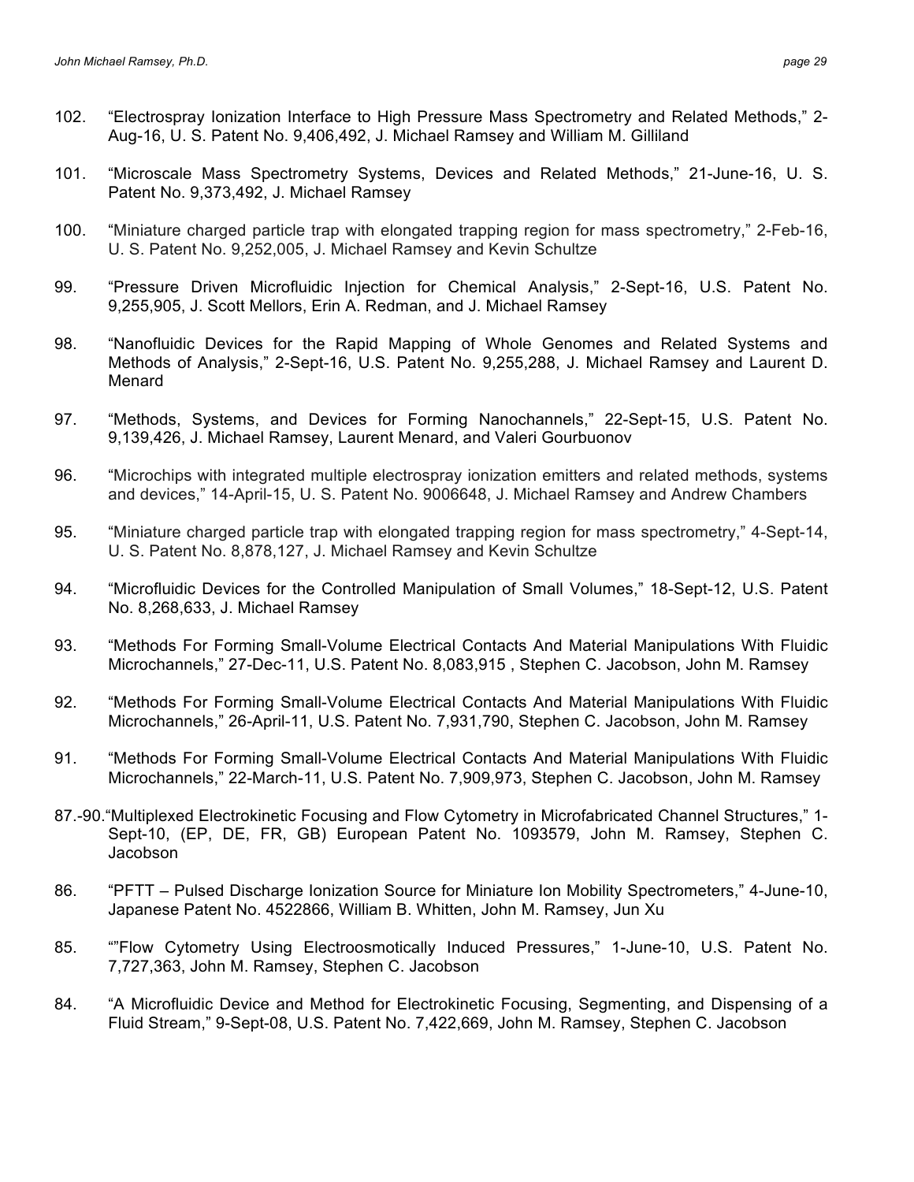102. “Electrospray Ionization Interface to High Pressure Mass Spectrometry and Related Methods,” 2-Aug-16, U. S. Patent No. 9,406,492, J. Michael Ramsey and William M. Gilliland

101. “Microscale Mass Spectrometry Systems, Devices and Related Methods,” 21-June-16, U. S. Patent No. 9,373,492, J. Michael Ramsey

100. “Miniature charged particle trap with elongated trapping region for mass spectrometry,” 2-Feb-16, U. S. Patent No. 9,252,005, J. Michael Ramsey and Kevin Schultze

99. “Pressure Driven Microfluidic Injection for Chemical Analysis,” 2-Sept-16, U.S. Patent No. 9,255,905, J. Scott Mellors, Erin A. Redman, and J. Michael Ramsey

98. “Nanofluidic Devices for the Rapid Mapping of Whole Genomes and Related Systems and Methods of Analysis,” 2-Sept-16, U.S. Patent No. 9,255,288, J. Michael Ramsey and Laurent D. Menard

97. “Methods, Systems, and Devices for Forming Nanochannels,” 22-Sept-15, U.S. Patent No. 9,139,426, J. Michael Ramsey, Laurent Menard, and Valeri Gourbuonov

96. “Microchips with integrated multiple electrospray ionization emitters and related methods, systems and devices,” 14-April-15, U. S. Patent No. 9006648, J. Michael Ramsey and Andrew Chambers

95. “Miniature charged particle trap with elongated trapping region for mass spectrometry,” 4-Sept-14, U. S. Patent No. 8,878,127, J. Michael Ramsey and Kevin Schultze

94. “Microfluidic Devices for the Controlled Manipulation of Small Volumes,” 18-Sept-12, U.S. Patent No. 8,268,633, J. Michael Ramsey

93. “Methods For Forming Small-Volume Electrical Contacts And Material Manipulations With Fluidic Microchannels,” 27-Dec-11, U.S. Patent No. 8,083,915 , Stephen C. Jacobson, John M. Ramsey

92. “Methods For Forming Small-Volume Electrical Contacts And Material Manipulations With Fluidic Microchannels,” 26-April-11, U.S. Patent No. 7,931,790, Stephen C. Jacobson, John M. Ramsey

91. “Methods For Forming Small-Volume Electrical Contacts And Material Manipulations With Fluidic Microchannels,” 22-March-11, U.S. Patent No. 7,909,973, Stephen C. Jacobson, John M. Ramsey

87.-90. “Multiplexed Electrokinetic Focusing and Flow Cytometry in Microfabricated Channel Structures,” 1-Sept-10, (EP, DE, FR, GB) European Patent No. 1093579, John M. Ramsey, Stephen C. Jacobson

86. “PFTT – Pulsed Discharge Ionization Source for Miniature Ion Mobility Spectrometers,” 4-June-10, Japanese Patent No. 4522866, William B. Whitten, John M. Ramsey, Jun Xu

85. “”Flow Cytometry Using Electroosmotically Induced Pressures,” 1-June-10, U.S. Patent No. 7,727,363, John M. Ramsey, Stephen C. Jacobson

84. “A Microfluidic Device and Method for Electrokinetic Focusing, Segmenting, and Dispensing of a Fluid Stream,” 9-Sept-08, U.S. Patent No. 7,422,669, John M. Ramsey, Stephen C. Jacobson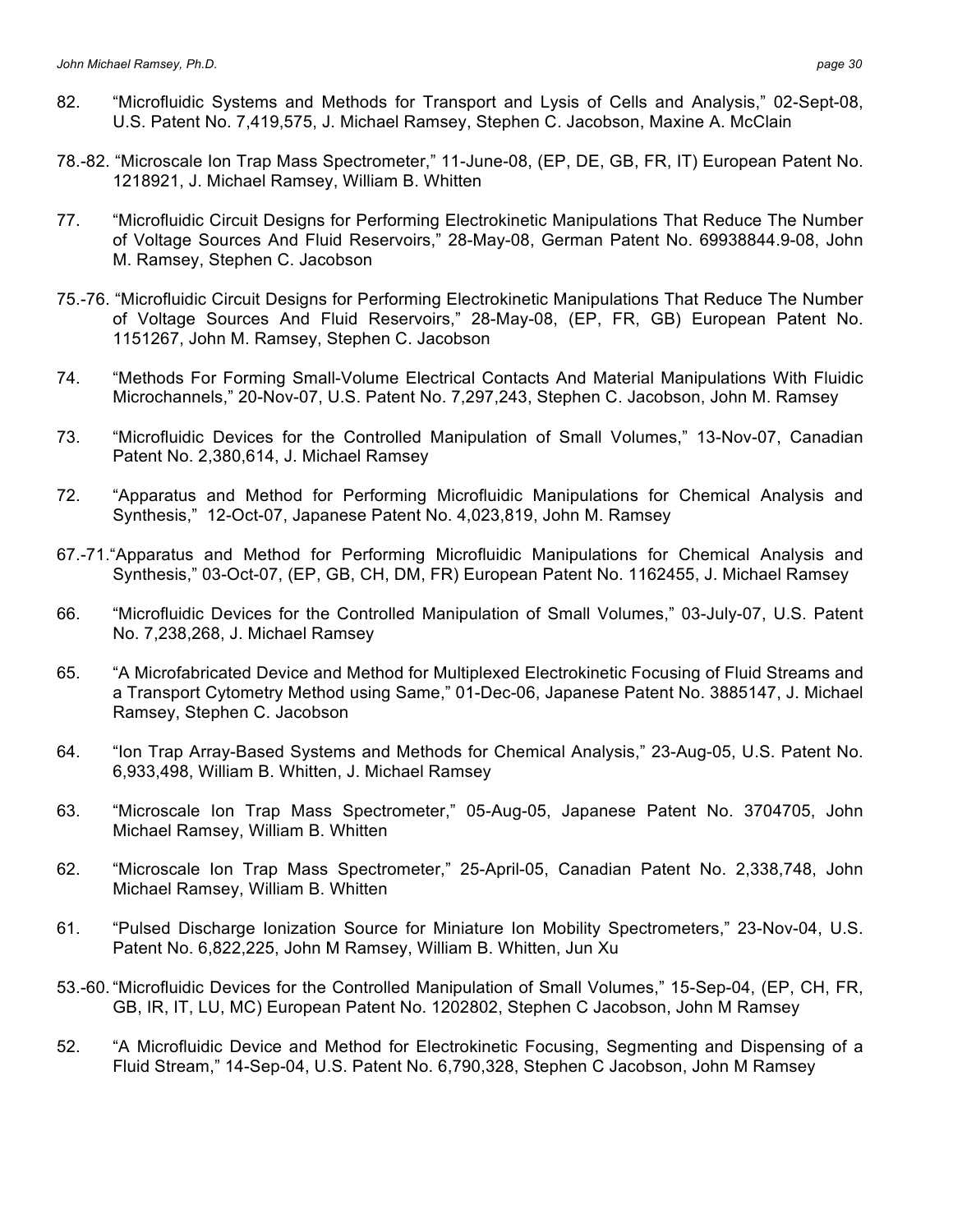82. “Microfluidic Systems and Methods for Transport and Lysis of Cells and Analysis,” 02-Sept-08, U.S. Patent No. 7,419,575, J. Michael Ramsey, Stephen C. Jacobson, Maxine A. McClain

78.-82. “Microscale Ion Trap Mass Spectrometer,” 11-June-08, (EP, DE, GB, FR, IT) European Patent No. 1218921, J. Michael Ramsey, William B. Whitten

77. “Microfluidic Circuit Designs for Performing Electrokinetic Manipulations That Reduce The Number of Voltage Sources And Fluid Reservoirs,” 28-May-08, German Patent No. 69938844.9-08, John M. Ramsey, Stephen C. Jacobson

75.-76. “Microfluidic Circuit Designs for Performing Electrokinetic Manipulations That Reduce The Number of Voltage Sources And Fluid Reservoirs,” 28-May-08, (EP, FR, GB) European Patent No. 1151267, John M. Ramsey, Stephen C. Jacobson

74. “Methods For Forming Small-Volume Electrical Contacts And Material Manipulations With Fluidic Microchannels,” 20-Nov-07, U.S. Patent No. 7,297,243, Stephen C. Jacobson, John M. Ramsey

73. “Microfluidic Devices for the Controlled Manipulation of Small Volumes,” 13-Nov-07, Canadian Patent No. 2,380,614, J. Michael Ramsey

72. “Apparatus and Method for Performing Microfluidic Manipulations for Chemical Analysis and Synthesis,” 12-Oct-07, Japanese Patent No. 4,023,819, John M. Ramsey

67.-71. “Apparatus and Method for Performing Microfluidic Manipulations for Chemical Analysis and Synthesis,” 03-Oct-07, (EP, GB, CH, DM, FR) European Patent No. 1162455, J. Michael Ramsey

66. “Microfluidic Devices for the Controlled Manipulation of Small Volumes,” 03-July-07, U.S. Patent No. 7,238,268, J. Michael Ramsey

65. “A Microfabricated Device and Method for Multiplexed Electrokinetic Focusing of Fluid Streams and a Transport Cytometry Method using Same,” 01-Dec-06, Japanese Patent No. 3885147, J. Michael Ramsey, Stephen C. Jacobson

64. “Ion Trap Array-Based Systems and Methods for Chemical Analysis,” 23-Aug-05, U.S. Patent No. 6,933,498, William B. Whitten, J. Michael Ramsey

63. “Microscale Ion Trap Mass Spectrometer,” 05-Aug-05, Japanese Patent No. 3704705, John Michael Ramsey, William B. Whitten

62. “Microscale Ion Trap Mass Spectrometer,” 25-April-05, Canadian Patent No. 2,338,748, John Michael Ramsey, William B. Whitten

61. “Pulsed Discharge Ionization Source for Miniature Ion Mobility Spectrometers,” 23-Nov-04, U.S. Patent No. 6,822,225, John M Ramsey, William B. Whitten, Jun Xu

53.-60. “Microfluidic Devices for the Controlled Manipulation of Small Volumes,” 15-Sep-04, (EP, CH, FR, GB, IR, IT, LU, MC) European Patent No. 1202802, Stephen C Jacobson, John M Ramsey

52. “A Microfluidic Device and Method for Electrokinetic Focusing, Segmenting and Dispensing of a Fluid Stream,” 14-Sep-04, U.S. Patent No. 6,790,328, Stephen C Jacobson, John M Ramsey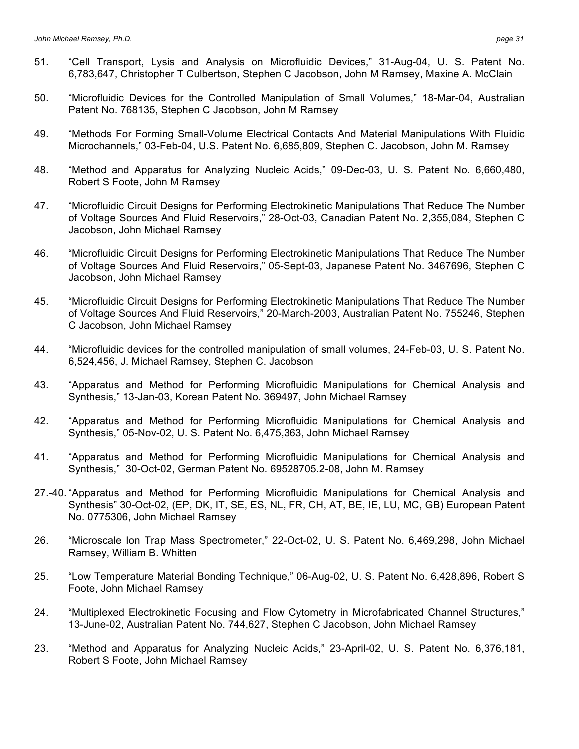51. "Cell Transport, Lysis and Analysis on Microfluidic Devices," 31-Aug-04, U. S. Patent No. 6,783,647, Christopher T Culbertson, Stephen C Jacobson, John M Ramsey, Maxine A. McClain

50. "Microfluidic Devices for the Controlled Manipulation of Small Volumes," 18-Mar-04, Australian Patent No. 768135, Stephen C Jacobson, John M Ramsey

49. "Methods For Forming Small-Volume Electrical Contacts And Material Manipulations With Fluidic Microchannels," 03-Feb-04, U.S. Patent No. 6,685,809, Stephen C. Jacobson, John M. Ramsey

48. "Method and Apparatus for Analyzing Nucleic Acids," 09-Dec-03, U. S. Patent No. 6,660,480, Robert S Foote, John M Ramsey

47. "Microfluidic Circuit Designs for Performing Electrokinetic Manipulations That Reduce The Number of Voltage Sources And Fluid Reservoirs," 28-Oct-03, Canadian Patent No. 2,355,084, Stephen C Jacobson, John Michael Ramsey

46. "Microfluidic Circuit Designs for Performing Electrokinetic Manipulations That Reduce The Number of Voltage Sources And Fluid Reservoirs," 05-Sept-03, Japanese Patent No. 3467696, Stephen C Jacobson, John Michael Ramsey

45. "Microfluidic Circuit Designs for Performing Electrokinetic Manipulations That Reduce The Number of Voltage Sources And Fluid Reservoirs," 20-March-2003, Australian Patent No. 755246, Stephen C Jacobson, John Michael Ramsey

44. "Microfluidic devices for the controlled manipulation of small volumes, 24-Feb-03, U. S. Patent No. 6,524,456, J. Michael Ramsey, Stephen C. Jacobson

43. "Apparatus and Method for Performing Microfluidic Manipulations for Chemical Analysis and Synthesis," 13-Jan-03, Korean Patent No. 369497, John Michael Ramsey

42. "Apparatus and Method for Performing Microfluidic Manipulations for Chemical Analysis and Synthesis," 05-Nov-02, U. S. Patent No. 6,475,363, John Michael Ramsey

41. "Apparatus and Method for Performing Microfluidic Manipulations for Chemical Analysis and Synthesis," 30-Oct-02, German Patent No. 69528705.2-08, John M. Ramsey

27.-40. "Apparatus and Method for Performing Microfluidic Manipulations for Chemical Analysis and Synthesis" 30-Oct-02, (EP, DK, IT, SE, ES, NL, FR, CH, AT, BE, IE, LU, MC, GB) European Patent No. 0775306, John Michael Ramsey

26. "Microscale Ion Trap Mass Spectrometer," 22-Oct-02, U. S. Patent No. 6,469,298, John Michael Ramsey, William B. Whitten

25. "Low Temperature Material Bonding Technique," 06-Aug-02, U. S. Patent No. 6,428,896, Robert S Foote, John Michael Ramsey

24. "Multiplexed Electrokinetic Focusing and Flow Cytometry in Microfabricated Channel Structures," 13-June-02, Australian Patent No. 744,627, Stephen C Jacobson, John Michael Ramsey

23. "Method and Apparatus for Analyzing Nucleic Acids," 23-April-02, U. S. Patent No. 6,376,181, Robert S Foote, John Michael Ramsey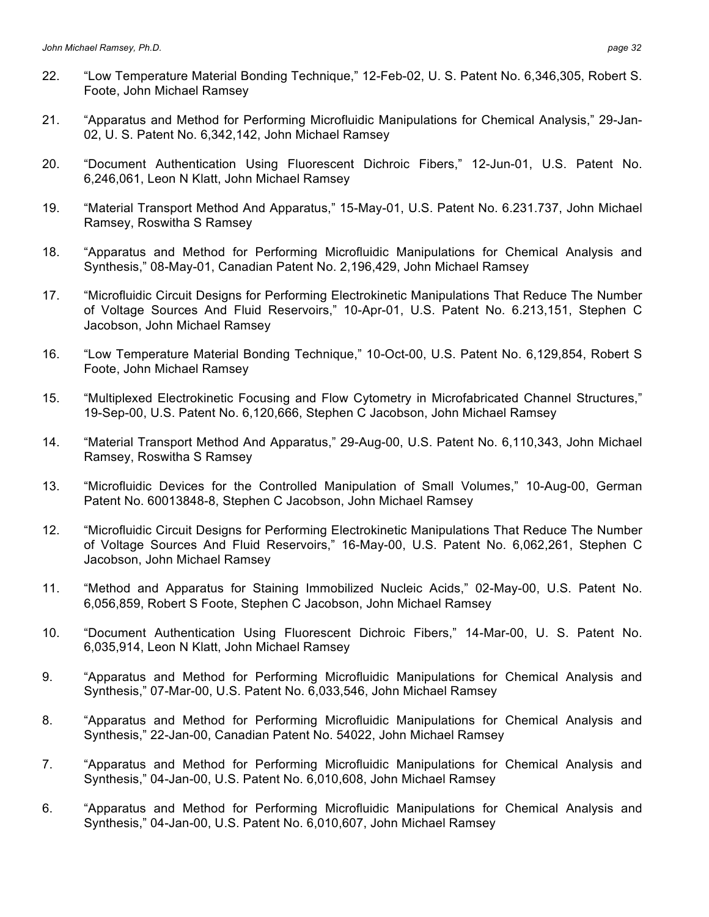22. "Low Temperature Material Bonding Technique," 12-Feb-02, U. S. Patent No. 6,346,305, Robert S. Foote, John Michael Ramsey

21. "Apparatus and Method for Performing Microfluidic Manipulations for Chemical Analysis," 29-Jan-02, U. S. Patent No. 6,342,142, John Michael Ramsey

20. "Document Authentication Using Fluorescent Dichroic Fibers," 12-Jun-01, U.S. Patent No. 6,246,061, Leon N Klatt, John Michael Ramsey

19. "Material Transport Method And Apparatus," 15-May-01, U.S. Patent No. 6.231.737, John Michael Ramsey, Roswitha S Ramsey

18. "Apparatus and Method for Performing Microfluidic Manipulations for Chemical Analysis and Synthesis," 08-May-01, Canadian Patent No. 2,196,429, John Michael Ramsey

17. "Microfluidic Circuit Designs for Performing Electrokinetic Manipulations That Reduce The Number of Voltage Sources And Fluid Reservoirs," 10-Apr-01, U.S. Patent No. 6.213,151, Stephen C Jacobson, John Michael Ramsey

16. "Low Temperature Material Bonding Technique," 10-Oct-00, U.S. Patent No. 6,129,854, Robert S Foote, John Michael Ramsey

15. "Multiplexed Electrokinetic Focusing and Flow Cytometry in Microfabricated Channel Structures," 19-Sep-00, U.S. Patent No. 6,120,666, Stephen C Jacobson, John Michael Ramsey

14. "Material Transport Method And Apparatus," 29-Aug-00, U.S. Patent No. 6,110,343, John Michael Ramsey, Roswitha S Ramsey

13. "Microfluidic Devices for the Controlled Manipulation of Small Volumes," 10-Aug-00, German Patent No. 60013848-8, Stephen C Jacobson, John Michael Ramsey

12. "Microfluidic Circuit Designs for Performing Electrokinetic Manipulations That Reduce The Number of Voltage Sources And Fluid Reservoirs," 16-May-00, U.S. Patent No. 6,062,261, Stephen C Jacobson, John Michael Ramsey

11. "Method and Apparatus for Staining Immobilized Nucleic Acids," 02-May-00, U.S. Patent No. 6,056,859, Robert S Foote, Stephen C Jacobson, John Michael Ramsey

10. "Document Authentication Using Fluorescent Dichroic Fibers," 14-Mar-00, U. S. Patent No. 6,035,914, Leon N Klatt, John Michael Ramsey

9. "Apparatus and Method for Performing Microfluidic Manipulations for Chemical Analysis and Synthesis," 07-Mar-00, U.S. Patent No. 6,033,546, John Michael Ramsey

8. "Apparatus and Method for Performing Microfluidic Manipulations for Chemical Analysis and Synthesis," 22-Jan-00, Canadian Patent No. 54022, John Michael Ramsey

7. "Apparatus and Method for Performing Microfluidic Manipulations for Chemical Analysis and Synthesis," 04-Jan-00, U.S. Patent No. 6,010,608, John Michael Ramsey

6. "Apparatus and Method for Performing Microfluidic Manipulations for Chemical Analysis and Synthesis," 04-Jan-00, U.S. Patent No. 6,010,607, John Michael Ramsey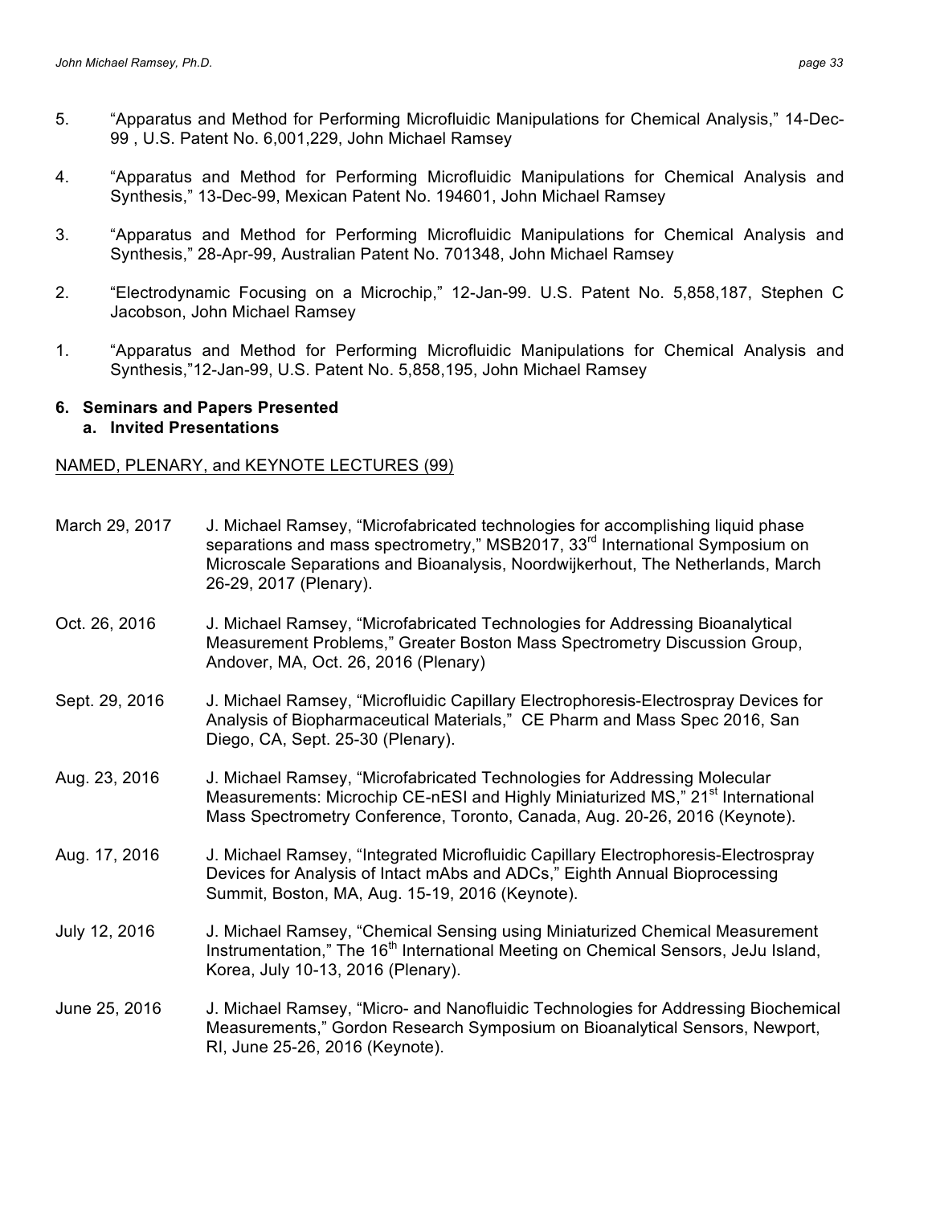5. "Apparatus and Method for Performing Microfluidic Manipulations for Chemical Analysis," 14-Dec-99 , U.S. Patent No. 6,001,229, John Michael Ramsey

4. "Apparatus and Method for Performing Microfluidic Manipulations for Chemical Analysis and Synthesis," 13-Dec-99, Mexican Patent No. 194601, John Michael Ramsey

3. "Apparatus and Method for Performing Microfluidic Manipulations for Chemical Analysis and Synthesis," 28-Apr-99, Australian Patent No. 701348, John Michael Ramsey

2. "Electrodynamic Focusing on a Microchip," 12-Jan-99. U.S. Patent No. 5,858,187, Stephen C Jacobson, John Michael Ramsey

1. "Apparatus and Method for Performing Microfluidic Manipulations for Chemical Analysis and Synthesis,"12-Jan-99, U.S. Patent No. 5,858,195, John Michael Ramsey

**6. Seminars and Papers Presented**

**a. Invited Presentations**

NAMED, PLENARY, and KEYNOTE LECTURES (99)

March 29, 2017 — J. Michael Ramsey, "Microfabricated technologies for accomplishing liquid phase separations and mass spectrometry," MSB2017, 33rd International Symposium on Microscale Separations and Bioanalysis, Noordwijkerhout, The Netherlands, March 26-29, 2017 (Plenary).

Oct. 26, 2016 — J. Michael Ramsey, "Microfabricated Technologies for Addressing Bioanalytical Measurement Problems," Greater Boston Mass Spectrometry Discussion Group, Andover, MA, Oct. 26, 2016 (Plenary)

Sept. 29, 2016 — J. Michael Ramsey, "Microfluidic Capillary Electrophoresis-Electrospray Devices for Analysis of Biopharmaceutical Materials," CE Pharm and Mass Spec 2016, San Diego, CA, Sept. 25-30 (Plenary).

Aug. 23, 2016 — J. Michael Ramsey, "Microfabricated Technologies for Addressing Molecular Measurements: Microchip CE-nESI and Highly Miniaturized MS," 21st International Mass Spectrometry Conference, Toronto, Canada, Aug. 20-26, 2016 (Keynote).

Aug. 17, 2016 — J. Michael Ramsey, "Integrated Microfluidic Capillary Electrophoresis-Electrospray Devices for Analysis of Intact mAbs and ADCs," Eighth Annual Bioprocessing Summit, Boston, MA, Aug. 15-19, 2016 (Keynote).

July 12, 2016 — J. Michael Ramsey, "Chemical Sensing using Miniaturized Chemical Measurement Instrumentation," The 16th International Meeting on Chemical Sensors, JeJu Island, Korea, July 10-13, 2016 (Plenary).

June 25, 2016 — J. Michael Ramsey, "Micro- and Nanofluidic Technologies for Addressing Biochemical Measurements," Gordon Research Symposium on Bioanalytical Sensors, Newport, RI, June 25-26, 2016 (Keynote).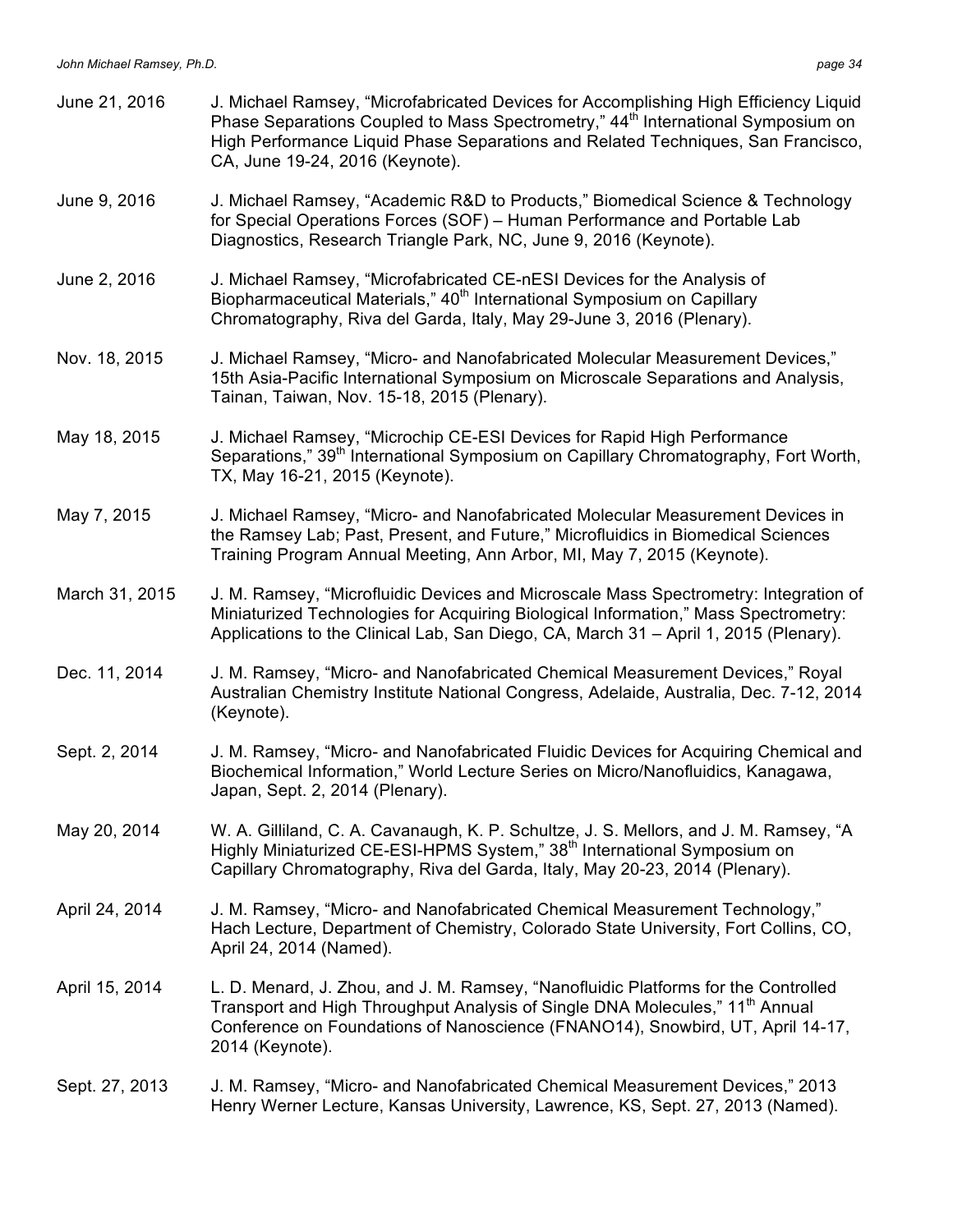June 21, 2016 — J. Michael Ramsey, "Microfabricated Devices for Accomplishing High Efficiency Liquid Phase Separations Coupled to Mass Spectrometry," 44th International Symposium on High Performance Liquid Phase Separations and Related Techniques, San Francisco, CA, June 19-24, 2016 (Keynote).

June 9, 2016 — J. Michael Ramsey, "Academic R&D to Products," Biomedical Science & Technology for Special Operations Forces (SOF) – Human Performance and Portable Lab Diagnostics, Research Triangle Park, NC, June 9, 2016 (Keynote).

June 2, 2016 — J. Michael Ramsey, "Microfabricated CE-nESI Devices for the Analysis of Biopharmaceutical Materials," 40th International Symposium on Capillary Chromatography, Riva del Garda, Italy, May 29-June 3, 2016 (Plenary).

Nov. 18, 2015 — J. Michael Ramsey, "Micro- and Nanofabricated Molecular Measurement Devices," 15th Asia-Pacific International Symposium on Microscale Separations and Analysis, Tainan, Taiwan, Nov. 15-18, 2015 (Plenary).

May 18, 2015 — J. Michael Ramsey, "Microchip CE-ESI Devices for Rapid High Performance Separations," 39th International Symposium on Capillary Chromatography, Fort Worth, TX, May 16-21, 2015 (Keynote).

May 7, 2015 — J. Michael Ramsey, "Micro- and Nanofabricated Molecular Measurement Devices in the Ramsey Lab; Past, Present, and Future," Microfluidics in Biomedical Sciences Training Program Annual Meeting, Ann Arbor, MI, May 7, 2015 (Keynote).

March 31, 2015 — J. M. Ramsey, "Microfluidic Devices and Microscale Mass Spectrometry: Integration of Miniaturized Technologies for Acquiring Biological Information," Mass Spectrometry: Applications to the Clinical Lab, San Diego, CA, March 31 – April 1, 2015 (Plenary).

Dec. 11, 2014 — J. M. Ramsey, "Micro- and Nanofabricated Chemical Measurement Devices," Royal Australian Chemistry Institute National Congress, Adelaide, Australia, Dec. 7-12, 2014 (Keynote).

Sept. 2, 2014 — J. M. Ramsey, "Micro- and Nanofabricated Fluidic Devices for Acquiring Chemical and Biochemical Information," World Lecture Series on Micro/Nanofluidics, Kanagawa, Japan, Sept. 2, 2014 (Plenary).

May 20, 2014 — W. A. Gilliland, C. A. Cavanaugh, K. P. Schultze, J. S. Mellors, and J. M. Ramsey, "A Highly Miniaturized CE-ESI-HPMS System," 38th International Symposium on Capillary Chromatography, Riva del Garda, Italy, May 20-23, 2014 (Plenary).

April 24, 2014 — J. M. Ramsey, "Micro- and Nanofabricated Chemical Measurement Technology," Hach Lecture, Department of Chemistry, Colorado State University, Fort Collins, CO, April 24, 2014 (Named).

April 15, 2014 — L. D. Menard, J. Zhou, and J. M. Ramsey, "Nanofluidic Platforms for the Controlled Transport and High Throughput Analysis of Single DNA Molecules," 11th Annual Conference on Foundations of Nanoscience (FNANO14), Snowbird, UT, April 14-17, 2014 (Keynote).

Sept. 27, 2013 — J. M. Ramsey, "Micro- and Nanofabricated Chemical Measurement Devices," 2013 Henry Werner Lecture, Kansas University, Lawrence, KS, Sept. 27, 2013 (Named).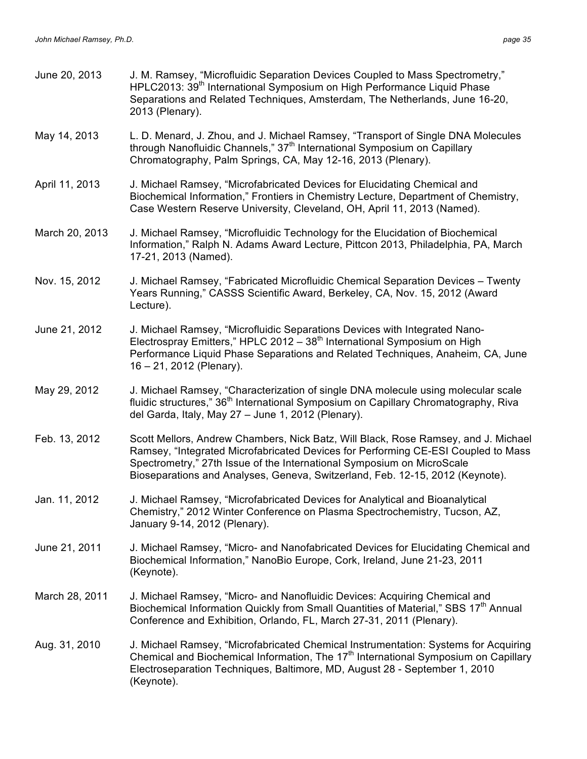June 20, 2013 J. M. Ramsey, "Microfluidic Separation Devices Coupled to Mass Spectrometry," HPLC2013: 39th International Symposium on High Performance Liquid Phase Separations and Related Techniques, Amsterdam, The Netherlands, June 16-20, 2013 (Plenary).

May 14, 2013 L. D. Menard, J. Zhou, and J. Michael Ramsey, "Transport of Single DNA Molecules through Nanofluidic Channels," 37th International Symposium on Capillary Chromatography, Palm Springs, CA, May 12-16, 2013 (Plenary).

April 11, 2013 J. Michael Ramsey, "Microfabricated Devices for Elucidating Chemical and Biochemical Information," Frontiers in Chemistry Lecture, Department of Chemistry, Case Western Reserve University, Cleveland, OH, April 11, 2013 (Named).

March 20, 2013 J. Michael Ramsey, "Microfluidic Technology for the Elucidation of Biochemical Information," Ralph N. Adams Award Lecture, Pittcon 2013, Philadelphia, PA, March 17-21, 2013 (Named).

Nov. 15, 2012 J. Michael Ramsey, "Fabricated Microfluidic Chemical Separation Devices – Twenty Years Running," CASSS Scientific Award, Berkeley, CA, Nov. 15, 2012 (Award Lecture).

June 21, 2012 J. Michael Ramsey, "Microfluidic Separations Devices with Integrated Nano-Electrospray Emitters," HPLC 2012 – 38th International Symposium on High Performance Liquid Phase Separations and Related Techniques, Anaheim, CA, June 16 – 21, 2012 (Plenary).

May 29, 2012 J. Michael Ramsey, "Characterization of single DNA molecule using molecular scale fluidic structures," 36th International Symposium on Capillary Chromatography, Riva del Garda, Italy, May 27 – June 1, 2012 (Plenary).

Feb. 13, 2012 Scott Mellors, Andrew Chambers, Nick Batz, Will Black, Rose Ramsey, and J. Michael Ramsey, "Integrated Microfabricated Devices for Performing CE-ESI Coupled to Mass Spectrometry," 27th Issue of the International Symposium on MicroScale Bioseparations and Analyses, Geneva, Switzerland, Feb. 12-15, 2012 (Keynote).

Jan. 11, 2012 J. Michael Ramsey, "Microfabricated Devices for Analytical and Bioanalytical Chemistry," 2012 Winter Conference on Plasma Spectrochemistry, Tucson, AZ, January 9-14, 2012 (Plenary).

June 21, 2011 J. Michael Ramsey, "Micro- and Nanofabricated Devices for Elucidating Chemical and Biochemical Information," NanoBio Europe, Cork, Ireland, June 21-23, 2011 (Keynote).

March 28, 2011 J. Michael Ramsey, "Micro- and Nanofluidic Devices: Acquiring Chemical and Biochemical Information Quickly from Small Quantities of Material," SBS 17th Annual Conference and Exhibition, Orlando, FL, March 27-31, 2011 (Plenary).

Aug. 31, 2010 J. Michael Ramsey, "Microfabricated Chemical Instrumentation: Systems for Acquiring Chemical and Biochemical Information, The 17th International Symposium on Capillary Electroseparation Techniques, Baltimore, MD, August 28 - September 1, 2010 (Keynote).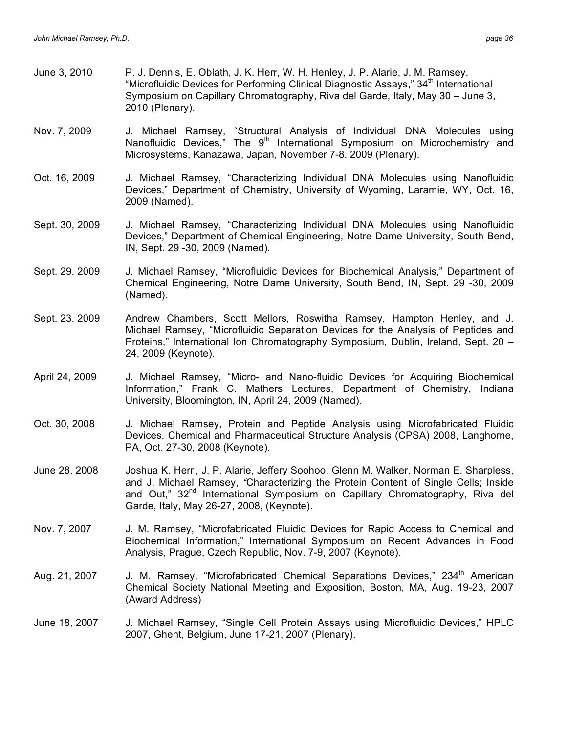June 3, 2010 P. J. Dennis, E. Oblath, J. K. Herr, W. H. Henley, J. P. Alarie, J. M. Ramsey, "Microfluidic Devices for Performing Clinical Diagnostic Assays," 34th International Symposium on Capillary Chromatography, Riva del Garde, Italy, May 30 – June 3, 2010 (Plenary).

Nov. 7, 2009 J. Michael Ramsey, "Structural Analysis of Individual DNA Molecules using Nanofluidic Devices," The 9th International Symposium on Microchemistry and Microsystems, Kanazawa, Japan, November 7-8, 2009 (Plenary).

Oct. 16, 2009 J. Michael Ramsey, "Characterizing Individual DNA Molecules using Nanofluidic Devices," Department of Chemistry, University of Wyoming, Laramie, WY, Oct. 16, 2009 (Named).

Sept. 30, 2009 J. Michael Ramsey, "Characterizing Individual DNA Molecules using Nanofluidic Devices," Department of Chemical Engineering, Notre Dame University, South Bend, IN, Sept. 29 -30, 2009 (Named).

Sept. 29, 2009 J. Michael Ramsey, "Microfluidic Devices for Biochemical Analysis," Department of Chemical Engineering, Notre Dame University, South Bend, IN, Sept. 29 -30, 2009 (Named).

Sept. 23, 2009 Andrew Chambers, Scott Mellors, Roswitha Ramsey, Hampton Henley, and J. Michael Ramsey, "Microfluidic Separation Devices for the Analysis of Peptides and Proteins," International Ion Chromatography Symposium, Dublin, Ireland, Sept. 20 – 24, 2009 (Keynote).

April 24, 2009 J. Michael Ramsey, "Micro- and Nano-fluidic Devices for Acquiring Biochemical Information," Frank C. Mathers Lectures, Department of Chemistry, Indiana University, Bloomington, IN, April 24, 2009 (Named).

Oct. 30, 2008 J. Michael Ramsey, Protein and Peptide Analysis using Microfabricated Fluidic Devices, Chemical and Pharmaceutical Structure Analysis (CPSA) 2008, Langhorne, PA, Oct. 27-30, 2008 (Keynote).

June 28, 2008 Joshua K. Herr , J. P. Alarie, Jeffery Soohoo, Glenn M. Walker, Norman E. Sharpless, and J. Michael Ramsey, "Characterizing the Protein Content of Single Cells; Inside and Out," 32nd International Symposium on Capillary Chromatography, Riva del Garde, Italy, May 26-27, 2008, (Keynote).

Nov. 7, 2007 J. M. Ramsey, "Microfabricated Fluidic Devices for Rapid Access to Chemical and Biochemical Information," International Symposium on Recent Advances in Food Analysis, Prague, Czech Republic, Nov. 7-9, 2007 (Keynote).

Aug. 21, 2007 J. M. Ramsey, "Microfabricated Chemical Separations Devices," 234th American Chemical Society National Meeting and Exposition, Boston, MA, Aug. 19-23, 2007 (Award Address)

June 18, 2007 J. Michael Ramsey, "Single Cell Protein Assays using Microfluidic Devices," HPLC 2007, Ghent, Belgium, June 17-21, 2007 (Plenary).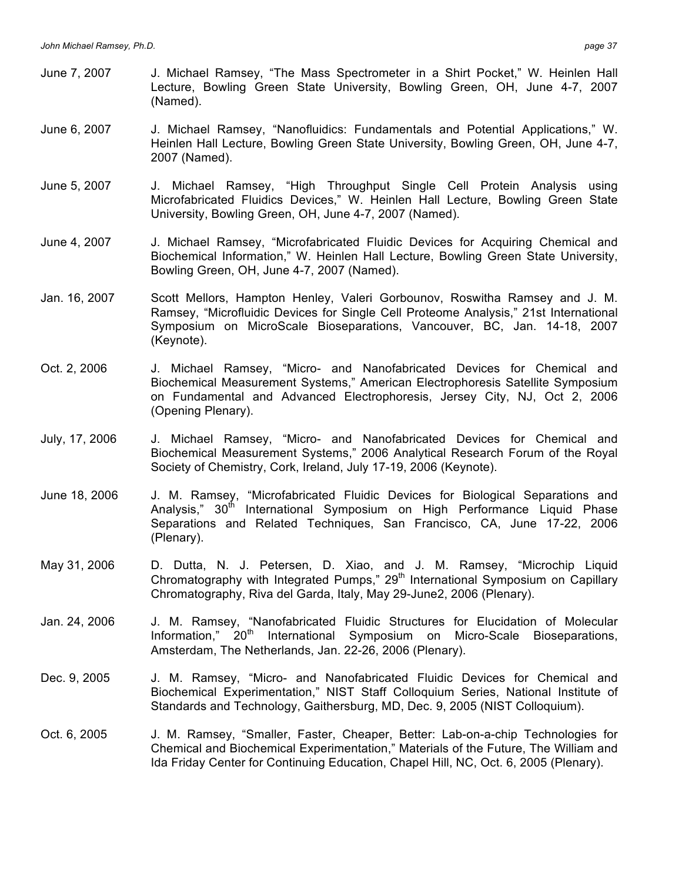June 7, 2007 J. Michael Ramsey, "The Mass Spectrometer in a Shirt Pocket," W. Heinlen Hall Lecture, Bowling Green State University, Bowling Green, OH, June 4-7, 2007 (Named).

June 6, 2007 J. Michael Ramsey, "Nanofluidics: Fundamentals and Potential Applications," W. Heinlen Hall Lecture, Bowling Green State University, Bowling Green, OH, June 4-7, 2007 (Named).

June 5, 2007 J. Michael Ramsey, "High Throughput Single Cell Protein Analysis using Microfabricated Fluidics Devices," W. Heinlen Hall Lecture, Bowling Green State University, Bowling Green, OH, June 4-7, 2007 (Named).

June 4, 2007 J. Michael Ramsey, "Microfabricated Fluidic Devices for Acquiring Chemical and Biochemical Information," W. Heinlen Hall Lecture, Bowling Green State University, Bowling Green, OH, June 4-7, 2007 (Named).

Jan. 16, 2007 Scott Mellors, Hampton Henley, Valeri Gorbounov, Roswitha Ramsey and J. M. Ramsey, "Microfluidic Devices for Single Cell Proteome Analysis," 21st International Symposium on MicroScale Bioseparations, Vancouver, BC, Jan. 14-18, 2007 (Keynote).

Oct. 2, 2006 J. Michael Ramsey, "Micro- and Nanofabricated Devices for Chemical and Biochemical Measurement Systems," American Electrophoresis Satellite Symposium on Fundamental and Advanced Electrophoresis, Jersey City, NJ, Oct 2, 2006 (Opening Plenary).

July, 17, 2006 J. Michael Ramsey, "Micro- and Nanofabricated Devices for Chemical and Biochemical Measurement Systems," 2006 Analytical Research Forum of the Royal Society of Chemistry, Cork, Ireland, July 17-19, 2006 (Keynote).

June 18, 2006 J. M. Ramsey, "Microfabricated Fluidic Devices for Biological Separations and Analysis," 30th International Symposium on High Performance Liquid Phase Separations and Related Techniques, San Francisco, CA, June 17-22, 2006 (Plenary).

May 31, 2006 D. Dutta, N. J. Petersen, D. Xiao, and J. M. Ramsey, "Microchip Liquid Chromatography with Integrated Pumps," 29th International Symposium on Capillary Chromatography, Riva del Garda, Italy, May 29-June2, 2006 (Plenary).

Jan. 24, 2006 J. M. Ramsey, "Nanofabricated Fluidic Structures for Elucidation of Molecular Information," 20th International Symposium on Micro-Scale Bioseparations, Amsterdam, The Netherlands, Jan. 22-26, 2006 (Plenary).

Dec. 9, 2005 J. M. Ramsey, "Micro- and Nanofabricated Fluidic Devices for Chemical and Biochemical Experimentation," NIST Staff Colloquium Series, National Institute of Standards and Technology, Gaithersburg, MD, Dec. 9, 2005 (NIST Colloquium).

Oct. 6, 2005 J. M. Ramsey, "Smaller, Faster, Cheaper, Better: Lab-on-a-chip Technologies for Chemical and Biochemical Experimentation," Materials of the Future, The William and Ida Friday Center for Continuing Education, Chapel Hill, NC, Oct. 6, 2005 (Plenary).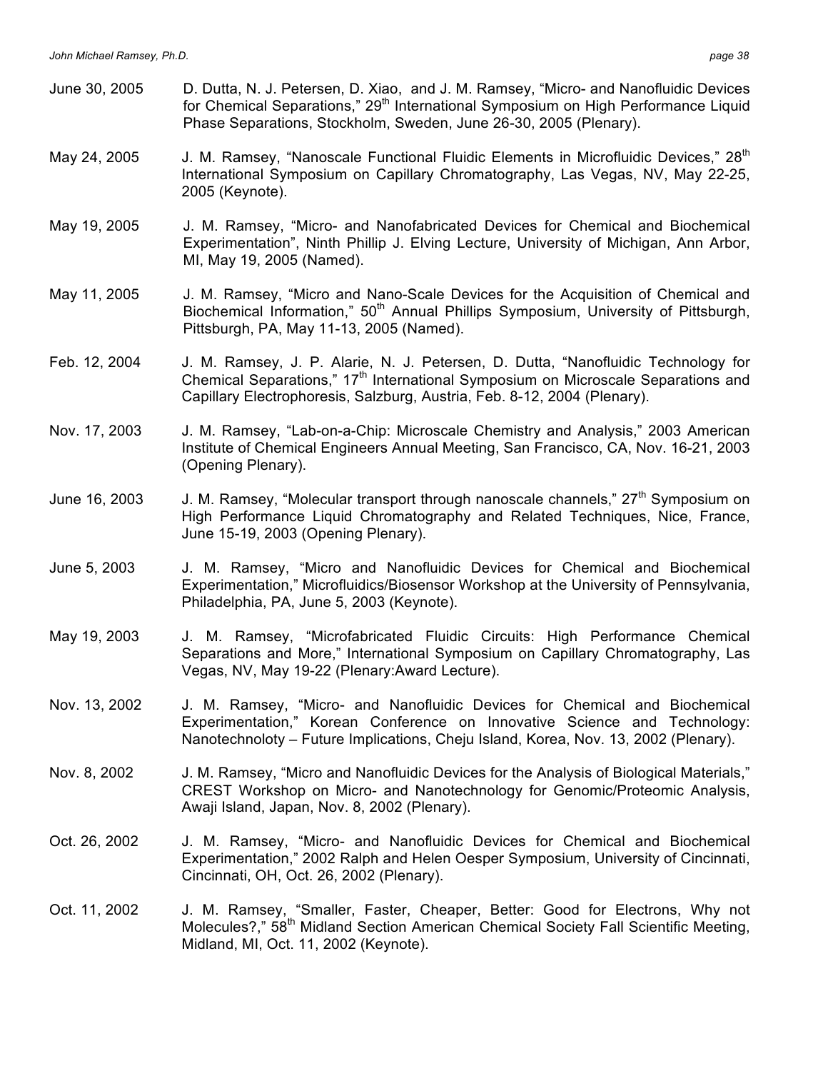June 30, 2005 D. Dutta, N. J. Petersen, D. Xiao, and J. M. Ramsey, "Micro- and Nanofluidic Devices for Chemical Separations," 29th International Symposium on High Performance Liquid Phase Separations, Stockholm, Sweden, June 26-30, 2005 (Plenary).

May 24, 2005 J. M. Ramsey, "Nanoscale Functional Fluidic Elements in Microfluidic Devices," 28th International Symposium on Capillary Chromatography, Las Vegas, NV, May 22-25, 2005 (Keynote).

May 19, 2005 J. M. Ramsey, "Micro- and Nanofabricated Devices for Chemical and Biochemical Experimentation", Ninth Phillip J. Elving Lecture, University of Michigan, Ann Arbor, MI, May 19, 2005 (Named).

May 11, 2005 J. M. Ramsey, "Micro and Nano-Scale Devices for the Acquisition of Chemical and Biochemical Information," 50th Annual Phillips Symposium, University of Pittsburgh, Pittsburgh, PA, May 11-13, 2005 (Named).

Feb. 12, 2004 J. M. Ramsey, J. P. Alarie, N. J. Petersen, D. Dutta, "Nanofluidic Technology for Chemical Separations," 17th International Symposium on Microscale Separations and Capillary Electrophoresis, Salzburg, Austria, Feb. 8-12, 2004 (Plenary).

Nov. 17, 2003 J. M. Ramsey, "Lab-on-a-Chip: Microscale Chemistry and Analysis," 2003 American Institute of Chemical Engineers Annual Meeting, San Francisco, CA, Nov. 16-21, 2003 (Opening Plenary).

June 16, 2003 J. M. Ramsey, "Molecular transport through nanoscale channels," 27th Symposium on High Performance Liquid Chromatography and Related Techniques, Nice, France, June 15-19, 2003 (Opening Plenary).

June 5, 2003 J. M. Ramsey, "Micro and Nanofluidic Devices for Chemical and Biochemical Experimentation," Microfluidics/Biosensor Workshop at the University of Pennsylvania, Philadelphia, PA, June 5, 2003 (Keynote).

May 19, 2003 J. M. Ramsey, "Microfabricated Fluidic Circuits: High Performance Chemical Separations and More," International Symposium on Capillary Chromatography, Las Vegas, NV, May 19-22 (Plenary:Award Lecture).

Nov. 13, 2002 J. M. Ramsey, "Micro- and Nanofluidic Devices for Chemical and Biochemical Experimentation," Korean Conference on Innovative Science and Technology: Nanotechnoloty – Future Implications, Cheju Island, Korea, Nov. 13, 2002 (Plenary).

Nov. 8, 2002 J. M. Ramsey, "Micro and Nanofluidic Devices for the Analysis of Biological Materials," CREST Workshop on Micro- and Nanotechnology for Genomic/Proteomic Analysis, Awaji Island, Japan, Nov. 8, 2002 (Plenary).

Oct. 26, 2002 J. M. Ramsey, "Micro- and Nanofluidic Devices for Chemical and Biochemical Experimentation," 2002 Ralph and Helen Oesper Symposium, University of Cincinnati, Cincinnati, OH, Oct. 26, 2002 (Plenary).

Oct. 11, 2002 J. M. Ramsey, "Smaller, Faster, Cheaper, Better: Good for Electrons, Why not Molecules?," 58th Midland Section American Chemical Society Fall Scientific Meeting, Midland, MI, Oct. 11, 2002 (Keynote).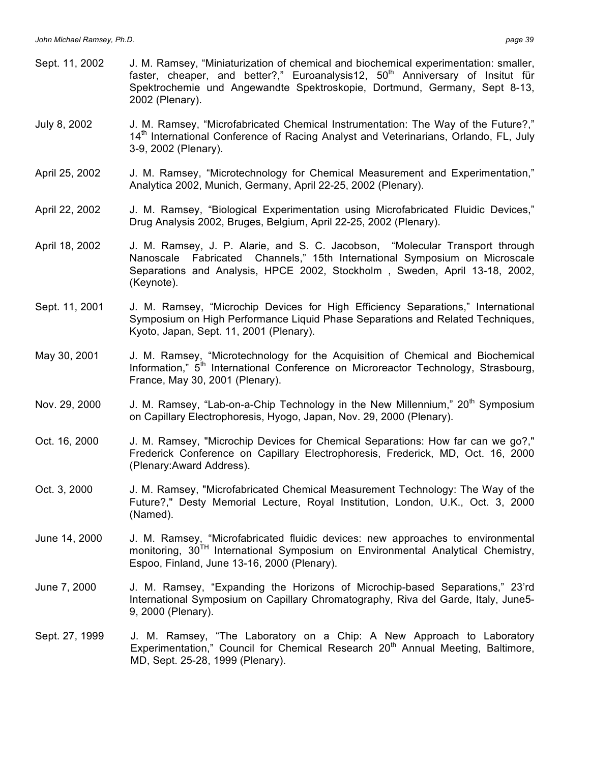Sept. 11, 2002 J. M. Ramsey, “Miniaturization of chemical and biochemical experimentation: smaller, faster, cheaper, and better?,” Euroanalysis12, 50th Anniversary of Insitut für Spektrochemie und Angewandte Spektroskopie, Dortmund, Germany, Sept 8-13, 2002 (Plenary).

July 8, 2002 J. M. Ramsey, “Microfabricated Chemical Instrumentation: The Way of the Future?,” 14th International Conference of Racing Analyst and Veterinarians, Orlando, FL, July 3-9, 2002 (Plenary).

April 25, 2002 J. M. Ramsey, “Microtechnology for Chemical Measurement and Experimentation,” Analytica 2002, Munich, Germany, April 22-25, 2002 (Plenary).

April 22, 2002 J. M. Ramsey, “Biological Experimentation using Microfabricated Fluidic Devices,” Drug Analysis 2002, Bruges, Belgium, April 22-25, 2002 (Plenary).

April 18, 2002 J. M. Ramsey, J. P. Alarie, and S. C. Jacobson, “Molecular Transport through Nanoscale Fabricated Channels,” 15th International Symposium on Microscale Separations and Analysis, HPCE 2002, Stockholm , Sweden, April 13-18, 2002, (Keynote).

Sept. 11, 2001 J. M. Ramsey, “Microchip Devices for High Efficiency Separations,” International Symposium on High Performance Liquid Phase Separations and Related Techniques, Kyoto, Japan, Sept. 11, 2001 (Plenary).

May 30, 2001 J. M. Ramsey, “Microtechnology for the Acquisition of Chemical and Biochemical Information,” 5th International Conference on Microreactor Technology, Strasbourg, France, May 30, 2001 (Plenary).

Nov. 29, 2000 J. M. Ramsey, “Lab-on-a-Chip Technology in the New Millennium,” 20th Symposium on Capillary Electrophoresis, Hyogo, Japan, Nov. 29, 2000 (Plenary).

Oct. 16, 2000 J. M. Ramsey, "Microchip Devices for Chemical Separations: How far can we go?," Frederick Conference on Capillary Electrophoresis, Frederick, MD, Oct. 16, 2000 (Plenary:Award Address).

Oct. 3, 2000 J. M. Ramsey, "Microfabricated Chemical Measurement Technology: The Way of the Future?," Desty Memorial Lecture, Royal Institution, London, U.K., Oct. 3, 2000 (Named).

June 14, 2000 J. M. Ramsey, “Microfabricated fluidic devices: new approaches to environmental monitoring, 30TH International Symposium on Environmental Analytical Chemistry, Espoo, Finland, June 13-16, 2000 (Plenary).

June 7, 2000 J. M. Ramsey, “Expanding the Horizons of Microchip-based Separations,” 23’rd International Symposium on Capillary Chromatography, Riva del Garde, Italy, June5-9, 2000 (Plenary).

Sept. 27, 1999 J. M. Ramsey, “The Laboratory on a Chip: A New Approach to Laboratory Experimentation,” Council for Chemical Research 20th Annual Meeting, Baltimore, MD, Sept. 25-28, 1999 (Plenary).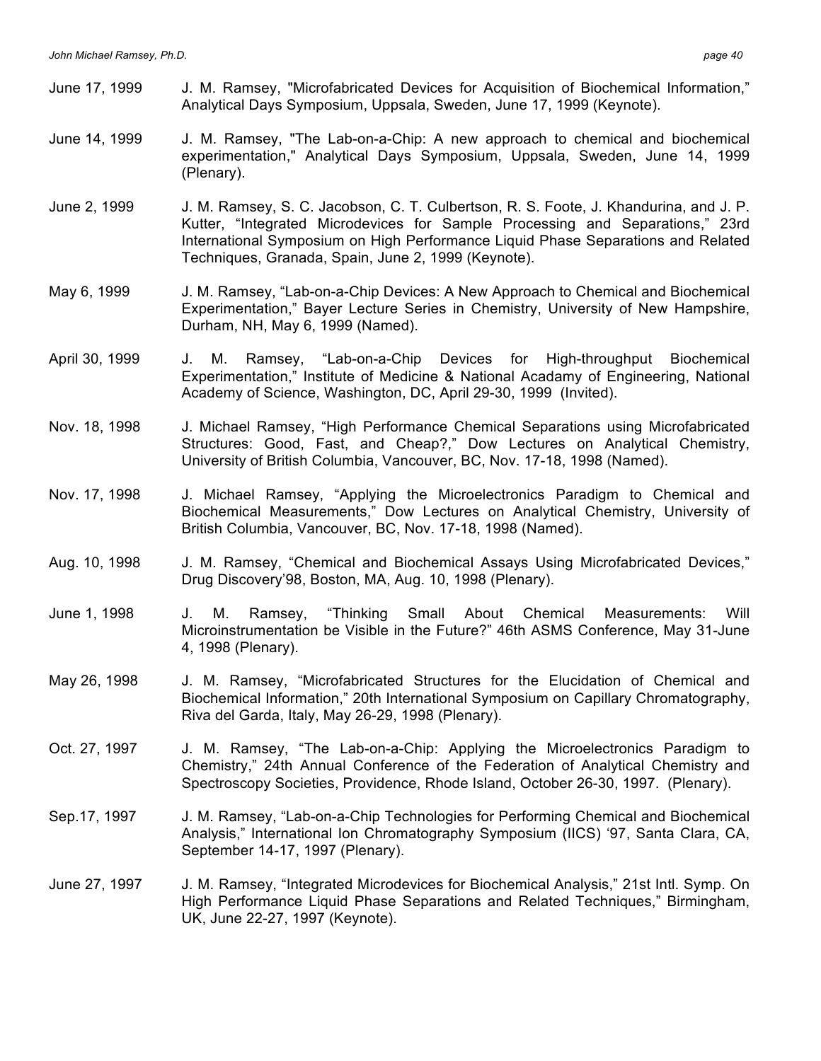June 17, 1999 J. M. Ramsey, "Microfabricated Devices for Acquisition of Biochemical Information," Analytical Days Symposium, Uppsala, Sweden, June 17, 1999 (Keynote).

June 14, 1999 J. M. Ramsey, "The Lab-on-a-Chip: A new approach to chemical and biochemical experimentation," Analytical Days Symposium, Uppsala, Sweden, June 14, 1999 (Plenary).

June 2, 1999 J. M. Ramsey, S. C. Jacobson, C. T. Culbertson, R. S. Foote, J. Khandurina, and J. P. Kutter, "Integrated Microdevices for Sample Processing and Separations," 23rd International Symposium on High Performance Liquid Phase Separations and Related Techniques, Granada, Spain, June 2, 1999 (Keynote).

May 6, 1999 J. M. Ramsey, "Lab-on-a-Chip Devices: A New Approach to Chemical and Biochemical Experimentation," Bayer Lecture Series in Chemistry, University of New Hampshire, Durham, NH, May 6, 1999 (Named).

April 30, 1999 J. M. Ramsey, "Lab-on-a-Chip Devices for High-throughput Biochemical Experimentation," Institute of Medicine & National Acadamy of Engineering, National Academy of Science, Washington, DC, April 29-30, 1999 (Invited).

Nov. 18, 1998 J. Michael Ramsey, "High Performance Chemical Separations using Microfabricated Structures: Good, Fast, and Cheap?," Dow Lectures on Analytical Chemistry, University of British Columbia, Vancouver, BC, Nov. 17-18, 1998 (Named).

Nov. 17, 1998 J. Michael Ramsey, "Applying the Microelectronics Paradigm to Chemical and Biochemical Measurements," Dow Lectures on Analytical Chemistry, University of British Columbia, Vancouver, BC, Nov. 17-18, 1998 (Named).

Aug. 10, 1998 J. M. Ramsey, "Chemical and Biochemical Assays Using Microfabricated Devices," Drug Discovery'98, Boston, MA, Aug. 10, 1998 (Plenary).

June 1, 1998 J. M. Ramsey, "Thinking Small About Chemical Measurements: Will Microinstrumentation be Visible in the Future?" 46th ASMS Conference, May 31-June 4, 1998 (Plenary).

May 26, 1998 J. M. Ramsey, "Microfabricated Structures for the Elucidation of Chemical and Biochemical Information," 20th International Symposium on Capillary Chromatography, Riva del Garda, Italy, May 26-29, 1998 (Plenary).

Oct. 27, 1997 J. M. Ramsey, "The Lab-on-a-Chip: Applying the Microelectronics Paradigm to Chemistry," 24th Annual Conference of the Federation of Analytical Chemistry and Spectroscopy Societies, Providence, Rhode Island, October 26-30, 1997. (Plenary).

Sep.17, 1997 J. M. Ramsey, "Lab-on-a-Chip Technologies for Performing Chemical and Biochemical Analysis," International Ion Chromatography Symposium (IICS) '97, Santa Clara, CA, September 14-17, 1997 (Plenary).

June 27, 1997 J. M. Ramsey, "Integrated Microdevices for Biochemical Analysis," 21st Intl. Symp. On High Performance Liquid Phase Separations and Related Techniques," Birmingham, UK, June 22-27, 1997 (Keynote).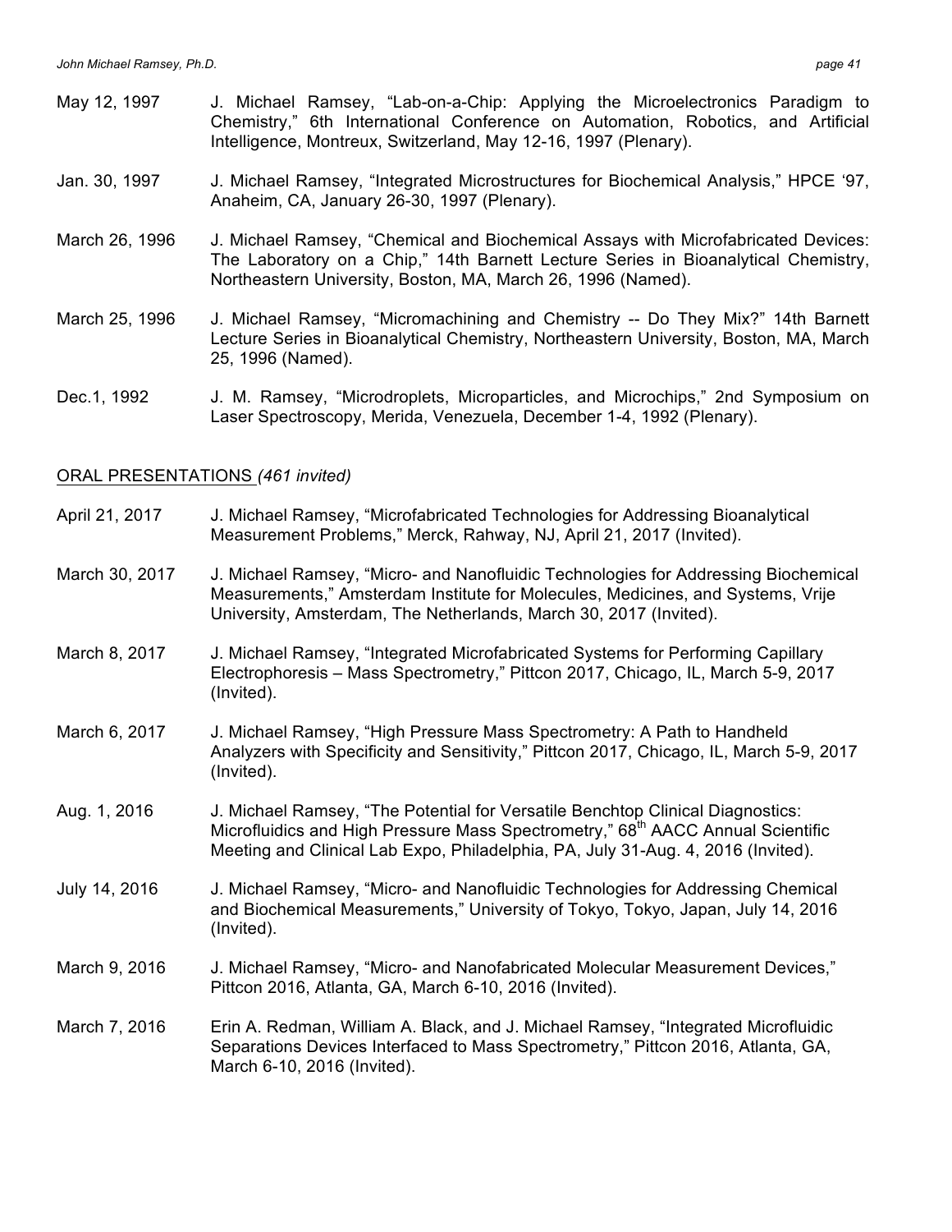May 12, 1997 J. Michael Ramsey, "Lab-on-a-Chip: Applying the Microelectronics Paradigm to Chemistry," 6th International Conference on Automation, Robotics, and Artificial Intelligence, Montreux, Switzerland, May 12-16, 1997 (Plenary).

Jan. 30, 1997 J. Michael Ramsey, "Integrated Microstructures for Biochemical Analysis," HPCE '97, Anaheim, CA, January 26-30, 1997 (Plenary).

March 26, 1996 J. Michael Ramsey, "Chemical and Biochemical Assays with Microfabricated Devices: The Laboratory on a Chip," 14th Barnett Lecture Series in Bioanalytical Chemistry, Northeastern University, Boston, MA, March 26, 1996 (Named).

March 25, 1996 J. Michael Ramsey, "Micromachining and Chemistry -- Do They Mix?" 14th Barnett Lecture Series in Bioanalytical Chemistry, Northeastern University, Boston, MA, March 25, 1996 (Named).

Dec.1, 1992 J. M. Ramsey, "Microdroplets, Microparticles, and Microchips," 2nd Symposium on Laser Spectroscopy, Merida, Venezuela, December 1-4, 1992 (Plenary).

## ORAL PRESENTATIONS *(461 invited)*

April 21, 2017 J. Michael Ramsey, "Microfabricated Technologies for Addressing Bioanalytical Measurement Problems," Merck, Rahway, NJ, April 21, 2017 (Invited).

March 30, 2017 J. Michael Ramsey, "Micro- and Nanofluidic Technologies for Addressing Biochemical Measurements," Amsterdam Institute for Molecules, Medicines, and Systems, Vrije University, Amsterdam, The Netherlands, March 30, 2017 (Invited).

March 8, 2017 J. Michael Ramsey, "Integrated Microfabricated Systems for Performing Capillary Electrophoresis – Mass Spectrometry," Pittcon 2017, Chicago, IL, March 5-9, 2017 (Invited).

March 6, 2017 J. Michael Ramsey, "High Pressure Mass Spectrometry: A Path to Handheld Analyzers with Specificity and Sensitivity," Pittcon 2017, Chicago, IL, March 5-9, 2017 (Invited).

Aug. 1, 2016 J. Michael Ramsey, "The Potential for Versatile Benchtop Clinical Diagnostics: Microfluidics and High Pressure Mass Spectrometry," 68th AACC Annual Scientific Meeting and Clinical Lab Expo, Philadelphia, PA, July 31-Aug. 4, 2016 (Invited).

July 14, 2016 J. Michael Ramsey, "Micro- and Nanofluidic Technologies for Addressing Chemical and Biochemical Measurements," University of Tokyo, Tokyo, Japan, July 14, 2016 (Invited).

March 9, 2016 J. Michael Ramsey, "Micro- and Nanofabricated Molecular Measurement Devices," Pittcon 2016, Atlanta, GA, March 6-10, 2016 (Invited).

March 7, 2016 Erin A. Redman, William A. Black, and J. Michael Ramsey, "Integrated Microfluidic Separations Devices Interfaced to Mass Spectrometry," Pittcon 2016, Atlanta, GA, March 6-10, 2016 (Invited).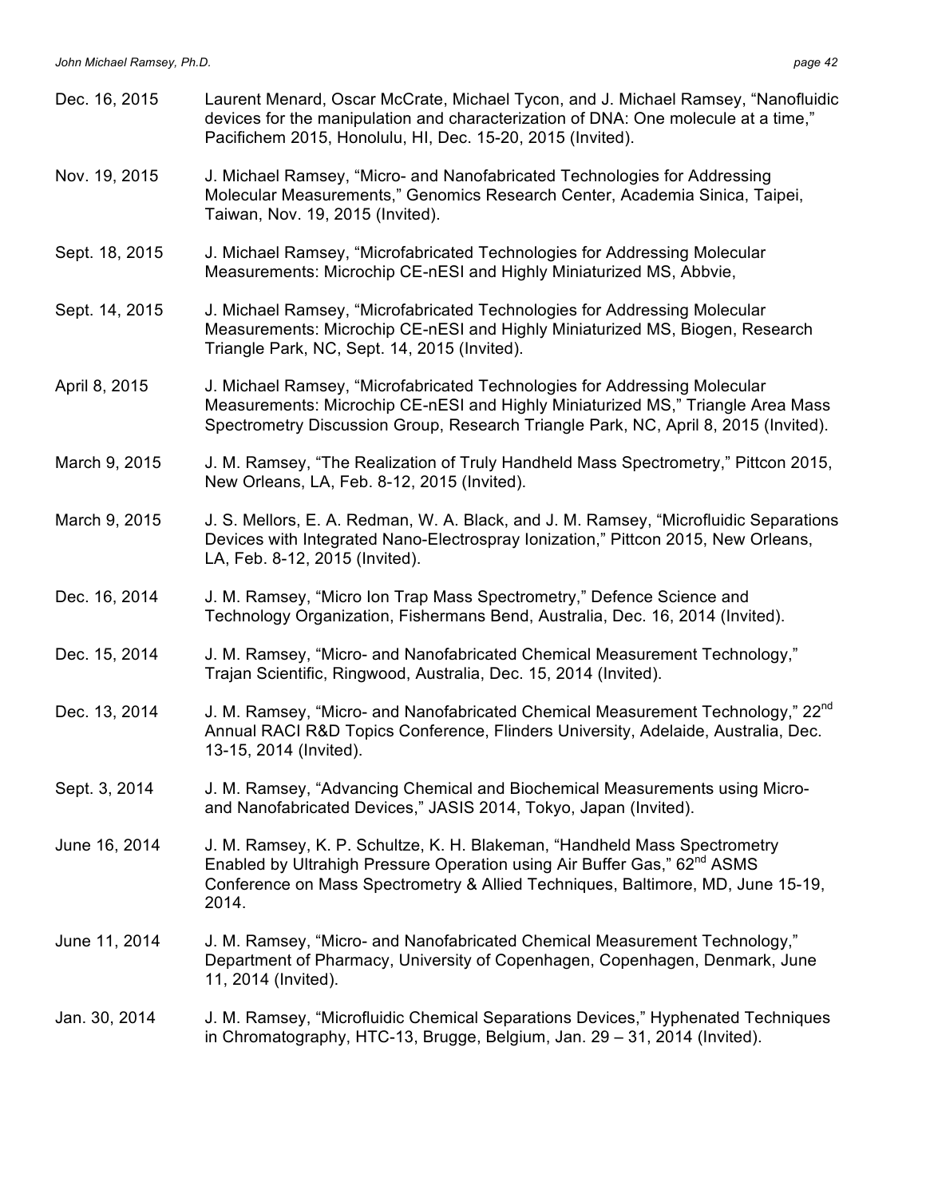Dec. 16, 2015 Laurent Menard, Oscar McCrate, Michael Tycon, and J. Michael Ramsey, "Nanofluidic devices for the manipulation and characterization of DNA: One molecule at a time," Pacifichem 2015, Honolulu, HI, Dec. 15-20, 2015 (Invited).

Nov. 19, 2015 J. Michael Ramsey, "Micro- and Nanofabricated Technologies for Addressing Molecular Measurements," Genomics Research Center, Academia Sinica, Taipei, Taiwan, Nov. 19, 2015 (Invited).

Sept. 18, 2015 J. Michael Ramsey, "Microfabricated Technologies for Addressing Molecular Measurements: Microchip CE-nESI and Highly Miniaturized MS, Abbvie,

Sept. 14, 2015 J. Michael Ramsey, "Microfabricated Technologies for Addressing Molecular Measurements: Microchip CE-nESI and Highly Miniaturized MS, Biogen, Research Triangle Park, NC, Sept. 14, 2015 (Invited).

April 8, 2015 J. Michael Ramsey, "Microfabricated Technologies for Addressing Molecular Measurements: Microchip CE-nESI and Highly Miniaturized MS," Triangle Area Mass Spectrometry Discussion Group, Research Triangle Park, NC, April 8, 2015 (Invited).

March 9, 2015 J. M. Ramsey, "The Realization of Truly Handheld Mass Spectrometry," Pittcon 2015, New Orleans, LA, Feb. 8-12, 2015 (Invited).

March 9, 2015 J. S. Mellors, E. A. Redman, W. A. Black, and J. M. Ramsey, "Microfluidic Separations Devices with Integrated Nano-Electrospray Ionization," Pittcon 2015, New Orleans, LA, Feb. 8-12, 2015 (Invited).

Dec. 16, 2014 J. M. Ramsey, "Micro Ion Trap Mass Spectrometry," Defence Science and Technology Organization, Fishermans Bend, Australia, Dec. 16, 2014 (Invited).

Dec. 15, 2014 J. M. Ramsey, "Micro- and Nanofabricated Chemical Measurement Technology," Trajan Scientific, Ringwood, Australia, Dec. 15, 2014 (Invited).

Dec. 13, 2014 J. M. Ramsey, "Micro- and Nanofabricated Chemical Measurement Technology," 22nd Annual RACI R&D Topics Conference, Flinders University, Adelaide, Australia, Dec. 13-15, 2014 (Invited).

Sept. 3, 2014 J. M. Ramsey, "Advancing Chemical and Biochemical Measurements using Micro- and Nanofabricated Devices," JASIS 2014, Tokyo, Japan (Invited).

June 16, 2014 J. M. Ramsey, K. P. Schultze, K. H. Blakeman, "Handheld Mass Spectrometry Enabled by Ultrahigh Pressure Operation using Air Buffer Gas," 62nd ASMS Conference on Mass Spectrometry & Allied Techniques, Baltimore, MD, June 15-19, 2014.

June 11, 2014 J. M. Ramsey, "Micro- and Nanofabricated Chemical Measurement Technology," Department of Pharmacy, University of Copenhagen, Copenhagen, Denmark, June 11, 2014 (Invited).

Jan. 30, 2014 J. M. Ramsey, "Microfluidic Chemical Separations Devices," Hyphenated Techniques in Chromatography, HTC-13, Brugge, Belgium, Jan. 29 – 31, 2014 (Invited).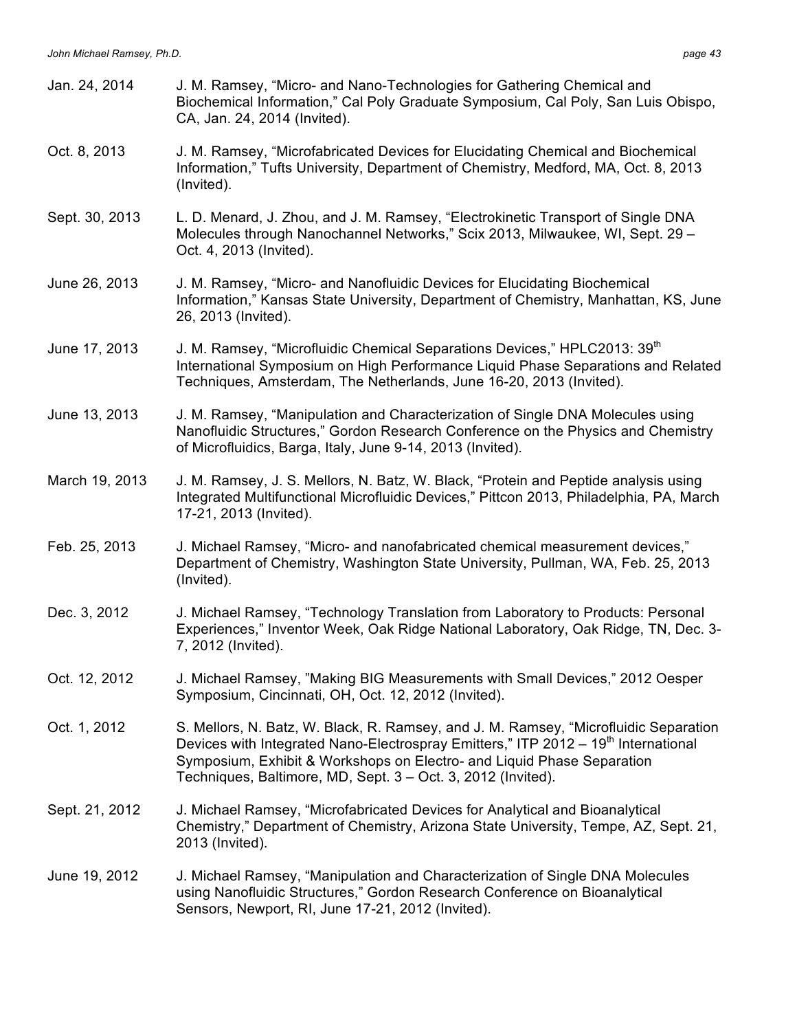| | |
|---|---|
| Jan. 24, 2014 | J. M. Ramsey, "Micro- and Nano-Technologies for Gathering Chemical and Biochemical Information," Cal Poly Graduate Symposium, Cal Poly, San Luis Obispo, CA, Jan. 24, 2014 (Invited). |
| Oct. 8, 2013 | J. M. Ramsey, "Microfabricated Devices for Elucidating Chemical and Biochemical Information," Tufts University, Department of Chemistry, Medford, MA, Oct. 8, 2013 (Invited). |
| Sept. 30, 2013 | L. D. Menard, J. Zhou, and J. M. Ramsey, "Electrokinetic Transport of Single DNA Molecules through Nanochannel Networks," Scix 2013, Milwaukee, WI, Sept. 29 – Oct. 4, 2013 (Invited). |
| June 26, 2013 | J. M. Ramsey, "Micro- and Nanofluidic Devices for Elucidating Biochemical Information," Kansas State University, Department of Chemistry, Manhattan, KS, June 26, 2013 (Invited). |
| June 17, 2013 | J. M. Ramsey, "Microfluidic Chemical Separations Devices," HPLC2013: 39th International Symposium on High Performance Liquid Phase Separations and Related Techniques, Amsterdam, The Netherlands, June 16-20, 2013 (Invited). |
| June 13, 2013 | J. M. Ramsey, "Manipulation and Characterization of Single DNA Molecules using Nanofluidic Structures," Gordon Research Conference on the Physics and Chemistry of Microfluidics, Barga, Italy, June 9-14, 2013 (Invited). |
| March 19, 2013 | J. M. Ramsey, J. S. Mellors, N. Batz, W. Black, "Protein and Peptide analysis using Integrated Multifunctional Microfluidic Devices," Pittcon 2013, Philadelphia, PA, March 17-21, 2013 (Invited). |
| Feb. 25, 2013 | J. Michael Ramsey, "Micro- and nanofabricated chemical measurement devices," Department of Chemistry, Washington State University, Pullman, WA, Feb. 25, 2013 (Invited). |
| Dec. 3, 2012 | J. Michael Ramsey, "Technology Translation from Laboratory to Products: Personal Experiences," Inventor Week, Oak Ridge National Laboratory, Oak Ridge, TN, Dec. 3-7, 2012 (Invited). |
| Oct. 12, 2012 | J. Michael Ramsey, "Making BIG Measurements with Small Devices," 2012 Oesper Symposium, Cincinnati, OH, Oct. 12, 2012 (Invited). |
| Oct. 1, 2012 | S. Mellors, N. Batz, W. Black, R. Ramsey, and J. M. Ramsey, "Microfluidic Separation Devices with Integrated Nano-Electrospray Emitters," ITP 2012 – 19th International Symposium, Exhibit & Workshops on Electro- and Liquid Phase Separation Techniques, Baltimore, MD, Sept. 3 – Oct. 3, 2012 (Invited). |
| Sept. 21, 2012 | J. Michael Ramsey, "Microfabricated Devices for Analytical and Bioanalytical Chemistry," Department of Chemistry, Arizona State University, Tempe, AZ, Sept. 21, 2013 (Invited). |
| June 19, 2012 | J. Michael Ramsey, "Manipulation and Characterization of Single DNA Molecules using Nanofluidic Structures," Gordon Research Conference on Bioanalytical Sensors, Newport, RI, June 17-21, 2012 (Invited). |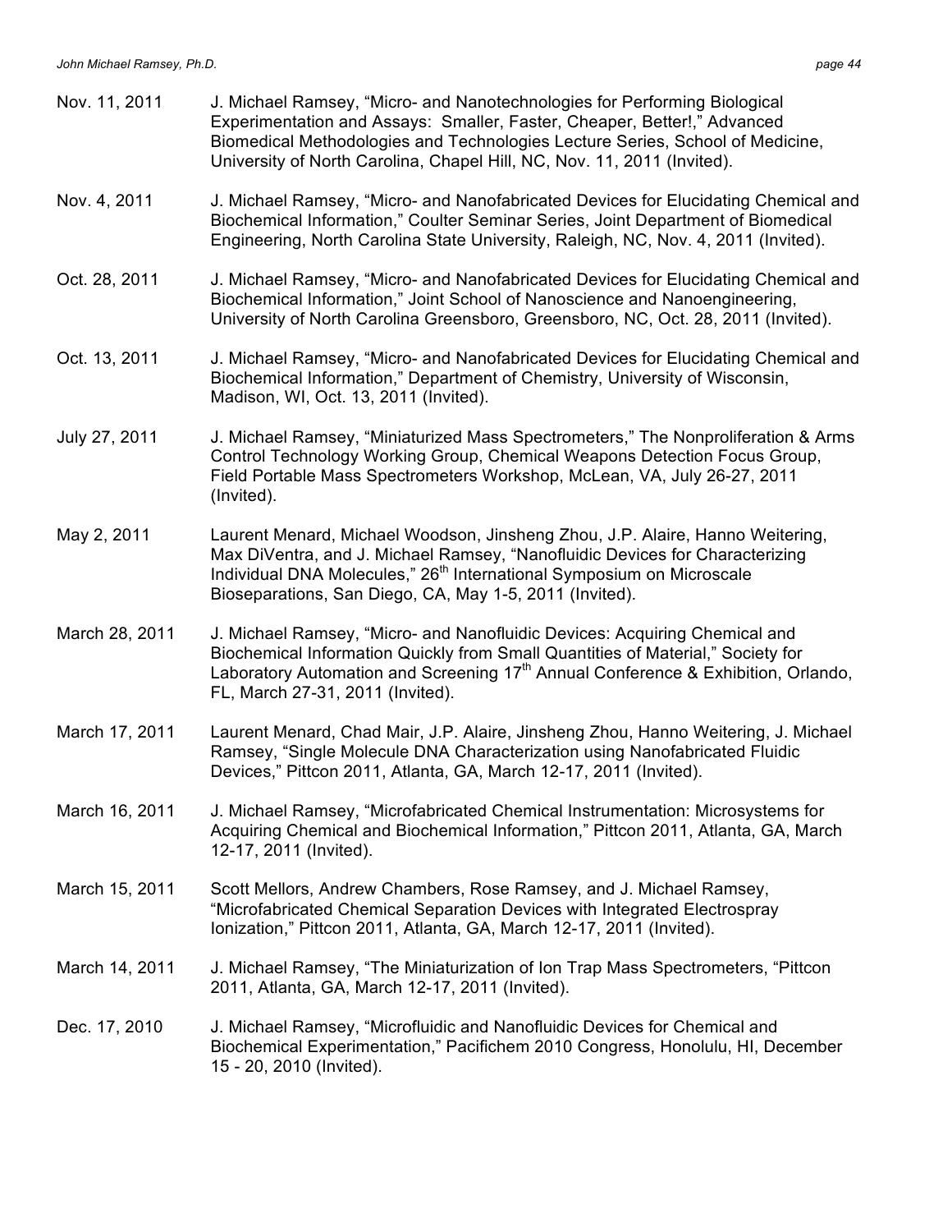Nov. 11, 2011 J. Michael Ramsey, "Micro- and Nanotechnologies for Performing Biological Experimentation and Assays: Smaller, Faster, Cheaper, Better!," Advanced Biomedical Methodologies and Technologies Lecture Series, School of Medicine, University of North Carolina, Chapel Hill, NC, Nov. 11, 2011 (Invited).

Nov. 4, 2011 J. Michael Ramsey, "Micro- and Nanofabricated Devices for Elucidating Chemical and Biochemical Information," Coulter Seminar Series, Joint Department of Biomedical Engineering, North Carolina State University, Raleigh, NC, Nov. 4, 2011 (Invited).

Oct. 28, 2011 J. Michael Ramsey, "Micro- and Nanofabricated Devices for Elucidating Chemical and Biochemical Information," Joint School of Nanoscience and Nanoengineering, University of North Carolina Greensboro, Greensboro, NC, Oct. 28, 2011 (Invited).

Oct. 13, 2011 J. Michael Ramsey, "Micro- and Nanofabricated Devices for Elucidating Chemical and Biochemical Information," Department of Chemistry, University of Wisconsin, Madison, WI, Oct. 13, 2011 (Invited).

July 27, 2011 J. Michael Ramsey, "Miniaturized Mass Spectrometers," The Nonproliferation & Arms Control Technology Working Group, Chemical Weapons Detection Focus Group, Field Portable Mass Spectrometers Workshop, McLean, VA, July 26-27, 2011 (Invited).

May 2, 2011 Laurent Menard, Michael Woodson, Jinsheng Zhou, J.P. Alaire, Hanno Weitering, Max DiVentra, and J. Michael Ramsey, "Nanofluidic Devices for Characterizing Individual DNA Molecules," 26th International Symposium on Microscale Bioseparations, San Diego, CA, May 1-5, 2011 (Invited).

March 28, 2011 J. Michael Ramsey, "Micro- and Nanofluidic Devices: Acquiring Chemical and Biochemical Information Quickly from Small Quantities of Material," Society for Laboratory Automation and Screening 17th Annual Conference & Exhibition, Orlando, FL, March 27-31, 2011 (Invited).

March 17, 2011 Laurent Menard, Chad Mair, J.P. Alaire, Jinsheng Zhou, Hanno Weitering, J. Michael Ramsey, "Single Molecule DNA Characterization using Nanofabricated Fluidic Devices," Pittcon 2011, Atlanta, GA, March 12-17, 2011 (Invited).

March 16, 2011 J. Michael Ramsey, "Microfabricated Chemical Instrumentation: Microsystems for Acquiring Chemical and Biochemical Information," Pittcon 2011, Atlanta, GA, March 12-17, 2011 (Invited).

March 15, 2011 Scott Mellors, Andrew Chambers, Rose Ramsey, and J. Michael Ramsey, "Microfabricated Chemical Separation Devices with Integrated Electrospray Ionization," Pittcon 2011, Atlanta, GA, March 12-17, 2011 (Invited).

March 14, 2011 J. Michael Ramsey, "The Miniaturization of Ion Trap Mass Spectrometers, "Pittcon 2011, Atlanta, GA, March 12-17, 2011 (Invited).

Dec. 17, 2010 J. Michael Ramsey, "Microfluidic and Nanofluidic Devices for Chemical and Biochemical Experimentation," Pacifichem 2010 Congress, Honolulu, HI, December 15 - 20, 2010 (Invited).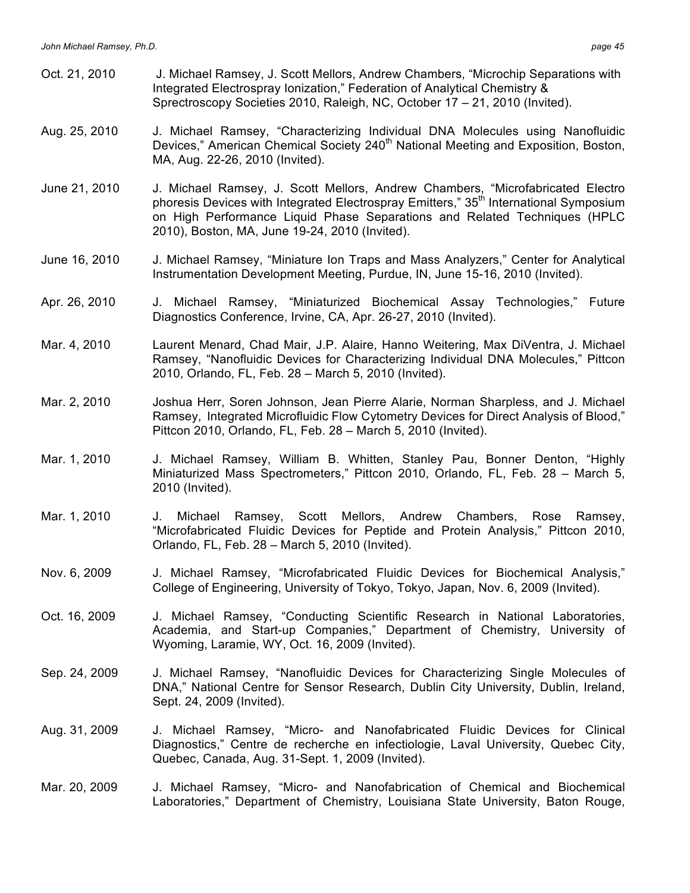Oct. 21, 2010 J. Michael Ramsey, J. Scott Mellors, Andrew Chambers, "Microchip Separations with Integrated Electrospray Ionization," Federation of Analytical Chemistry & Sprectroscopy Societies 2010, Raleigh, NC, October 17 – 21, 2010 (Invited).

Aug. 25, 2010 J. Michael Ramsey, "Characterizing Individual DNA Molecules using Nanofluidic Devices," American Chemical Society 240th National Meeting and Exposition, Boston, MA, Aug. 22-26, 2010 (Invited).

June 21, 2010 J. Michael Ramsey, J. Scott Mellors, Andrew Chambers, "Microfabricated Electro phoresis Devices with Integrated Electrospray Emitters," 35th International Symposium on High Performance Liquid Phase Separations and Related Techniques (HPLC 2010), Boston, MA, June 19-24, 2010 (Invited).

June 16, 2010 J. Michael Ramsey, "Miniature Ion Traps and Mass Analyzers," Center for Analytical Instrumentation Development Meeting, Purdue, IN, June 15-16, 2010 (Invited).

Apr. 26, 2010 J. Michael Ramsey, "Miniaturized Biochemical Assay Technologies," Future Diagnostics Conference, Irvine, CA, Apr. 26-27, 2010 (Invited).

Mar. 4, 2010 Laurent Menard, Chad Mair, J.P. Alaire, Hanno Weitering, Max DiVentra, J. Michael Ramsey, "Nanofluidic Devices for Characterizing Individual DNA Molecules," Pittcon 2010, Orlando, FL, Feb. 28 – March 5, 2010 (Invited).

Mar. 2, 2010 Joshua Herr, Soren Johnson, Jean Pierre Alarie, Norman Sharpless, and J. Michael Ramsey, Integrated Microfluidic Flow Cytometry Devices for Direct Analysis of Blood," Pittcon 2010, Orlando, FL, Feb. 28 – March 5, 2010 (Invited).

Mar. 1, 2010 J. Michael Ramsey, William B. Whitten, Stanley Pau, Bonner Denton, "Highly Miniaturized Mass Spectrometers," Pittcon 2010, Orlando, FL, Feb. 28 – March 5, 2010 (Invited).

Mar. 1, 2010 J. Michael Ramsey, Scott Mellors, Andrew Chambers, Rose Ramsey, "Microfabricated Fluidic Devices for Peptide and Protein Analysis," Pittcon 2010, Orlando, FL, Feb. 28 – March 5, 2010 (Invited).

Nov. 6, 2009 J. Michael Ramsey, "Microfabricated Fluidic Devices for Biochemical Analysis," College of Engineering, University of Tokyo, Tokyo, Japan, Nov. 6, 2009 (Invited).

Oct. 16, 2009 J. Michael Ramsey, "Conducting Scientific Research in National Laboratories, Academia, and Start-up Companies," Department of Chemistry, University of Wyoming, Laramie, WY, Oct. 16, 2009 (Invited).

Sep. 24, 2009 J. Michael Ramsey, "Nanofluidic Devices for Characterizing Single Molecules of DNA," National Centre for Sensor Research, Dublin City University, Dublin, Ireland, Sept. 24, 2009 (Invited).

Aug. 31, 2009 J. Michael Ramsey, "Micro- and Nanofabricated Fluidic Devices for Clinical Diagnostics," Centre de recherche en infectiologie, Laval University, Quebec City, Quebec, Canada, Aug. 31-Sept. 1, 2009 (Invited).

Mar. 20, 2009 J. Michael Ramsey, "Micro- and Nanofabrication of Chemical and Biochemical Laboratories," Department of Chemistry, Louisiana State University, Baton Rouge,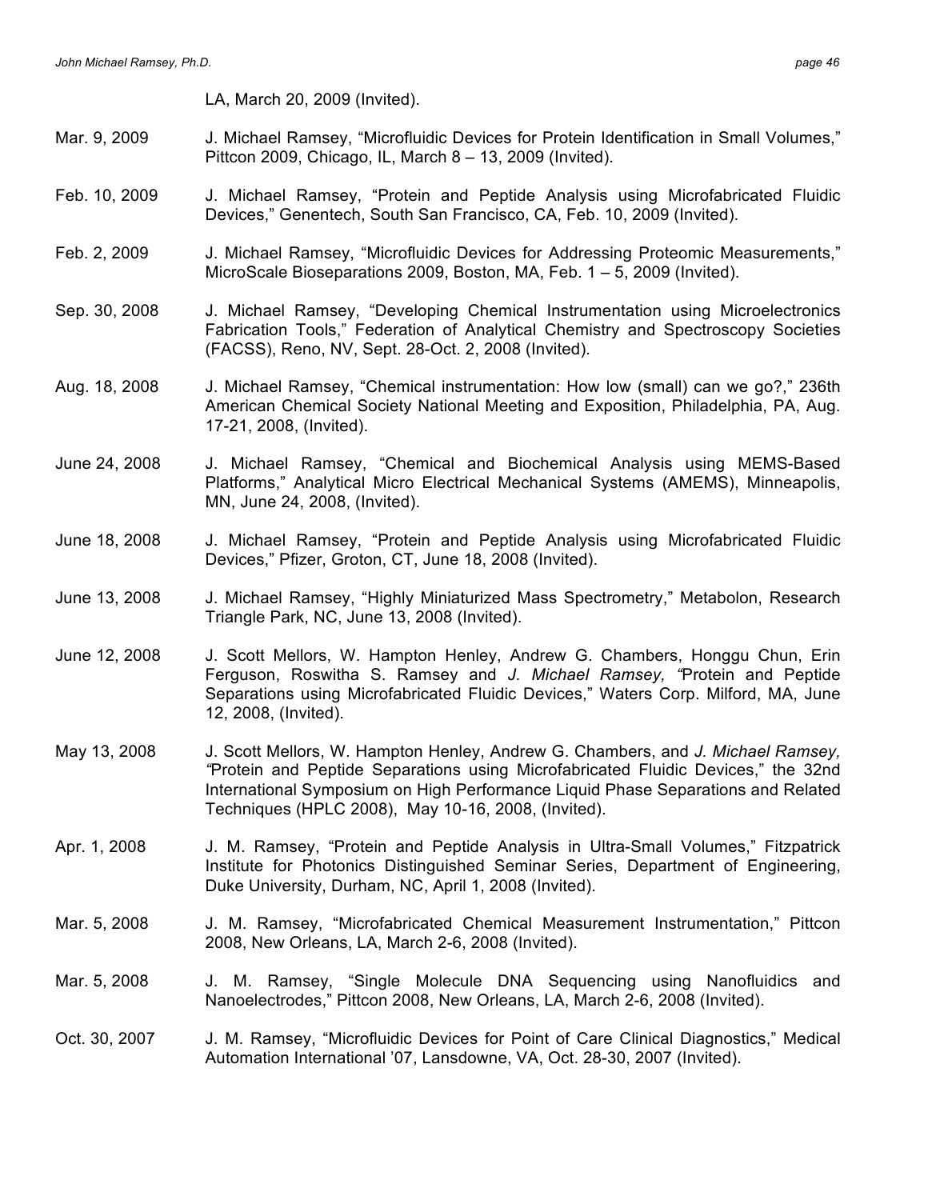LA, March 20, 2009 (Invited).

Mar. 9, 2009 J. Michael Ramsey, "Microfluidic Devices for Protein Identification in Small Volumes," Pittcon 2009, Chicago, IL, March 8 – 13, 2009 (Invited).

Feb. 10, 2009 J. Michael Ramsey, "Protein and Peptide Analysis using Microfabricated Fluidic Devices," Genentech, South San Francisco, CA, Feb. 10, 2009 (Invited).

Feb. 2, 2009 J. Michael Ramsey, "Microfluidic Devices for Addressing Proteomic Measurements," MicroScale Bioseparations 2009, Boston, MA, Feb. 1 – 5, 2009 (Invited).

Sep. 30, 2008 J. Michael Ramsey, "Developing Chemical Instrumentation using Microelectronics Fabrication Tools," Federation of Analytical Chemistry and Spectroscopy Societies (FACSS), Reno, NV, Sept. 28-Oct. 2, 2008 (Invited).

Aug. 18, 2008 J. Michael Ramsey, "Chemical instrumentation: How low (small) can we go?," 236th American Chemical Society National Meeting and Exposition, Philadelphia, PA, Aug. 17-21, 2008, (Invited).

June 24, 2008 J. Michael Ramsey, "Chemical and Biochemical Analysis using MEMS-Based Platforms," Analytical Micro Electrical Mechanical Systems (AMEMS), Minneapolis, MN, June 24, 2008, (Invited).

June 18, 2008 J. Michael Ramsey, "Protein and Peptide Analysis using Microfabricated Fluidic Devices," Pfizer, Groton, CT, June 18, 2008 (Invited).

June 13, 2008 J. Michael Ramsey, "Highly Miniaturized Mass Spectrometry," Metabolon, Research Triangle Park, NC, June 13, 2008 (Invited).

June 12, 2008 J. Scott Mellors, W. Hampton Henley, Andrew G. Chambers, Honggu Chun, Erin Ferguson, Roswitha S. Ramsey and *J. Michael Ramsey, "*Protein and Peptide Separations using Microfabricated Fluidic Devices," Waters Corp. Milford, MA, June 12, 2008, (Invited).

May 13, 2008 J. Scott Mellors, W. Hampton Henley, Andrew G. Chambers, and *J. Michael Ramsey, "*Protein and Peptide Separations using Microfabricated Fluidic Devices," the 32nd International Symposium on High Performance Liquid Phase Separations and Related Techniques (HPLC 2008), May 10-16, 2008, (Invited).

Apr. 1, 2008 J. M. Ramsey, "Protein and Peptide Analysis in Ultra-Small Volumes," Fitzpatrick Institute for Photonics Distinguished Seminar Series, Department of Engineering, Duke University, Durham, NC, April 1, 2008 (Invited).

Mar. 5, 2008 J. M. Ramsey, "Microfabricated Chemical Measurement Instrumentation," Pittcon 2008, New Orleans, LA, March 2-6, 2008 (Invited).

Mar. 5, 2008 J. M. Ramsey, "Single Molecule DNA Sequencing using Nanofluidics and Nanoelectrodes," Pittcon 2008, New Orleans, LA, March 2-6, 2008 (Invited).

Oct. 30, 2007 J. M. Ramsey, "Microfluidic Devices for Point of Care Clinical Diagnostics," Medical Automation International '07, Lansdowne, VA, Oct. 28-30, 2007 (Invited).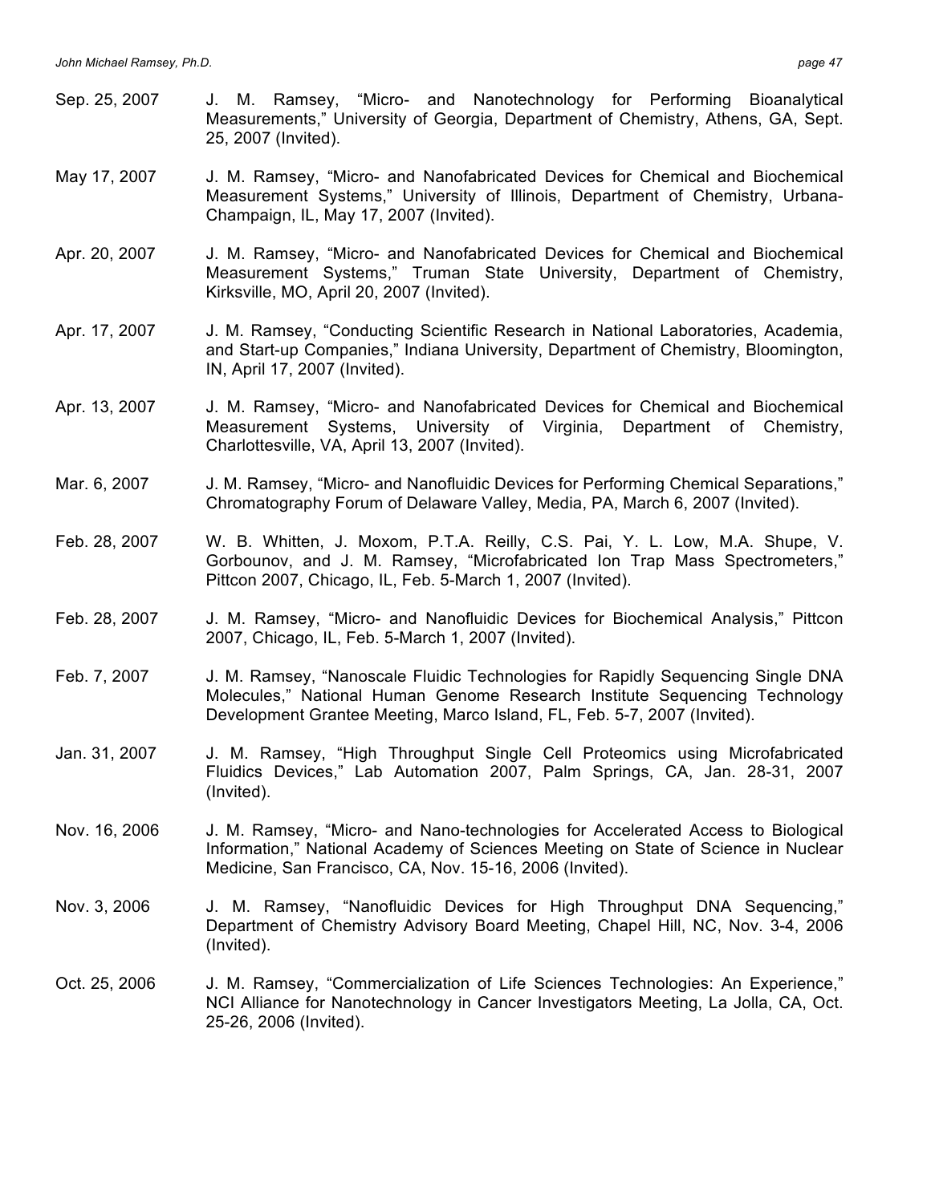Sep. 25, 2007 J. M. Ramsey, “Micro- and Nanotechnology for Performing Bioanalytical Measurements,” University of Georgia, Department of Chemistry, Athens, GA, Sept. 25, 2007 (Invited).

May 17, 2007 J. M. Ramsey, “Micro- and Nanofabricated Devices for Chemical and Biochemical Measurement Systems,” University of Illinois, Department of Chemistry, Urbana-Champaign, IL, May 17, 2007 (Invited).

Apr. 20, 2007 J. M. Ramsey, “Micro- and Nanofabricated Devices for Chemical and Biochemical Measurement Systems,” Truman State University, Department of Chemistry, Kirksville, MO, April 20, 2007 (Invited).

Apr. 17, 2007 J. M. Ramsey, “Conducting Scientific Research in National Laboratories, Academia, and Start-up Companies,” Indiana University, Department of Chemistry, Bloomington, IN, April 17, 2007 (Invited).

Apr. 13, 2007 J. M. Ramsey, “Micro- and Nanofabricated Devices for Chemical and Biochemical Measurement Systems, University of Virginia, Department of Chemistry, Charlottesville, VA, April 13, 2007 (Invited).

Mar. 6, 2007 J. M. Ramsey, “Micro- and Nanofluidic Devices for Performing Chemical Separations,” Chromatography Forum of Delaware Valley, Media, PA, March 6, 2007 (Invited).

Feb. 28, 2007 W. B. Whitten, J. Moxom, P.T.A. Reilly, C.S. Pai, Y. L. Low, M.A. Shupe, V. Gorbounov, and J. M. Ramsey, “Microfabricated Ion Trap Mass Spectrometers,” Pittcon 2007, Chicago, IL, Feb. 5-March 1, 2007 (Invited).

Feb. 28, 2007 J. M. Ramsey, “Micro- and Nanofluidic Devices for Biochemical Analysis,” Pittcon 2007, Chicago, IL, Feb. 5-March 1, 2007 (Invited).

Feb. 7, 2007 J. M. Ramsey, “Nanoscale Fluidic Technologies for Rapidly Sequencing Single DNA Molecules,” National Human Genome Research Institute Sequencing Technology Development Grantee Meeting, Marco Island, FL, Feb. 5-7, 2007 (Invited).

Jan. 31, 2007 J. M. Ramsey, “High Throughput Single Cell Proteomics using Microfabricated Fluidics Devices,” Lab Automation 2007, Palm Springs, CA, Jan. 28-31, 2007 (Invited).

Nov. 16, 2006 J. M. Ramsey, “Micro- and Nano-technologies for Accelerated Access to Biological Information,” National Academy of Sciences Meeting on State of Science in Nuclear Medicine, San Francisco, CA, Nov. 15-16, 2006 (Invited).

Nov. 3, 2006 J. M. Ramsey, “Nanofluidic Devices for High Throughput DNA Sequencing,” Department of Chemistry Advisory Board Meeting, Chapel Hill, NC, Nov. 3-4, 2006 (Invited).

Oct. 25, 2006 J. M. Ramsey, “Commercialization of Life Sciences Technologies: An Experience,” NCI Alliance for Nanotechnology in Cancer Investigators Meeting, La Jolla, CA, Oct. 25-26, 2006 (Invited).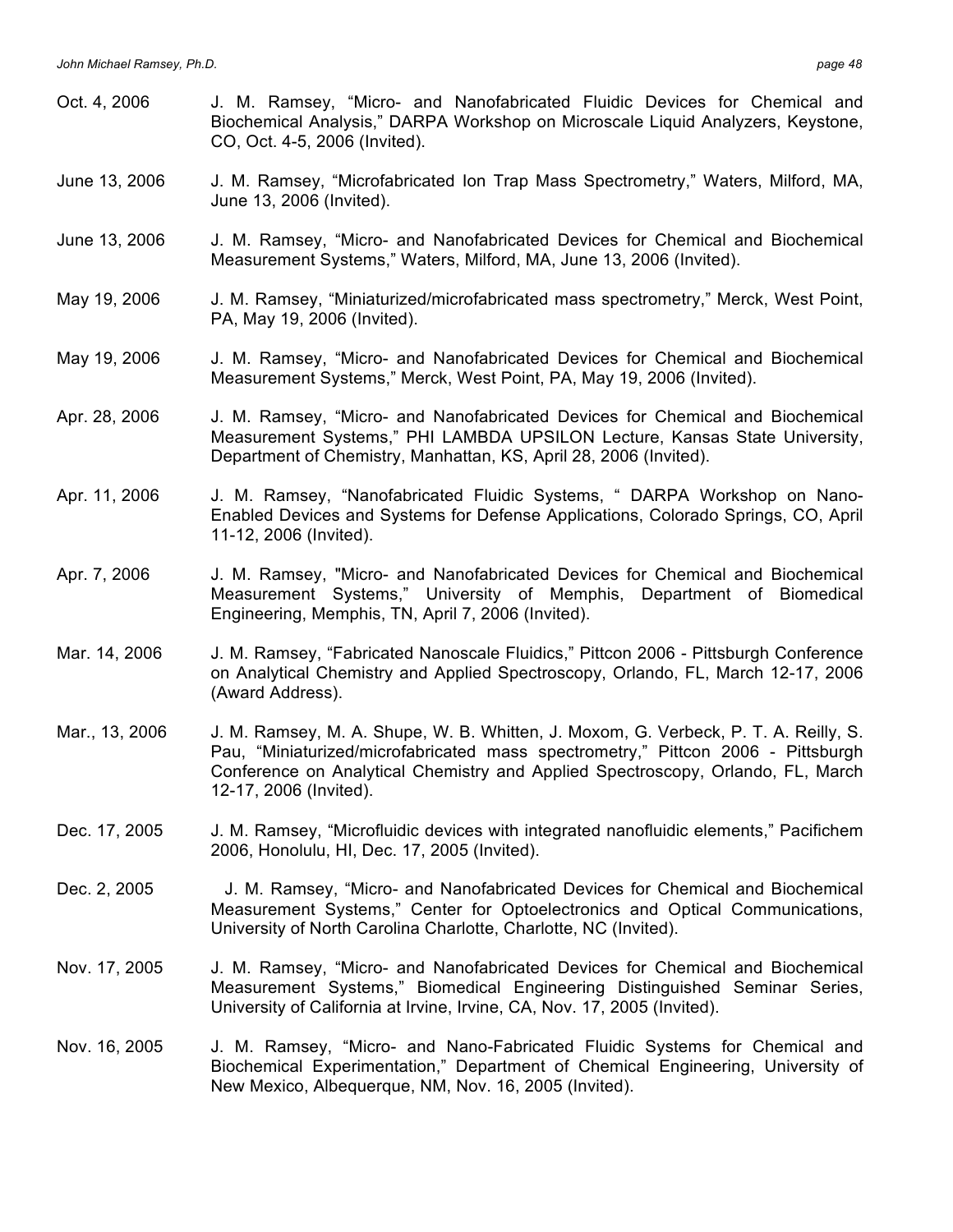Oct. 4, 2006 J. M. Ramsey, "Micro- and Nanofabricated Fluidic Devices for Chemical and Biochemical Analysis," DARPA Workshop on Microscale Liquid Analyzers, Keystone, CO, Oct. 4-5, 2006 (Invited).

June 13, 2006 J. M. Ramsey, "Microfabricated Ion Trap Mass Spectrometry," Waters, Milford, MA, June 13, 2006 (Invited).

June 13, 2006 J. M. Ramsey, "Micro- and Nanofabricated Devices for Chemical and Biochemical Measurement Systems," Waters, Milford, MA, June 13, 2006 (Invited).

May 19, 2006 J. M. Ramsey, "Miniaturized/microfabricated mass spectrometry," Merck, West Point, PA, May 19, 2006 (Invited).

May 19, 2006 J. M. Ramsey, "Micro- and Nanofabricated Devices for Chemical and Biochemical Measurement Systems," Merck, West Point, PA, May 19, 2006 (Invited).

Apr. 28, 2006 J. M. Ramsey, "Micro- and Nanofabricated Devices for Chemical and Biochemical Measurement Systems," PHI LAMBDA UPSILON Lecture, Kansas State University, Department of Chemistry, Manhattan, KS, April 28, 2006 (Invited).

Apr. 11, 2006 J. M. Ramsey, "Nanofabricated Fluidic Systems, " DARPA Workshop on Nano-Enabled Devices and Systems for Defense Applications, Colorado Springs, CO, April 11-12, 2006 (Invited).

Apr. 7, 2006 J. M. Ramsey, "Micro- and Nanofabricated Devices for Chemical and Biochemical Measurement Systems," University of Memphis, Department of Biomedical Engineering, Memphis, TN, April 7, 2006 (Invited).

Mar. 14, 2006 J. M. Ramsey, "Fabricated Nanoscale Fluidics," Pittcon 2006 - Pittsburgh Conference on Analytical Chemistry and Applied Spectroscopy, Orlando, FL, March 12-17, 2006 (Award Address).

Mar., 13, 2006 J. M. Ramsey, M. A. Shupe, W. B. Whitten, J. Moxom, G. Verbeck, P. T. A. Reilly, S. Pau, "Miniaturized/microfabricated mass spectrometry," Pittcon 2006 - Pittsburgh Conference on Analytical Chemistry and Applied Spectroscopy, Orlando, FL, March 12-17, 2006 (Invited).

Dec. 17, 2005 J. M. Ramsey, "Microfluidic devices with integrated nanofluidic elements," Pacifichem 2006, Honolulu, HI, Dec. 17, 2005 (Invited).

Dec. 2, 2005 J. M. Ramsey, "Micro- and Nanofabricated Devices for Chemical and Biochemical Measurement Systems," Center for Optoelectronics and Optical Communications, University of North Carolina Charlotte, Charlotte, NC (Invited).

Nov. 17, 2005 J. M. Ramsey, "Micro- and Nanofabricated Devices for Chemical and Biochemical Measurement Systems," Biomedical Engineering Distinguished Seminar Series, University of California at Irvine, Irvine, CA, Nov. 17, 2005 (Invited).

Nov. 16, 2005 J. M. Ramsey, "Micro- and Nano-Fabricated Fluidic Systems for Chemical and Biochemical Experimentation," Department of Chemical Engineering, University of New Mexico, Albequerque, NM, Nov. 16, 2005 (Invited).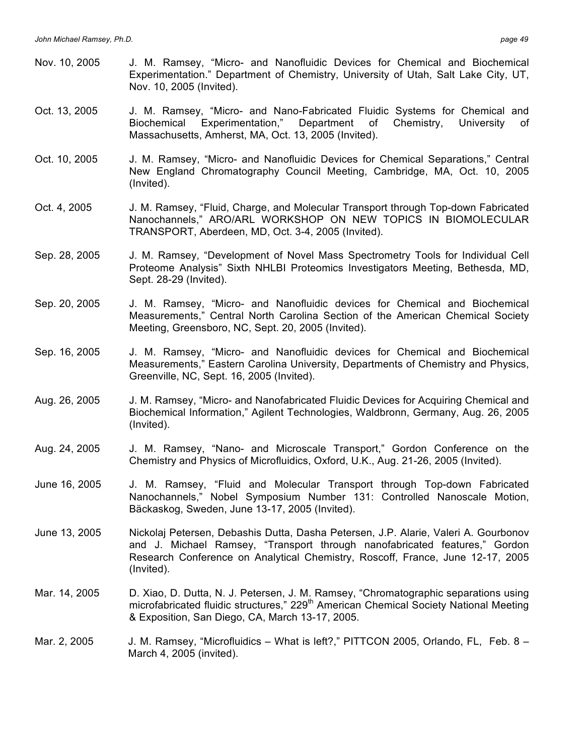Nov. 10, 2005 J. M. Ramsey, "Micro- and Nanofluidic Devices for Chemical and Biochemical Experimentation." Department of Chemistry, University of Utah, Salt Lake City, UT, Nov. 10, 2005 (Invited).

Oct. 13, 2005 J. M. Ramsey, "Micro- and Nano-Fabricated Fluidic Systems for Chemical and Biochemical Experimentation," Department of Chemistry, University of Massachusetts, Amherst, MA, Oct. 13, 2005 (Invited).

Oct. 10, 2005 J. M. Ramsey, "Micro- and Nanofluidic Devices for Chemical Separations," Central New England Chromatography Council Meeting, Cambridge, MA, Oct. 10, 2005 (Invited).

Oct. 4, 2005 J. M. Ramsey, "Fluid, Charge, and Molecular Transport through Top-down Fabricated Nanochannels," ARO/ARL WORKSHOP ON NEW TOPICS IN BIOMOLECULAR TRANSPORT, Aberdeen, MD, Oct. 3-4, 2005 (Invited).

Sep. 28, 2005 J. M. Ramsey, "Development of Novel Mass Spectrometry Tools for Individual Cell Proteome Analysis" Sixth NHLBI Proteomics Investigators Meeting, Bethesda, MD, Sept. 28-29 (Invited).

Sep. 20, 2005 J. M. Ramsey, "Micro- and Nanofluidic devices for Chemical and Biochemical Measurements," Central North Carolina Section of the American Chemical Society Meeting, Greensboro, NC, Sept. 20, 2005 (Invited).

Sep. 16, 2005 J. M. Ramsey, "Micro- and Nanofluidic devices for Chemical and Biochemical Measurements," Eastern Carolina University, Departments of Chemistry and Physics, Greenville, NC, Sept. 16, 2005 (Invited).

Aug. 26, 2005 J. M. Ramsey, "Micro- and Nanofabricated Fluidic Devices for Acquiring Chemical and Biochemical Information," Agilent Technologies, Waldbronn, Germany, Aug. 26, 2005 (Invited).

Aug. 24, 2005 J. M. Ramsey, "Nano- and Microscale Transport," Gordon Conference on the Chemistry and Physics of Microfluidics, Oxford, U.K., Aug. 21-26, 2005 (Invited).

June 16, 2005 J. M. Ramsey, "Fluid and Molecular Transport through Top-down Fabricated Nanochannels," Nobel Symposium Number 131: Controlled Nanoscale Motion, Bäckaskog, Sweden, June 13-17, 2005 (Invited).

June 13, 2005 Nickolaj Petersen, Debashis Dutta, Dasha Petersen, J.P. Alarie, Valeri A. Gourbonov and J. Michael Ramsey, "Transport through nanofabricated features," Gordon Research Conference on Analytical Chemistry, Roscoff, France, June 12-17, 2005 (Invited).

Mar. 14, 2005 D. Xiao, D. Dutta, N. J. Petersen, J. M. Ramsey, "Chromatographic separations using microfabricated fluidic structures," 229th American Chemical Society National Meeting & Exposition, San Diego, CA, March 13-17, 2005.

Mar. 2, 2005 J. M. Ramsey, "Microfluidics – What is left?," PITTCON 2005, Orlando, FL, Feb. 8 – March 4, 2005 (invited).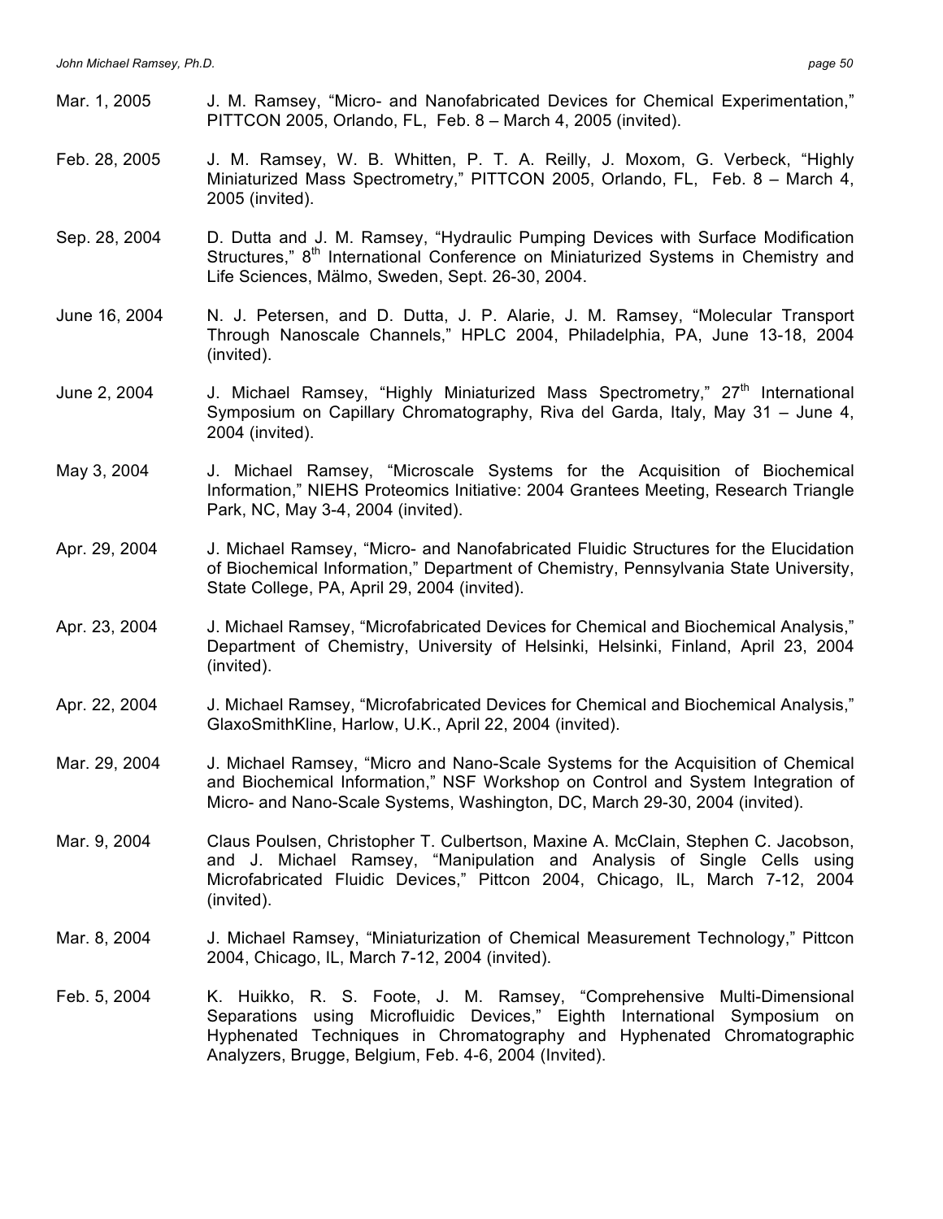Mar. 1, 2005 J. M. Ramsey, "Micro- and Nanofabricated Devices for Chemical Experimentation," PITTCON 2005, Orlando, FL, Feb. 8 – March 4, 2005 (invited).

Feb. 28, 2005 J. M. Ramsey, W. B. Whitten, P. T. A. Reilly, J. Moxom, G. Verbeck, "Highly Miniaturized Mass Spectrometry," PITTCON 2005, Orlando, FL, Feb. 8 – March 4, 2005 (invited).

Sep. 28, 2004 D. Dutta and J. M. Ramsey, "Hydraulic Pumping Devices with Surface Modification Structures," 8th International Conference on Miniaturized Systems in Chemistry and Life Sciences, Mälmo, Sweden, Sept. 26-30, 2004.

June 16, 2004 N. J. Petersen, and D. Dutta, J. P. Alarie, J. M. Ramsey, "Molecular Transport Through Nanoscale Channels," HPLC 2004, Philadelphia, PA, June 13-18, 2004 (invited).

June 2, 2004 J. Michael Ramsey, "Highly Miniaturized Mass Spectrometry," 27th International Symposium on Capillary Chromatography, Riva del Garda, Italy, May 31 – June 4, 2004 (invited).

May 3, 2004 J. Michael Ramsey, "Microscale Systems for the Acquisition of Biochemical Information," NIEHS Proteomics Initiative: 2004 Grantees Meeting, Research Triangle Park, NC, May 3-4, 2004 (invited).

Apr. 29, 2004 J. Michael Ramsey, "Micro- and Nanofabricated Fluidic Structures for the Elucidation of Biochemical Information," Department of Chemistry, Pennsylvania State University, State College, PA, April 29, 2004 (invited).

Apr. 23, 2004 J. Michael Ramsey, "Microfabricated Devices for Chemical and Biochemical Analysis," Department of Chemistry, University of Helsinki, Helsinki, Finland, April 23, 2004 (invited).

Apr. 22, 2004 J. Michael Ramsey, "Microfabricated Devices for Chemical and Biochemical Analysis," GlaxoSmithKline, Harlow, U.K., April 22, 2004 (invited).

Mar. 29, 2004 J. Michael Ramsey, "Micro and Nano-Scale Systems for the Acquisition of Chemical and Biochemical Information," NSF Workshop on Control and System Integration of Micro- and Nano-Scale Systems, Washington, DC, March 29-30, 2004 (invited).

Mar. 9, 2004 Claus Poulsen, Christopher T. Culbertson, Maxine A. McClain, Stephen C. Jacobson, and J. Michael Ramsey, "Manipulation and Analysis of Single Cells using Microfabricated Fluidic Devices," Pittcon 2004, Chicago, IL, March 7-12, 2004 (invited).

Mar. 8, 2004 J. Michael Ramsey, "Miniaturization of Chemical Measurement Technology," Pittcon 2004, Chicago, IL, March 7-12, 2004 (invited).

Feb. 5, 2004 K. Huikko, R. S. Foote, J. M. Ramsey, "Comprehensive Multi-Dimensional Separations using Microfluidic Devices," Eighth International Symposium on Hyphenated Techniques in Chromatography and Hyphenated Chromatographic Analyzers, Brugge, Belgium, Feb. 4-6, 2004 (Invited).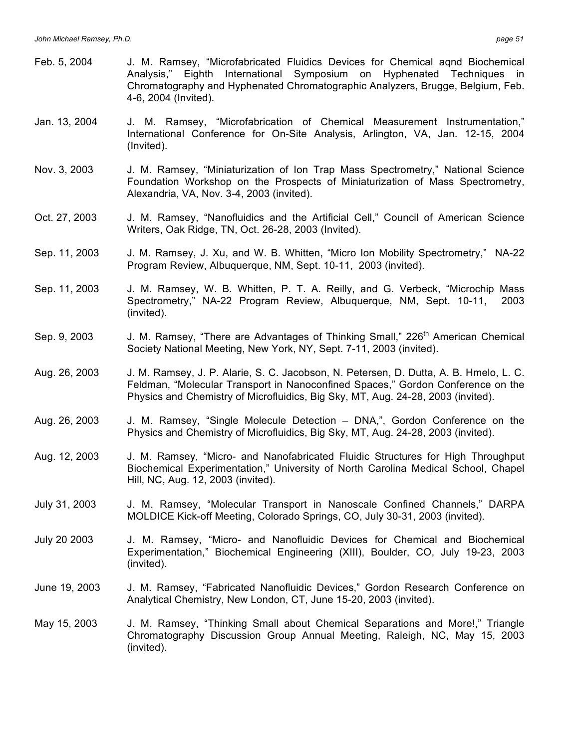Feb. 5, 2004 J. M. Ramsey, "Microfabricated Fluidics Devices for Chemical aqnd Biochemical Analysis," Eighth International Symposium on Hyphenated Techniques in Chromatography and Hyphenated Chromatographic Analyzers, Brugge, Belgium, Feb. 4-6, 2004 (Invited).

Jan. 13, 2004 J. M. Ramsey, "Microfabrication of Chemical Measurement Instrumentation," International Conference for On-Site Analysis, Arlington, VA, Jan. 12-15, 2004 (Invited).

Nov. 3, 2003 J. M. Ramsey, "Miniaturization of Ion Trap Mass Spectrometry," National Science Foundation Workshop on the Prospects of Miniaturization of Mass Spectrometry, Alexandria, VA, Nov. 3-4, 2003 (invited).

Oct. 27, 2003 J. M. Ramsey, "Nanofluidics and the Artificial Cell," Council of American Science Writers, Oak Ridge, TN, Oct. 26-28, 2003 (Invited).

Sep. 11, 2003 J. M. Ramsey, J. Xu, and W. B. Whitten, "Micro Ion Mobility Spectrometry," NA-22 Program Review, Albuquerque, NM, Sept. 10-11, 2003 (invited).

Sep. 11, 2003 J. M. Ramsey, W. B. Whitten, P. T. A. Reilly, and G. Verbeck, "Microchip Mass Spectrometry," NA-22 Program Review, Albuquerque, NM, Sept. 10-11, 2003 (invited).

Sep. 9, 2003 J. M. Ramsey, "There are Advantages of Thinking Small," 226th American Chemical Society National Meeting, New York, NY, Sept. 7-11, 2003 (invited).

Aug. 26, 2003 J. M. Ramsey, J. P. Alarie, S. C. Jacobson, N. Petersen, D. Dutta, A. B. Hmelo, L. C. Feldman, "Molecular Transport in Nanoconfined Spaces," Gordon Conference on the Physics and Chemistry of Microfluidics, Big Sky, MT, Aug. 24-28, 2003 (invited).

Aug. 26, 2003 J. M. Ramsey, "Single Molecule Detection – DNA,", Gordon Conference on the Physics and Chemistry of Microfluidics, Big Sky, MT, Aug. 24-28, 2003 (invited).

Aug. 12, 2003 J. M. Ramsey, "Micro- and Nanofabricated Fluidic Structures for High Throughput Biochemical Experimentation," University of North Carolina Medical School, Chapel Hill, NC, Aug. 12, 2003 (invited).

July 31, 2003 J. M. Ramsey, "Molecular Transport in Nanoscale Confined Channels," DARPA MOLDICE Kick-off Meeting, Colorado Springs, CO, July 30-31, 2003 (invited).

July 20 2003 J. M. Ramsey, "Micro- and Nanofluidic Devices for Chemical and Biochemical Experimentation," Biochemical Engineering (XIII), Boulder, CO, July 19-23, 2003 (invited).

June 19, 2003 J. M. Ramsey, "Fabricated Nanofluidic Devices," Gordon Research Conference on Analytical Chemistry, New London, CT, June 15-20, 2003 (invited).

May 15, 2003 J. M. Ramsey, "Thinking Small about Chemical Separations and More!," Triangle Chromatography Discussion Group Annual Meeting, Raleigh, NC, May 15, 2003 (invited).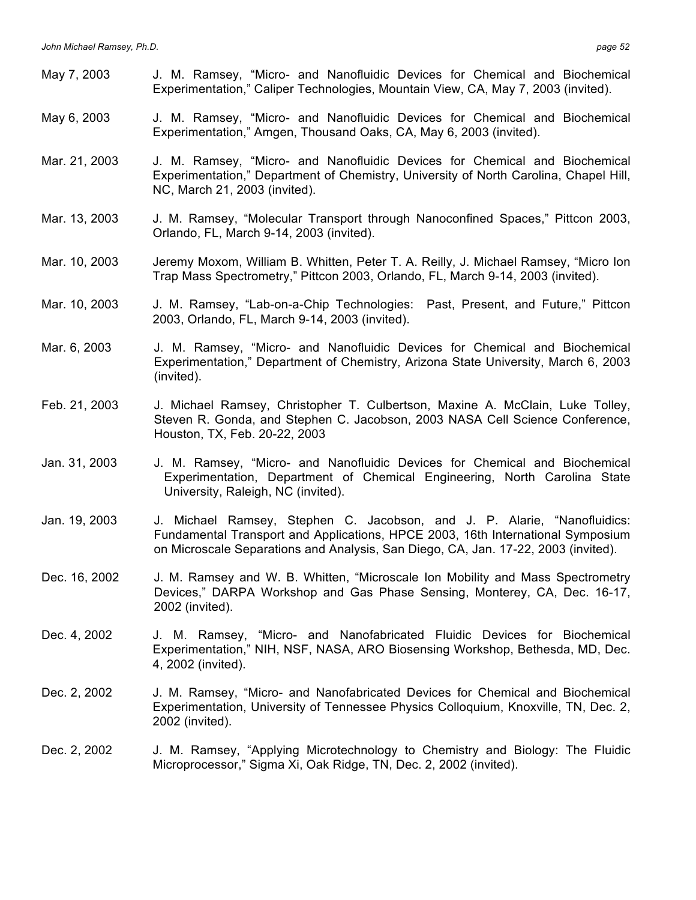May 7, 2003 J. M. Ramsey, "Micro- and Nanofluidic Devices for Chemical and Biochemical Experimentation," Caliper Technologies, Mountain View, CA, May 7, 2003 (invited).

May 6, 2003 J. M. Ramsey, "Micro- and Nanofluidic Devices for Chemical and Biochemical Experimentation," Amgen, Thousand Oaks, CA, May 6, 2003 (invited).

Mar. 21, 2003 J. M. Ramsey, "Micro- and Nanofluidic Devices for Chemical and Biochemical Experimentation," Department of Chemistry, University of North Carolina, Chapel Hill, NC, March 21, 2003 (invited).

Mar. 13, 2003 J. M. Ramsey, "Molecular Transport through Nanoconfined Spaces," Pittcon 2003, Orlando, FL, March 9-14, 2003 (invited).

Mar. 10, 2003 Jeremy Moxom, William B. Whitten, Peter T. A. Reilly, J. Michael Ramsey, "Micro Ion Trap Mass Spectrometry," Pittcon 2003, Orlando, FL, March 9-14, 2003 (invited).

Mar. 10, 2003 J. M. Ramsey, "Lab-on-a-Chip Technologies: Past, Present, and Future," Pittcon 2003, Orlando, FL, March 9-14, 2003 (invited).

Mar. 6, 2003 J. M. Ramsey, "Micro- and Nanofluidic Devices for Chemical and Biochemical Experimentation," Department of Chemistry, Arizona State University, March 6, 2003 (invited).

Feb. 21, 2003 J. Michael Ramsey, Christopher T. Culbertson, Maxine A. McClain, Luke Tolley, Steven R. Gonda, and Stephen C. Jacobson, 2003 NASA Cell Science Conference, Houston, TX, Feb. 20-22, 2003

Jan. 31, 2003 J. M. Ramsey, "Micro- and Nanofluidic Devices for Chemical and Biochemical Experimentation, Department of Chemical Engineering, North Carolina State University, Raleigh, NC (invited).

Jan. 19, 2003 J. Michael Ramsey, Stephen C. Jacobson, and J. P. Alarie, "Nanofluidics: Fundamental Transport and Applications, HPCE 2003, 16th International Symposium on Microscale Separations and Analysis, San Diego, CA, Jan. 17-22, 2003 (invited).

Dec. 16, 2002 J. M. Ramsey and W. B. Whitten, "Microscale Ion Mobility and Mass Spectrometry Devices," DARPA Workshop and Gas Phase Sensing, Monterey, CA, Dec. 16-17, 2002 (invited).

Dec. 4, 2002 J. M. Ramsey, "Micro- and Nanofabricated Fluidic Devices for Biochemical Experimentation," NIH, NSF, NASA, ARO Biosensing Workshop, Bethesda, MD, Dec. 4, 2002 (invited).

Dec. 2, 2002 J. M. Ramsey, "Micro- and Nanofabricated Devices for Chemical and Biochemical Experimentation, University of Tennessee Physics Colloquium, Knoxville, TN, Dec. 2, 2002 (invited).

Dec. 2, 2002 J. M. Ramsey, "Applying Microtechnology to Chemistry and Biology: The Fluidic Microprocessor," Sigma Xi, Oak Ridge, TN, Dec. 2, 2002 (invited).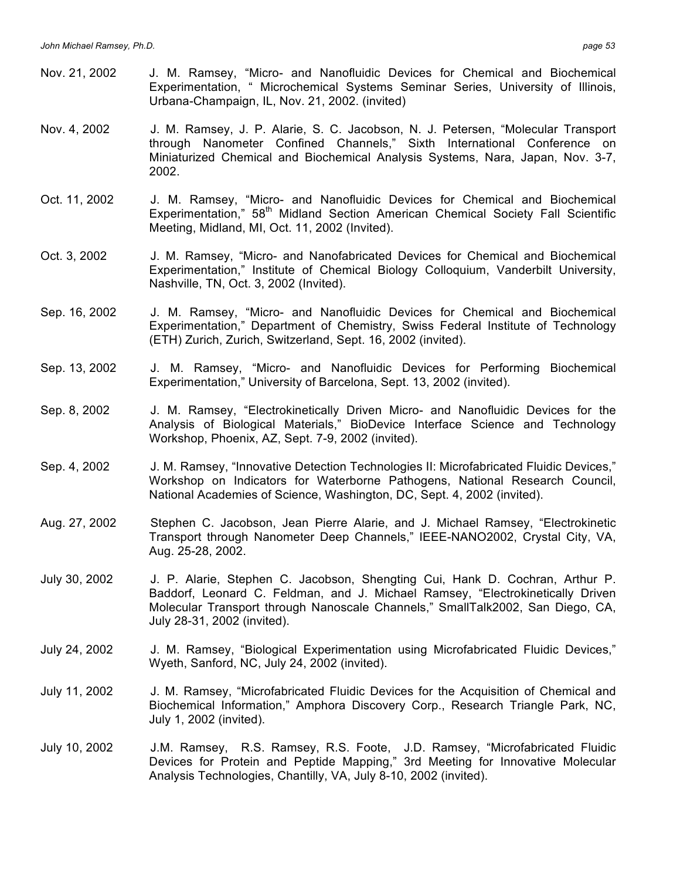Nov. 21, 2002 J. M. Ramsey, "Micro- and Nanofluidic Devices for Chemical and Biochemical Experimentation, " Microchemical Systems Seminar Series, University of Illinois, Urbana-Champaign, IL, Nov. 21, 2002. (invited)

Nov. 4, 2002 J. M. Ramsey, J. P. Alarie, S. C. Jacobson, N. J. Petersen, "Molecular Transport through Nanometer Confined Channels," Sixth International Conference on Miniaturized Chemical and Biochemical Analysis Systems, Nara, Japan, Nov. 3-7, 2002.

Oct. 11, 2002 J. M. Ramsey, "Micro- and Nanofluidic Devices for Chemical and Biochemical Experimentation," 58th Midland Section American Chemical Society Fall Scientific Meeting, Midland, MI, Oct. 11, 2002 (Invited).

Oct. 3, 2002 J. M. Ramsey, "Micro- and Nanofabricated Devices for Chemical and Biochemical Experimentation," Institute of Chemical Biology Colloquium, Vanderbilt University, Nashville, TN, Oct. 3, 2002 (Invited).

Sep. 16, 2002 J. M. Ramsey, "Micro- and Nanofluidic Devices for Chemical and Biochemical Experimentation," Department of Chemistry, Swiss Federal Institute of Technology (ETH) Zurich, Zurich, Switzerland, Sept. 16, 2002 (invited).

Sep. 13, 2002 J. M. Ramsey, "Micro- and Nanofluidic Devices for Performing Biochemical Experimentation," University of Barcelona, Sept. 13, 2002 (invited).

Sep. 8, 2002 J. M. Ramsey, "Electrokinetically Driven Micro- and Nanofluidic Devices for the Analysis of Biological Materials," BioDevice Interface Science and Technology Workshop, Phoenix, AZ, Sept. 7-9, 2002 (invited).

Sep. 4, 2002 J. M. Ramsey, "Innovative Detection Technologies II: Microfabricated Fluidic Devices," Workshop on Indicators for Waterborne Pathogens, National Research Council, National Academies of Science, Washington, DC, Sept. 4, 2002 (invited).

Aug. 27, 2002 Stephen C. Jacobson, Jean Pierre Alarie, and J. Michael Ramsey, "Electrokinetic Transport through Nanometer Deep Channels," IEEE-NANO2002, Crystal City, VA, Aug. 25-28, 2002.

July 30, 2002 J. P. Alarie, Stephen C. Jacobson, Shengting Cui, Hank D. Cochran, Arthur P. Baddorf, Leonard C. Feldman, and J. Michael Ramsey, "Electrokinetically Driven Molecular Transport through Nanoscale Channels," SmallTalk2002, San Diego, CA, July 28-31, 2002 (invited).

July 24, 2002 J. M. Ramsey, "Biological Experimentation using Microfabricated Fluidic Devices," Wyeth, Sanford, NC, July 24, 2002 (invited).

July 11, 2002 J. M. Ramsey, "Microfabricated Fluidic Devices for the Acquisition of Chemical and Biochemical Information," Amphora Discovery Corp., Research Triangle Park, NC, July 1, 2002 (invited).

July 10, 2002 J.M. Ramsey, R.S. Ramsey, R.S. Foote, J.D. Ramsey, "Microfabricated Fluidic Devices for Protein and Peptide Mapping," 3rd Meeting for Innovative Molecular Analysis Technologies, Chantilly, VA, July 8-10, 2002 (invited).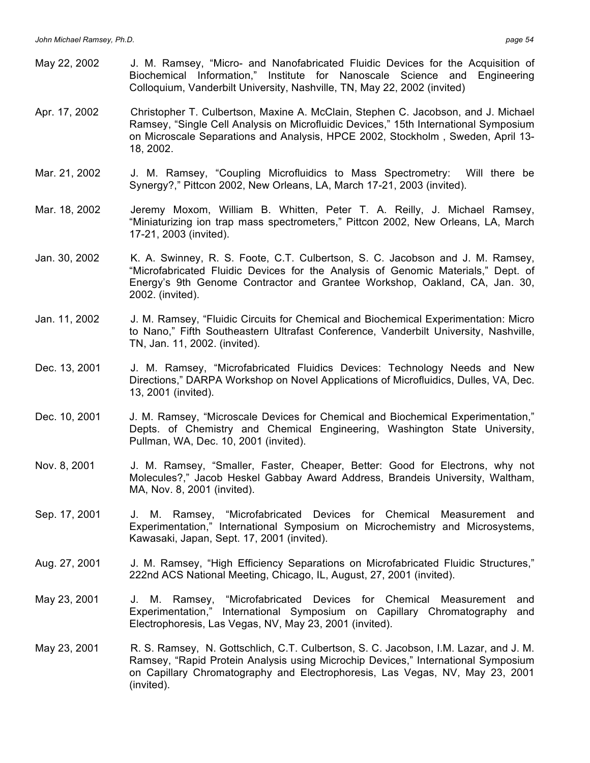May 22, 2002 J. M. Ramsey, "Micro- and Nanofabricated Fluidic Devices for the Acquisition of Biochemical Information," Institute for Nanoscale Science and Engineering Colloquium, Vanderbilt University, Nashville, TN, May 22, 2002 (invited)

Apr. 17, 2002 Christopher T. Culbertson, Maxine A. McClain, Stephen C. Jacobson, and J. Michael Ramsey, "Single Cell Analysis on Microfluidic Devices," 15th International Symposium on Microscale Separations and Analysis, HPCE 2002, Stockholm , Sweden, April 13-18, 2002.

Mar. 21, 2002 J. M. Ramsey, "Coupling Microfluidics to Mass Spectrometry: Will there be Synergy?," Pittcon 2002, New Orleans, LA, March 17-21, 2003 (invited).

Mar. 18, 2002 Jeremy Moxom, William B. Whitten, Peter T. A. Reilly, J. Michael Ramsey, "Miniaturizing ion trap mass spectrometers," Pittcon 2002, New Orleans, LA, March 17-21, 2003 (invited).

Jan. 30, 2002 K. A. Swinney, R. S. Foote, C.T. Culbertson, S. C. Jacobson and J. M. Ramsey, "Microfabricated Fluidic Devices for the Analysis of Genomic Materials," Dept. of Energy's 9th Genome Contractor and Grantee Workshop, Oakland, CA, Jan. 30, 2002. (invited).

Jan. 11, 2002 J. M. Ramsey, "Fluidic Circuits for Chemical and Biochemical Experimentation: Micro to Nano," Fifth Southeastern Ultrafast Conference, Vanderbilt University, Nashville, TN, Jan. 11, 2002. (invited).

Dec. 13, 2001 J. M. Ramsey, "Microfabricated Fluidics Devices: Technology Needs and New Directions," DARPA Workshop on Novel Applications of Microfluidics, Dulles, VA, Dec. 13, 2001 (invited).

Dec. 10, 2001 J. M. Ramsey, "Microscale Devices for Chemical and Biochemical Experimentation," Depts. of Chemistry and Chemical Engineering, Washington State University, Pullman, WA, Dec. 10, 2001 (invited).

Nov. 8, 2001 J. M. Ramsey, "Smaller, Faster, Cheaper, Better: Good for Electrons, why not Molecules?," Jacob Heskel Gabbay Award Address, Brandeis University, Waltham, MA, Nov. 8, 2001 (invited).

Sep. 17, 2001 J. M. Ramsey, "Microfabricated Devices for Chemical Measurement and Experimentation," International Symposium on Microchemistry and Microsystems, Kawasaki, Japan, Sept. 17, 2001 (invited).

Aug. 27, 2001 J. M. Ramsey, "High Efficiency Separations on Microfabricated Fluidic Structures," 222nd ACS National Meeting, Chicago, IL, August, 27, 2001 (invited).

May 23, 2001 J. M. Ramsey, "Microfabricated Devices for Chemical Measurement and Experimentation," International Symposium on Capillary Chromatography and Electrophoresis, Las Vegas, NV, May 23, 2001 (invited).

May 23, 2001 R. S. Ramsey, N. Gottschlich, C.T. Culbertson, S. C. Jacobson, I.M. Lazar, and J. M. Ramsey, "Rapid Protein Analysis using Microchip Devices," International Symposium on Capillary Chromatography and Electrophoresis, Las Vegas, NV, May 23, 2001 (invited).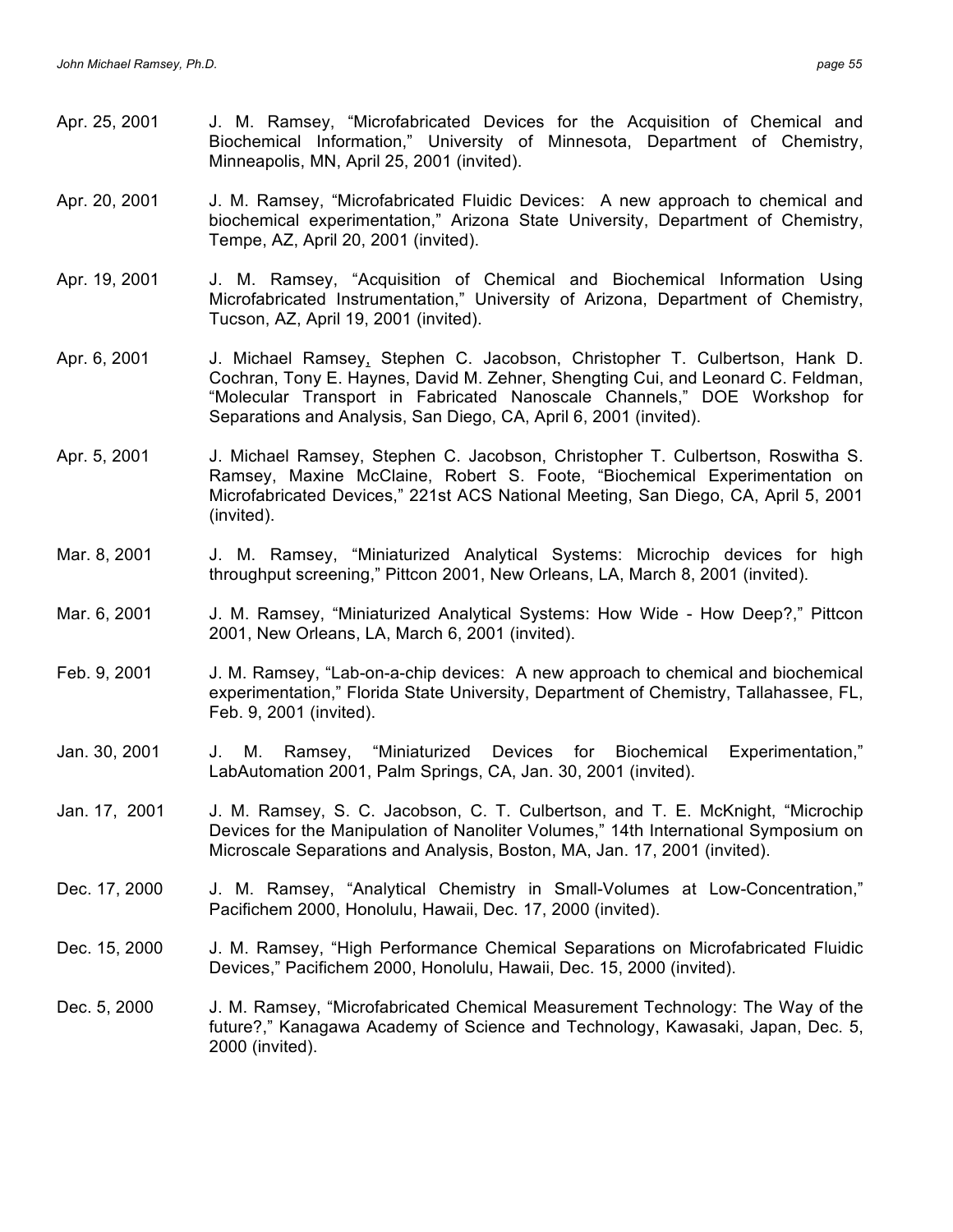Apr. 25, 2001 J. M. Ramsey, “Microfabricated Devices for the Acquisition of Chemical and Biochemical Information,” University of Minnesota, Department of Chemistry, Minneapolis, MN, April 25, 2001 (invited).

Apr. 20, 2001 J. M. Ramsey, “Microfabricated Fluidic Devices: A new approach to chemical and biochemical experimentation,” Arizona State University, Department of Chemistry, Tempe, AZ, April 20, 2001 (invited).

Apr. 19, 2001 J. M. Ramsey, “Acquisition of Chemical and Biochemical Information Using Microfabricated Instrumentation,” University of Arizona, Department of Chemistry, Tucson, AZ, April 19, 2001 (invited).

Apr. 6, 2001 J. Michael Ramsey, Stephen C. Jacobson, Christopher T. Culbertson, Hank D. Cochran, Tony E. Haynes, David M. Zehner, Shengting Cui, and Leonard C. Feldman, “Molecular Transport in Fabricated Nanoscale Channels,” DOE Workshop for Separations and Analysis, San Diego, CA, April 6, 2001 (invited).

Apr. 5, 2001 J. Michael Ramsey, Stephen C. Jacobson, Christopher T. Culbertson, Roswitha S. Ramsey, Maxine McClaine, Robert S. Foote, “Biochemical Experimentation on Microfabricated Devices,” 221st ACS National Meeting, San Diego, CA, April 5, 2001 (invited).

Mar. 8, 2001 J. M. Ramsey, “Miniaturized Analytical Systems: Microchip devices for high throughput screening,” Pittcon 2001, New Orleans, LA, March 8, 2001 (invited).

Mar. 6, 2001 J. M. Ramsey, “Miniaturized Analytical Systems: How Wide - How Deep?,” Pittcon 2001, New Orleans, LA, March 6, 2001 (invited).

Feb. 9, 2001 J. M. Ramsey, “Lab-on-a-chip devices: A new approach to chemical and biochemical experimentation,” Florida State University, Department of Chemistry, Tallahassee, FL, Feb. 9, 2001 (invited).

Jan. 30, 2001 J. M. Ramsey, “Miniaturized Devices for Biochemical Experimentation,” LabAutomation 2001, Palm Springs, CA, Jan. 30, 2001 (invited).

Jan. 17, 2001 J. M. Ramsey, S. C. Jacobson, C. T. Culbertson, and T. E. McKnight, “Microchip Devices for the Manipulation of Nanoliter Volumes,” 14th International Symposium on Microscale Separations and Analysis, Boston, MA, Jan. 17, 2001 (invited).

Dec. 17, 2000 J. M. Ramsey, “Analytical Chemistry in Small-Volumes at Low-Concentration,” Pacifichem 2000, Honolulu, Hawaii, Dec. 17, 2000 (invited).

Dec. 15, 2000 J. M. Ramsey, “High Performance Chemical Separations on Microfabricated Fluidic Devices,” Pacifichem 2000, Honolulu, Hawaii, Dec. 15, 2000 (invited).

Dec. 5, 2000 J. M. Ramsey, “Microfabricated Chemical Measurement Technology: The Way of the future?,” Kanagawa Academy of Science and Technology, Kawasaki, Japan, Dec. 5, 2000 (invited).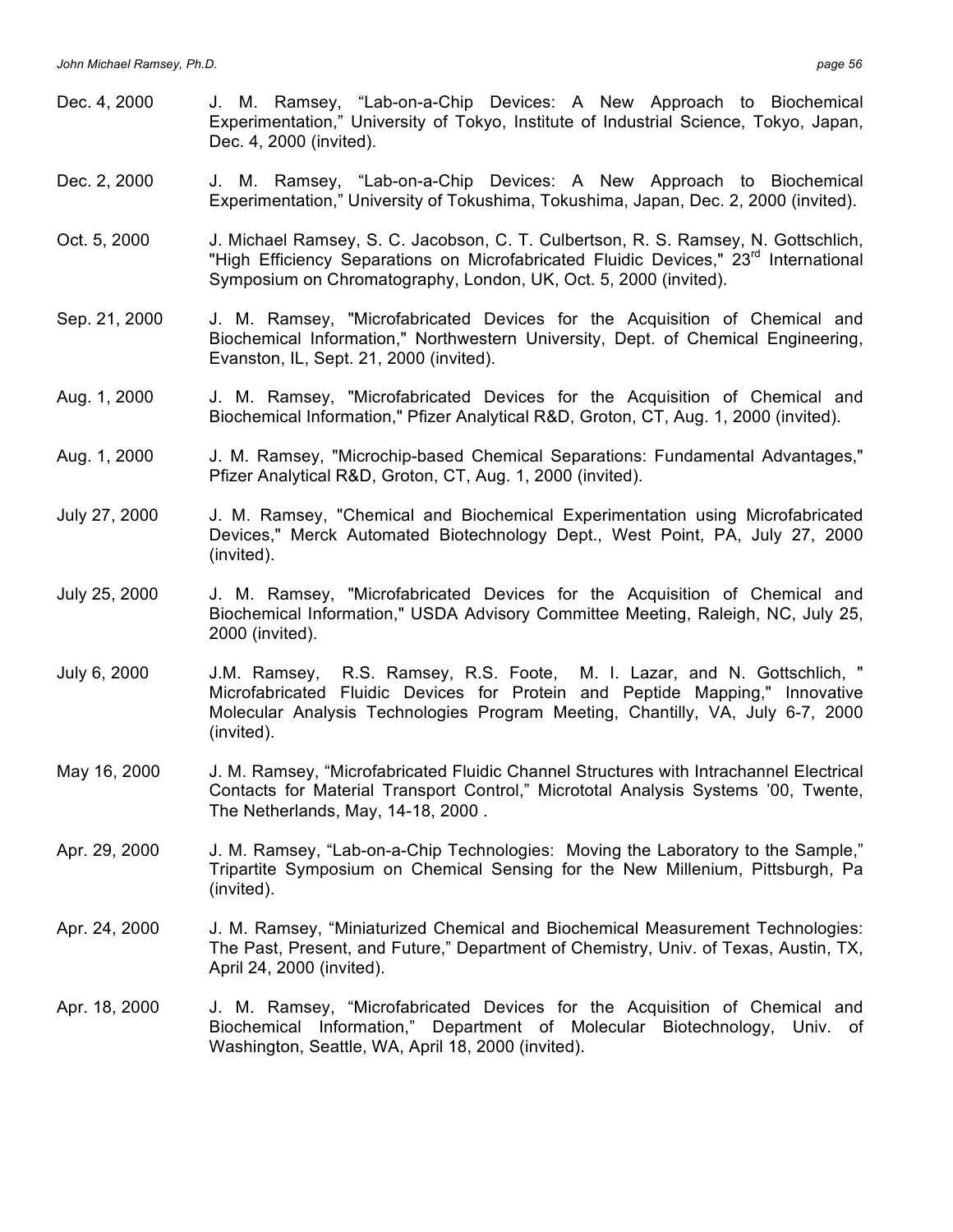Dec. 4, 2000 J. M. Ramsey, "Lab-on-a-Chip Devices: A New Approach to Biochemical Experimentation," University of Tokyo, Institute of Industrial Science, Tokyo, Japan, Dec. 4, 2000 (invited).

Dec. 2, 2000 J. M. Ramsey, "Lab-on-a-Chip Devices: A New Approach to Biochemical Experimentation," University of Tokushima, Tokushima, Japan, Dec. 2, 2000 (invited).

Oct. 5, 2000 J. Michael Ramsey, S. C. Jacobson, C. T. Culbertson, R. S. Ramsey, N. Gottschlich, "High Efficiency Separations on Microfabricated Fluidic Devices," 23rd International Symposium on Chromatography, London, UK, Oct. 5, 2000 (invited).

Sep. 21, 2000 J. M. Ramsey, "Microfabricated Devices for the Acquisition of Chemical and Biochemical Information," Northwestern University, Dept. of Chemical Engineering, Evanston, IL, Sept. 21, 2000 (invited).

Aug. 1, 2000 J. M. Ramsey, "Microfabricated Devices for the Acquisition of Chemical and Biochemical Information," Pfizer Analytical R&D, Groton, CT, Aug. 1, 2000 (invited).

Aug. 1, 2000 J. M. Ramsey, "Microchip-based Chemical Separations: Fundamental Advantages," Pfizer Analytical R&D, Groton, CT, Aug. 1, 2000 (invited).

July 27, 2000 J. M. Ramsey, "Chemical and Biochemical Experimentation using Microfabricated Devices," Merck Automated Biotechnology Dept., West Point, PA, July 27, 2000 (invited).

July 25, 2000 J. M. Ramsey, "Microfabricated Devices for the Acquisition of Chemical and Biochemical Information," USDA Advisory Committee Meeting, Raleigh, NC, July 25, 2000 (invited).

July 6, 2000 J.M. Ramsey, R.S. Ramsey, R.S. Foote, M. I. Lazar, and N. Gottschlich, " Microfabricated Fluidic Devices for Protein and Peptide Mapping," Innovative Molecular Analysis Technologies Program Meeting, Chantilly, VA, July 6-7, 2000 (invited).

May 16, 2000 J. M. Ramsey, "Microfabricated Fluidic Channel Structures with Intrachannel Electrical Contacts for Material Transport Control," Micrototal Analysis Systems '00, Twente, The Netherlands, May, 14-18, 2000 .

Apr. 29, 2000 J. M. Ramsey, "Lab-on-a-Chip Technologies: Moving the Laboratory to the Sample," Tripartite Symposium on Chemical Sensing for the New Millenium, Pittsburgh, Pa (invited).

Apr. 24, 2000 J. M. Ramsey, "Miniaturized Chemical and Biochemical Measurement Technologies: The Past, Present, and Future," Department of Chemistry, Univ. of Texas, Austin, TX, April 24, 2000 (invited).

Apr. 18, 2000 J. M. Ramsey, "Microfabricated Devices for the Acquisition of Chemical and Biochemical Information," Department of Molecular Biotechnology, Univ. of Washington, Seattle, WA, April 18, 2000 (invited).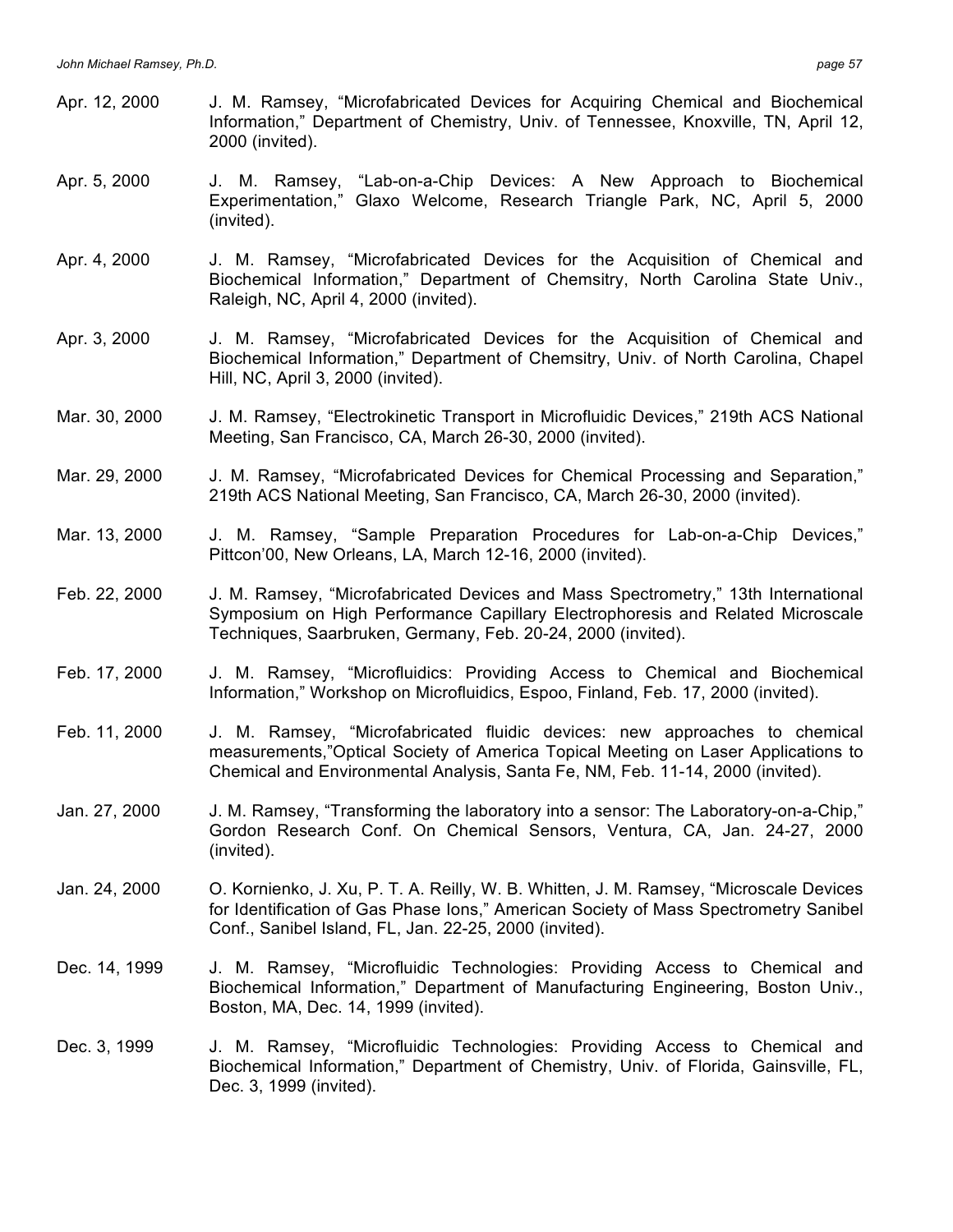Apr. 12, 2000 J. M. Ramsey, "Microfabricated Devices for Acquiring Chemical and Biochemical Information," Department of Chemistry, Univ. of Tennessee, Knoxville, TN, April 12, 2000 (invited).

Apr. 5, 2000 J. M. Ramsey, "Lab-on-a-Chip Devices: A New Approach to Biochemical Experimentation," Glaxo Welcome, Research Triangle Park, NC, April 5, 2000 (invited).

Apr. 4, 2000 J. M. Ramsey, "Microfabricated Devices for the Acquisition of Chemical and Biochemical Information," Department of Chemsitry, North Carolina State Univ., Raleigh, NC, April 4, 2000 (invited).

Apr. 3, 2000 J. M. Ramsey, "Microfabricated Devices for the Acquisition of Chemical and Biochemical Information," Department of Chemsitry, Univ. of North Carolina, Chapel Hill, NC, April 3, 2000 (invited).

Mar. 30, 2000 J. M. Ramsey, "Electrokinetic Transport in Microfluidic Devices," 219th ACS National Meeting, San Francisco, CA, March 26-30, 2000 (invited).

Mar. 29, 2000 J. M. Ramsey, "Microfabricated Devices for Chemical Processing and Separation," 219th ACS National Meeting, San Francisco, CA, March 26-30, 2000 (invited).

Mar. 13, 2000 J. M. Ramsey, "Sample Preparation Procedures for Lab-on-a-Chip Devices," Pittcon'00, New Orleans, LA, March 12-16, 2000 (invited).

Feb. 22, 2000 J. M. Ramsey, "Microfabricated Devices and Mass Spectrometry," 13th International Symposium on High Performance Capillary Electrophoresis and Related Microscale Techniques, Saarbruken, Germany, Feb. 20-24, 2000 (invited).

Feb. 17, 2000 J. M. Ramsey, "Microfluidics: Providing Access to Chemical and Biochemical Information," Workshop on Microfluidics, Espoo, Finland, Feb. 17, 2000 (invited).

Feb. 11, 2000 J. M. Ramsey, "Microfabricated fluidic devices: new approaches to chemical measurements,"Optical Society of America Topical Meeting on Laser Applications to Chemical and Environmental Analysis, Santa Fe, NM, Feb. 11-14, 2000 (invited).

Jan. 27, 2000 J. M. Ramsey, "Transforming the laboratory into a sensor: The Laboratory-on-a-Chip," Gordon Research Conf. On Chemical Sensors, Ventura, CA, Jan. 24-27, 2000 (invited).

Jan. 24, 2000 O. Kornienko, J. Xu, P. T. A. Reilly, W. B. Whitten, J. M. Ramsey, "Microscale Devices for Identification of Gas Phase Ions," American Society of Mass Spectrometry Sanibel Conf., Sanibel Island, FL, Jan. 22-25, 2000 (invited).

Dec. 14, 1999 J. M. Ramsey, "Microfluidic Technologies: Providing Access to Chemical and Biochemical Information," Department of Manufacturing Engineering, Boston Univ., Boston, MA, Dec. 14, 1999 (invited).

Dec. 3, 1999 J. M. Ramsey, "Microfluidic Technologies: Providing Access to Chemical and Biochemical Information," Department of Chemistry, Univ. of Florida, Gainsville, FL, Dec. 3, 1999 (invited).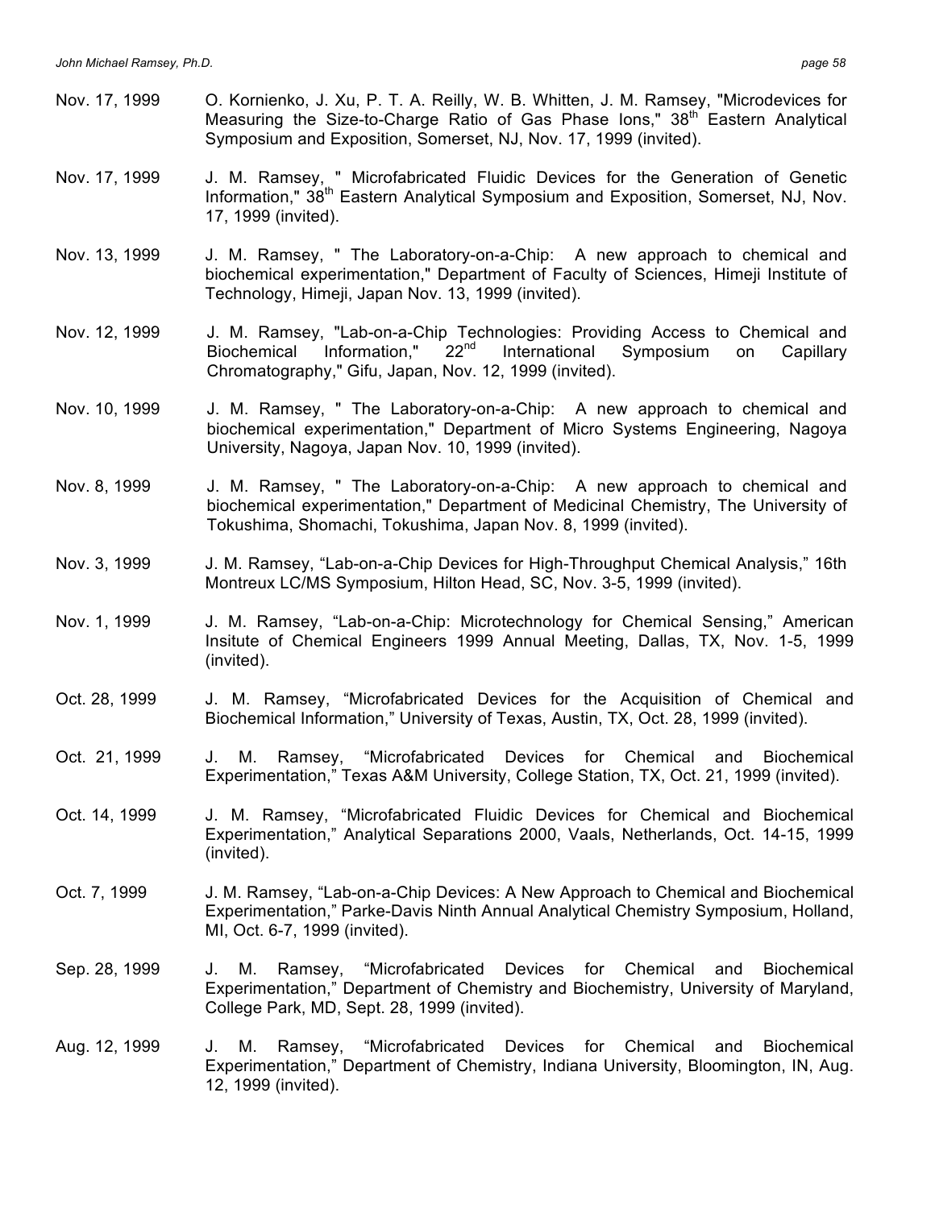Nov. 17, 1999 O. Kornienko, J. Xu, P. T. A. Reilly, W. B. Whitten, J. M. Ramsey, "Microdevices for Measuring the Size-to-Charge Ratio of Gas Phase Ions," 38th Eastern Analytical Symposium and Exposition, Somerset, NJ, Nov. 17, 1999 (invited).

Nov. 17, 1999 J. M. Ramsey, " Microfabricated Fluidic Devices for the Generation of Genetic Information," 38th Eastern Analytical Symposium and Exposition, Somerset, NJ, Nov. 17, 1999 (invited).

Nov. 13, 1999 J. M. Ramsey, " The Laboratory-on-a-Chip: A new approach to chemical and biochemical experimentation," Department of Faculty of Sciences, Himeji Institute of Technology, Himeji, Japan Nov. 13, 1999 (invited).

Nov. 12, 1999 J. M. Ramsey, "Lab-on-a-Chip Technologies: Providing Access to Chemical and Biochemical Information," 22nd International Symposium on Capillary Chromatography," Gifu, Japan, Nov. 12, 1999 (invited).

Nov. 10, 1999 J. M. Ramsey, " The Laboratory-on-a-Chip: A new approach to chemical and biochemical experimentation," Department of Micro Systems Engineering, Nagoya University, Nagoya, Japan Nov. 10, 1999 (invited).

Nov. 8, 1999 J. M. Ramsey, " The Laboratory-on-a-Chip: A new approach to chemical and biochemical experimentation," Department of Medicinal Chemistry, The University of Tokushima, Shomachi, Tokushima, Japan Nov. 8, 1999 (invited).

Nov. 3, 1999 J. M. Ramsey, "Lab-on-a-Chip Devices for High-Throughput Chemical Analysis," 16th Montreux LC/MS Symposium, Hilton Head, SC, Nov. 3-5, 1999 (invited).

Nov. 1, 1999 J. M. Ramsey, "Lab-on-a-Chip: Microtechnology for Chemical Sensing," American Insitute of Chemical Engineers 1999 Annual Meeting, Dallas, TX, Nov. 1-5, 1999 (invited).

Oct. 28, 1999 J. M. Ramsey, "Microfabricated Devices for the Acquisition of Chemical and Biochemical Information," University of Texas, Austin, TX, Oct. 28, 1999 (invited).

Oct. 21, 1999 J. M. Ramsey, "Microfabricated Devices for Chemical and Biochemical Experimentation," Texas A&M University, College Station, TX, Oct. 21, 1999 (invited).

Oct. 14, 1999 J. M. Ramsey, "Microfabricated Fluidic Devices for Chemical and Biochemical Experimentation," Analytical Separations 2000, Vaals, Netherlands, Oct. 14-15, 1999 (invited).

Oct. 7, 1999 J. M. Ramsey, "Lab-on-a-Chip Devices: A New Approach to Chemical and Biochemical Experimentation," Parke-Davis Ninth Annual Analytical Chemistry Symposium, Holland, MI, Oct. 6-7, 1999 (invited).

Sep. 28, 1999 J. M. Ramsey, "Microfabricated Devices for Chemical and Biochemical Experimentation," Department of Chemistry and Biochemistry, University of Maryland, College Park, MD, Sept. 28, 1999 (invited).

Aug. 12, 1999 J. M. Ramsey, "Microfabricated Devices for Chemical and Biochemical Experimentation," Department of Chemistry, Indiana University, Bloomington, IN, Aug. 12, 1999 (invited).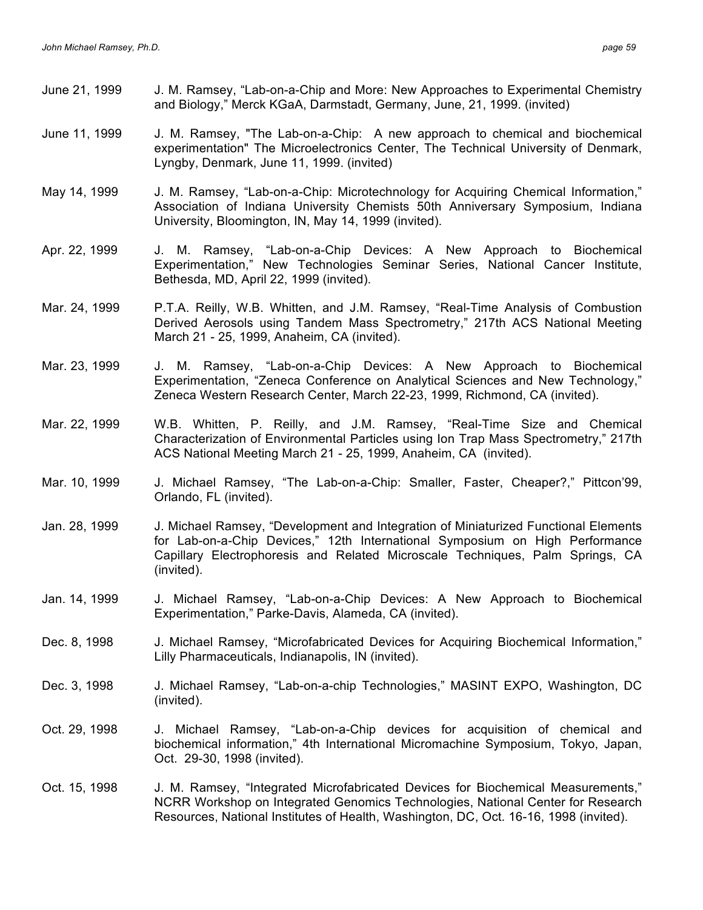June 21, 1999 J. M. Ramsey, “Lab-on-a-Chip and More: New Approaches to Experimental Chemistry and Biology,” Merck KGaA, Darmstadt, Germany, June, 21, 1999. (invited)

June 11, 1999 J. M. Ramsey, "The Lab-on-a-Chip: A new approach to chemical and biochemical experimentation" The Microelectronics Center, The Technical University of Denmark, Lyngby, Denmark, June 11, 1999. (invited)

May 14, 1999 J. M. Ramsey, “Lab-on-a-Chip: Microtechnology for Acquiring Chemical Information,” Association of Indiana University Chemists 50th Anniversary Symposium, Indiana University, Bloomington, IN, May 14, 1999 (invited).

Apr. 22, 1999 J. M. Ramsey, “Lab-on-a-Chip Devices: A New Approach to Biochemical Experimentation,” New Technologies Seminar Series, National Cancer Institute, Bethesda, MD, April 22, 1999 (invited).

Mar. 24, 1999 P.T.A. Reilly, W.B. Whitten, and J.M. Ramsey, “Real-Time Analysis of Combustion Derived Aerosols using Tandem Mass Spectrometry,” 217th ACS National Meeting March 21 - 25, 1999, Anaheim, CA (invited).

Mar. 23, 1999 J. M. Ramsey, “Lab-on-a-Chip Devices: A New Approach to Biochemical Experimentation, “Zeneca Conference on Analytical Sciences and New Technology,” Zeneca Western Research Center, March 22-23, 1999, Richmond, CA (invited).

Mar. 22, 1999 W.B. Whitten, P. Reilly, and J.M. Ramsey, “Real-Time Size and Chemical Characterization of Environmental Particles using Ion Trap Mass Spectrometry,” 217th ACS National Meeting March 21 - 25, 1999, Anaheim, CA (invited).

Mar. 10, 1999 J. Michael Ramsey, “The Lab-on-a-Chip: Smaller, Faster, Cheaper?,” Pittcon’99, Orlando, FL (invited).

Jan. 28, 1999 J. Michael Ramsey, “Development and Integration of Miniaturized Functional Elements for Lab-on-a-Chip Devices,” 12th International Symposium on High Performance Capillary Electrophoresis and Related Microscale Techniques, Palm Springs, CA (invited).

Jan. 14, 1999 J. Michael Ramsey, “Lab-on-a-Chip Devices: A New Approach to Biochemical Experimentation,” Parke-Davis, Alameda, CA (invited).

Dec. 8, 1998 J. Michael Ramsey, “Microfabricated Devices for Acquiring Biochemical Information,” Lilly Pharmaceuticals, Indianapolis, IN (invited).

Dec. 3, 1998 J. Michael Ramsey, “Lab-on-a-chip Technologies,” MASINT EXPO, Washington, DC (invited).

Oct. 29, 1998 J. Michael Ramsey, “Lab-on-a-Chip devices for acquisition of chemical and biochemical information,” 4th International Micromachine Symposium, Tokyo, Japan, Oct. 29-30, 1998 (invited).

Oct. 15, 1998 J. M. Ramsey, “Integrated Microfabricated Devices for Biochemical Measurements,” NCRR Workshop on Integrated Genomics Technologies, National Center for Research Resources, National Institutes of Health, Washington, DC, Oct. 16-16, 1998 (invited).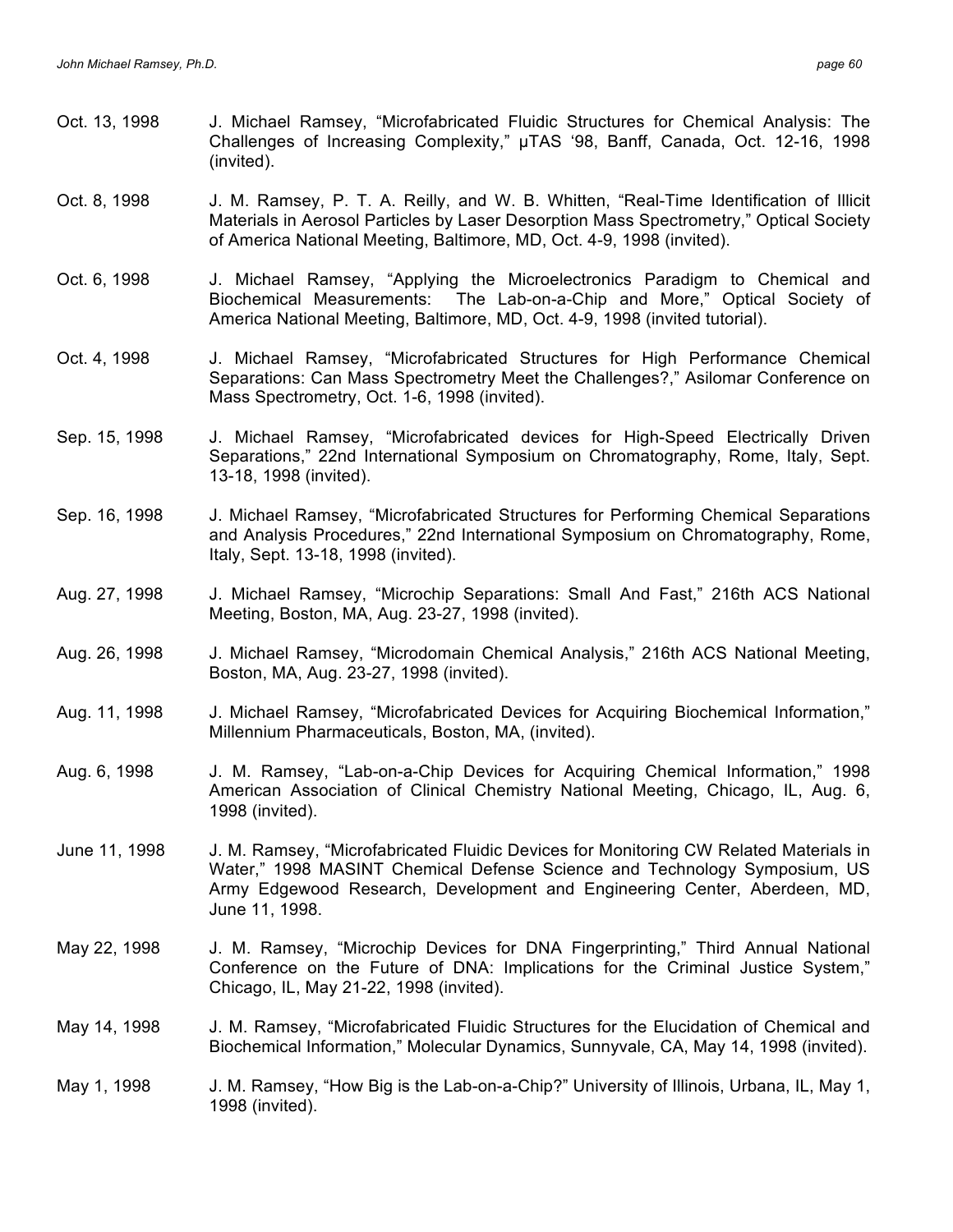Oct. 13, 1998 J. Michael Ramsey, "Microfabricated Fluidic Structures for Chemical Analysis: The Challenges of Increasing Complexity," μTAS '98, Banff, Canada, Oct. 12-16, 1998 (invited).

Oct. 8, 1998 J. M. Ramsey, P. T. A. Reilly, and W. B. Whitten, "Real-Time Identification of Illicit Materials in Aerosol Particles by Laser Desorption Mass Spectrometry," Optical Society of America National Meeting, Baltimore, MD, Oct. 4-9, 1998 (invited).

Oct. 6, 1998 J. Michael Ramsey, "Applying the Microelectronics Paradigm to Chemical and Biochemical Measurements: The Lab-on-a-Chip and More," Optical Society of America National Meeting, Baltimore, MD, Oct. 4-9, 1998 (invited tutorial).

Oct. 4, 1998 J. Michael Ramsey, "Microfabricated Structures for High Performance Chemical Separations: Can Mass Spectrometry Meet the Challenges?," Asilomar Conference on Mass Spectrometry, Oct. 1-6, 1998 (invited).

Sep. 15, 1998 J. Michael Ramsey, "Microfabricated devices for High-Speed Electrically Driven Separations," 22nd International Symposium on Chromatography, Rome, Italy, Sept. 13-18, 1998 (invited).

Sep. 16, 1998 J. Michael Ramsey, "Microfabricated Structures for Performing Chemical Separations and Analysis Procedures," 22nd International Symposium on Chromatography, Rome, Italy, Sept. 13-18, 1998 (invited).

Aug. 27, 1998 J. Michael Ramsey, "Microchip Separations: Small And Fast," 216th ACS National Meeting, Boston, MA, Aug. 23-27, 1998 (invited).

Aug. 26, 1998 J. Michael Ramsey, "Microdomain Chemical Analysis," 216th ACS National Meeting, Boston, MA, Aug. 23-27, 1998 (invited).

Aug. 11, 1998 J. Michael Ramsey, "Microfabricated Devices for Acquiring Biochemical Information," Millennium Pharmaceuticals, Boston, MA, (invited).

Aug. 6, 1998 J. M. Ramsey, "Lab-on-a-Chip Devices for Acquiring Chemical Information," 1998 American Association of Clinical Chemistry National Meeting, Chicago, IL, Aug. 6, 1998 (invited).

June 11, 1998 J. M. Ramsey, "Microfabricated Fluidic Devices for Monitoring CW Related Materials in Water," 1998 MASINT Chemical Defense Science and Technology Symposium, US Army Edgewood Research, Development and Engineering Center, Aberdeen, MD, June 11, 1998.

May 22, 1998 J. M. Ramsey, "Microchip Devices for DNA Fingerprinting," Third Annual National Conference on the Future of DNA: Implications for the Criminal Justice System," Chicago, IL, May 21-22, 1998 (invited).

May 14, 1998 J. M. Ramsey, "Microfabricated Fluidic Structures for the Elucidation of Chemical and Biochemical Information," Molecular Dynamics, Sunnyvale, CA, May 14, 1998 (invited).

May 1, 1998 J. M. Ramsey, "How Big is the Lab-on-a-Chip?" University of Illinois, Urbana, IL, May 1, 1998 (invited).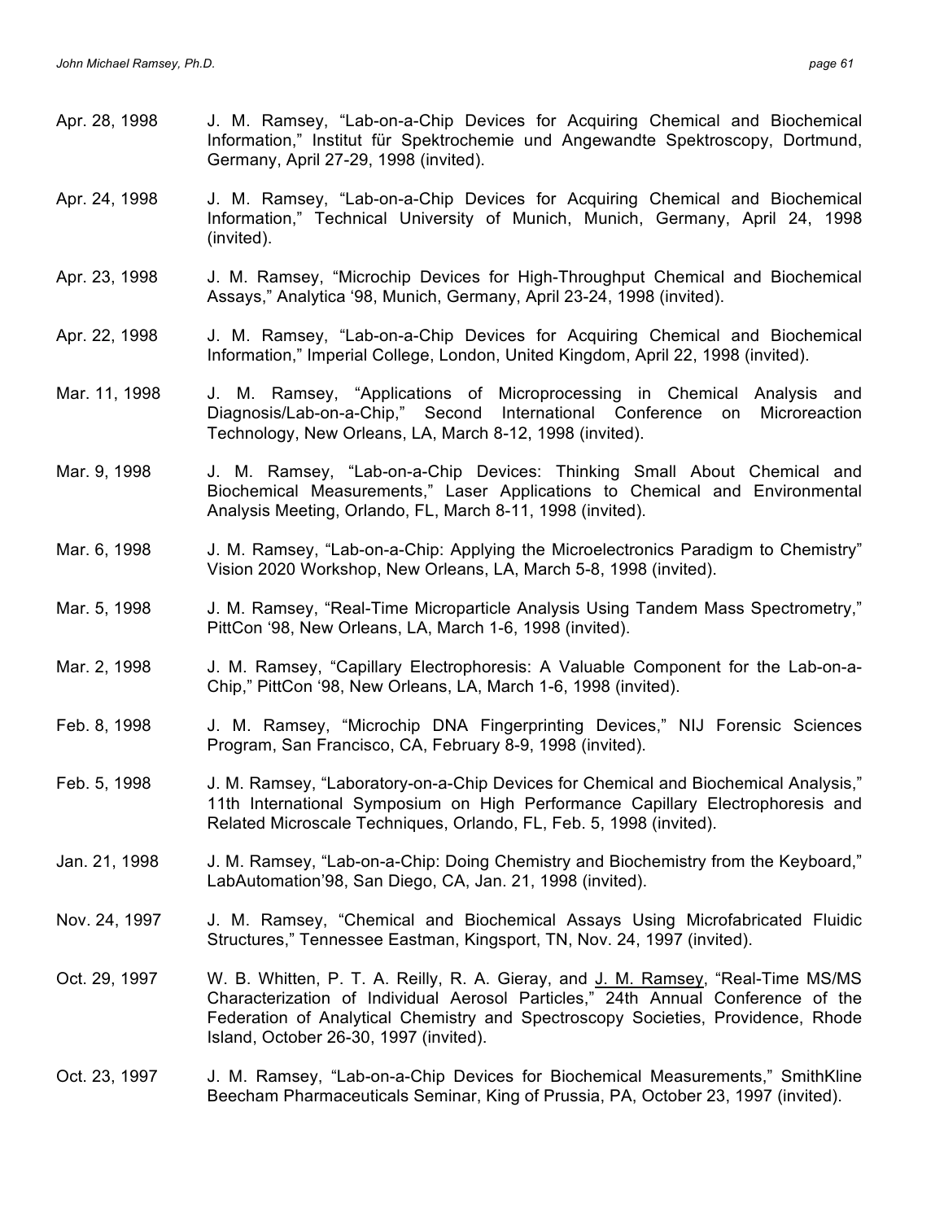Apr. 28, 1998 J. M. Ramsey, "Lab-on-a-Chip Devices for Acquiring Chemical and Biochemical Information," Institut für Spektrochemie und Angewandte Spektroscopy, Dortmund, Germany, April 27-29, 1998 (invited).

Apr. 24, 1998 J. M. Ramsey, "Lab-on-a-Chip Devices for Acquiring Chemical and Biochemical Information," Technical University of Munich, Munich, Germany, April 24, 1998 (invited).

Apr. 23, 1998 J. M. Ramsey, "Microchip Devices for High-Throughput Chemical and Biochemical Assays," Analytica '98, Munich, Germany, April 23-24, 1998 (invited).

Apr. 22, 1998 J. M. Ramsey, "Lab-on-a-Chip Devices for Acquiring Chemical and Biochemical Information," Imperial College, London, United Kingdom, April 22, 1998 (invited).

Mar. 11, 1998 J. M. Ramsey, "Applications of Microprocessing in Chemical Analysis and Diagnosis/Lab-on-a-Chip," Second International Conference on Microreaction Technology, New Orleans, LA, March 8-12, 1998 (invited).

Mar. 9, 1998 J. M. Ramsey, "Lab-on-a-Chip Devices: Thinking Small About Chemical and Biochemical Measurements," Laser Applications to Chemical and Environmental Analysis Meeting, Orlando, FL, March 8-11, 1998 (invited).

Mar. 6, 1998 J. M. Ramsey, "Lab-on-a-Chip: Applying the Microelectronics Paradigm to Chemistry" Vision 2020 Workshop, New Orleans, LA, March 5-8, 1998 (invited).

Mar. 5, 1998 J. M. Ramsey, "Real-Time Microparticle Analysis Using Tandem Mass Spectrometry," PittCon '98, New Orleans, LA, March 1-6, 1998 (invited).

Mar. 2, 1998 J. M. Ramsey, "Capillary Electrophoresis: A Valuable Component for the Lab-on-a-Chip," PittCon '98, New Orleans, LA, March 1-6, 1998 (invited).

Feb. 8, 1998 J. M. Ramsey, "Microchip DNA Fingerprinting Devices," NIJ Forensic Sciences Program, San Francisco, CA, February 8-9, 1998 (invited).

Feb. 5, 1998 J. M. Ramsey, "Laboratory-on-a-Chip Devices for Chemical and Biochemical Analysis," 11th International Symposium on High Performance Capillary Electrophoresis and Related Microscale Techniques, Orlando, FL, Feb. 5, 1998 (invited).

Jan. 21, 1998 J. M. Ramsey, "Lab-on-a-Chip: Doing Chemistry and Biochemistry from the Keyboard," LabAutomation'98, San Diego, CA, Jan. 21, 1998 (invited).

Nov. 24, 1997 J. M. Ramsey, "Chemical and Biochemical Assays Using Microfabricated Fluidic Structures," Tennessee Eastman, Kingsport, TN, Nov. 24, 1997 (invited).

Oct. 29, 1997 W. B. Whitten, P. T. A. Reilly, R. A. Gieray, and J. M. Ramsey, "Real-Time MS/MS Characterization of Individual Aerosol Particles," 24th Annual Conference of the Federation of Analytical Chemistry and Spectroscopy Societies, Providence, Rhode Island, October 26-30, 1997 (invited).

Oct. 23, 1997 J. M. Ramsey, "Lab-on-a-Chip Devices for Biochemical Measurements," SmithKline Beecham Pharmaceuticals Seminar, King of Prussia, PA, October 23, 1997 (invited).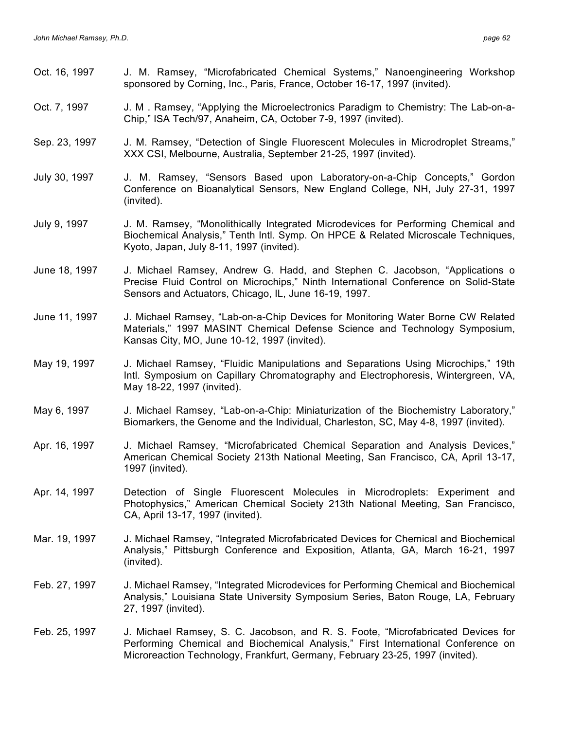Oct. 16, 1997 J. M. Ramsey, "Microfabricated Chemical Systems," Nanoengineering Workshop sponsored by Corning, Inc., Paris, France, October 16-17, 1997 (invited).

Oct. 7, 1997 J. M . Ramsey, "Applying the Microelectronics Paradigm to Chemistry: The Lab-on-a-Chip," ISA Tech/97, Anaheim, CA, October 7-9, 1997 (invited).

Sep. 23, 1997 J. M. Ramsey, "Detection of Single Fluorescent Molecules in Microdroplet Streams," XXX CSI, Melbourne, Australia, September 21-25, 1997 (invited).

July 30, 1997 J. M. Ramsey, "Sensors Based upon Laboratory-on-a-Chip Concepts," Gordon Conference on Bioanalytical Sensors, New England College, NH, July 27-31, 1997 (invited).

July 9, 1997 J. M. Ramsey, "Monolithically Integrated Microdevices for Performing Chemical and Biochemical Analysis," Tenth Intl. Symp. On HPCE & Related Microscale Techniques, Kyoto, Japan, July 8-11, 1997 (invited).

June 18, 1997 J. Michael Ramsey, Andrew G. Hadd, and Stephen C. Jacobson, "Applications o Precise Fluid Control on Microchips," Ninth International Conference on Solid-State Sensors and Actuators, Chicago, IL, June 16-19, 1997.

June 11, 1997 J. Michael Ramsey, "Lab-on-a-Chip Devices for Monitoring Water Borne CW Related Materials," 1997 MASINT Chemical Defense Science and Technology Symposium, Kansas City, MO, June 10-12, 1997 (invited).

May 19, 1997 J. Michael Ramsey, "Fluidic Manipulations and Separations Using Microchips," 19th Intl. Symposium on Capillary Chromatography and Electrophoresis, Wintergreen, VA, May 18-22, 1997 (invited).

May 6, 1997 J. Michael Ramsey, "Lab-on-a-Chip: Miniaturization of the Biochemistry Laboratory," Biomarkers, the Genome and the Individual, Charleston, SC, May 4-8, 1997 (invited).

Apr. 16, 1997 J. Michael Ramsey, "Microfabricated Chemical Separation and Analysis Devices," American Chemical Society 213th National Meeting, San Francisco, CA, April 13-17, 1997 (invited).

Apr. 14, 1997 Detection of Single Fluorescent Molecules in Microdroplets: Experiment and Photophysics," American Chemical Society 213th National Meeting, San Francisco, CA, April 13-17, 1997 (invited).

Mar. 19, 1997 J. Michael Ramsey, "Integrated Microfabricated Devices for Chemical and Biochemical Analysis," Pittsburgh Conference and Exposition, Atlanta, GA, March 16-21, 1997 (invited).

Feb. 27, 1997 J. Michael Ramsey, "Integrated Microdevices for Performing Chemical and Biochemical Analysis," Louisiana State University Symposium Series, Baton Rouge, LA, February 27, 1997 (invited).

Feb. 25, 1997 J. Michael Ramsey, S. C. Jacobson, and R. S. Foote, "Microfabricated Devices for Performing Chemical and Biochemical Analysis," First International Conference on Microreaction Technology, Frankfurt, Germany, February 23-25, 1997 (invited).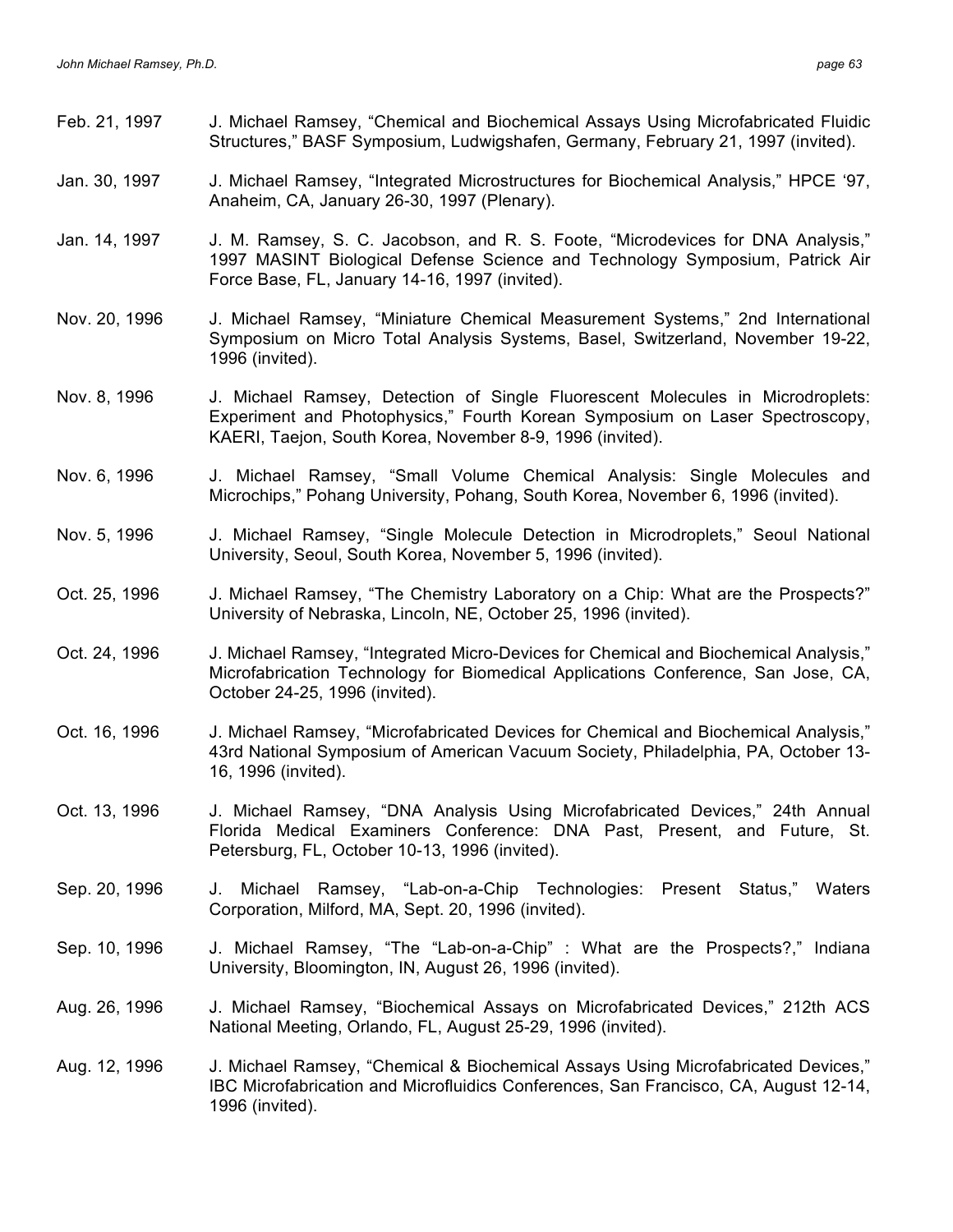Feb. 21, 1997 J. Michael Ramsey, "Chemical and Biochemical Assays Using Microfabricated Fluidic Structures," BASF Symposium, Ludwigshafen, Germany, February 21, 1997 (invited).

Jan. 30, 1997 J. Michael Ramsey, "Integrated Microstructures for Biochemical Analysis," HPCE '97, Anaheim, CA, January 26-30, 1997 (Plenary).

Jan. 14, 1997 J. M. Ramsey, S. C. Jacobson, and R. S. Foote, "Microdevices for DNA Analysis," 1997 MASINT Biological Defense Science and Technology Symposium, Patrick Air Force Base, FL, January 14-16, 1997 (invited).

Nov. 20, 1996 J. Michael Ramsey, "Miniature Chemical Measurement Systems," 2nd International Symposium on Micro Total Analysis Systems, Basel, Switzerland, November 19-22, 1996 (invited).

Nov. 8, 1996 J. Michael Ramsey, Detection of Single Fluorescent Molecules in Microdroplets: Experiment and Photophysics," Fourth Korean Symposium on Laser Spectroscopy, KAERI, Taejon, South Korea, November 8-9, 1996 (invited).

Nov. 6, 1996 J. Michael Ramsey, "Small Volume Chemical Analysis: Single Molecules and Microchips," Pohang University, Pohang, South Korea, November 6, 1996 (invited).

Nov. 5, 1996 J. Michael Ramsey, "Single Molecule Detection in Microdroplets," Seoul National University, Seoul, South Korea, November 5, 1996 (invited).

Oct. 25, 1996 J. Michael Ramsey, "The Chemistry Laboratory on a Chip: What are the Prospects?" University of Nebraska, Lincoln, NE, October 25, 1996 (invited).

Oct. 24, 1996 J. Michael Ramsey, "Integrated Micro-Devices for Chemical and Biochemical Analysis," Microfabrication Technology for Biomedical Applications Conference, San Jose, CA, October 24-25, 1996 (invited).

Oct. 16, 1996 J. Michael Ramsey, "Microfabricated Devices for Chemical and Biochemical Analysis," 43rd National Symposium of American Vacuum Society, Philadelphia, PA, October 13-16, 1996 (invited).

Oct. 13, 1996 J. Michael Ramsey, "DNA Analysis Using Microfabricated Devices," 24th Annual Florida Medical Examiners Conference: DNA Past, Present, and Future, St. Petersburg, FL, October 10-13, 1996 (invited).

Sep. 20, 1996 J. Michael Ramsey, "Lab-on-a-Chip Technologies: Present Status," Waters Corporation, Milford, MA, Sept. 20, 1996 (invited).

Sep. 10, 1996 J. Michael Ramsey, "The "Lab-on-a-Chip" : What are the Prospects?," Indiana University, Bloomington, IN, August 26, 1996 (invited).

Aug. 26, 1996 J. Michael Ramsey, "Biochemical Assays on Microfabricated Devices," 212th ACS National Meeting, Orlando, FL, August 25-29, 1996 (invited).

Aug. 12, 1996 J. Michael Ramsey, "Chemical & Biochemical Assays Using Microfabricated Devices," IBC Microfabrication and Microfluidics Conferences, San Francisco, CA, August 12-14, 1996 (invited).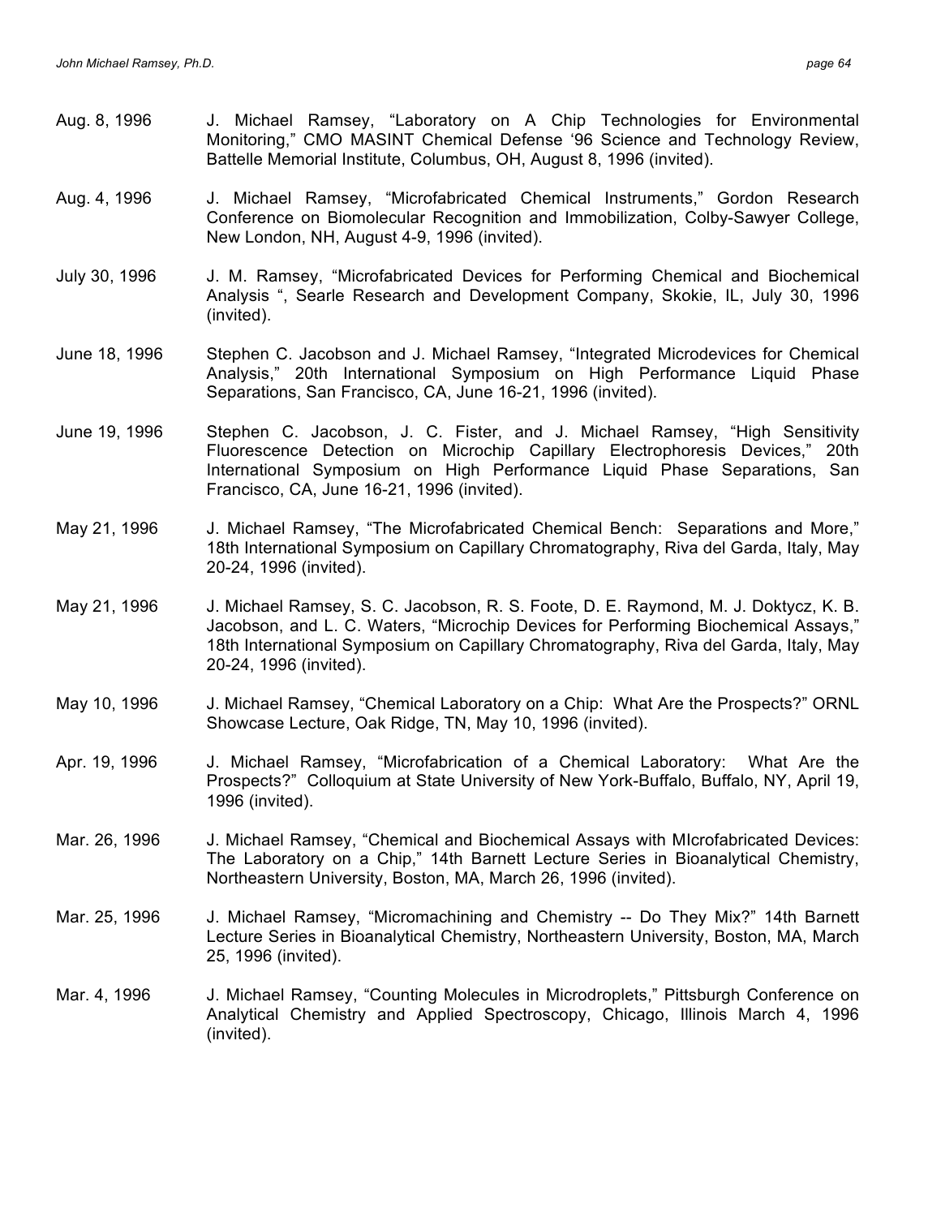Aug. 8, 1996 J. Michael Ramsey, "Laboratory on A Chip Technologies for Environmental Monitoring," CMO MASINT Chemical Defense '96 Science and Technology Review, Battelle Memorial Institute, Columbus, OH, August 8, 1996 (invited).

Aug. 4, 1996 J. Michael Ramsey, "Microfabricated Chemical Instruments," Gordon Research Conference on Biomolecular Recognition and Immobilization, Colby-Sawyer College, New London, NH, August 4-9, 1996 (invited).

July 30, 1996 J. M. Ramsey, "Microfabricated Devices for Performing Chemical and Biochemical Analysis ", Searle Research and Development Company, Skokie, IL, July 30, 1996 (invited).

June 18, 1996 Stephen C. Jacobson and J. Michael Ramsey, "Integrated Microdevices for Chemical Analysis," 20th International Symposium on High Performance Liquid Phase Separations, San Francisco, CA, June 16-21, 1996 (invited).

June 19, 1996 Stephen C. Jacobson, J. C. Fister, and J. Michael Ramsey, "High Sensitivity Fluorescence Detection on Microchip Capillary Electrophoresis Devices," 20th International Symposium on High Performance Liquid Phase Separations, San Francisco, CA, June 16-21, 1996 (invited).

May 21, 1996 J. Michael Ramsey, "The Microfabricated Chemical Bench: Separations and More," 18th International Symposium on Capillary Chromatography, Riva del Garda, Italy, May 20-24, 1996 (invited).

May 21, 1996 J. Michael Ramsey, S. C. Jacobson, R. S. Foote, D. E. Raymond, M. J. Doktycz, K. B. Jacobson, and L. C. Waters, "Microchip Devices for Performing Biochemical Assays," 18th International Symposium on Capillary Chromatography, Riva del Garda, Italy, May 20-24, 1996 (invited).

May 10, 1996 J. Michael Ramsey, "Chemical Laboratory on a Chip: What Are the Prospects?" ORNL Showcase Lecture, Oak Ridge, TN, May 10, 1996 (invited).

Apr. 19, 1996 J. Michael Ramsey, "Microfabrication of a Chemical Laboratory: What Are the Prospects?" Colloquium at State University of New York-Buffalo, Buffalo, NY, April 19, 1996 (invited).

Mar. 26, 1996 J. Michael Ramsey, "Chemical and Biochemical Assays with MIcrofabricated Devices: The Laboratory on a Chip," 14th Barnett Lecture Series in Bioanalytical Chemistry, Northeastern University, Boston, MA, March 26, 1996 (invited).

Mar. 25, 1996 J. Michael Ramsey, "Micromachining and Chemistry -- Do They Mix?" 14th Barnett Lecture Series in Bioanalytical Chemistry, Northeastern University, Boston, MA, March 25, 1996 (invited).

Mar. 4, 1996 J. Michael Ramsey, "Counting Molecules in Microdroplets," Pittsburgh Conference on Analytical Chemistry and Applied Spectroscopy, Chicago, Illinois March 4, 1996 (invited).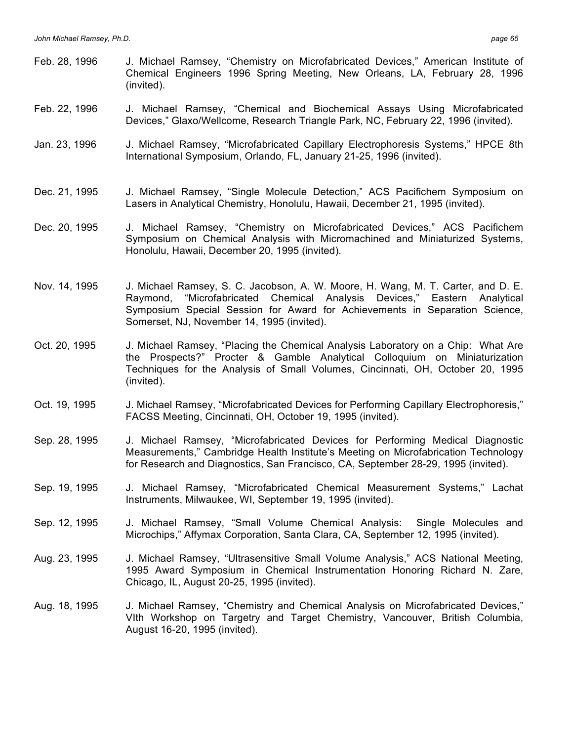Feb. 28, 1996 J. Michael Ramsey, "Chemistry on Microfabricated Devices," American Institute of Chemical Engineers 1996 Spring Meeting, New Orleans, LA, February 28, 1996 (invited).

Feb. 22, 1996 J. Michael Ramsey, "Chemical and Biochemical Assays Using Microfabricated Devices," Glaxo/Wellcome, Research Triangle Park, NC, February 22, 1996 (invited).

Jan. 23, 1996 J. Michael Ramsey, "Microfabricated Capillary Electrophoresis Systems," HPCE 8th International Symposium, Orlando, FL, January 21-25, 1996 (invited).

Dec. 21, 1995 J. Michael Ramsey, "Single Molecule Detection," ACS Pacifichem Symposium on Lasers in Analytical Chemistry, Honolulu, Hawaii, December 21, 1995 (invited).

Dec. 20, 1995 J. Michael Ramsey, "Chemistry on Microfabricated Devices," ACS Pacifichem Symposium on Chemical Analysis with Micromachined and Miniaturized Systems, Honolulu, Hawaii, December 20, 1995 (invited).

Nov. 14, 1995 J. Michael Ramsey, S. C. Jacobson, A. W. Moore, H. Wang, M. T. Carter, and D. E. Raymond, "Microfabricated Chemical Analysis Devices," Eastern Analytical Symposium Special Session for Award for Achievements in Separation Science, Somerset, NJ, November 14, 1995 (invited).

Oct. 20, 1995 J. Michael Ramsey, "Placing the Chemical Analysis Laboratory on a Chip: What Are the Prospects?" Procter & Gamble Analytical Colloquium on Miniaturization Techniques for the Analysis of Small Volumes, Cincinnati, OH, October 20, 1995 (invited).

Oct. 19, 1995 J. Michael Ramsey, "Microfabricated Devices for Performing Capillary Electrophoresis," FACSS Meeting, Cincinnati, OH, October 19, 1995 (invited).

Sep. 28, 1995 J. Michael Ramsey, "Microfabricated Devices for Performing Medical Diagnostic Measurements," Cambridge Health Institute's Meeting on Microfabrication Technology for Research and Diagnostics, San Francisco, CA, September 28-29, 1995 (invited).

Sep. 19, 1995 J. Michael Ramsey, "Microfabricated Chemical Measurement Systems," Lachat Instruments, Milwaukee, WI, September 19, 1995 (invited).

Sep. 12, 1995 J. Michael Ramsey, "Small Volume Chemical Analysis: Single Molecules and Microchips," Affymax Corporation, Santa Clara, CA, September 12, 1995 (invited).

Aug. 23, 1995 J. Michael Ramsey, "Ultrasensitive Small Volume Analysis," ACS National Meeting, 1995 Award Symposium in Chemical Instrumentation Honoring Richard N. Zare, Chicago, IL, August 20-25, 1995 (invited).

Aug. 18, 1995 J. Michael Ramsey, "Chemistry and Chemical Analysis on Microfabricated Devices," VIth Workshop on Targetry and Target Chemistry, Vancouver, British Columbia, August 16-20, 1995 (invited).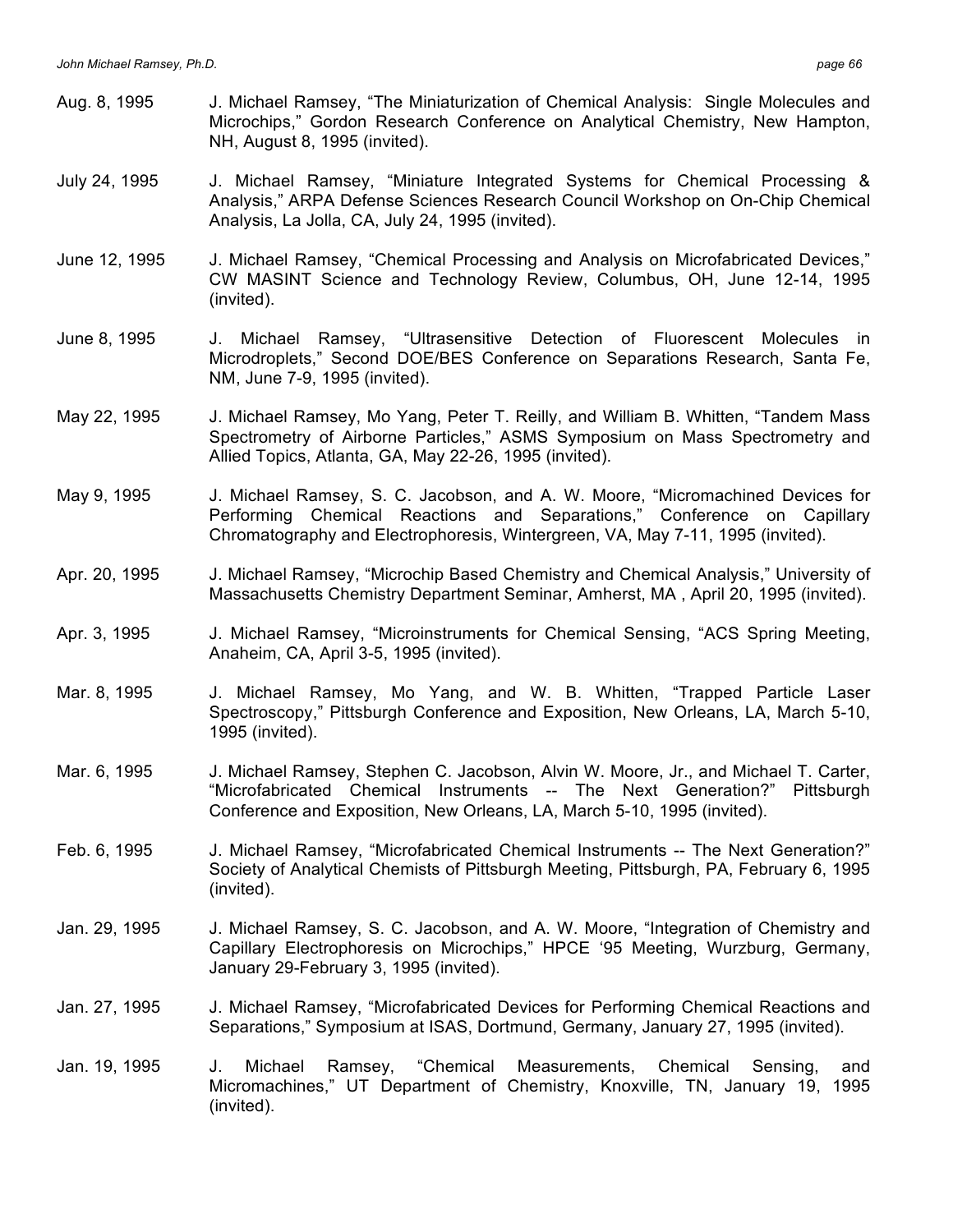Aug. 8, 1995 J. Michael Ramsey, "The Miniaturization of Chemical Analysis: Single Molecules and Microchips," Gordon Research Conference on Analytical Chemistry, New Hampton, NH, August 8, 1995 (invited).

July 24, 1995 J. Michael Ramsey, "Miniature Integrated Systems for Chemical Processing & Analysis," ARPA Defense Sciences Research Council Workshop on On-Chip Chemical Analysis, La Jolla, CA, July 24, 1995 (invited).

June 12, 1995 J. Michael Ramsey, "Chemical Processing and Analysis on Microfabricated Devices," CW MASINT Science and Technology Review, Columbus, OH, June 12-14, 1995 (invited).

June 8, 1995 J. Michael Ramsey, "Ultrasensitive Detection of Fluorescent Molecules in Microdroplets," Second DOE/BES Conference on Separations Research, Santa Fe, NM, June 7-9, 1995 (invited).

May 22, 1995 J. Michael Ramsey, Mo Yang, Peter T. Reilly, and William B. Whitten, "Tandem Mass Spectrometry of Airborne Particles," ASMS Symposium on Mass Spectrometry and Allied Topics, Atlanta, GA, May 22-26, 1995 (invited).

May 9, 1995 J. Michael Ramsey, S. C. Jacobson, and A. W. Moore, "Micromachined Devices for Performing Chemical Reactions and Separations," Conference on Capillary Chromatography and Electrophoresis, Wintergreen, VA, May 7-11, 1995 (invited).

Apr. 20, 1995 J. Michael Ramsey, "Microchip Based Chemistry and Chemical Analysis," University of Massachusetts Chemistry Department Seminar, Amherst, MA , April 20, 1995 (invited).

Apr. 3, 1995 J. Michael Ramsey, "Microinstruments for Chemical Sensing, "ACS Spring Meeting, Anaheim, CA, April 3-5, 1995 (invited).

Mar. 8, 1995 J. Michael Ramsey, Mo Yang, and W. B. Whitten, "Trapped Particle Laser Spectroscopy," Pittsburgh Conference and Exposition, New Orleans, LA, March 5-10, 1995 (invited).

Mar. 6, 1995 J. Michael Ramsey, Stephen C. Jacobson, Alvin W. Moore, Jr., and Michael T. Carter, "Microfabricated Chemical Instruments -- The Next Generation?" Pittsburgh Conference and Exposition, New Orleans, LA, March 5-10, 1995 (invited).

Feb. 6, 1995 J. Michael Ramsey, "Microfabricated Chemical Instruments -- The Next Generation?" Society of Analytical Chemists of Pittsburgh Meeting, Pittsburgh, PA, February 6, 1995 (invited).

Jan. 29, 1995 J. Michael Ramsey, S. C. Jacobson, and A. W. Moore, "Integration of Chemistry and Capillary Electrophoresis on Microchips," HPCE '95 Meeting, Wurzburg, Germany, January 29-February 3, 1995 (invited).

Jan. 27, 1995 J. Michael Ramsey, "Microfabricated Devices for Performing Chemical Reactions and Separations," Symposium at ISAS, Dortmund, Germany, January 27, 1995 (invited).

Jan. 19, 1995 J. Michael Ramsey, "Chemical Measurements, Chemical Sensing, and Micromachines," UT Department of Chemistry, Knoxville, TN, January 19, 1995 (invited).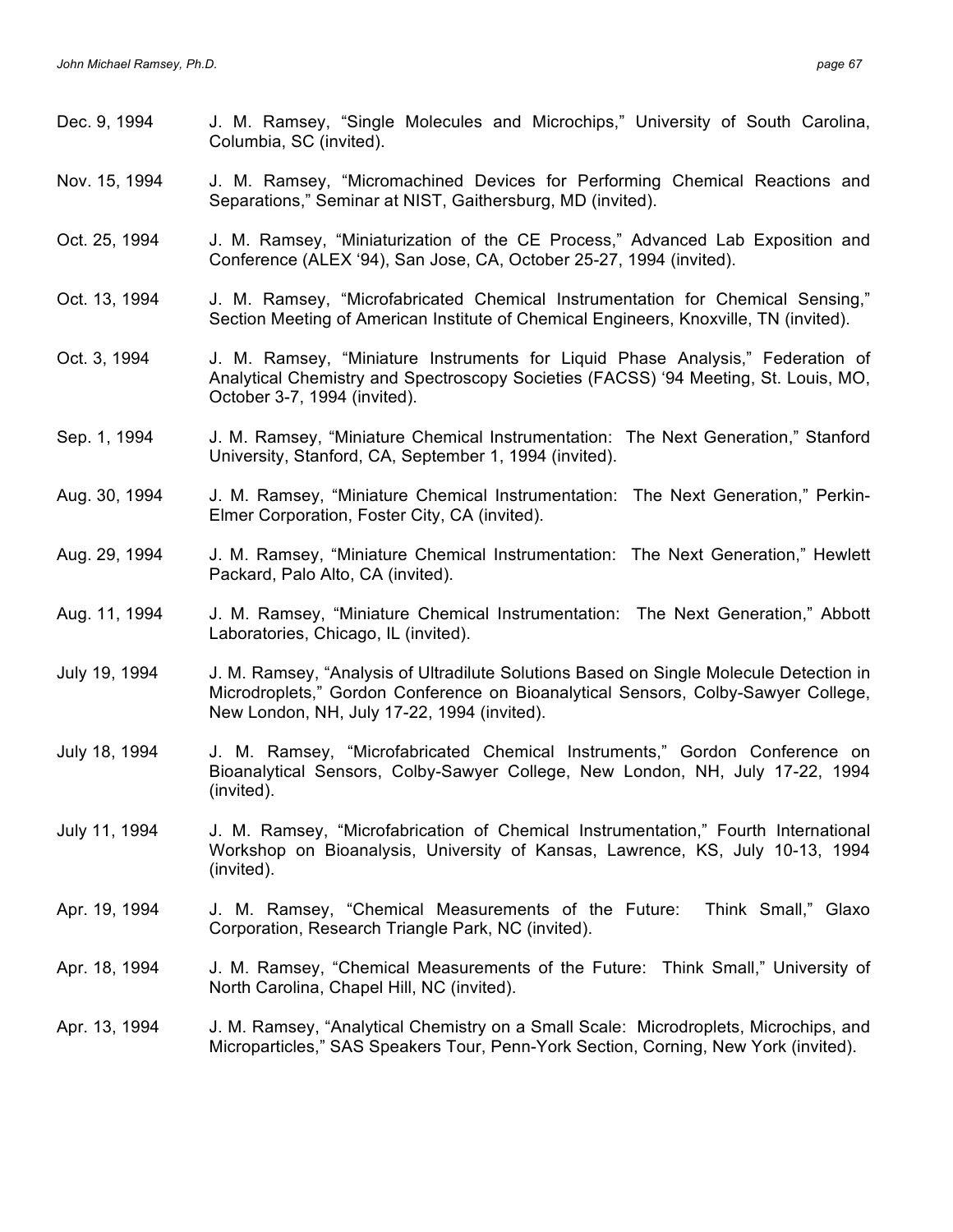Dec. 9, 1994 J. M. Ramsey, "Single Molecules and Microchips," University of South Carolina, Columbia, SC (invited).

Nov. 15, 1994 J. M. Ramsey, "Micromachined Devices for Performing Chemical Reactions and Separations," Seminar at NIST, Gaithersburg, MD (invited).

Oct. 25, 1994 J. M. Ramsey, "Miniaturization of the CE Process," Advanced Lab Exposition and Conference (ALEX '94), San Jose, CA, October 25-27, 1994 (invited).

Oct. 13, 1994 J. M. Ramsey, "Microfabricated Chemical Instrumentation for Chemical Sensing," Section Meeting of American Institute of Chemical Engineers, Knoxville, TN (invited).

Oct. 3, 1994 J. M. Ramsey, "Miniature Instruments for Liquid Phase Analysis," Federation of Analytical Chemistry and Spectroscopy Societies (FACSS) '94 Meeting, St. Louis, MO, October 3-7, 1994 (invited).

Sep. 1, 1994 J. M. Ramsey, "Miniature Chemical Instrumentation: The Next Generation," Stanford University, Stanford, CA, September 1, 1994 (invited).

Aug. 30, 1994 J. M. Ramsey, "Miniature Chemical Instrumentation: The Next Generation," Perkin-Elmer Corporation, Foster City, CA (invited).

Aug. 29, 1994 J. M. Ramsey, "Miniature Chemical Instrumentation: The Next Generation," Hewlett Packard, Palo Alto, CA (invited).

Aug. 11, 1994 J. M. Ramsey, "Miniature Chemical Instrumentation: The Next Generation," Abbott Laboratories, Chicago, IL (invited).

July 19, 1994 J. M. Ramsey, "Analysis of Ultradilute Solutions Based on Single Molecule Detection in Microdroplets," Gordon Conference on Bioanalytical Sensors, Colby-Sawyer College, New London, NH, July 17-22, 1994 (invited).

July 18, 1994 J. M. Ramsey, "Microfabricated Chemical Instruments," Gordon Conference on Bioanalytical Sensors, Colby-Sawyer College, New London, NH, July 17-22, 1994 (invited).

July 11, 1994 J. M. Ramsey, "Microfabrication of Chemical Instrumentation," Fourth International Workshop on Bioanalysis, University of Kansas, Lawrence, KS, July 10-13, 1994 (invited).

Apr. 19, 1994 J. M. Ramsey, "Chemical Measurements of the Future: Think Small," Glaxo Corporation, Research Triangle Park, NC (invited).

Apr. 18, 1994 J. M. Ramsey, "Chemical Measurements of the Future: Think Small," University of North Carolina, Chapel Hill, NC (invited).

Apr. 13, 1994 J. M. Ramsey, "Analytical Chemistry on a Small Scale: Microdroplets, Microchips, and Microparticles," SAS Speakers Tour, Penn-York Section, Corning, New York (invited).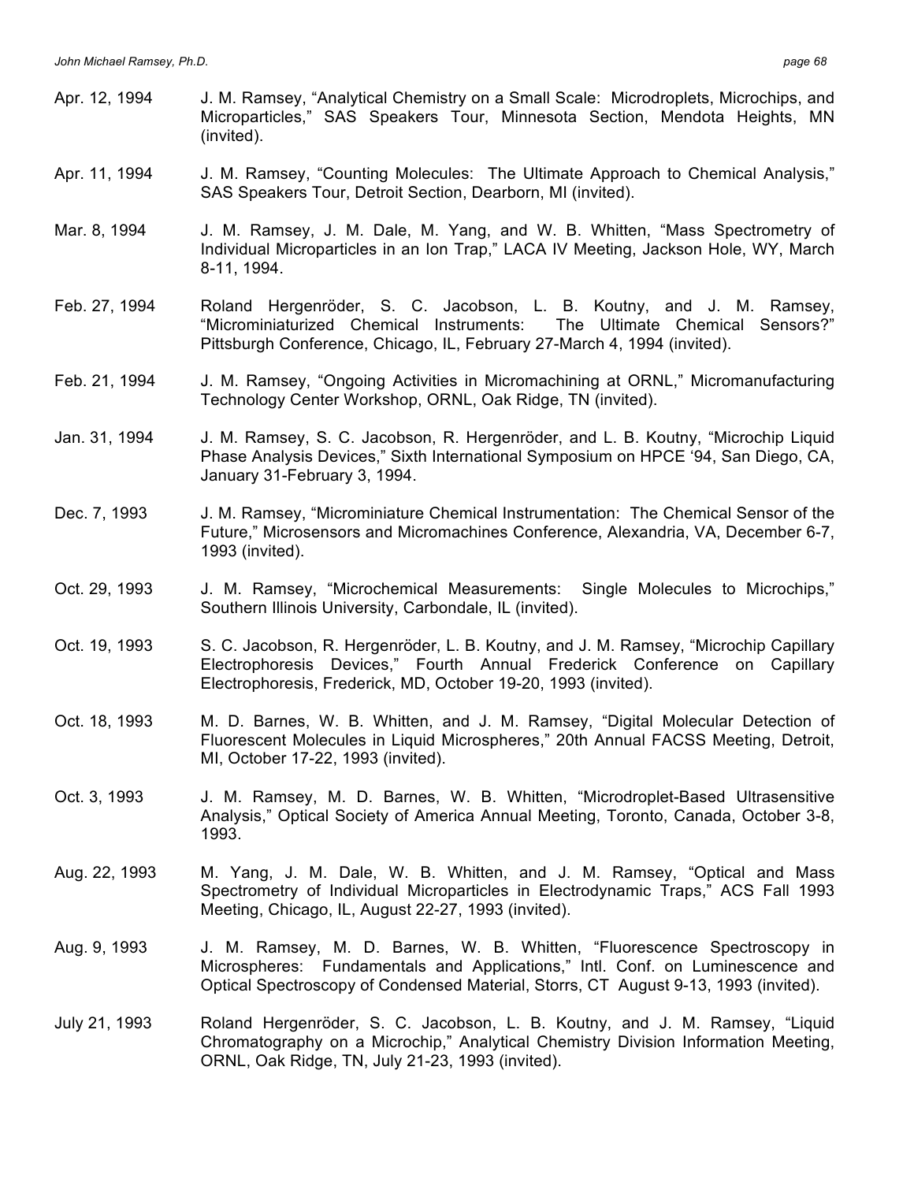Apr. 12, 1994 J. M. Ramsey, "Analytical Chemistry on a Small Scale: Microdroplets, Microchips, and Microparticles," SAS Speakers Tour, Minnesota Section, Mendota Heights, MN (invited).

Apr. 11, 1994 J. M. Ramsey, "Counting Molecules: The Ultimate Approach to Chemical Analysis," SAS Speakers Tour, Detroit Section, Dearborn, MI (invited).

Mar. 8, 1994 J. M. Ramsey, J. M. Dale, M. Yang, and W. B. Whitten, "Mass Spectrometry of Individual Microparticles in an Ion Trap," LACA IV Meeting, Jackson Hole, WY, March 8-11, 1994.

Feb. 27, 1994 Roland Hergenröder, S. C. Jacobson, L. B. Koutny, and J. M. Ramsey, "Microminiaturized Chemical Instruments: The Ultimate Chemical Sensors?" Pittsburgh Conference, Chicago, IL, February 27-March 4, 1994 (invited).

Feb. 21, 1994 J. M. Ramsey, "Ongoing Activities in Micromachining at ORNL," Micromanufacturing Technology Center Workshop, ORNL, Oak Ridge, TN (invited).

Jan. 31, 1994 J. M. Ramsey, S. C. Jacobson, R. Hergenröder, and L. B. Koutny, "Microchip Liquid Phase Analysis Devices," Sixth International Symposium on HPCE '94, San Diego, CA, January 31-February 3, 1994.

Dec. 7, 1993 J. M. Ramsey, "Microminiature Chemical Instrumentation: The Chemical Sensor of the Future," Microsensors and Micromachines Conference, Alexandria, VA, December 6-7, 1993 (invited).

Oct. 29, 1993 J. M. Ramsey, "Microchemical Measurements: Single Molecules to Microchips," Southern Illinois University, Carbondale, IL (invited).

Oct. 19, 1993 S. C. Jacobson, R. Hergenröder, L. B. Koutny, and J. M. Ramsey, "Microchip Capillary Electrophoresis Devices," Fourth Annual Frederick Conference on Capillary Electrophoresis, Frederick, MD, October 19-20, 1993 (invited).

Oct. 18, 1993 M. D. Barnes, W. B. Whitten, and J. M. Ramsey, "Digital Molecular Detection of Fluorescent Molecules in Liquid Microspheres," 20th Annual FACSS Meeting, Detroit, MI, October 17-22, 1993 (invited).

Oct. 3, 1993 J. M. Ramsey, M. D. Barnes, W. B. Whitten, "Microdroplet-Based Ultrasensitive Analysis," Optical Society of America Annual Meeting, Toronto, Canada, October 3-8, 1993.

Aug. 22, 1993 M. Yang, J. M. Dale, W. B. Whitten, and J. M. Ramsey, "Optical and Mass Spectrometry of Individual Microparticles in Electrodynamic Traps," ACS Fall 1993 Meeting, Chicago, IL, August 22-27, 1993 (invited).

Aug. 9, 1993 J. M. Ramsey, M. D. Barnes, W. B. Whitten, "Fluorescence Spectroscopy in Microspheres: Fundamentals and Applications," Intl. Conf. on Luminescence and Optical Spectroscopy of Condensed Material, Storrs, CT August 9-13, 1993 (invited).

July 21, 1993 Roland Hergenröder, S. C. Jacobson, L. B. Koutny, and J. M. Ramsey, "Liquid Chromatography on a Microchip," Analytical Chemistry Division Information Meeting, ORNL, Oak Ridge, TN, July 21-23, 1993 (invited).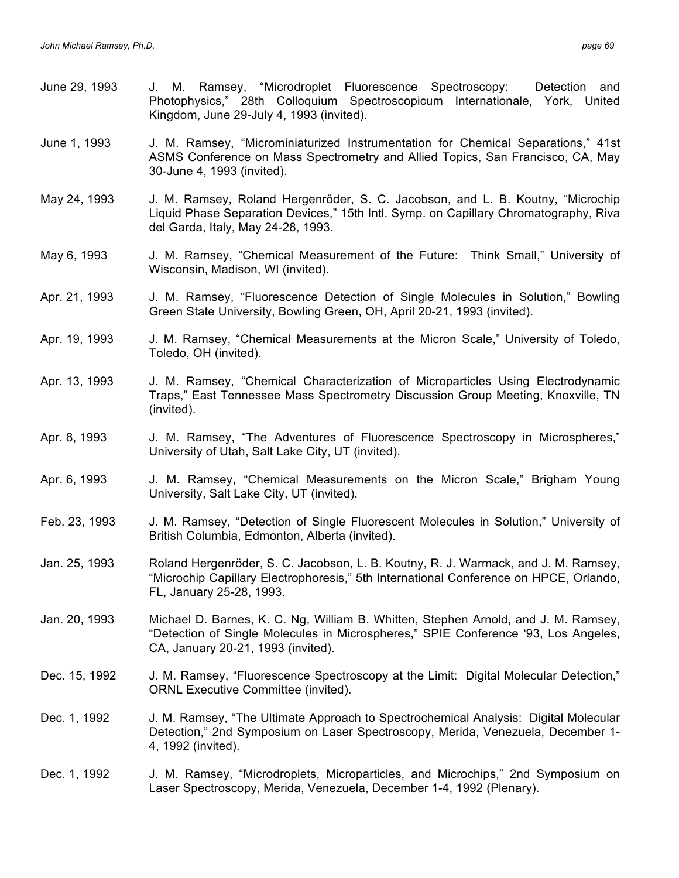June 29, 1993 J. M. Ramsey, "Microdroplet Fluorescence Spectroscopy: Detection and Photophysics," 28th Colloquium Spectroscopicum Internationale, York, United Kingdom, June 29-July 4, 1993 (invited).

June 1, 1993 J. M. Ramsey, "Microminiaturized Instrumentation for Chemical Separations," 41st ASMS Conference on Mass Spectrometry and Allied Topics, San Francisco, CA, May 30-June 4, 1993 (invited).

May 24, 1993 J. M. Ramsey, Roland Hergenröder, S. C. Jacobson, and L. B. Koutny, "Microchip Liquid Phase Separation Devices," 15th Intl. Symp. on Capillary Chromatography, Riva del Garda, Italy, May 24-28, 1993.

May 6, 1993 J. M. Ramsey, "Chemical Measurement of the Future: Think Small," University of Wisconsin, Madison, WI (invited).

Apr. 21, 1993 J. M. Ramsey, "Fluorescence Detection of Single Molecules in Solution," Bowling Green State University, Bowling Green, OH, April 20-21, 1993 (invited).

Apr. 19, 1993 J. M. Ramsey, "Chemical Measurements at the Micron Scale," University of Toledo, Toledo, OH (invited).

Apr. 13, 1993 J. M. Ramsey, "Chemical Characterization of Microparticles Using Electrodynamic Traps," East Tennessee Mass Spectrometry Discussion Group Meeting, Knoxville, TN (invited).

Apr. 8, 1993 J. M. Ramsey, "The Adventures of Fluorescence Spectroscopy in Microspheres," University of Utah, Salt Lake City, UT (invited).

Apr. 6, 1993 J. M. Ramsey, "Chemical Measurements on the Micron Scale," Brigham Young University, Salt Lake City, UT (invited).

Feb. 23, 1993 J. M. Ramsey, "Detection of Single Fluorescent Molecules in Solution," University of British Columbia, Edmonton, Alberta (invited).

Jan. 25, 1993 Roland Hergenröder, S. C. Jacobson, L. B. Koutny, R. J. Warmack, and J. M. Ramsey, "Microchip Capillary Electrophoresis," 5th International Conference on HPCE, Orlando, FL, January 25-28, 1993.

Jan. 20, 1993 Michael D. Barnes, K. C. Ng, William B. Whitten, Stephen Arnold, and J. M. Ramsey, "Detection of Single Molecules in Microspheres," SPIE Conference '93, Los Angeles, CA, January 20-21, 1993 (invited).

Dec. 15, 1992 J. M. Ramsey, "Fluorescence Spectroscopy at the Limit: Digital Molecular Detection," ORNL Executive Committee (invited).

Dec. 1, 1992 J. M. Ramsey, "The Ultimate Approach to Spectrochemical Analysis: Digital Molecular Detection," 2nd Symposium on Laser Spectroscopy, Merida, Venezuela, December 1-4, 1992 (invited).

Dec. 1, 1992 J. M. Ramsey, "Microdroplets, Microparticles, and Microchips," 2nd Symposium on Laser Spectroscopy, Merida, Venezuela, December 1-4, 1992 (Plenary).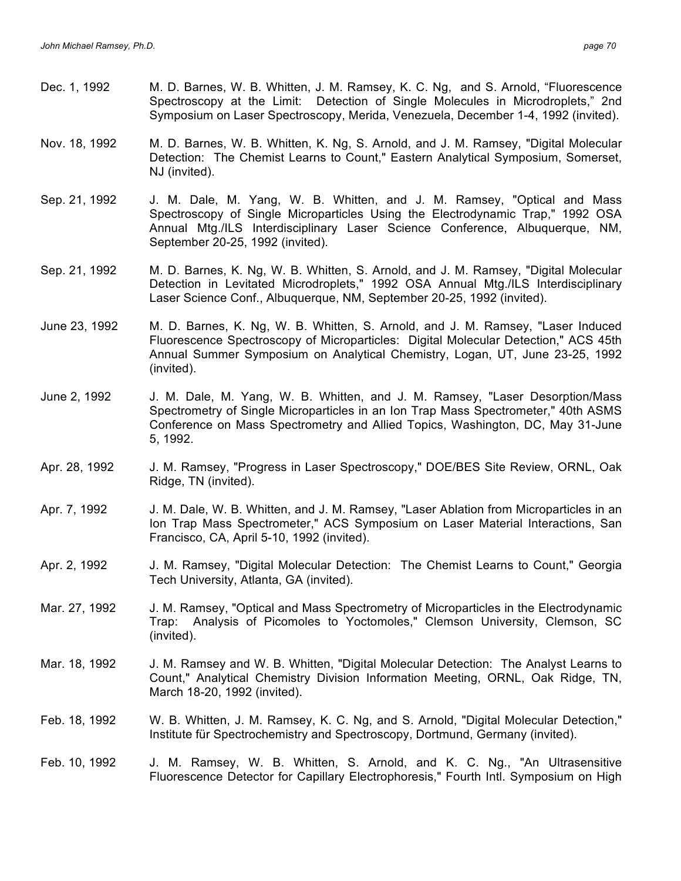Dec. 1, 1992 M. D. Barnes, W. B. Whitten, J. M. Ramsey, K. C. Ng, and S. Arnold, "Fluorescence Spectroscopy at the Limit: Detection of Single Molecules in Microdroplets," 2nd Symposium on Laser Spectroscopy, Merida, Venezuela, December 1-4, 1992 (invited).

Nov. 18, 1992 M. D. Barnes, W. B. Whitten, K. Ng, S. Arnold, and J. M. Ramsey, "Digital Molecular Detection: The Chemist Learns to Count," Eastern Analytical Symposium, Somerset, NJ (invited).

Sep. 21, 1992 J. M. Dale, M. Yang, W. B. Whitten, and J. M. Ramsey, "Optical and Mass Spectroscopy of Single Microparticles Using the Electrodynamic Trap," 1992 OSA Annual Mtg./ILS Interdisciplinary Laser Science Conference, Albuquerque, NM, September 20-25, 1992 (invited).

Sep. 21, 1992 M. D. Barnes, K. Ng, W. B. Whitten, S. Arnold, and J. M. Ramsey, "Digital Molecular Detection in Levitated Microdroplets," 1992 OSA Annual Mtg./ILS Interdisciplinary Laser Science Conf., Albuquerque, NM, September 20-25, 1992 (invited).

June 23, 1992 M. D. Barnes, K. Ng, W. B. Whitten, S. Arnold, and J. M. Ramsey, "Laser Induced Fluorescence Spectroscopy of Microparticles: Digital Molecular Detection," ACS 45th Annual Summer Symposium on Analytical Chemistry, Logan, UT, June 23-25, 1992 (invited).

June 2, 1992 J. M. Dale, M. Yang, W. B. Whitten, and J. M. Ramsey, "Laser Desorption/Mass Spectrometry of Single Microparticles in an Ion Trap Mass Spectrometer," 40th ASMS Conference on Mass Spectrometry and Allied Topics, Washington, DC, May 31-June 5, 1992.

Apr. 28, 1992 J. M. Ramsey, "Progress in Laser Spectroscopy," DOE/BES Site Review, ORNL, Oak Ridge, TN (invited).

Apr. 7, 1992 J. M. Dale, W. B. Whitten, and J. M. Ramsey, "Laser Ablation from Microparticles in an Ion Trap Mass Spectrometer," ACS Symposium on Laser Material Interactions, San Francisco, CA, April 5-10, 1992 (invited).

Apr. 2, 1992 J. M. Ramsey, "Digital Molecular Detection: The Chemist Learns to Count," Georgia Tech University, Atlanta, GA (invited).

Mar. 27, 1992 J. M. Ramsey, "Optical and Mass Spectrometry of Microparticles in the Electrodynamic Trap: Analysis of Picomoles to Yoctomoles," Clemson University, Clemson, SC (invited).

Mar. 18, 1992 J. M. Ramsey and W. B. Whitten, "Digital Molecular Detection: The Analyst Learns to Count," Analytical Chemistry Division Information Meeting, ORNL, Oak Ridge, TN, March 18-20, 1992 (invited).

Feb. 18, 1992 W. B. Whitten, J. M. Ramsey, K. C. Ng, and S. Arnold, "Digital Molecular Detection," Institute für Spectrochemistry and Spectroscopy, Dortmund, Germany (invited).

Feb. 10, 1992 J. M. Ramsey, W. B. Whitten, S. Arnold, and K. C. Ng., "An Ultrasensitive Fluorescence Detector for Capillary Electrophoresis," Fourth Intl. Symposium on High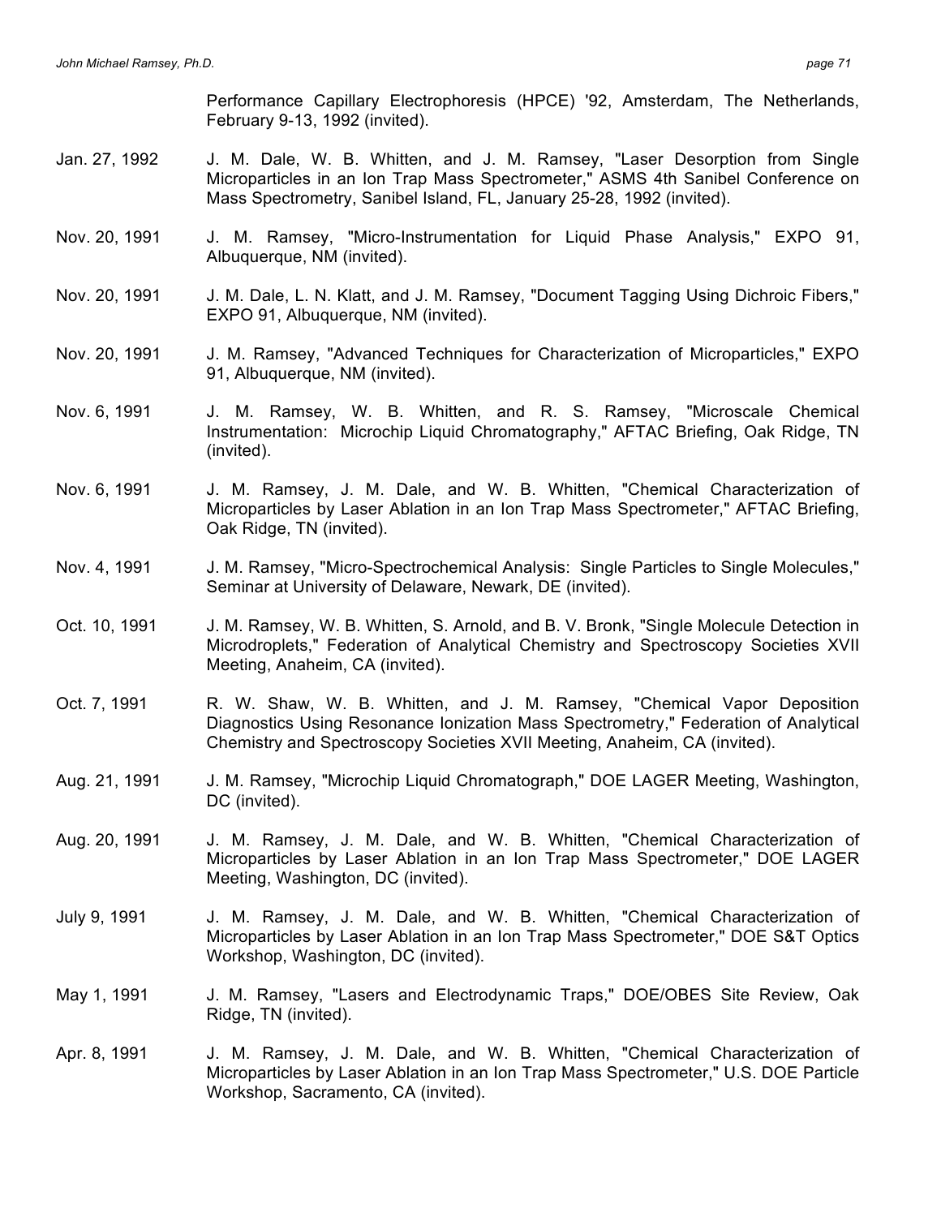Performance Capillary Electrophoresis (HPCE) '92, Amsterdam, The Netherlands, February 9-13, 1992 (invited).

Jan. 27, 1992 J. M. Dale, W. B. Whitten, and J. M. Ramsey, "Laser Desorption from Single Microparticles in an Ion Trap Mass Spectrometer," ASMS 4th Sanibel Conference on Mass Spectrometry, Sanibel Island, FL, January 25-28, 1992 (invited).

Nov. 20, 1991 J. M. Ramsey, "Micro-Instrumentation for Liquid Phase Analysis," EXPO 91, Albuquerque, NM (invited).

Nov. 20, 1991 J. M. Dale, L. N. Klatt, and J. M. Ramsey, "Document Tagging Using Dichroic Fibers," EXPO 91, Albuquerque, NM (invited).

Nov. 20, 1991 J. M. Ramsey, "Advanced Techniques for Characterization of Microparticles," EXPO 91, Albuquerque, NM (invited).

Nov. 6, 1991 J. M. Ramsey, W. B. Whitten, and R. S. Ramsey, "Microscale Chemical Instrumentation: Microchip Liquid Chromatography," AFTAC Briefing, Oak Ridge, TN (invited).

Nov. 6, 1991 J. M. Ramsey, J. M. Dale, and W. B. Whitten, "Chemical Characterization of Microparticles by Laser Ablation in an Ion Trap Mass Spectrometer," AFTAC Briefing, Oak Ridge, TN (invited).

Nov. 4, 1991 J. M. Ramsey, "Micro-Spectrochemical Analysis: Single Particles to Single Molecules," Seminar at University of Delaware, Newark, DE (invited).

Oct. 10, 1991 J. M. Ramsey, W. B. Whitten, S. Arnold, and B. V. Bronk, "Single Molecule Detection in Microdroplets," Federation of Analytical Chemistry and Spectroscopy Societies XVII Meeting, Anaheim, CA (invited).

Oct. 7, 1991 R. W. Shaw, W. B. Whitten, and J. M. Ramsey, "Chemical Vapor Deposition Diagnostics Using Resonance Ionization Mass Spectrometry," Federation of Analytical Chemistry and Spectroscopy Societies XVII Meeting, Anaheim, CA (invited).

Aug. 21, 1991 J. M. Ramsey, "Microchip Liquid Chromatograph," DOE LAGER Meeting, Washington, DC (invited).

Aug. 20, 1991 J. M. Ramsey, J. M. Dale, and W. B. Whitten, "Chemical Characterization of Microparticles by Laser Ablation in an Ion Trap Mass Spectrometer," DOE LAGER Meeting, Washington, DC (invited).

July 9, 1991 J. M. Ramsey, J. M. Dale, and W. B. Whitten, "Chemical Characterization of Microparticles by Laser Ablation in an Ion Trap Mass Spectrometer," DOE S&T Optics Workshop, Washington, DC (invited).

May 1, 1991 J. M. Ramsey, "Lasers and Electrodynamic Traps," DOE/OBES Site Review, Oak Ridge, TN (invited).

Apr. 8, 1991 J. M. Ramsey, J. M. Dale, and W. B. Whitten, "Chemical Characterization of Microparticles by Laser Ablation in an Ion Trap Mass Spectrometer," U.S. DOE Particle Workshop, Sacramento, CA (invited).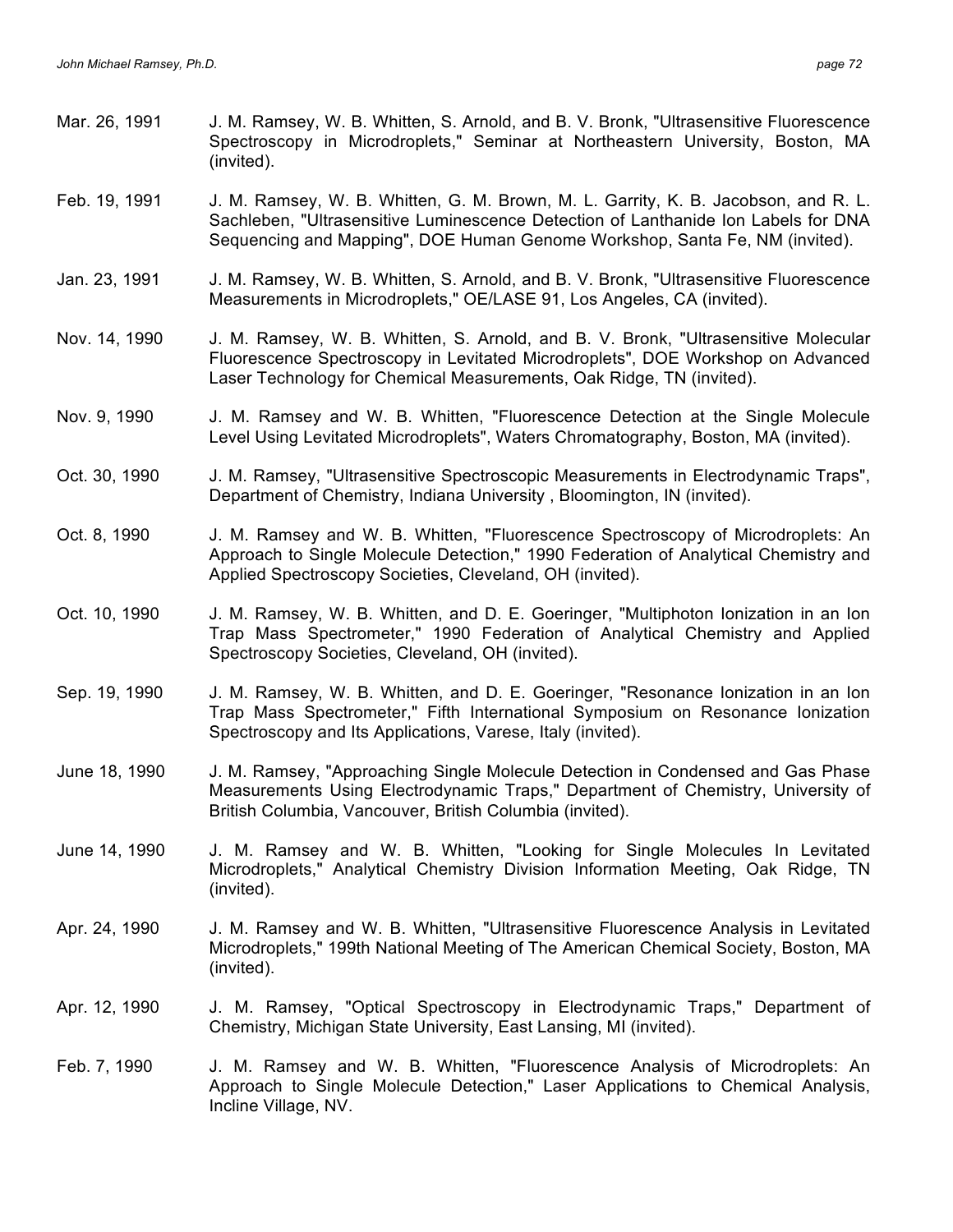Mar. 26, 1991 J. M. Ramsey, W. B. Whitten, S. Arnold, and B. V. Bronk, "Ultrasensitive Fluorescence Spectroscopy in Microdroplets," Seminar at Northeastern University, Boston, MA (invited).

Feb. 19, 1991 J. M. Ramsey, W. B. Whitten, G. M. Brown, M. L. Garrity, K. B. Jacobson, and R. L. Sachleben, "Ultrasensitive Luminescence Detection of Lanthanide Ion Labels for DNA Sequencing and Mapping", DOE Human Genome Workshop, Santa Fe, NM (invited).

Jan. 23, 1991 J. M. Ramsey, W. B. Whitten, S. Arnold, and B. V. Bronk, "Ultrasensitive Fluorescence Measurements in Microdroplets," OE/LASE 91, Los Angeles, CA (invited).

Nov. 14, 1990 J. M. Ramsey, W. B. Whitten, S. Arnold, and B. V. Bronk, "Ultrasensitive Molecular Fluorescence Spectroscopy in Levitated Microdroplets", DOE Workshop on Advanced Laser Technology for Chemical Measurements, Oak Ridge, TN (invited).

Nov. 9, 1990 J. M. Ramsey and W. B. Whitten, "Fluorescence Detection at the Single Molecule Level Using Levitated Microdroplets", Waters Chromatography, Boston, MA (invited).

Oct. 30, 1990 J. M. Ramsey, "Ultrasensitive Spectroscopic Measurements in Electrodynamic Traps", Department of Chemistry, Indiana University , Bloomington, IN (invited).

Oct. 8, 1990 J. M. Ramsey and W. B. Whitten, "Fluorescence Spectroscopy of Microdroplets: An Approach to Single Molecule Detection," 1990 Federation of Analytical Chemistry and Applied Spectroscopy Societies, Cleveland, OH (invited).

Oct. 10, 1990 J. M. Ramsey, W. B. Whitten, and D. E. Goeringer, "Multiphoton Ionization in an Ion Trap Mass Spectrometer," 1990 Federation of Analytical Chemistry and Applied Spectroscopy Societies, Cleveland, OH (invited).

Sep. 19, 1990 J. M. Ramsey, W. B. Whitten, and D. E. Goeringer, "Resonance Ionization in an Ion Trap Mass Spectrometer," Fifth International Symposium on Resonance Ionization Spectroscopy and Its Applications, Varese, Italy (invited).

June 18, 1990 J. M. Ramsey, "Approaching Single Molecule Detection in Condensed and Gas Phase Measurements Using Electrodynamic Traps," Department of Chemistry, University of British Columbia, Vancouver, British Columbia (invited).

June 14, 1990 J. M. Ramsey and W. B. Whitten, "Looking for Single Molecules In Levitated Microdroplets," Analytical Chemistry Division Information Meeting, Oak Ridge, TN (invited).

Apr. 24, 1990 J. M. Ramsey and W. B. Whitten, "Ultrasensitive Fluorescence Analysis in Levitated Microdroplets," 199th National Meeting of The American Chemical Society, Boston, MA (invited).

Apr. 12, 1990 J. M. Ramsey, "Optical Spectroscopy in Electrodynamic Traps," Department of Chemistry, Michigan State University, East Lansing, MI (invited).

Feb. 7, 1990 J. M. Ramsey and W. B. Whitten, "Fluorescence Analysis of Microdroplets: An Approach to Single Molecule Detection," Laser Applications to Chemical Analysis, Incline Village, NV.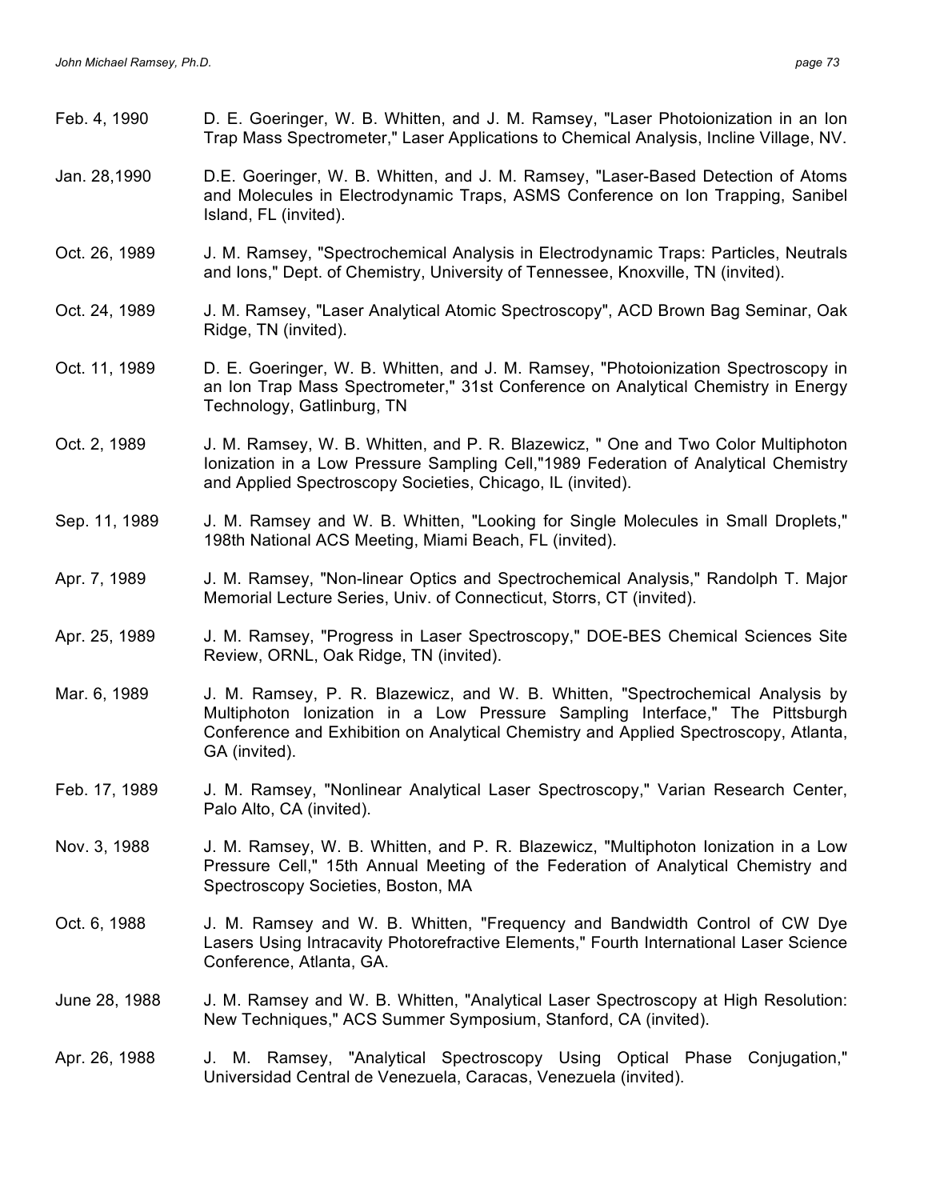Feb. 4, 1990 D. E. Goeringer, W. B. Whitten, and J. M. Ramsey, "Laser Photoionization in an Ion Trap Mass Spectrometer," Laser Applications to Chemical Analysis, Incline Village, NV.

Jan. 28,1990 D.E. Goeringer, W. B. Whitten, and J. M. Ramsey, "Laser-Based Detection of Atoms and Molecules in Electrodynamic Traps, ASMS Conference on Ion Trapping, Sanibel Island, FL (invited).

Oct. 26, 1989 J. M. Ramsey, "Spectrochemical Analysis in Electrodynamic Traps: Particles, Neutrals and Ions," Dept. of Chemistry, University of Tennessee, Knoxville, TN (invited).

Oct. 24, 1989 J. M. Ramsey, "Laser Analytical Atomic Spectroscopy", ACD Brown Bag Seminar, Oak Ridge, TN (invited).

Oct. 11, 1989 D. E. Goeringer, W. B. Whitten, and J. M. Ramsey, "Photoionization Spectroscopy in an Ion Trap Mass Spectrometer," 31st Conference on Analytical Chemistry in Energy Technology, Gatlinburg, TN

Oct. 2, 1989 J. M. Ramsey, W. B. Whitten, and P. R. Blazewicz, " One and Two Color Multiphoton Ionization in a Low Pressure Sampling Cell,"1989 Federation of Analytical Chemistry and Applied Spectroscopy Societies, Chicago, IL (invited).

Sep. 11, 1989 J. M. Ramsey and W. B. Whitten, "Looking for Single Molecules in Small Droplets," 198th National ACS Meeting, Miami Beach, FL (invited).

Apr. 7, 1989 J. M. Ramsey, "Non-linear Optics and Spectrochemical Analysis," Randolph T. Major Memorial Lecture Series, Univ. of Connecticut, Storrs, CT (invited).

Apr. 25, 1989 J. M. Ramsey, "Progress in Laser Spectroscopy," DOE-BES Chemical Sciences Site Review, ORNL, Oak Ridge, TN (invited).

Mar. 6, 1989 J. M. Ramsey, P. R. Blazewicz, and W. B. Whitten, "Spectrochemical Analysis by Multiphoton Ionization in a Low Pressure Sampling Interface," The Pittsburgh Conference and Exhibition on Analytical Chemistry and Applied Spectroscopy, Atlanta, GA (invited).

Feb. 17, 1989 J. M. Ramsey, "Nonlinear Analytical Laser Spectroscopy," Varian Research Center, Palo Alto, CA (invited).

Nov. 3, 1988 J. M. Ramsey, W. B. Whitten, and P. R. Blazewicz, "Multiphoton Ionization in a Low Pressure Cell," 15th Annual Meeting of the Federation of Analytical Chemistry and Spectroscopy Societies, Boston, MA

Oct. 6, 1988 J. M. Ramsey and W. B. Whitten, "Frequency and Bandwidth Control of CW Dye Lasers Using Intracavity Photorefractive Elements," Fourth International Laser Science Conference, Atlanta, GA.

June 28, 1988 J. M. Ramsey and W. B. Whitten, "Analytical Laser Spectroscopy at High Resolution: New Techniques," ACS Summer Symposium, Stanford, CA (invited).

Apr. 26, 1988 J. M. Ramsey, "Analytical Spectroscopy Using Optical Phase Conjugation," Universidad Central de Venezuela, Caracas, Venezuela (invited).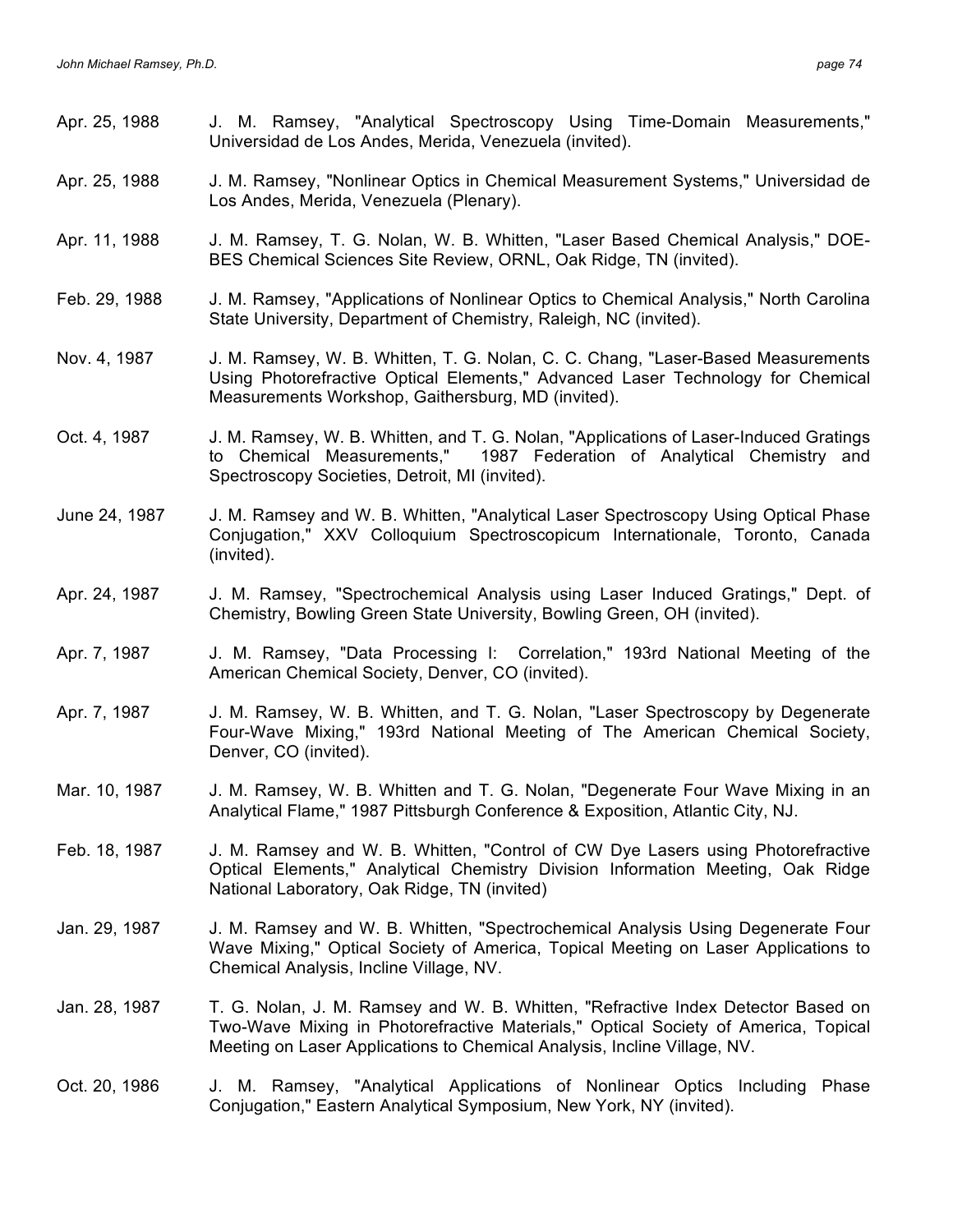Apr. 25, 1988 J. M. Ramsey, "Analytical Spectroscopy Using Time-Domain Measurements," Universidad de Los Andes, Merida, Venezuela (invited).

Apr. 25, 1988 J. M. Ramsey, "Nonlinear Optics in Chemical Measurement Systems," Universidad de Los Andes, Merida, Venezuela (Plenary).

Apr. 11, 1988 J. M. Ramsey, T. G. Nolan, W. B. Whitten, "Laser Based Chemical Analysis," DOE-BES Chemical Sciences Site Review, ORNL, Oak Ridge, TN (invited).

Feb. 29, 1988 J. M. Ramsey, "Applications of Nonlinear Optics to Chemical Analysis," North Carolina State University, Department of Chemistry, Raleigh, NC (invited).

Nov. 4, 1987 J. M. Ramsey, W. B. Whitten, T. G. Nolan, C. C. Chang, "Laser-Based Measurements Using Photorefractive Optical Elements," Advanced Laser Technology for Chemical Measurements Workshop, Gaithersburg, MD (invited).

Oct. 4, 1987 J. M. Ramsey, W. B. Whitten, and T. G. Nolan, "Applications of Laser-Induced Gratings to Chemical Measurements," 1987 Federation of Analytical Chemistry and Spectroscopy Societies, Detroit, MI (invited).

June 24, 1987 J. M. Ramsey and W. B. Whitten, "Analytical Laser Spectroscopy Using Optical Phase Conjugation," XXV Colloquium Spectroscopicum Internationale, Toronto, Canada (invited).

Apr. 24, 1987 J. M. Ramsey, "Spectrochemical Analysis using Laser Induced Gratings," Dept. of Chemistry, Bowling Green State University, Bowling Green, OH (invited).

Apr. 7, 1987 J. M. Ramsey, "Data Processing I: Correlation," 193rd National Meeting of the American Chemical Society, Denver, CO (invited).

Apr. 7, 1987 J. M. Ramsey, W. B. Whitten, and T. G. Nolan, "Laser Spectroscopy by Degenerate Four-Wave Mixing," 193rd National Meeting of The American Chemical Society, Denver, CO (invited).

Mar. 10, 1987 J. M. Ramsey, W. B. Whitten and T. G. Nolan, "Degenerate Four Wave Mixing in an Analytical Flame," 1987 Pittsburgh Conference & Exposition, Atlantic City, NJ.

Feb. 18, 1987 J. M. Ramsey and W. B. Whitten, "Control of CW Dye Lasers using Photorefractive Optical Elements," Analytical Chemistry Division Information Meeting, Oak Ridge National Laboratory, Oak Ridge, TN (invited)

Jan. 29, 1987 J. M. Ramsey and W. B. Whitten, "Spectrochemical Analysis Using Degenerate Four Wave Mixing," Optical Society of America, Topical Meeting on Laser Applications to Chemical Analysis, Incline Village, NV.

Jan. 28, 1987 T. G. Nolan, J. M. Ramsey and W. B. Whitten, "Refractive Index Detector Based on Two-Wave Mixing in Photorefractive Materials," Optical Society of America, Topical Meeting on Laser Applications to Chemical Analysis, Incline Village, NV.

Oct. 20, 1986 J. M. Ramsey, "Analytical Applications of Nonlinear Optics Including Phase Conjugation," Eastern Analytical Symposium, New York, NY (invited).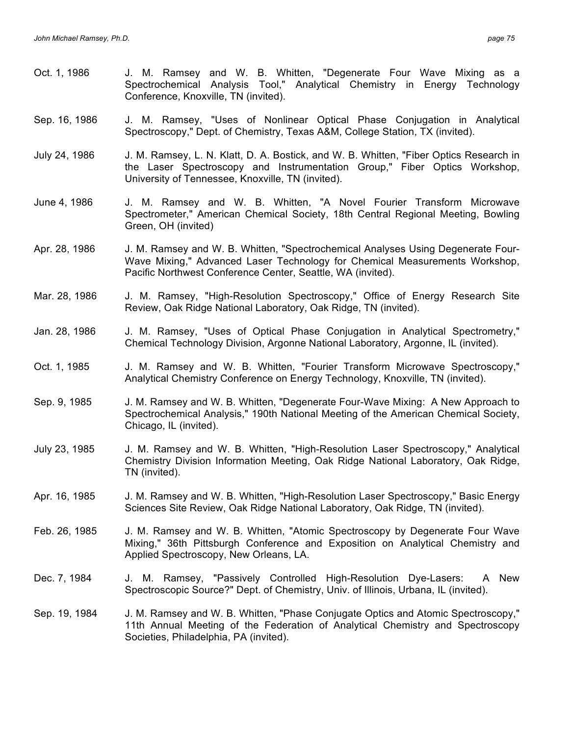Oct. 1, 1986 J. M. Ramsey and W. B. Whitten, "Degenerate Four Wave Mixing as a Spectrochemical Analysis Tool," Analytical Chemistry in Energy Technology Conference, Knoxville, TN (invited).

Sep. 16, 1986 J. M. Ramsey, "Uses of Nonlinear Optical Phase Conjugation in Analytical Spectroscopy," Dept. of Chemistry, Texas A&M, College Station, TX (invited).

July 24, 1986 J. M. Ramsey, L. N. Klatt, D. A. Bostick, and W. B. Whitten, "Fiber Optics Research in the Laser Spectroscopy and Instrumentation Group," Fiber Optics Workshop, University of Tennessee, Knoxville, TN (invited).

June 4, 1986 J. M. Ramsey and W. B. Whitten, "A Novel Fourier Transform Microwave Spectrometer," American Chemical Society, 18th Central Regional Meeting, Bowling Green, OH (invited)

Apr. 28, 1986 J. M. Ramsey and W. B. Whitten, "Spectrochemical Analyses Using Degenerate Four-Wave Mixing," Advanced Laser Technology for Chemical Measurements Workshop, Pacific Northwest Conference Center, Seattle, WA (invited).

Mar. 28, 1986 J. M. Ramsey, "High-Resolution Spectroscopy," Office of Energy Research Site Review, Oak Ridge National Laboratory, Oak Ridge, TN (invited).

Jan. 28, 1986 J. M. Ramsey, "Uses of Optical Phase Conjugation in Analytical Spectrometry," Chemical Technology Division, Argonne National Laboratory, Argonne, IL (invited).

Oct. 1, 1985 J. M. Ramsey and W. B. Whitten, "Fourier Transform Microwave Spectroscopy," Analytical Chemistry Conference on Energy Technology, Knoxville, TN (invited).

Sep. 9, 1985 J. M. Ramsey and W. B. Whitten, "Degenerate Four-Wave Mixing: A New Approach to Spectrochemical Analysis," 190th National Meeting of the American Chemical Society, Chicago, IL (invited).

July 23, 1985 J. M. Ramsey and W. B. Whitten, "High-Resolution Laser Spectroscopy," Analytical Chemistry Division Information Meeting, Oak Ridge National Laboratory, Oak Ridge, TN (invited).

Apr. 16, 1985 J. M. Ramsey and W. B. Whitten, "High-Resolution Laser Spectroscopy," Basic Energy Sciences Site Review, Oak Ridge National Laboratory, Oak Ridge, TN (invited).

Feb. 26, 1985 J. M. Ramsey and W. B. Whitten, "Atomic Spectroscopy by Degenerate Four Wave Mixing," 36th Pittsburgh Conference and Exposition on Analytical Chemistry and Applied Spectroscopy, New Orleans, LA.

Dec. 7, 1984 J. M. Ramsey, "Passively Controlled High-Resolution Dye-Lasers: A New Spectroscopic Source?" Dept. of Chemistry, Univ. of Illinois, Urbana, IL (invited).

Sep. 19, 1984 J. M. Ramsey and W. B. Whitten, "Phase Conjugate Optics and Atomic Spectroscopy," 11th Annual Meeting of the Federation of Analytical Chemistry and Spectroscopy Societies, Philadelphia, PA (invited).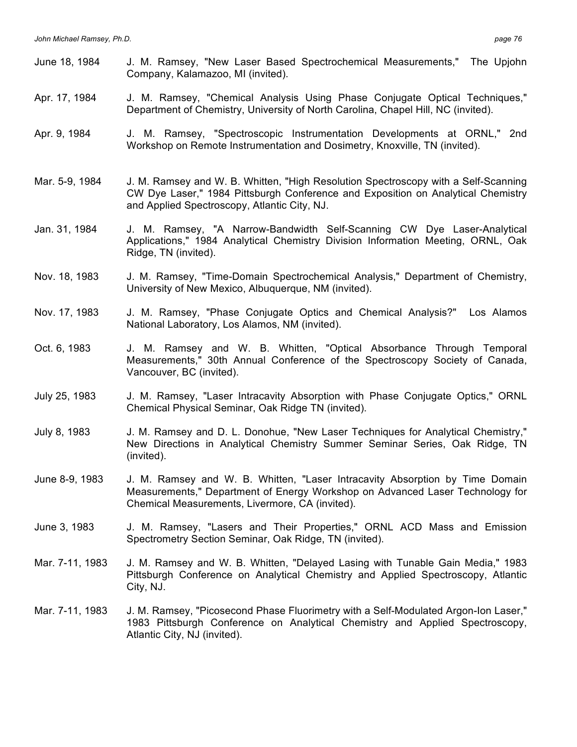June 18, 1984 J. M. Ramsey, "New Laser Based Spectrochemical Measurements," The Upjohn Company, Kalamazoo, MI (invited).

Apr. 17, 1984 J. M. Ramsey, "Chemical Analysis Using Phase Conjugate Optical Techniques," Department of Chemistry, University of North Carolina, Chapel Hill, NC (invited).

Apr. 9, 1984 J. M. Ramsey, "Spectroscopic Instrumentation Developments at ORNL," 2nd Workshop on Remote Instrumentation and Dosimetry, Knoxville, TN (invited).

Mar. 5-9, 1984 J. M. Ramsey and W. B. Whitten, "High Resolution Spectroscopy with a Self-Scanning CW Dye Laser," 1984 Pittsburgh Conference and Exposition on Analytical Chemistry and Applied Spectroscopy, Atlantic City, NJ.

Jan. 31, 1984 J. M. Ramsey, "A Narrow-Bandwidth Self-Scanning CW Dye Laser-Analytical Applications," 1984 Analytical Chemistry Division Information Meeting, ORNL, Oak Ridge, TN (invited).

Nov. 18, 1983 J. M. Ramsey, "Time-Domain Spectrochemical Analysis," Department of Chemistry, University of New Mexico, Albuquerque, NM (invited).

Nov. 17, 1983 J. M. Ramsey, "Phase Conjugate Optics and Chemical Analysis?" Los Alamos National Laboratory, Los Alamos, NM (invited).

Oct. 6, 1983 J. M. Ramsey and W. B. Whitten, "Optical Absorbance Through Temporal Measurements," 30th Annual Conference of the Spectroscopy Society of Canada, Vancouver, BC (invited).

July 25, 1983 J. M. Ramsey, "Laser Intracavity Absorption with Phase Conjugate Optics," ORNL Chemical Physical Seminar, Oak Ridge TN (invited).

July 8, 1983 J. M. Ramsey and D. L. Donohue, "New Laser Techniques for Analytical Chemistry," New Directions in Analytical Chemistry Summer Seminar Series, Oak Ridge, TN (invited).

June 8-9, 1983 J. M. Ramsey and W. B. Whitten, "Laser Intracavity Absorption by Time Domain Measurements," Department of Energy Workshop on Advanced Laser Technology for Chemical Measurements, Livermore, CA (invited).

June 3, 1983 J. M. Ramsey, "Lasers and Their Properties," ORNL ACD Mass and Emission Spectrometry Section Seminar, Oak Ridge, TN (invited).

Mar. 7-11, 1983 J. M. Ramsey and W. B. Whitten, "Delayed Lasing with Tunable Gain Media," 1983 Pittsburgh Conference on Analytical Chemistry and Applied Spectroscopy, Atlantic City, NJ.

Mar. 7-11, 1983 J. M. Ramsey, "Picosecond Phase Fluorimetry with a Self-Modulated Argon-Ion Laser," 1983 Pittsburgh Conference on Analytical Chemistry and Applied Spectroscopy, Atlantic City, NJ (invited).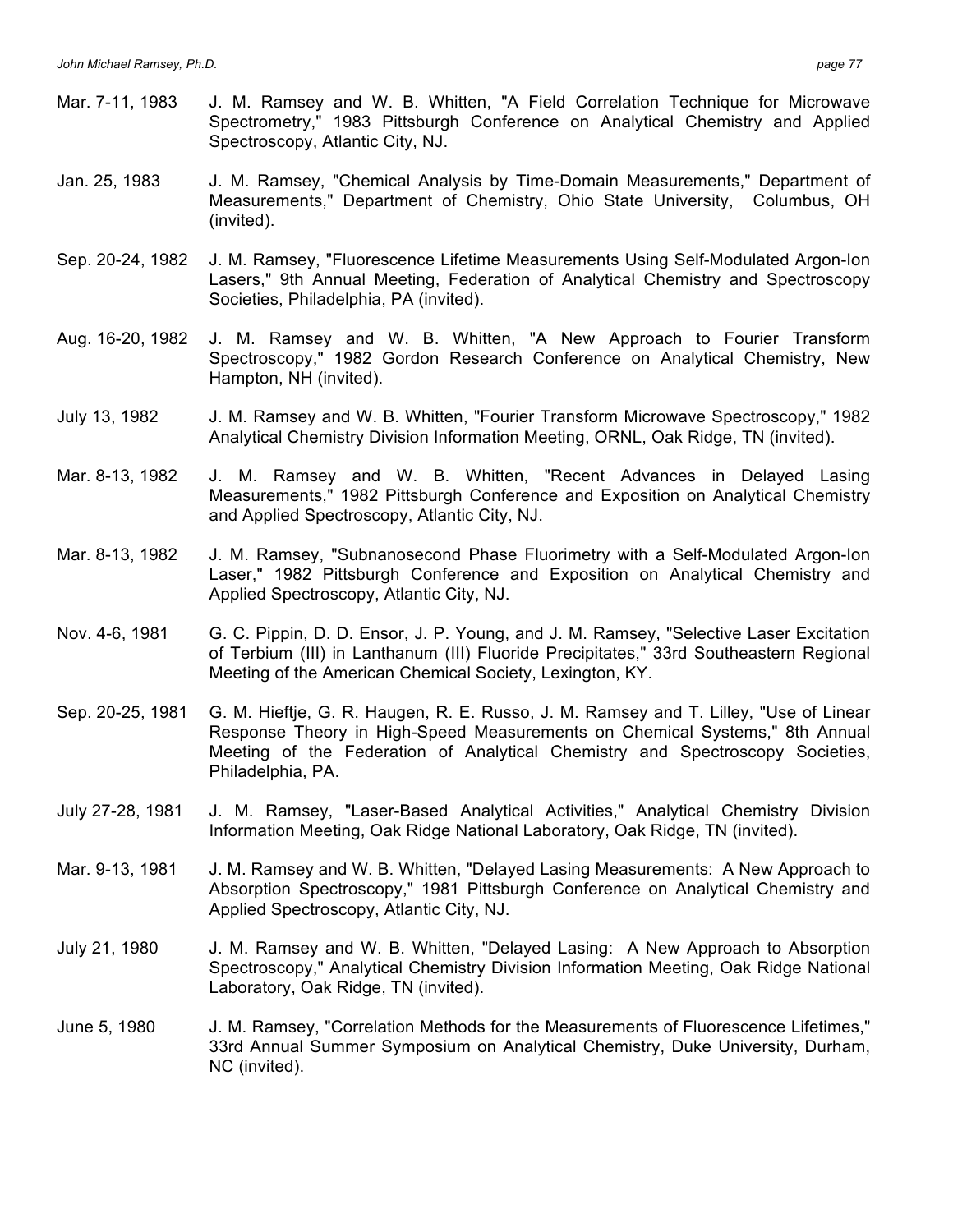Mar. 7-11, 1983 J. M. Ramsey and W. B. Whitten, "A Field Correlation Technique for Microwave Spectrometry," 1983 Pittsburgh Conference on Analytical Chemistry and Applied Spectroscopy, Atlantic City, NJ.

Jan. 25, 1983 J. M. Ramsey, "Chemical Analysis by Time-Domain Measurements," Department of Measurements," Department of Chemistry, Ohio State University, Columbus, OH (invited).

Sep. 20-24, 1982 J. M. Ramsey, "Fluorescence Lifetime Measurements Using Self-Modulated Argon-Ion Lasers," 9th Annual Meeting, Federation of Analytical Chemistry and Spectroscopy Societies, Philadelphia, PA (invited).

Aug. 16-20, 1982 J. M. Ramsey and W. B. Whitten, "A New Approach to Fourier Transform Spectroscopy," 1982 Gordon Research Conference on Analytical Chemistry, New Hampton, NH (invited).

July 13, 1982 J. M. Ramsey and W. B. Whitten, "Fourier Transform Microwave Spectroscopy," 1982 Analytical Chemistry Division Information Meeting, ORNL, Oak Ridge, TN (invited).

Mar. 8-13, 1982 J. M. Ramsey and W. B. Whitten, "Recent Advances in Delayed Lasing Measurements," 1982 Pittsburgh Conference and Exposition on Analytical Chemistry and Applied Spectroscopy, Atlantic City, NJ.

Mar. 8-13, 1982 J. M. Ramsey, "Subnanosecond Phase Fluorimetry with a Self-Modulated Argon-Ion Laser," 1982 Pittsburgh Conference and Exposition on Analytical Chemistry and Applied Spectroscopy, Atlantic City, NJ.

Nov. 4-6, 1981 G. C. Pippin, D. D. Ensor, J. P. Young, and J. M. Ramsey, "Selective Laser Excitation of Terbium (III) in Lanthanum (III) Fluoride Precipitates," 33rd Southeastern Regional Meeting of the American Chemical Society, Lexington, KY.

Sep. 20-25, 1981 G. M. Hieftje, G. R. Haugen, R. E. Russo, J. M. Ramsey and T. Lilley, "Use of Linear Response Theory in High-Speed Measurements on Chemical Systems," 8th Annual Meeting of the Federation of Analytical Chemistry and Spectroscopy Societies, Philadelphia, PA.

July 27-28, 1981 J. M. Ramsey, "Laser-Based Analytical Activities," Analytical Chemistry Division Information Meeting, Oak Ridge National Laboratory, Oak Ridge, TN (invited).

Mar. 9-13, 1981 J. M. Ramsey and W. B. Whitten, "Delayed Lasing Measurements: A New Approach to Absorption Spectroscopy," 1981 Pittsburgh Conference on Analytical Chemistry and Applied Spectroscopy, Atlantic City, NJ.

July 21, 1980 J. M. Ramsey and W. B. Whitten, "Delayed Lasing: A New Approach to Absorption Spectroscopy," Analytical Chemistry Division Information Meeting, Oak Ridge National Laboratory, Oak Ridge, TN (invited).

June 5, 1980 J. M. Ramsey, "Correlation Methods for the Measurements of Fluorescence Lifetimes," 33rd Annual Summer Symposium on Analytical Chemistry, Duke University, Durham, NC (invited).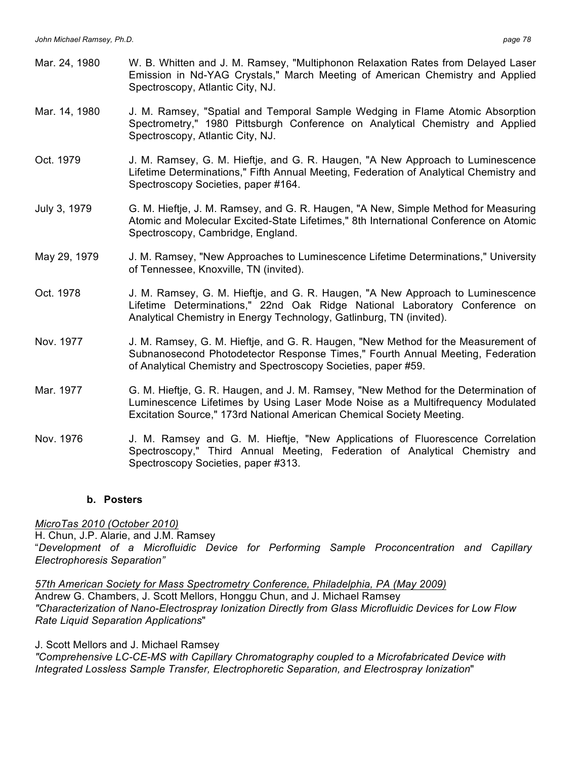Mar. 24, 1980 W. B. Whitten and J. M. Ramsey, "Multiphonon Relaxation Rates from Delayed Laser Emission in Nd-YAG Crystals," March Meeting of American Chemistry and Applied Spectroscopy, Atlantic City, NJ.

Mar. 14, 1980 J. M. Ramsey, "Spatial and Temporal Sample Wedging in Flame Atomic Absorption Spectrometry," 1980 Pittsburgh Conference on Analytical Chemistry and Applied Spectroscopy, Atlantic City, NJ.

Oct. 1979 J. M. Ramsey, G. M. Hieftje, and G. R. Haugen, "A New Approach to Luminescence Lifetime Determinations," Fifth Annual Meeting, Federation of Analytical Chemistry and Spectroscopy Societies, paper #164.

July 3, 1979 G. M. Hieftje, J. M. Ramsey, and G. R. Haugen, "A New, Simple Method for Measuring Atomic and Molecular Excited-State Lifetimes," 8th International Conference on Atomic Spectroscopy, Cambridge, England.

May 29, 1979 J. M. Ramsey, "New Approaches to Luminescence Lifetime Determinations," University of Tennessee, Knoxville, TN (invited).

Oct. 1978 J. M. Ramsey, G. M. Hieftje, and G. R. Haugen, "A New Approach to Luminescence Lifetime Determinations," 22nd Oak Ridge National Laboratory Conference on Analytical Chemistry in Energy Technology, Gatlinburg, TN (invited).

Nov. 1977 J. M. Ramsey, G. M. Hieftje, and G. R. Haugen, "New Method for the Measurement of Subnanosecond Photodetector Response Times," Fourth Annual Meeting, Federation of Analytical Chemistry and Spectroscopy Societies, paper #59.

Mar. 1977 G. M. Hieftje, G. R. Haugen, and J. M. Ramsey, "New Method for the Determination of Luminescence Lifetimes by Using Laser Mode Noise as a Multifrequency Modulated Excitation Source," 173rd National American Chemical Society Meeting.

Nov. 1976 J. M. Ramsey and G. M. Hieftje, "New Applications of Fluorescence Correlation Spectroscopy," Third Annual Meeting, Federation of Analytical Chemistry and Spectroscopy Societies, paper #313.

### b. Posters

*MicroTas 2010 (October 2010)*
H. Chun, J.P. Alarie, and J.M. Ramsey
"*Development of a Microfluidic Device for Performing Sample Proconcentration and Capillary Electrophoresis Separation"*

*57th American Society for Mass Spectrometry Conference, Philadelphia, PA (May 2009)*
Andrew G. Chambers, J. Scott Mellors, Honggu Chun, and J. Michael Ramsey
*"Characterization of Nano-Electrospray Ionization Directly from Glass Microfluidic Devices for Low Flow Rate Liquid Separation Applications"*

J. Scott Mellors and J. Michael Ramsey
*"Comprehensive LC-CE-MS with Capillary Chromatography coupled to a Microfabricated Device with Integrated Lossless Sample Transfer, Electrophoretic Separation, and Electrospray Ionization"*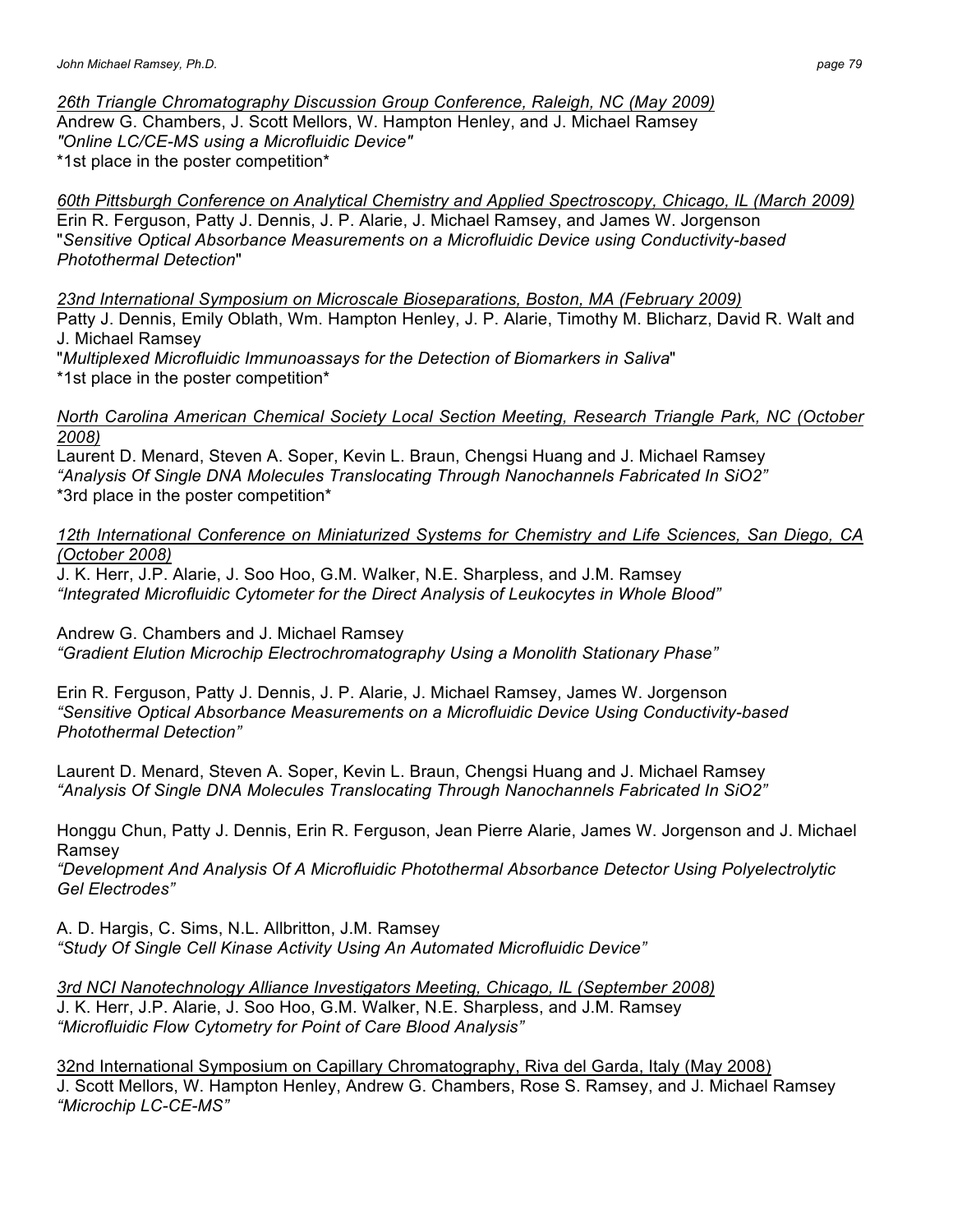<u>*26th Triangle Chromatography Discussion Group Conference, Raleigh, NC (May 2009)*</u>
Andrew G. Chambers, J. Scott Mellors, W. Hampton Henley, and J. Michael Ramsey
*"Online LC/CE-MS using a Microfluidic Device"*
*1st place in the poster competition*

<u>*60th Pittsburgh Conference on Analytical Chemistry and Applied Spectroscopy, Chicago, IL (March 2009)*</u>
Erin R. Ferguson, Patty J. Dennis, J. P. Alarie, J. Michael Ramsey, and James W. Jorgenson
"*Sensitive Optical Absorbance Measurements on a Microfluidic Device using Conductivity-based Photothermal Detection*"

<u>*23nd International Symposium on Microscale Bioseparations, Boston, MA (February 2009)*</u>
Patty J. Dennis, Emily Oblath, Wm. Hampton Henley, J. P. Alarie, Timothy M. Blicharz, David R. Walt and J. Michael Ramsey
"*Multiplexed Microfluidic Immunoassays for the Detection of Biomarkers in Saliva*"
*1st place in the poster competition*

<u>*North Carolina American Chemical Society Local Section Meeting, Research Triangle Park, NC (October 2008)*</u>
Laurent D. Menard, Steven A. Soper, Kevin L. Braun, Chengsi Huang and J. Michael Ramsey
*"Analysis Of Single DNA Molecules Translocating Through Nanochannels Fabricated In SiO2"*
*3rd place in the poster competition*

<u>*12th International Conference on Miniaturized Systems for Chemistry and Life Sciences, San Diego, CA (October 2008)*</u>
J. K. Herr, J.P. Alarie, J. Soo Hoo, G.M. Walker, N.E. Sharpless, and J.M. Ramsey
*"Integrated Microfluidic Cytometer for the Direct Analysis of Leukocytes in Whole Blood"*

Andrew G. Chambers and J. Michael Ramsey
*"Gradient Elution Microchip Electrochromatography Using a Monolith Stationary Phase"*

Erin R. Ferguson, Patty J. Dennis, J. P. Alarie, J. Michael Ramsey, James W. Jorgenson
*"Sensitive Optical Absorbance Measurements on a Microfluidic Device Using Conductivity-based Photothermal Detection"*

Laurent D. Menard, Steven A. Soper, Kevin L. Braun, Chengsi Huang and J. Michael Ramsey
*"Analysis Of Single DNA Molecules Translocating Through Nanochannels Fabricated In SiO2"*

Honggu Chun, Patty J. Dennis, Erin R. Ferguson, Jean Pierre Alarie, James W. Jorgenson and J. Michael Ramsey
*"Development And Analysis Of A Microfluidic Photothermal Absorbance Detector Using Polyelectrolytic Gel Electrodes"*

A. D. Hargis, C. Sims, N.L. Allbritton, J.M. Ramsey
*"Study Of Single Cell Kinase Activity Using An Automated Microfluidic Device"*

<u>*3rd NCI Nanotechnology Alliance Investigators Meeting, Chicago, IL (September 2008)*</u>
J. K. Herr, J.P. Alarie, J. Soo Hoo, G.M. Walker, N.E. Sharpless, and J.M. Ramsey
*"Microfluidic Flow Cytometry for Point of Care Blood Analysis"*

<u>32nd International Symposium on Capillary Chromatography, Riva del Garda, Italy (May 2008)</u>
J. Scott Mellors, W. Hampton Henley, Andrew G. Chambers, Rose S. Ramsey, and J. Michael Ramsey
*"Microchip LC-CE-MS"*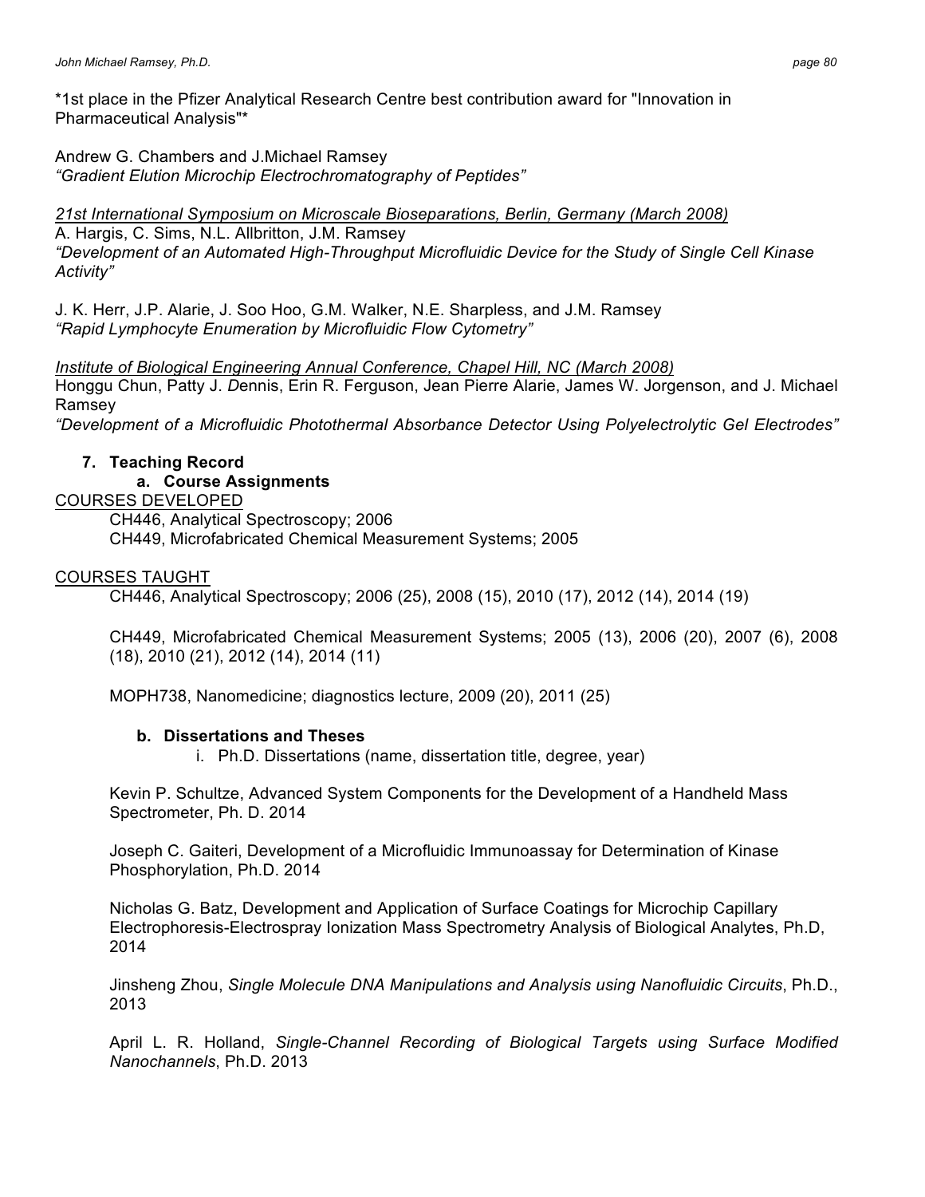*1st place in the Pfizer Analytical Research Centre best contribution award for "Innovation in Pharmaceutical Analysis"*

Andrew G. Chambers and J.Michael Ramsey
*"Gradient Elution Microchip Electrochromatography of Peptides"*

<u>*21st International Symposium on Microscale Bioseparations, Berlin, Germany (March 2008)*</u>
A. Hargis, C. Sims, N.L. Allbritton, J.M. Ramsey
*"Development of an Automated High-Throughput Microfluidic Device for the Study of Single Cell Kinase Activity"*

J. K. Herr, J.P. Alarie, J. Soo Hoo, G.M. Walker, N.E. Sharpless, and J.M. Ramsey
*"Rapid Lymphocyte Enumeration by Microfluidic Flow Cytometry"*

<u>*Institute of Biological Engineering Annual Conference, Chapel Hill, NC (March 2008)*</u>
Honggu Chun, Patty J. Dennis, Erin R. Ferguson, Jean Pierre Alarie, James W. Jorgenson, and J. Michael Ramsey
*"Development of a Microfluidic Photothermal Absorbance Detector Using Polyelectrolytic Gel Electrodes"*

## 7. Teaching Record

### a. Course Assignments

<u>COURSES DEVELOPED</u>

CH446, Analytical Spectroscopy; 2006
CH449, Microfabricated Chemical Measurement Systems; 2005

<u>COURSES TAUGHT</u>

CH446, Analytical Spectroscopy; 2006 (25), 2008 (15), 2010 (17), 2012 (14), 2014 (19)

CH449, Microfabricated Chemical Measurement Systems; 2005 (13), 2006 (20), 2007 (6), 2008 (18), 2010 (21), 2012 (14), 2014 (11)

MOPH738, Nanomedicine; diagnostics lecture, 2009 (20), 2011 (25)

### b. Dissertations and Theses

i. Ph.D. Dissertations (name, dissertation title, degree, year)

Kevin P. Schultze, Advanced System Components for the Development of a Handheld Mass Spectrometer, Ph. D. 2014

Joseph C. Gaiteri, Development of a Microfluidic Immunoassay for Determination of Kinase Phosphorylation, Ph.D. 2014

Nicholas G. Batz, Development and Application of Surface Coatings for Microchip Capillary Electrophoresis-Electrospray Ionization Mass Spectrometry Analysis of Biological Analytes, Ph.D, 2014

Jinsheng Zhou, *Single Molecule DNA Manipulations and Analysis using Nanofluidic Circuits*, Ph.D., 2013

April L. R. Holland, *Single-Channel Recording of Biological Targets using Surface Modified Nanochannels*, Ph.D. 2013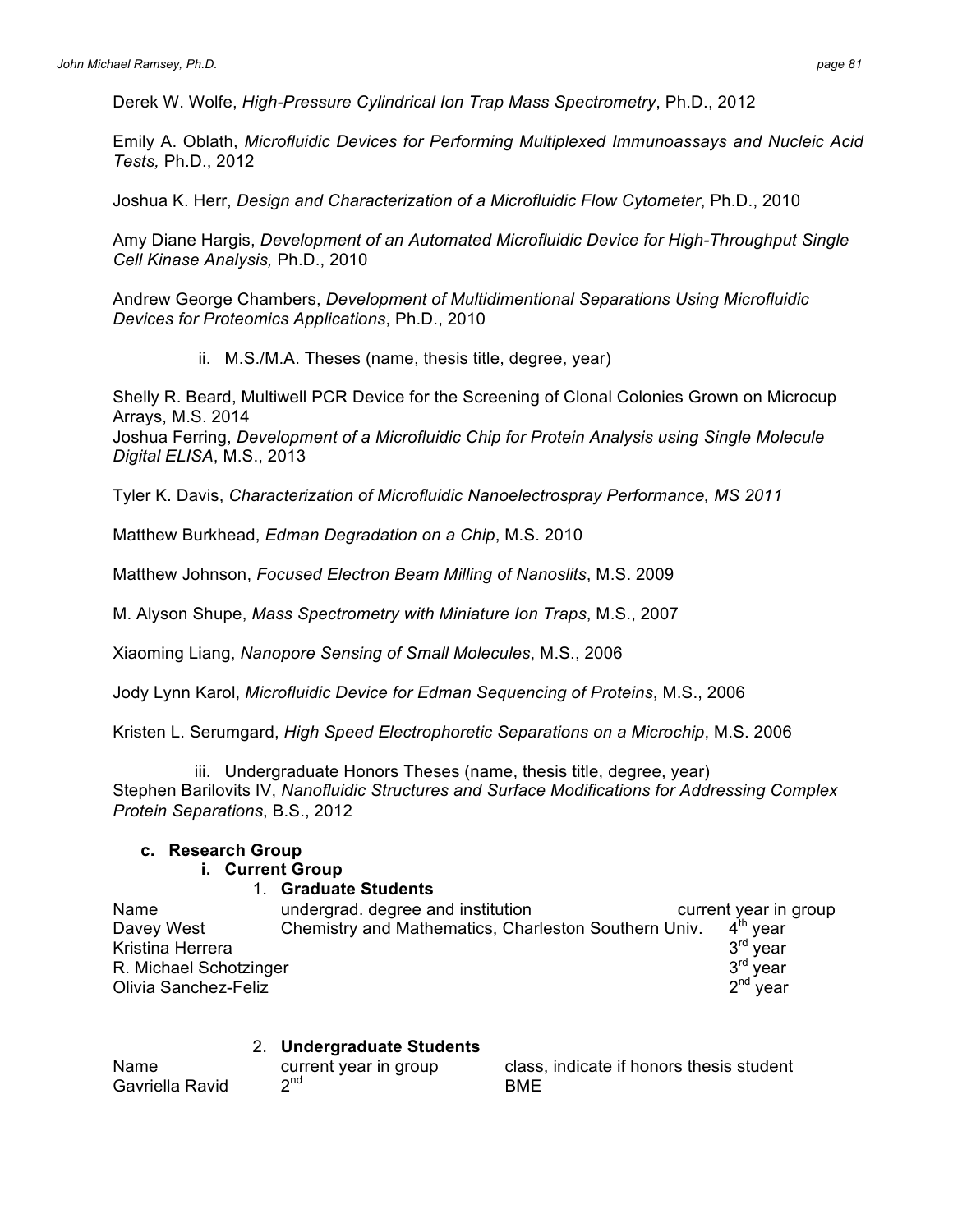Derek W. Wolfe, *High-Pressure Cylindrical Ion Trap Mass Spectrometry*, Ph.D., 2012

Emily A. Oblath, *Microfluidic Devices for Performing Multiplexed Immunoassays and Nucleic Acid Tests,* Ph.D., 2012

Joshua K. Herr, *Design and Characterization of a Microfluidic Flow Cytometer*, Ph.D., 2010

Amy Diane Hargis, *Development of an Automated Microfluidic Device for High-Throughput Single Cell Kinase Analysis,* Ph.D., 2010

Andrew George Chambers, *Development of Multidimentional Separations Using Microfluidic Devices for Proteomics Applications*, Ph.D., 2010

ii. M.S./M.A. Theses (name, thesis title, degree, year)

Shelly R. Beard, Multiwell PCR Device for the Screening of Clonal Colonies Grown on Microcup Arrays, M.S. 2014
Joshua Ferring, *Development of a Microfluidic Chip for Protein Analysis using Single Molecule Digital ELISA*, M.S., 2013

Tyler K. Davis, *Characterization of Microfluidic Nanoelectrospray Performance, MS 2011*

Matthew Burkhead, *Edman Degradation on a Chip*, M.S. 2010

Matthew Johnson, *Focused Electron Beam Milling of Nanoslits*, M.S. 2009

M. Alyson Shupe, *Mass Spectrometry with Miniature Ion Traps*, M.S., 2007

Xiaoming Liang, *Nanopore Sensing of Small Molecules*, M.S., 2006

Jody Lynn Karol, *Microfluidic Device for Edman Sequencing of Proteins*, M.S., 2006

Kristen L. Serumgard, *High Speed Electrophoretic Separations on a Microchip*, M.S. 2006

iii. Undergraduate Honors Theses (name, thesis title, degree, year)
Stephen Barilovits IV, *Nanofluidic Structures and Surface Modifications for Addressing Complex Protein Separations*, B.S., 2012

**c. Research Group**

**i. Current Group**

1. **Graduate Students**

| Name | undergrad. degree and institution | current year in group |
|---|---|---|
| Davey West | Chemistry and Mathematics, Charleston Southern Univ. | 4th year |
| Kristina Herrera | | 3rd year |
| R. Michael Schotzinger | | 3rd year |
| Olivia Sanchez-Feliz | | 2nd year |

2. **Undergraduate Students**

| Name | current year in group | class, indicate if honors thesis student |
|---|---|---|
| Gavriella Ravid | 2nd | BME |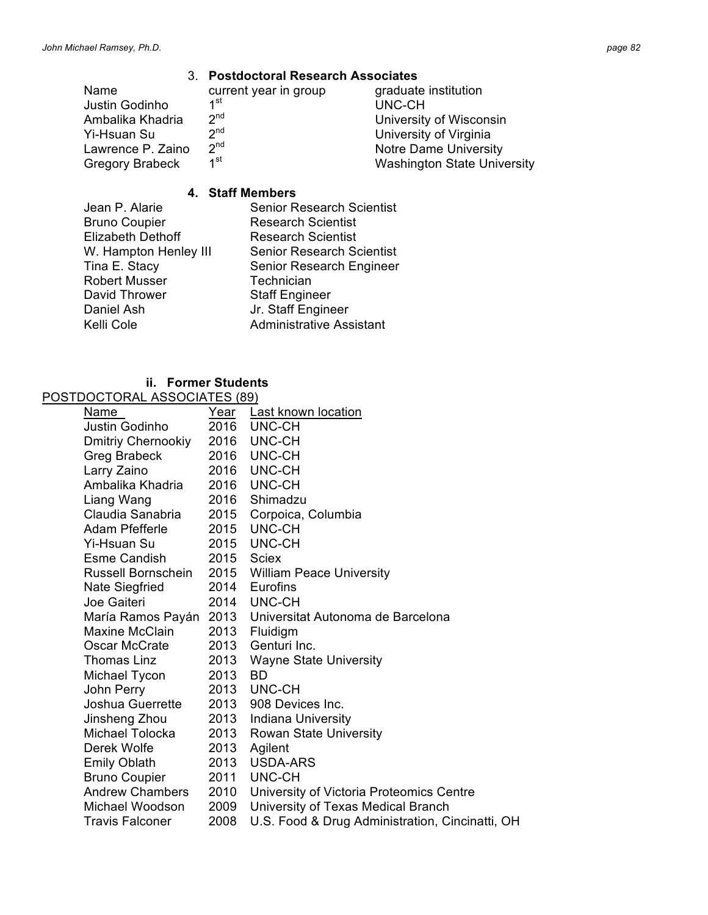### 3. **Postdoctoral Research Associates**

| Name | current year in group | graduate institution |
|---|---|---|
| Justin Godinho | 1st | UNC-CH |
| Ambalika Khadria | 2nd | University of Wisconsin |
| Yi-Hsuan Su | 2nd | University of Virginia |
| Lawrence P. Zaino | 2nd | Notre Dame University |
| Gregory Brabeck | 1st | Washington State University |

### 4. **Staff Members**

| | |
|---|---|
| Jean P. Alarie | Senior Research Scientist |
| Bruno Coupier | Research Scientist |
| Elizabeth Dethoff | Research Scientist |
| W. Hampton Henley III | Senior Research Scientist |
| Tina E. Stacy | Senior Research Engineer |
| Robert Musser | Technician |
| David Thrower | Staff Engineer |
| Daniel Ash | Jr. Staff Engineer |
| Kelli Cole | Administrative Assistant |

### ii. **Former Students**

<u>POSTDOCTORAL ASSOCIATES (89)</u>

| Name | Year | Last known location |
|---|---|---|
| Justin Godinho | 2016 | UNC-CH |
| Dmitriy Chernookiy | 2016 | UNC-CH |
| Greg Brabeck | 2016 | UNC-CH |
| Larry Zaino | 2016 | UNC-CH |
| Ambalika Khadria | 2016 | UNC-CH |
| Liang Wang | 2016 | Shimadzu |
| Claudia Sanabria | 2015 | Corpoica, Columbia |
| Adam Pfefferle | 2015 | UNC-CH |
| Yi-Hsuan Su | 2015 | UNC-CH |
| Esme Candish | 2015 | Sciex |
| Russell Bornschein | 2015 | William Peace University |
| Nate Siegfried | 2014 | Eurofins |
| Joe Gaiteri | 2014 | UNC-CH |
| María Ramos Payán | 2013 | Universitat Autonoma de Barcelona |
| Maxine McClain | 2013 | Fluidigm |
| Oscar McCrate | 2013 | Genturi Inc. |
| Thomas Linz | 2013 | Wayne State University |
| Michael Tycon | 2013 | BD |
| John Perry | 2013 | UNC-CH |
| Joshua Guerrette | 2013 | 908 Devices Inc. |
| Jinsheng Zhou | 2013 | Indiana University |
| Michael Tolocka | 2013 | Rowan State University |
| Derek Wolfe | 2013 | Agilent |
| Emily Oblath | 2013 | USDA-ARS |
| Bruno Coupier | 2011 | UNC-CH |
| Andrew Chambers | 2010 | University of Victoria Proteomics Centre |
| Michael Woodson | 2009 | University of Texas Medical Branch |
| Travis Falconer | 2008 | U.S. Food & Drug Administration, Cincinatti, OH |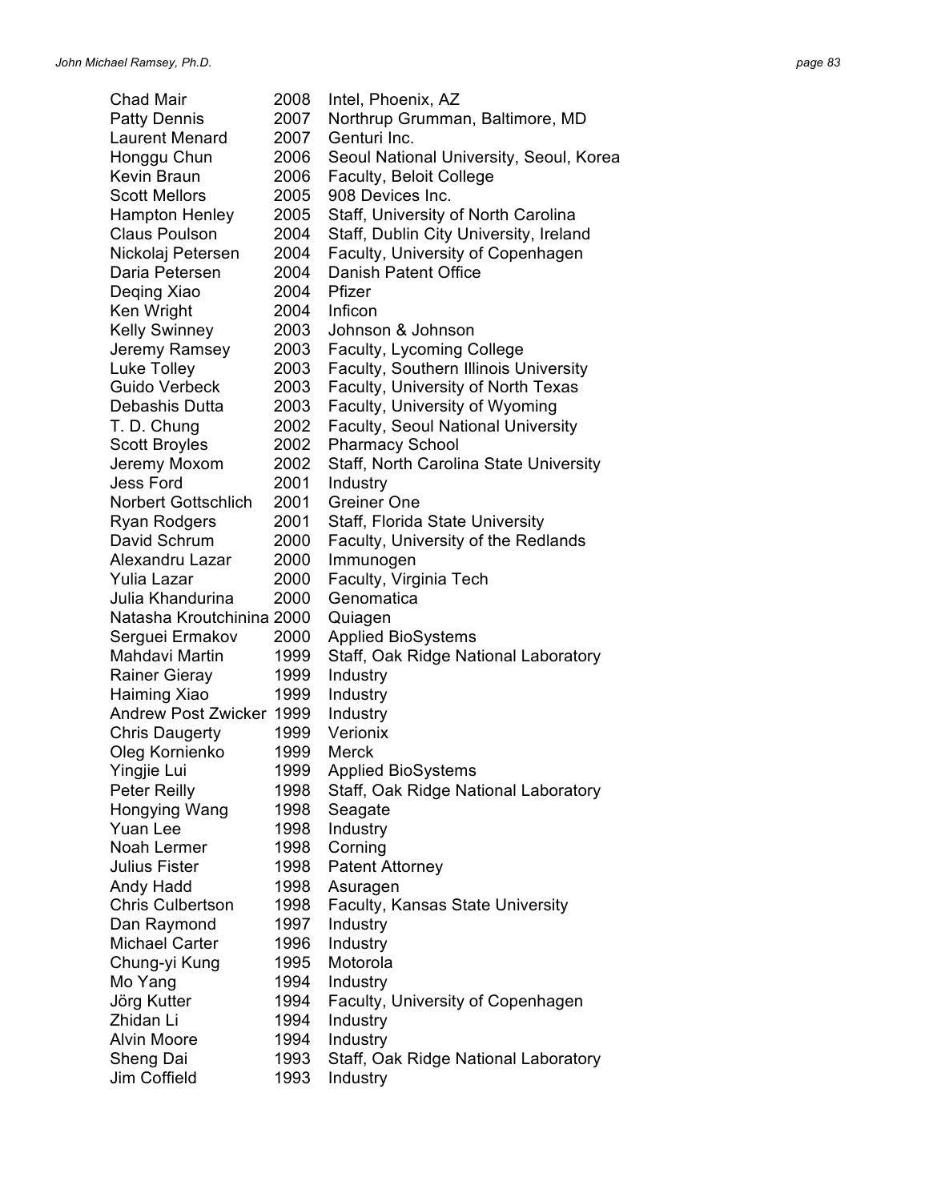| | | |
|---|---|---|
| Chad Mair | 2008 | Intel, Phoenix, AZ |
| Patty Dennis | 2007 | Northrup Grumman, Baltimore, MD |
| Laurent Menard | 2007 | Genturi Inc. |
| Honggu Chun | 2006 | Seoul National University, Seoul, Korea |
| Kevin Braun | 2006 | Faculty, Beloit College |
| Scott Mellors | 2005 | 908 Devices Inc. |
| Hampton Henley | 2005 | Staff, University of North Carolina |
| Claus Poulson | 2004 | Staff, Dublin City University, Ireland |
| Nickolaj Petersen | 2004 | Faculty, University of Copenhagen |
| Daria Petersen | 2004 | Danish Patent Office |
| Deqing Xiao | 2004 | Pfizer |
| Ken Wright | 2004 | Inficon |
| Kelly Swinney | 2003 | Johnson & Johnson |
| Jeremy Ramsey | 2003 | Faculty, Lycoming College |
| Luke Tolley | 2003 | Faculty, Southern Illinois University |
| Guido Verbeck | 2003 | Faculty, University of North Texas |
| Debashis Dutta | 2003 | Faculty, University of Wyoming |
| T. D. Chung | 2002 | Faculty, Seoul National University |
| Scott Broyles | 2002 | Pharmacy School |
| Jeremy Moxom | 2002 | Staff, North Carolina State University |
| Jess Ford | 2001 | Industry |
| Norbert Gottschlich | 2001 | Greiner One |
| Ryan Rodgers | 2001 | Staff, Florida State University |
| David Schrum | 2000 | Faculty, University of the Redlands |
| Alexandru Lazar | 2000 | Immunogen |
| Yulia Lazar | 2000 | Faculty, Virginia Tech |
| Julia Khandurina | 2000 | Genomatica |
| Natasha Kroutchinina | 2000 | Quiagen |
| Serguei Ermakov | 2000 | Applied BioSystems |
| Mahdavi Martin | 1999 | Staff, Oak Ridge National Laboratory |
| Rainer Gieray | 1999 | Industry |
| Haiming Xiao | 1999 | Industry |
| Andrew Post Zwicker | 1999 | Industry |
| Chris Daugerty | 1999 | Verionix |
| Oleg Kornienko | 1999 | Merck |
| Yingjie Lui | 1999 | Applied BioSystems |
| Peter Reilly | 1998 | Staff, Oak Ridge National Laboratory |
| Hongying Wang | 1998 | Seagate |
| Yuan Lee | 1998 | Industry |
| Noah Lermer | 1998 | Corning |
| Julius Fister | 1998 | Patent Attorney |
| Andy Hadd | 1998 | Asuragen |
| Chris Culbertson | 1998 | Faculty, Kansas State University |
| Dan Raymond | 1997 | Industry |
| Michael Carter | 1996 | Industry |
| Chung-yi Kung | 1995 | Motorola |
| Mo Yang | 1994 | Industry |
| Jörg Kutter | 1994 | Faculty, University of Copenhagen |
| Zhidan Li | 1994 | Industry |
| Alvin Moore | 1994 | Industry |
| Sheng Dai | 1993 | Staff, Oak Ridge National Laboratory |
| Jim Coffield | 1993 | Industry |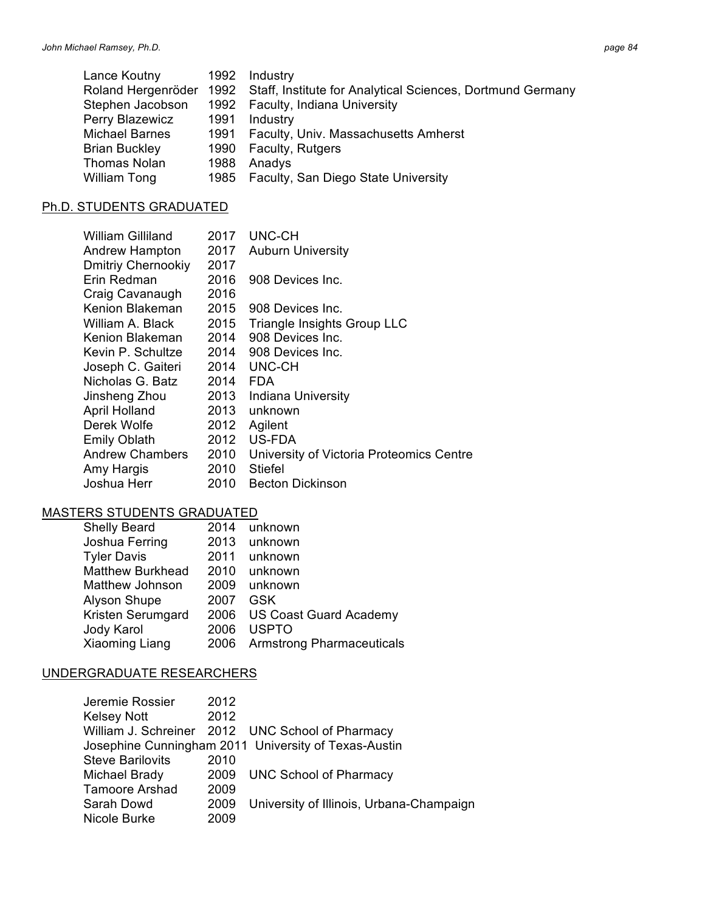| | | |
|---|---|---|
| Lance Koutny | 1992 | Industry |
| Roland Hergenröder | 1992 | Staff, Institute for Analytical Sciences, Dortmund Germany |
| Stephen Jacobson | 1992 | Faculty, Indiana University |
| Perry Blazewicz | 1991 | Industry |
| Michael Barnes | 1991 | Faculty, Univ. Massachusetts Amherst |
| Brian Buckley | 1990 | Faculty, Rutgers |
| Thomas Nolan | 1988 | Anadys |
| William Tong | 1985 | Faculty, San Diego State University |

## Ph.D. STUDENTS GRADUATED

| | | |
|---|---|---|
| William Gilliland | 2017 | UNC-CH |
| Andrew Hampton | 2017 | Auburn University |
| Dmitriy Chernookiy | 2017 | |
| Erin Redman | 2016 | 908 Devices Inc. |
| Craig Cavanaugh | 2016 | |
| Kenion Blakeman | 2015 | 908 Devices Inc. |
| William A. Black | 2015 | Triangle Insights Group LLC |
| Kenion Blakeman | 2014 | 908 Devices Inc. |
| Kevin P. Schultze | 2014 | 908 Devices Inc. |
| Joseph C. Gaiteri | 2014 | UNC-CH |
| Nicholas G. Batz | 2014 | FDA |
| Jinsheng Zhou | 2013 | Indiana University |
| April Holland | 2013 | unknown |
| Derek Wolfe | 2012 | Agilent |
| Emily Oblath | 2012 | US-FDA |
| Andrew Chambers | 2010 | University of Victoria Proteomics Centre |
| Amy Hargis | 2010 | Stiefel |
| Joshua Herr | 2010 | Becton Dickinson |

## MASTERS STUDENTS GRADUATED

| | | |
|---|---|---|
| Shelly Beard | 2014 | unknown |
| Joshua Ferring | 2013 | unknown |
| Tyler Davis | 2011 | unknown |
| Matthew Burkhead | 2010 | unknown |
| Matthew Johnson | 2009 | unknown |
| Alyson Shupe | 2007 | GSK |
| Kristen Serumgard | 2006 | US Coast Guard Academy |
| Jody Karol | 2006 | USPTO |
| Xiaoming Liang | 2006 | Armstrong Pharmaceuticals |

## UNDERGRADUATE RESEARCHERS

| | | |
|---|---|---|
| Jeremie Rossier | 2012 | |
| Kelsey Nott | 2012 | |
| William J. Schreiner | 2012 | UNC School of Pharmacy |
| Josephine Cunningham | 2011 | University of Texas-Austin |
| Steve Barilovits | 2010 | |
| Michael Brady | 2009 | UNC School of Pharmacy |
| Tamoore Arshad | 2009 | |
| Sarah Dowd | 2009 | University of Illinois, Urbana-Champaign |
| Nicole Burke | 2009 | |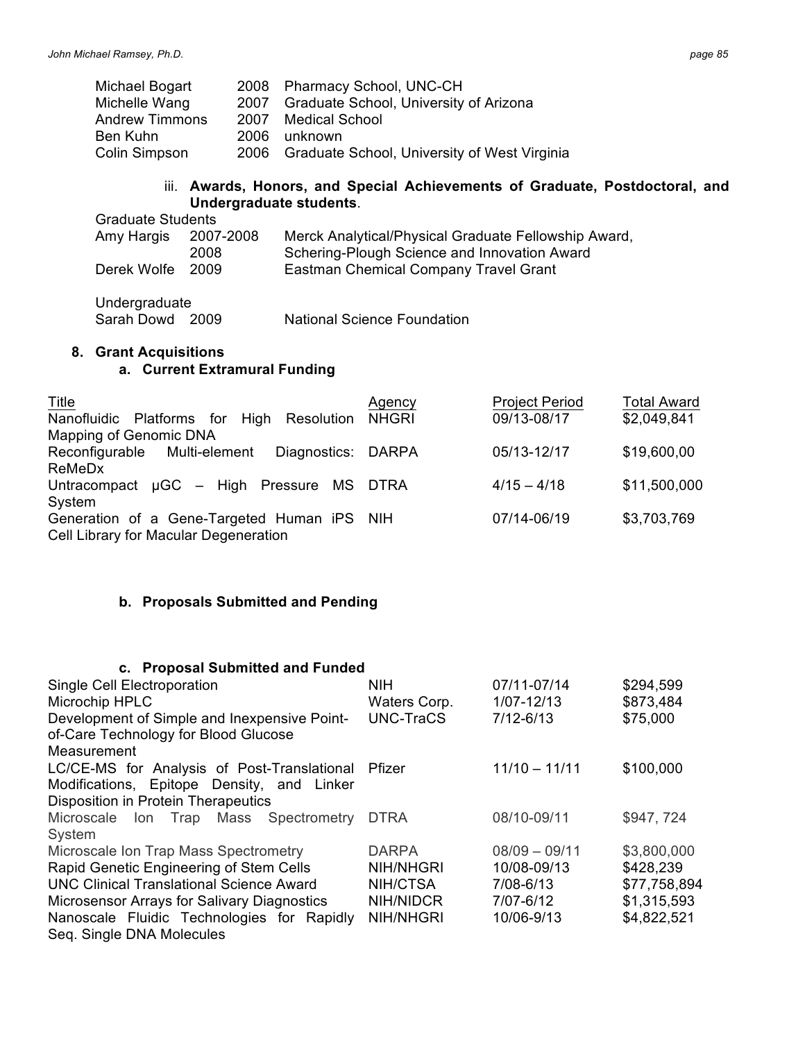| | | |
|---|---|---|
| Michael Bogart | 2008 | Pharmacy School, UNC-CH |
| Michelle Wang | 2007 | Graduate School, University of Arizona |
| Andrew Timmons | 2007 | Medical School |
| Ben Kuhn | 2006 | unknown |
| Colin Simpson | 2006 | Graduate School, University of West Virginia |

iii. **Awards, Honors, and Special Achievements of Graduate, Postdoctoral, and Undergraduate students**.

Graduate Students

| | | |
|---|---|---|
| Amy Hargis | 2007-2008 | Merck Analytical/Physical Graduate Fellowship Award, |
| | 2008 | Schering-Plough Science and Innovation Award |
| Derek Wolfe | 2009 | Eastman Chemical Company Travel Grant |

Undergraduate

| | | |
|---|---|---|
| Sarah Dowd | 2009 | National Science Foundation |

**8. Grant Acquisitions**

**a. Current Extramural Funding**

| Title | Agency | Project Period | Total Award |
|---|---|---|---|
| Nanofluidic Platforms for High Resolution Mapping of Genomic DNA | NHGRI | 09/13-08/17 | $2,049,841 |
| Reconfigurable Multi-element Diagnostics: ReMeDx | DARPA | 05/13-12/17 | $19,600,00 |
| Untracompact μGC – High Pressure MS System | DTRA | 4/15 – 4/18 | $11,500,000 |
| Generation of a Gene-Targeted Human iPS Cell Library for Macular Degeneration | NIH | 07/14-06/19 | $3,703,769 |

**b. Proposals Submitted and Pending**

**c. Proposal Submitted and Funded**

| | | | |
|---|---|---|---|
| Single Cell Electroporation | NIH | 07/11-07/14 | $294,599 |
| Microchip HPLC | Waters Corp. | 1/07-12/13 | $873,484 |
| Development of Simple and Inexpensive Point-of-Care Technology for Blood Glucose Measurement | UNC-TraCS | 7/12-6/13 | $75,000 |
| LC/CE-MS for Analysis of Post-Translational Modifications, Epitope Density, and Linker Disposition in Protein Therapeutics | Pfizer | 11/10 – 11/11 | $100,000 |
| Microscale Ion Trap Mass Spectrometry System | DTRA | 08/10-09/11 | $947, 724 |
| Microscale Ion Trap Mass Spectrometry | DARPA | 08/09 – 09/11 | $3,800,000 |
| Rapid Genetic Engineering of Stem Cells | NIH/NHGRI | 10/08-09/13 | $428,239 |
| UNC Clinical Translational Science Award | NIH/CTSA | 7/08-6/13 | $77,758,894 |
| Microsensor Arrays for Salivary Diagnostics | NIH/NIDCR | 7/07-6/12 | $1,315,593 |
| Nanoscale Fluidic Technologies for Rapidly Seq. Single DNA Molecules | NIH/NHGRI | 10/06-9/13 | $4,822,521 |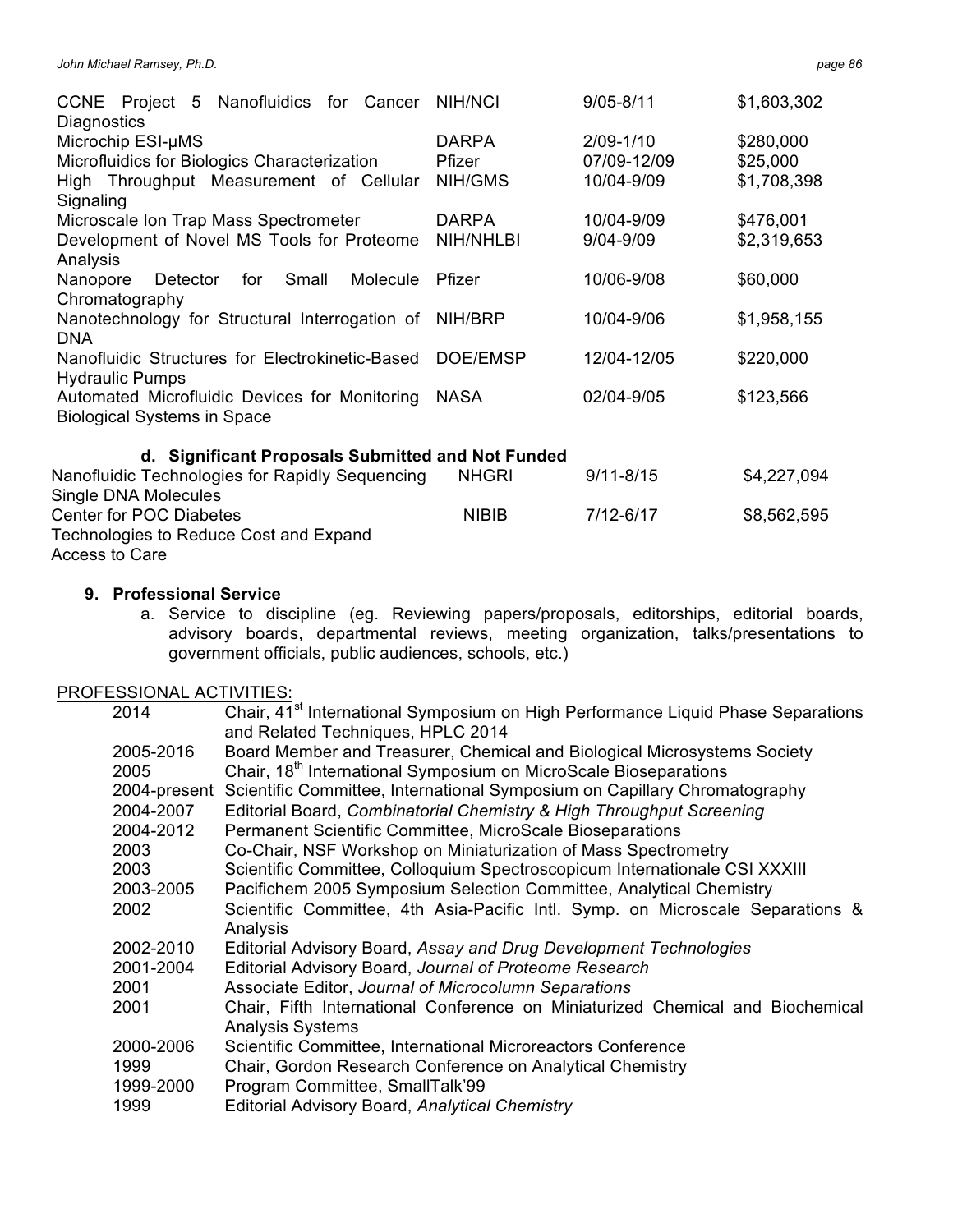| | | | |
|---|---|---|---|
| CCNE Project 5 Nanofluidics for Cancer Diagnostics | NIH/NCI | 9/05-8/11 | $1,603,302 |
| Microchip ESI-μMS | DARPA | 2/09-1/10 | $280,000 |
| Microfluidics for Biologics Characterization | Pfizer | 07/09-12/09 | $25,000 |
| High Throughput Measurement of Cellular Signaling | NIH/GMS | 10/04-9/09 | $1,708,398 |
| Microscale Ion Trap Mass Spectrometer | DARPA | 10/04-9/09 | $476,001 |
| Development of Novel MS Tools for Proteome Analysis | NIH/NHLBI | 9/04-9/09 | $2,319,653 |
| Nanopore Detector for Small Molecule Chromatography | Pfizer | 10/06-9/08 | $60,000 |
| Nanotechnology for Structural Interrogation of DNA | NIH/BRP | 10/04-9/06 | $1,958,155 |
| Nanofluidic Structures for Electrokinetic-Based Hydraulic Pumps | DOE/EMSP | 12/04-12/05 | $220,000 |
| Automated Microfluidic Devices for Monitoring Biological Systems in Space | NASA | 02/04-9/05 | $123,566 |

### d. Significant Proposals Submitted and Not Funded

| | | | |
|---|---|---|---|
| Nanofluidic Technologies for Rapidly Sequencing Single DNA Molecules | NHGRI | 9/11-8/15 | $4,227,094 |
| Center for POC Diabetes Technologies to Reduce Cost and Expand Access to Care | NIBIB | 7/12-6/17 | $8,562,595 |

## 9. Professional Service

a. Service to discipline (eg. Reviewing papers/proposals, editorships, editorial boards, advisory boards, departmental reviews, meeting organization, talks/presentations to government officials, public audiences, schools, etc.)

PROFESSIONAL ACTIVITIES:

| | |
|---|---|
| 2014 | Chair, 41st International Symposium on High Performance Liquid Phase Separations and Related Techniques, HPLC 2014 |
| 2005-2016 | Board Member and Treasurer, Chemical and Biological Microsystems Society |
| 2005 | Chair, 18th International Symposium on MicroScale Bioseparations |
| 2004-present | Scientific Committee, International Symposium on Capillary Chromatography |
| 2004-2007 | Editorial Board, *Combinatorial Chemistry & High Throughput Screening* |
| 2004-2012 | Permanent Scientific Committee, MicroScale Bioseparations |
| 2003 | Co-Chair, NSF Workshop on Miniaturization of Mass Spectrometry |
| 2003 | Scientific Committee, Colloquium Spectroscopicum Internationale CSI XXXIII |
| 2003-2005 | Pacifichem 2005 Symposium Selection Committee, Analytical Chemistry |
| 2002 | Scientific Committee, 4th Asia-Pacific Intl. Symp. on Microscale Separations & Analysis |
| 2002-2010 | Editorial Advisory Board, *Assay and Drug Development Technologies* |
| 2001-2004 | Editorial Advisory Board, *Journal of Proteome Research* |
| 2001 | Associate Editor, *Journal of Microcolumn Separations* |
| 2001 | Chair, Fifth International Conference on Miniaturized Chemical and Biochemical Analysis Systems |
| 2000-2006 | Scientific Committee, International Microreactors Conference |
| 1999 | Chair, Gordon Research Conference on Analytical Chemistry |
| 1999-2000 | Program Committee, SmallTalk'99 |
| 1999 | Editorial Advisory Board, *Analytical Chemistry* |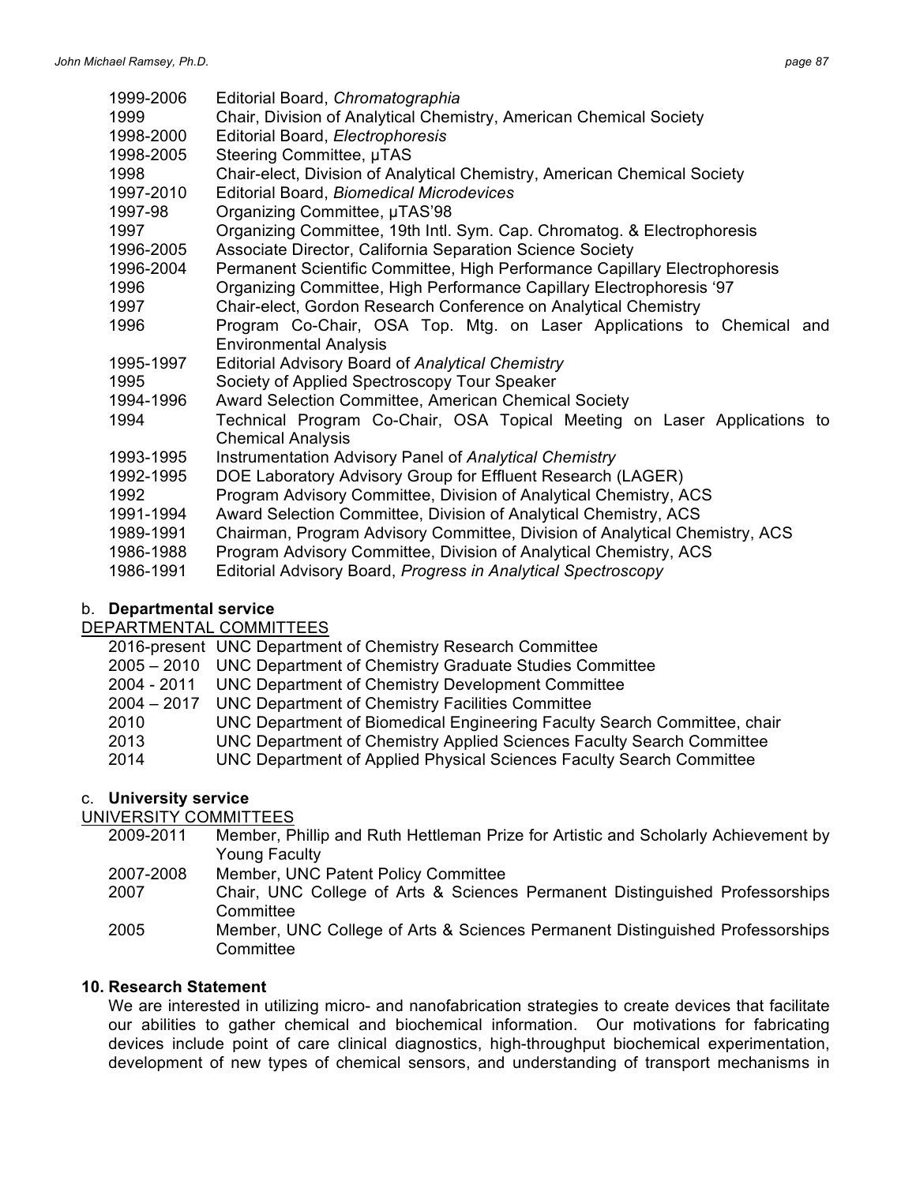| | |
|---|---|
| 1999-2006 | Editorial Board, *Chromatographia* |
| 1999 | Chair, Division of Analytical Chemistry, American Chemical Society |
| 1998-2000 | Editorial Board, *Electrophoresis* |
| 1998-2005 | Steering Committee, μTAS |
| 1998 | Chair-elect, Division of Analytical Chemistry, American Chemical Society |
| 1997-2010 | Editorial Board, *Biomedical Microdevices* |
| 1997-98 | Organizing Committee, μTAS'98 |
| 1997 | Organizing Committee, 19th Intl. Sym. Cap. Chromatog. & Electrophoresis |
| 1996-2005 | Associate Director, California Separation Science Society |
| 1996-2004 | Permanent Scientific Committee, High Performance Capillary Electrophoresis |
| 1996 | Organizing Committee, High Performance Capillary Electrophoresis '97 |
| 1997 | Chair-elect, Gordon Research Conference on Analytical Chemistry |
| 1996 | Program Co-Chair, OSA Top. Mtg. on Laser Applications to Chemical and Environmental Analysis |
| 1995-1997 | Editorial Advisory Board of *Analytical Chemistry* |
| 1995 | Society of Applied Spectroscopy Tour Speaker |
| 1994-1996 | Award Selection Committee, American Chemical Society |
| 1994 | Technical Program Co-Chair, OSA Topical Meeting on Laser Applications to Chemical Analysis |
| 1993-1995 | Instrumentation Advisory Panel of *Analytical Chemistry* |
| 1992-1995 | DOE Laboratory Advisory Group for Effluent Research (LAGER) |
| 1992 | Program Advisory Committee, Division of Analytical Chemistry, ACS |
| 1991-1994 | Award Selection Committee, Division of Analytical Chemistry, ACS |
| 1989-1991 | Chairman, Program Advisory Committee, Division of Analytical Chemistry, ACS |
| 1986-1988 | Program Advisory Committee, Division of Analytical Chemistry, ACS |
| 1986-1991 | Editorial Advisory Board, *Progress in Analytical Spectroscopy* |

b. **Departmental service**

DEPARTMENTAL COMMITTEES

| | |
|---|---|
| 2016-present | UNC Department of Chemistry Research Committee |
| 2005 – 2010 | UNC Department of Chemistry Graduate Studies Committee |
| 2004 - 2011 | UNC Department of Chemistry Development Committee |
| 2004 – 2017 | UNC Department of Chemistry Facilities Committee |
| 2010 | UNC Department of Biomedical Engineering Faculty Search Committee, chair |
| 2013 | UNC Department of Chemistry Applied Sciences Faculty Search Committee |
| 2014 | UNC Department of Applied Physical Sciences Faculty Search Committee |

c. **University service**

UNIVERSITY COMMITTEES

| | |
|---|---|
| 2009-2011 | Member, Phillip and Ruth Hettleman Prize for Artistic and Scholarly Achievement by Young Faculty |
| 2007-2008 | Member, UNC Patent Policy Committee |
| 2007 | Chair, UNC College of Arts & Sciences Permanent Distinguished Professorships Committee |
| 2005 | Member, UNC College of Arts & Sciences Permanent Distinguished Professorships Committee |

**10. Research Statement**

We are interested in utilizing micro- and nanofabrication strategies to create devices that facilitate our abilities to gather chemical and biochemical information. Our motivations for fabricating devices include point of care clinical diagnostics, high-throughput biochemical experimentation, development of new types of chemical sensors, and understanding of transport mechanisms in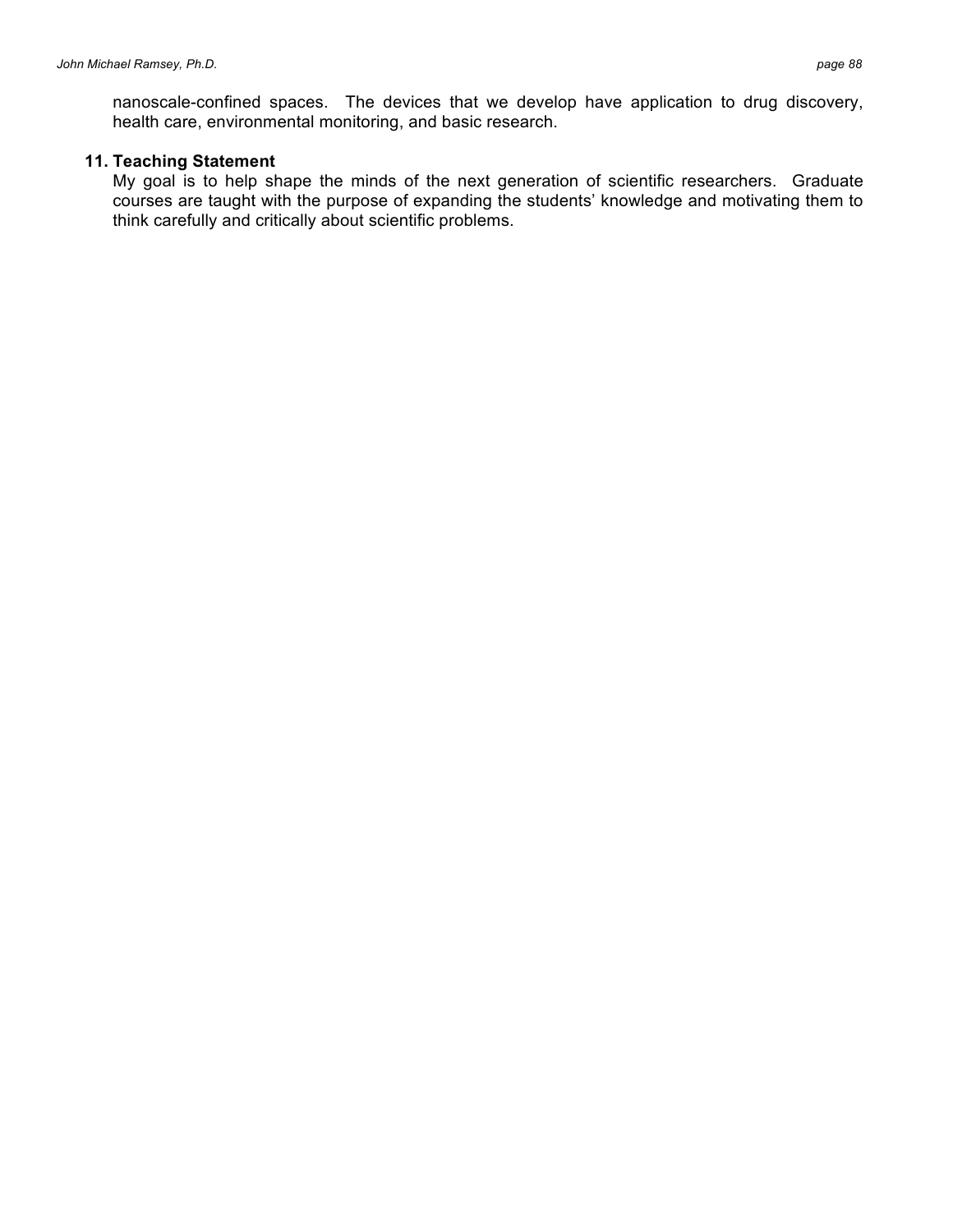nanoscale-confined spaces. The devices that we develop have application to drug discovery, health care, environmental monitoring, and basic research.

## 11. Teaching Statement

My goal is to help shape the minds of the next generation of scientific researchers. Graduate courses are taught with the purpose of expanding the students' knowledge and motivating them to think carefully and critically about scientific problems.